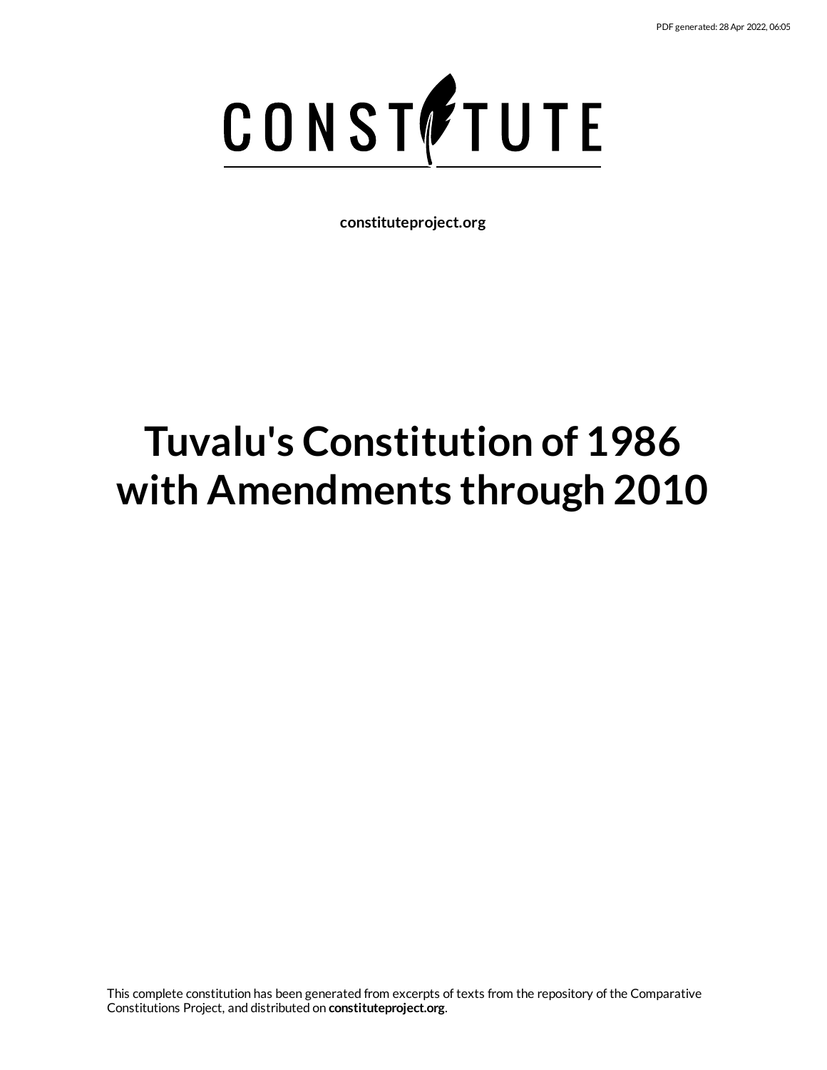PDF generated: 28 Apr 2022, 06:05

CONSTITUTE

**constituteproject.org**

# Tuvalu's Constitution of 1986 with Amendments through 2010

This complete constitution has been generated from excerpts of texts from the repository of the Comparative Constitutions Project, and distributed on **constituteproject.org**.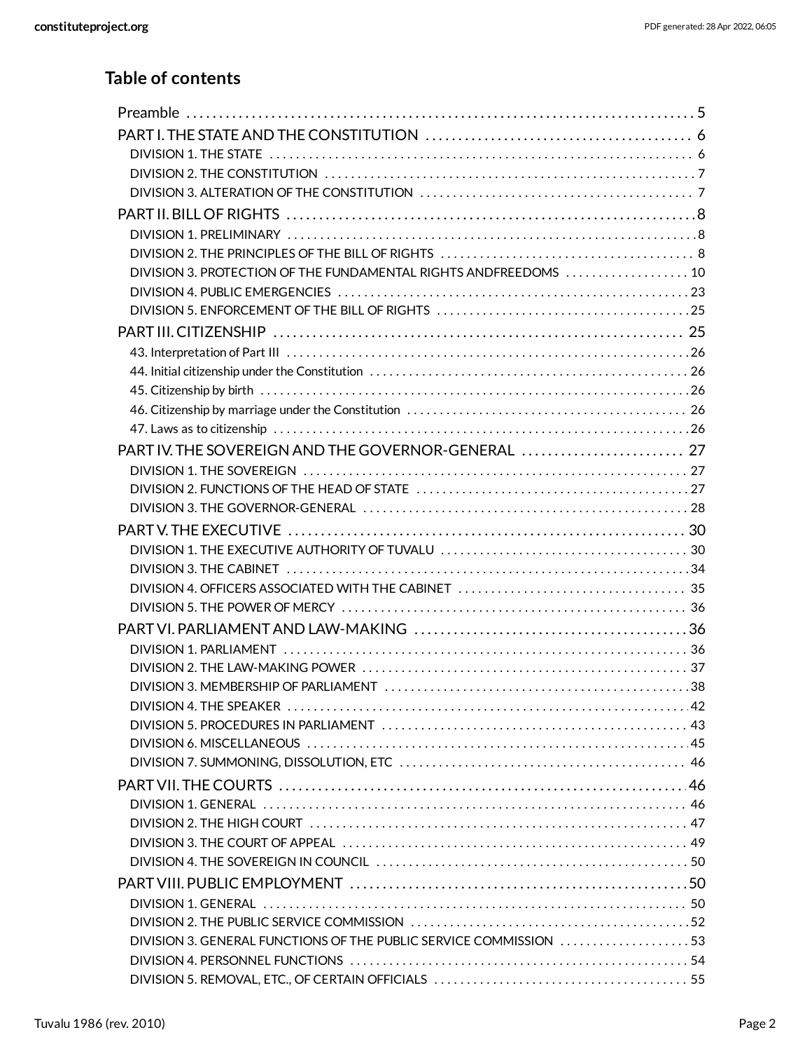## Table of contents

- Preamble 5
- PART I. THE STATE AND THE CONSTITUTION 6
  - DIVISION 1. THE STATE 6
  - DIVISION 2. THE CONSTITUTION 7
  - DIVISION 3. ALTERATION OF THE CONSTITUTION 7
- PART II. BILL OF RIGHTS 8
  - DIVISION 1. PRELIMINARY 8
  - DIVISION 2. THE PRINCIPLES OF THE BILL OF RIGHTS 8
  - DIVISION 3. PROTECTION OF THE FUNDAMENTAL RIGHTS ANDFREEDOMS 10
  - DIVISION 4. PUBLIC EMERGENCIES 23
  - DIVISION 5. ENFORCEMENT OF THE BILL OF RIGHTS 25
- PART III. CITIZENSHIP 25
  - 43. Interpretation of Part III 26
  - 44. Initial citizenship under the Constitution 26
  - 45. Citizenship by birth 26
  - 46. Citizenship by marriage under the Constitution 26
  - 47. Laws as to citizenship 26
- PART IV. THE SOVEREIGN AND THE GOVERNOR-GENERAL 27
  - DIVISION 1. THE SOVEREIGN 27
  - DIVISION 2. FUNCTIONS OF THE HEAD OF STATE 27
  - DIVISION 3. THE GOVERNOR-GENERAL 28
- PART V. THE EXECUTIVE 30
  - DIVISION 1. THE EXECUTIVE AUTHORITY OF TUVALU 30
  - DIVISION 3. THE CABINET 34
  - DIVISION 4. OFFICERS ASSOCIATED WITH THE CABINET 35
  - DIVISION 5. THE POWER OF MERCY 36
- PART VI. PARLIAMENT AND LAW-MAKING 36
  - DIVISION 1. PARLIAMENT 36
  - DIVISION 2. THE LAW-MAKING POWER 37
  - DIVISION 3. MEMBERSHIP OF PARLIAMENT 38
  - DIVISION 4. THE SPEAKER 42
  - DIVISION 5. PROCEDURES IN PARLIAMENT 43
  - DIVISION 6. MISCELLANEOUS 45
  - DIVISION 7. SUMMONING, DISSOLUTION, ETC 46
- PART VII. THE COURTS 46
  - DIVISION 1. GENERAL 46
  - DIVISION 2. THE HIGH COURT 47
  - DIVISION 3. THE COURT OF APPEAL 49
  - DIVISION 4. THE SOVEREIGN IN COUNCIL 50
- PART VIII. PUBLIC EMPLOYMENT 50
  - DIVISION 1. GENERAL 50
  - DIVISION 2. THE PUBLIC SERVICE COMMISSION 52
  - DIVISION 3. GENERAL FUNCTIONS OF THE PUBLIC SERVICE COMMISSION 53
  - DIVISION 4. PERSONNEL FUNCTIONS 54
  - DIVISION 5. REMOVAL, ETC., OF CERTAIN OFFICIALS 55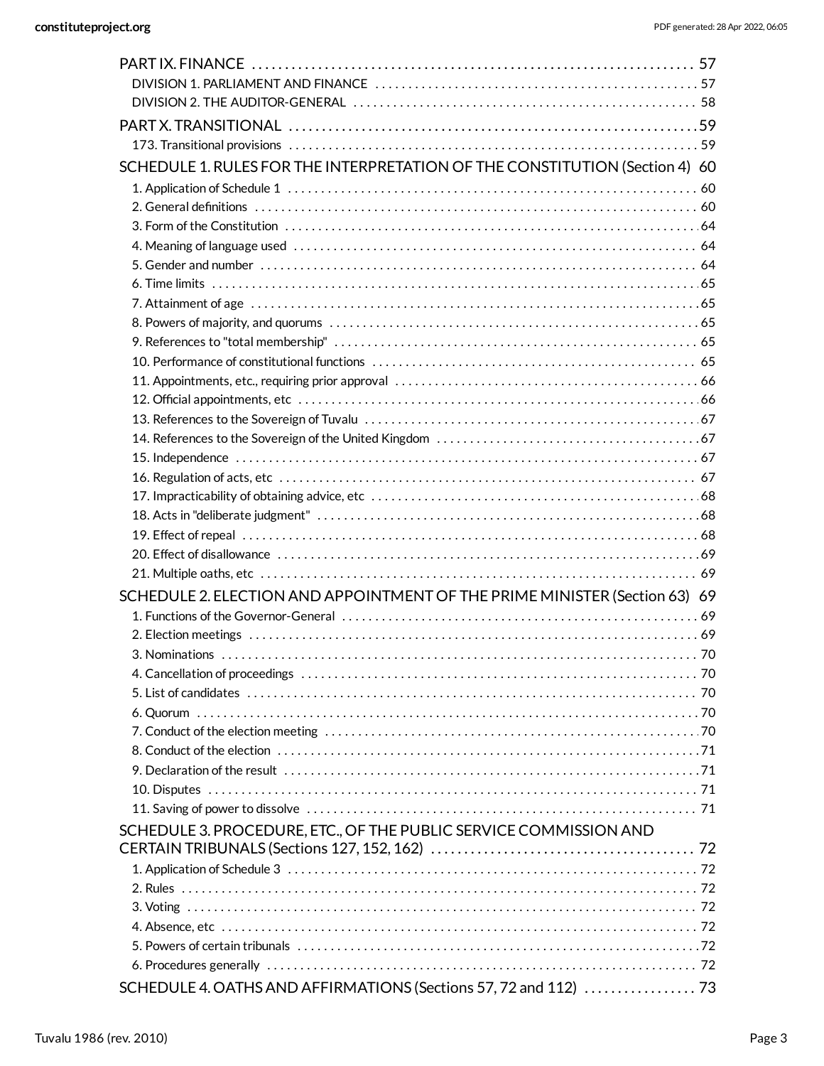PART IX. FINANCE . . . . . . . . . . . . . . . . . . . . . . . . . . . . . . . . . . . . . . . . . . . . . . . . . . . . . . . . . . . . . . . . 57

DIVISION 1. PARLIAMENT AND FINANCE . . . . . . . . . . . . . . . . . . . . . . . . . . . . . . . . . . . . . . . . . . . . . . . . . 57

DIVISION 2. THE AUDITOR-GENERAL . . . . . . . . . . . . . . . . . . . . . . . . . . . . . . . . . . . . . . . . . . . . . . . . . . . 58

PART X. TRANSITIONAL . . . . . . . . . . . . . . . . . . . . . . . . . . . . . . . . . . . . . . . . . . . . . . . . . . . . . . . . . . . . . 59

173. Transitional provisions . . . . . . . . . . . . . . . . . . . . . . . . . . . . . . . . . . . . . . . . . . . . . . . . . . . . . . . . . . . 59

SCHEDULE 1. RULES FOR THE INTERPRETATION OF THE CONSTITUTION (Section 4) 60

1. Application of Schedule 1 . . . . . . . . . . . . . . . . . . . . . . . . . . . . . . . . . . . . . . . . . . . . . . . . . . . . . . . . . . . 60

2. General definitions . . . . . . . . . . . . . . . . . . . . . . . . . . . . . . . . . . . . . . . . . . . . . . . . . . . . . . . . . . . . . . . . 60

3. Form of the Constitution . . . . . . . . . . . . . . . . . . . . . . . . . . . . . . . . . . . . . . . . . . . . . . . . . . . . . . . . . . . . 64

4. Meaning of language used . . . . . . . . . . . . . . . . . . . . . . . . . . . . . . . . . . . . . . . . . . . . . . . . . . . . . . . . . . 64

5. Gender and number . . . . . . . . . . . . . . . . . . . . . . . . . . . . . . . . . . . . . . . . . . . . . . . . . . . . . . . . . . . . . . . 64

6. Time limits . . . . . . . . . . . . . . . . . . . . . . . . . . . . . . . . . . . . . . . . . . . . . . . . . . . . . . . . . . . . . . . . . . . . . . 65

7. Attainment of age . . . . . . . . . . . . . . . . . . . . . . . . . . . . . . . . . . . . . . . . . . . . . . . . . . . . . . . . . . . . . . . . . 65

8. Powers of majority, and quorums . . . . . . . . . . . . . . . . . . . . . . . . . . . . . . . . . . . . . . . . . . . . . . . . . . . . . 65

9. References to "total membership" . . . . . . . . . . . . . . . . . . . . . . . . . . . . . . . . . . . . . . . . . . . . . . . . . . . . . 65

10. Performance of constitutional functions . . . . . . . . . . . . . . . . . . . . . . . . . . . . . . . . . . . . . . . . . . . . . . . 65

11. Appointments, etc., requiring prior approval . . . . . . . . . . . . . . . . . . . . . . . . . . . . . . . . . . . . . . . . . . . . 66

12. Official appointments, etc . . . . . . . . . . . . . . . . . . . . . . . . . . . . . . . . . . . . . . . . . . . . . . . . . . . . . . . . . . 66

13. References to the Sovereign of Tuvalu . . . . . . . . . . . . . . . . . . . . . . . . . . . . . . . . . . . . . . . . . . . . . . . . . 67

14. References to the Sovereign of the United Kingdom . . . . . . . . . . . . . . . . . . . . . . . . . . . . . . . . . . . . . . 67

15. Independence . . . . . . . . . . . . . . . . . . . . . . . . . . . . . . . . . . . . . . . . . . . . . . . . . . . . . . . . . . . . . . . . . . . 67

16. Regulation of acts, etc . . . . . . . . . . . . . . . . . . . . . . . . . . . . . . . . . . . . . . . . . . . . . . . . . . . . . . . . . . . . . 67

17. Impracticability of obtaining advice, etc . . . . . . . . . . . . . . . . . . . . . . . . . . . . . . . . . . . . . . . . . . . . . . . . 68

18. Acts in "deliberate judgment" . . . . . . . . . . . . . . . . . . . . . . . . . . . . . . . . . . . . . . . . . . . . . . . . . . . . . . . 68

19. Effect of repeal . . . . . . . . . . . . . . . . . . . . . . . . . . . . . . . . . . . . . . . . . . . . . . . . . . . . . . . . . . . . . . . . . . 68

20. Effect of disallowance . . . . . . . . . . . . . . . . . . . . . . . . . . . . . . . . . . . . . . . . . . . . . . . . . . . . . . . . . . . . . 69

21. Multiple oaths, etc . . . . . . . . . . . . . . . . . . . . . . . . . . . . . . . . . . . . . . . . . . . . . . . . . . . . . . . . . . . . . . . 69

SCHEDULE 2. ELECTION AND APPOINTMENT OF THE PRIME MINISTER (Section 63) 69

1. Functions of the Governor-General . . . . . . . . . . . . . . . . . . . . . . . . . . . . . . . . . . . . . . . . . . . . . . . . . . . . 69

2. Election meetings . . . . . . . . . . . . . . . . . . . . . . . . . . . . . . . . . . . . . . . . . . . . . . . . . . . . . . . . . . . . . . . . . 69

3. Nominations . . . . . . . . . . . . . . . . . . . . . . . . . . . . . . . . . . . . . . . . . . . . . . . . . . . . . . . . . . . . . . . . . . . . . 70

4. Cancellation of proceedings . . . . . . . . . . . . . . . . . . . . . . . . . . . . . . . . . . . . . . . . . . . . . . . . . . . . . . . . . . 70

5. List of candidates . . . . . . . . . . . . . . . . . . . . . . . . . . . . . . . . . . . . . . . . . . . . . . . . . . . . . . . . . . . . . . . . . . 70

6. Quorum . . . . . . . . . . . . . . . . . . . . . . . . . . . . . . . . . . . . . . . . . . . . . . . . . . . . . . . . . . . . . . . . . . . . . . . . . 70

7. Conduct of the election meeting . . . . . . . . . . . . . . . . . . . . . . . . . . . . . . . . . . . . . . . . . . . . . . . . . . . . . . . 70

8. Conduct of the election . . . . . . . . . . . . . . . . . . . . . . . . . . . . . . . . . . . . . . . . . . . . . . . . . . . . . . . . . . . . . . 71

9. Declaration of the result . . . . . . . . . . . . . . . . . . . . . . . . . . . . . . . . . . . . . . . . . . . . . . . . . . . . . . . . . . . . . 71

10. Disputes . . . . . . . . . . . . . . . . . . . . . . . . . . . . . . . . . . . . . . . . . . . . . . . . . . . . . . . . . . . . . . . . . . . . . . . 71

11. Saving of power to dissolve . . . . . . . . . . . . . . . . . . . . . . . . . . . . . . . . . . . . . . . . . . . . . . . . . . . . . . . . . 71

SCHEDULE 3. PROCEDURE, ETC., OF THE PUBLIC SERVICE COMMISSION AND CERTAIN TRIBUNALS (Sections 127, 152, 162) . . . . . . . . . . . . . . . . . . . . . . . . . . . . . . . . . . . . . . . 72

1. Application of Schedule 3 . . . . . . . . . . . . . . . . . . . . . . . . . . . . . . . . . . . . . . . . . . . . . . . . . . . . . . . . . . . . 72

2. Rules . . . . . . . . . . . . . . . . . . . . . . . . . . . . . . . . . . . . . . . . . . . . . . . . . . . . . . . . . . . . . . . . . . . . . . . . . . . 72

3. Voting . . . . . . . . . . . . . . . . . . . . . . . . . . . . . . . . . . . . . . . . . . . . . . . . . . . . . . . . . . . . . . . . . . . . . . . . . . 72

4. Absence, etc . . . . . . . . . . . . . . . . . . . . . . . . . . . . . . . . . . . . . . . . . . . . . . . . . . . . . . . . . . . . . . . . . . . . . . 72

5. Powers of certain tribunals . . . . . . . . . . . . . . . . . . . . . . . . . . . . . . . . . . . . . . . . . . . . . . . . . . . . . . . . . . . 72

6. Procedures generally . . . . . . . . . . . . . . . . . . . . . . . . . . . . . . . . . . . . . . . . . . . . . . . . . . . . . . . . . . . . . . . . 72

SCHEDULE 4. OATHS AND AFFIRMATIONS (Sections 57, 72 and 112) . . . . . . . . . . . . . . . . 73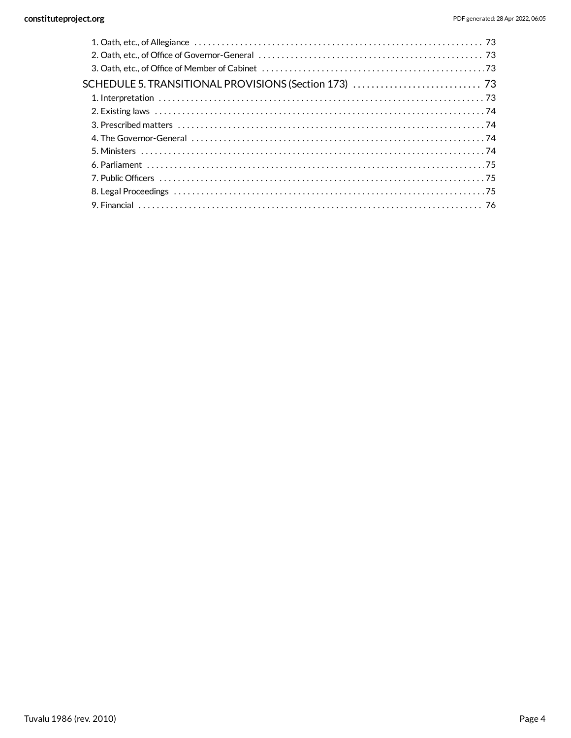1. Oath, etc., of Allegiance . . . . . . . . . . . . . . . . . . . . . . . . . . . . . . . . . . . . . . . . . . . . . . . . . . . . . . . . . . . . . . 73
2. Oath, etc., of Office of Governor-General . . . . . . . . . . . . . . . . . . . . . . . . . . . . . . . . . . . . . . . . . . . . . . . . 73
3. Oath, etc., of Office of Member of Cabinet . . . . . . . . . . . . . . . . . . . . . . . . . . . . . . . . . . . . . . . . . . . . . . . 73

SCHEDULE 5. TRANSITIONAL PROVISIONS (Section 173) . . . . . . . . . . . . . . . . . . . . . . . . . . . 73

1. Interpretation . . . . . . . . . . . . . . . . . . . . . . . . . . . . . . . . . . . . . . . . . . . . . . . . . . . . . . . . . . . . . . . . . . . . 73
2. Existing laws . . . . . . . . . . . . . . . . . . . . . . . . . . . . . . . . . . . . . . . . . . . . . . . . . . . . . . . . . . . . . . . . . . . . . 74
3. Prescribed matters . . . . . . . . . . . . . . . . . . . . . . . . . . . . . . . . . . . . . . . . . . . . . . . . . . . . . . . . . . . . . . . . . 74
4. The Governor-General . . . . . . . . . . . . . . . . . . . . . . . . . . . . . . . . . . . . . . . . . . . . . . . . . . . . . . . . . . . . . . 74
5. Ministers . . . . . . . . . . . . . . . . . . . . . . . . . . . . . . . . . . . . . . . . . . . . . . . . . . . . . . . . . . . . . . . . . . . . . . . . . 74
6. Parliament . . . . . . . . . . . . . . . . . . . . . . . . . . . . . . . . . . . . . . . . . . . . . . . . . . . . . . . . . . . . . . . . . . . . . . . 75
7. Public Officers . . . . . . . . . . . . . . . . . . . . . . . . . . . . . . . . . . . . . . . . . . . . . . . . . . . . . . . . . . . . . . . . . . . . 75
8. Legal Proceedings . . . . . . . . . . . . . . . . . . . . . . . . . . . . . . . . . . . . . . . . . . . . . . . . . . . . . . . . . . . . . . . . . 75
9. Financial . . . . . . . . . . . . . . . . . . . . . . . . . . . . . . . . . . . . . . . . . . . . . . . . . . . . . . . . . . . . . . . . . . . . . . . . . 76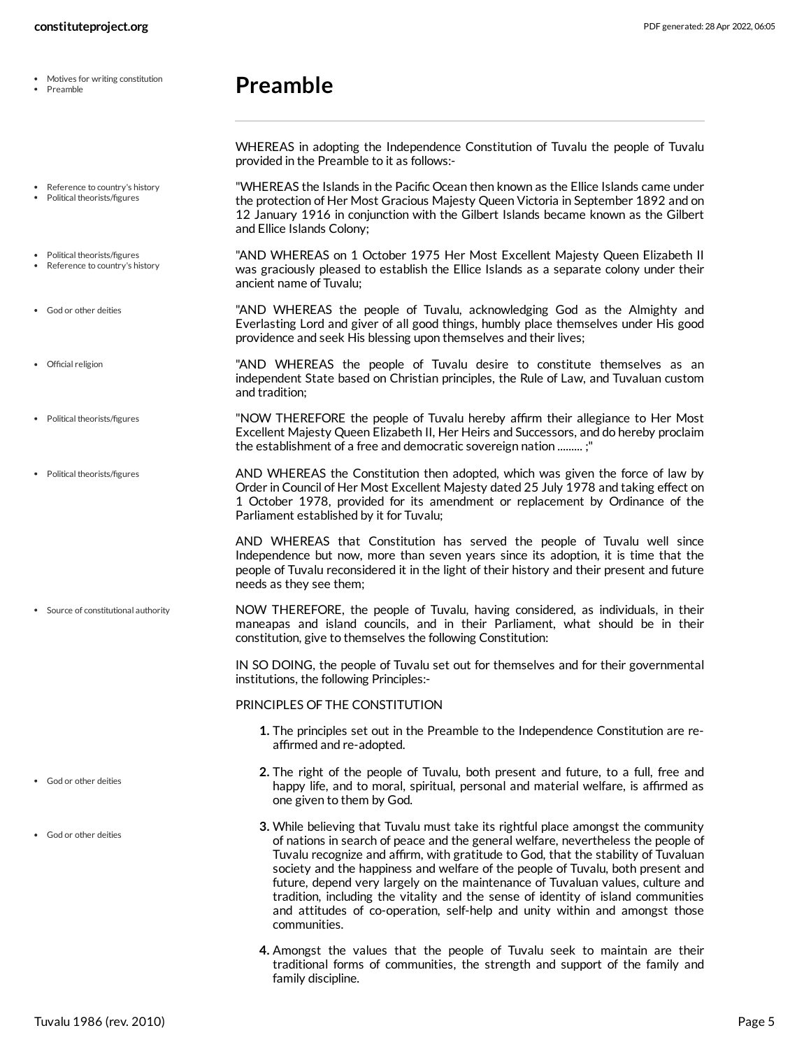# Preamble

WHEREAS in adopting the Independence Constitution of Tuvalu the people of Tuvalu provided in the Preamble to it as follows:-

"WHEREAS the Islands in the Pacific Ocean then known as the Ellice Islands came under the protection of Her Most Gracious Majesty Queen Victoria in September 1892 and on 12 January 1916 in conjunction with the Gilbert Islands became known as the Gilbert and Ellice Islands Colony;

"AND WHEREAS on 1 October 1975 Her Most Excellent Majesty Queen Elizabeth II was graciously pleased to establish the Ellice Islands as a separate colony under their ancient name of Tuvalu;

"AND WHEREAS the people of Tuvalu, acknowledging God as the Almighty and Everlasting Lord and giver of all good things, humbly place themselves under His good providence and seek His blessing upon themselves and their lives;

"AND WHEREAS the people of Tuvalu desire to constitute themselves as an independent State based on Christian principles, the Rule of Law, and Tuvaluan custom and tradition;

"NOW THEREFORE the people of Tuvalu hereby affirm their allegiance to Her Most Excellent Majesty Queen Elizabeth II, Her Heirs and Successors, and do hereby proclaim the establishment of a free and democratic sovereign nation ......... ;"

AND WHEREAS the Constitution then adopted, which was given the force of law by Order in Council of Her Most Excellent Majesty dated 25 July 1978 and taking effect on 1 October 1978, provided for its amendment or replacement by Ordinance of the Parliament established by it for Tuvalu;

AND WHEREAS that Constitution has served the people of Tuvalu well since Independence but now, more than seven years since its adoption, it is time that the people of Tuvalu reconsidered it in the light of their history and their present and future needs as they see them;

NOW THEREFORE, the people of Tuvalu, having considered, as individuals, in their maneapas and island councils, and in their Parliament, what should be in their constitution, give to themselves the following Constitution:

IN SO DOING, the people of Tuvalu set out for themselves and for their governmental institutions, the following Principles:-

PRINCIPLES OF THE CONSTITUTION

1. The principles set out in the Preamble to the Independence Constitution are re-affirmed and re-adopted.
2. The right of the people of Tuvalu, both present and future, to a full, free and happy life, and to moral, spiritual, personal and material welfare, is affirmed as one given to them by God.
3. While believing that Tuvalu must take its rightful place amongst the community of nations in search of peace and the general welfare, nevertheless the people of Tuvalu recognize and affirm, with gratitude to God, that the stability of Tuvaluan society and the happiness and welfare of the people of Tuvalu, both present and future, depend very largely on the maintenance of Tuvaluan values, culture and tradition, including the vitality and the sense of identity of island communities and attitudes of co-operation, self-help and unity within and amongst those communities.
4. Amongst the values that the people of Tuvalu seek to maintain are their traditional forms of communities, the strength and support of the family and family discipline.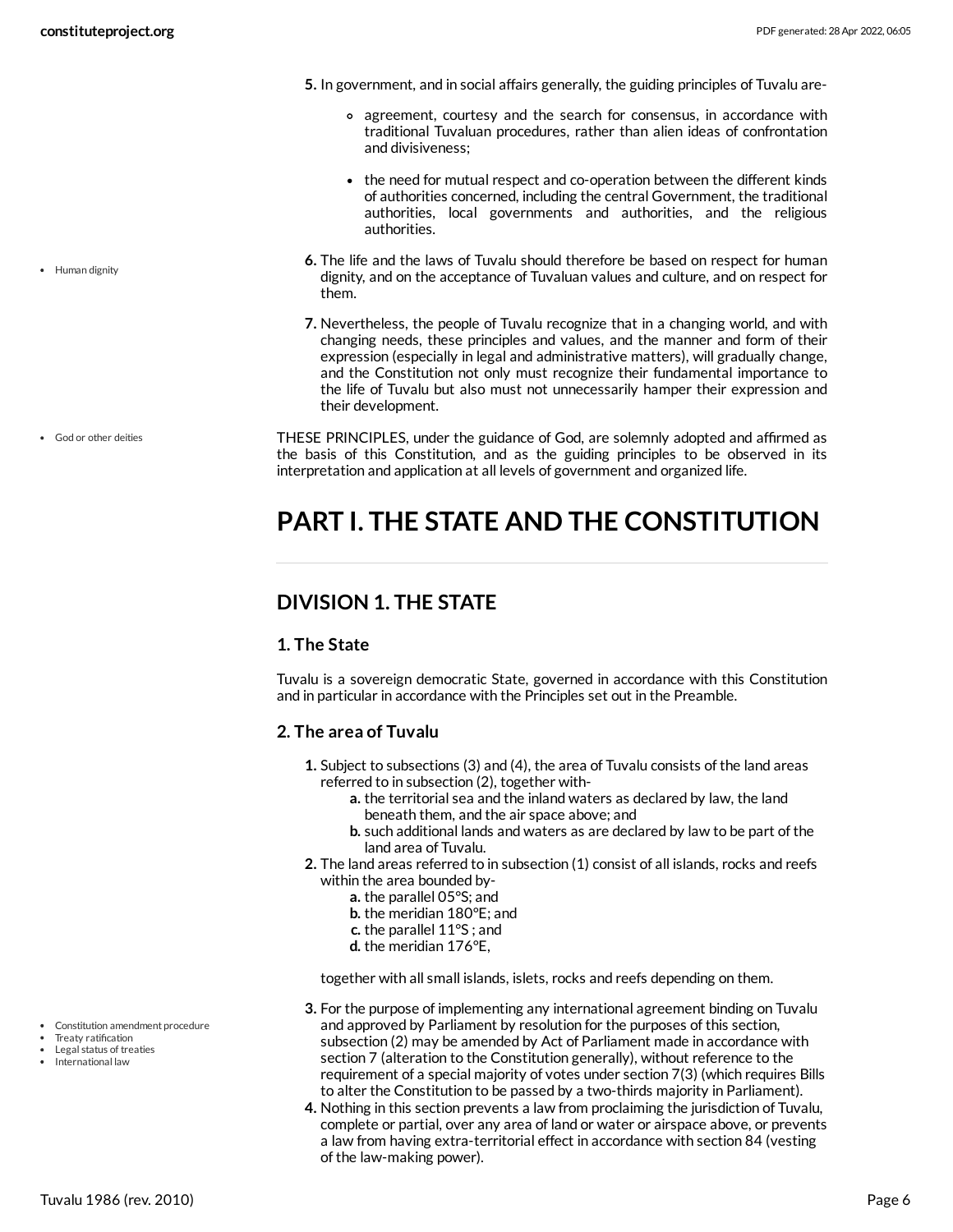5. In government, and in social affairs generally, the guiding principles of Tuvalu are-

    - agreement, courtesy and the search for consensus, in accordance with traditional Tuvaluan procedures, rather than alien ideas of confrontation and divisiveness;

    - the need for mutual respect and co-operation between the different kinds of authorities concerned, including the central Government, the traditional authorities, local governments and authorities, and the religious authorities.

6. The life and the laws of Tuvalu should therefore be based on respect for human dignity, and on the acceptance of Tuvaluan values and culture, and on respect for them.

7. Nevertheless, the people of Tuvalu recognize that in a changing world, and with changing needs, these principles and values, and the manner and form of their expression (especially in legal and administrative matters), will gradually change, and the Constitution not only must recognize their fundamental importance to the life of Tuvalu but also must not unnecessarily hamper their expression and their development.

THESE PRINCIPLES, under the guidance of God, are solemnly adopted and affirmed as the basis of this Constitution, and as the guiding principles to be observed in its interpretation and application at all levels of government and organized life.

# PART I. THE STATE AND THE CONSTITUTION

## DIVISION 1. THE STATE

### 1. The State

Tuvalu is a sovereign democratic State, governed in accordance with this Constitution and in particular in accordance with the Principles set out in the Preamble.

### 2. The area of Tuvalu

1. Subject to subsections (3) and (4), the area of Tuvalu consists of the land areas referred to in subsection (2), together with-
    a. the territorial sea and the inland waters as declared by law, the land beneath them, and the air space above; and
    b. such additional lands and waters as are declared by law to be part of the land area of Tuvalu.
2. The land areas referred to in subsection (1) consist of all islands, rocks and reefs within the area bounded by-
    a. the parallel 05°S; and
    b. the meridian 180°E; and
    c. the parallel 11°S ; and
    d. the meridian 176°E,

    together with all small islands, islets, rocks and reefs depending on them.

3. For the purpose of implementing any international agreement binding on Tuvalu and approved by Parliament by resolution for the purposes of this section, subsection (2) may be amended by Act of Parliament made in accordance with section 7 (alteration to the Constitution generally), without reference to the requirement of a special majority of votes under section 7(3) (which requires Bills to alter the Constitution to be passed by a two-thirds majority in Parliament).
4. Nothing in this section prevents a law from proclaiming the jurisdiction of Tuvalu, complete or partial, over any area of land or water or airspace above, or prevents a law from having extra-territorial effect in accordance with section 84 (vesting of the law-making power).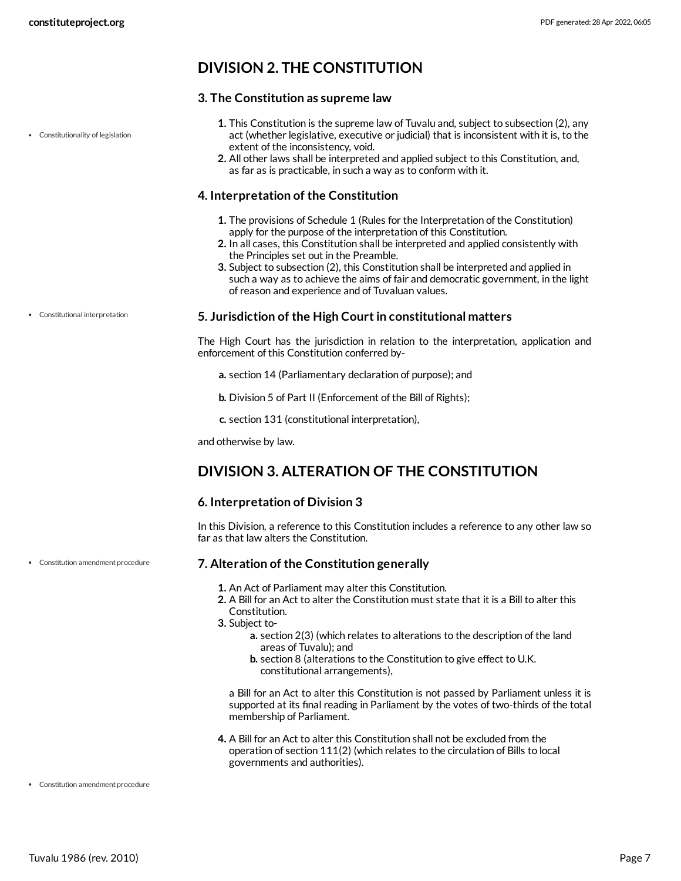## DIVISION 2. THE CONSTITUTION

### 3. The Constitution as supreme law

1. This Constitution is the supreme law of Tuvalu and, subject to subsection (2), any act (whether legislative, executive or judicial) that is inconsistent with it is, to the extent of the inconsistency, void.
2. All other laws shall be interpreted and applied subject to this Constitution, and, as far as is practicable, in such a way as to conform with it.

### 4. Interpretation of the Constitution

1. The provisions of Schedule 1 (Rules for the Interpretation of the Constitution) apply for the purpose of the interpretation of this Constitution.
2. In all cases, this Constitution shall be interpreted and applied consistently with the Principles set out in the Preamble.
3. Subject to subsection (2), this Constitution shall be interpreted and applied in such a way as to achieve the aims of fair and democratic government, in the light of reason and experience and of Tuvaluan values.

### 5. Jurisdiction of the High Court in constitutional matters

The High Court has the jurisdiction in relation to the interpretation, application and enforcement of this Constitution conferred by-

a. section 14 (Parliamentary declaration of purpose); and

b. Division 5 of Part II (Enforcement of the Bill of Rights);

c. section 131 (constitutional interpretation),

and otherwise by law.

## DIVISION 3. ALTERATION OF THE CONSTITUTION

### 6. Interpretation of Division 3

In this Division, a reference to this Constitution includes a reference to any other law so far as that law alters the Constitution.

### 7. Alteration of the Constitution generally

1. An Act of Parliament may alter this Constitution.
2. A Bill for an Act to alter the Constitution must state that it is a Bill to alter this Constitution.
3. Subject to-
    a. section 2(3) (which relates to alterations to the description of the land areas of Tuvalu); and
    b. section 8 (alterations to the Constitution to give effect to U.K. constitutional arrangements),

    a Bill for an Act to alter this Constitution is not passed by Parliament unless it is supported at its final reading in Parliament by the votes of two-thirds of the total membership of Parliament.
4. A Bill for an Act to alter this Constitution shall not be excluded from the operation of section 111(2) (which relates to the circulation of Bills to local governments and authorities).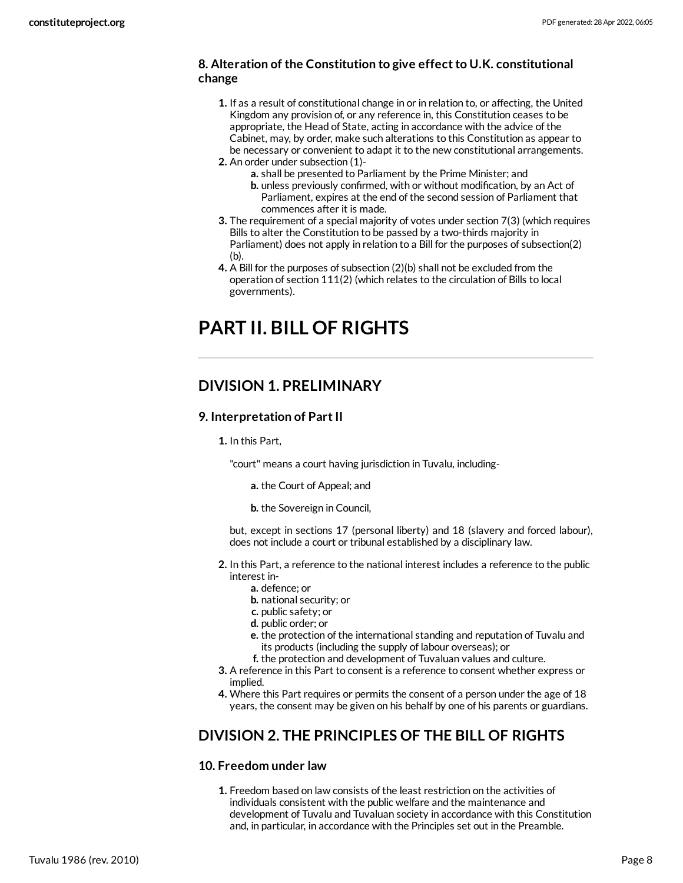### 8. Alteration of the Constitution to give effect to U.K. constitutional change

1. If as a result of constitutional change in or in relation to, or affecting, the United Kingdom any provision of, or any reference in, this Constitution ceases to be appropriate, the Head of State, acting in accordance with the advice of the Cabinet, may, by order, make such alterations to this Constitution as appear to be necessary or convenient to adapt it to the new constitutional arrangements.
2. An order under subsection (1)-
   a. shall be presented to Parliament by the Prime Minister; and
   b. unless previously confirmed, with or without modification, by an Act of Parliament, expires at the end of the second session of Parliament that commences after it is made.
3. The requirement of a special majority of votes under section 7(3) (which requires Bills to alter the Constitution to be passed by a two-thirds majority in Parliament) does not apply in relation to a Bill for the purposes of subsection(2)(b).
4. A Bill for the purposes of subsection (2)(b) shall not be excluded from the operation of section 111(2) (which relates to the circulation of Bills to local governments).

# PART II. BILL OF RIGHTS

## DIVISION 1. PRELIMINARY

### 9. Interpretation of Part II

1. In this Part,

   "court" means a court having jurisdiction in Tuvalu, including-

   a. the Court of Appeal; and

   b. the Sovereign in Council,

   but, except in sections 17 (personal liberty) and 18 (slavery and forced labour), does not include a court or tribunal established by a disciplinary law.

2. In this Part, a reference to the national interest includes a reference to the public interest in-
   a. defence; or
   b. national security; or
   c. public safety; or
   d. public order; or
   e. the protection of the international standing and reputation of Tuvalu and its products (including the supply of labour overseas); or
   f. the protection and development of Tuvaluan values and culture.
3. A reference in this Part to consent is a reference to consent whether express or implied.
4. Where this Part requires or permits the consent of a person under the age of 18 years, the consent may be given on his behalf by one of his parents or guardians.

## DIVISION 2. THE PRINCIPLES OF THE BILL OF RIGHTS

### 10. Freedom under law

1. Freedom based on law consists of the least restriction on the activities of individuals consistent with the public welfare and the maintenance and development of Tuvalu and Tuvaluan society in accordance with this Constitution and, in particular, in accordance with the Principles set out in the Preamble.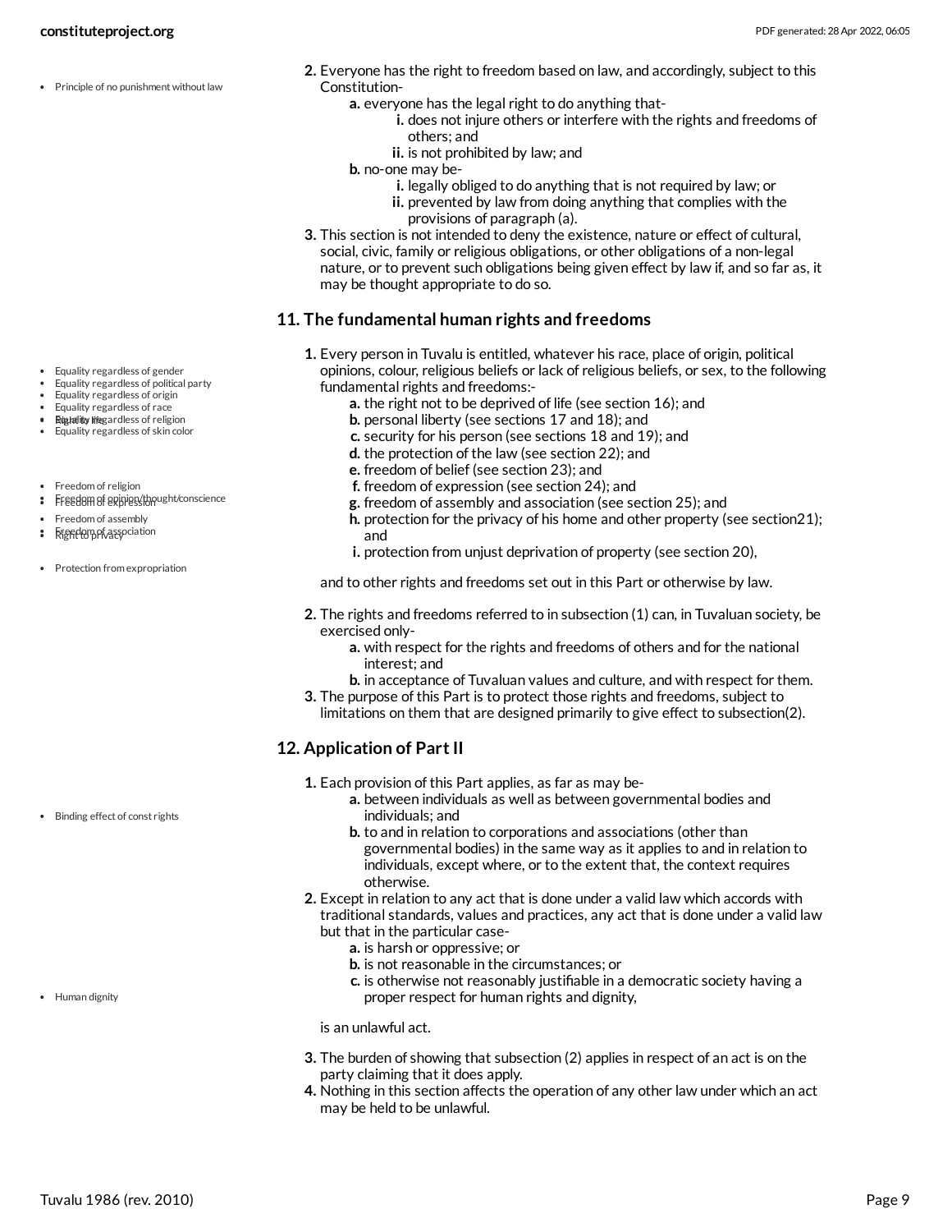2. Everyone has the right to freedom based on law, and accordingly, subject to this Constitution-
    a. everyone has the legal right to do anything that-
        i. does not injure others or interfere with the rights and freedoms of others; and
        ii. is not prohibited by law; and
    b. no-one may be-
        i. legally obliged to do anything that is not required by law; or
        ii. prevented by law from doing anything that complies with the provisions of paragraph (a).
3. This section is not intended to deny the existence, nature or effect of cultural, social, civic, family or religious obligations, or other obligations of a non-legal nature, or to prevent such obligations being given effect by law if, and so far as, it may be thought appropriate to do so.

## 11. The fundamental human rights and freedoms

1. Every person in Tuvalu is entitled, whatever his race, place of origin, political opinions, colour, religious beliefs or lack of religious beliefs, or sex, to the following fundamental rights and freedoms:-
    a. the right not to be deprived of life (see section 16); and
    b. personal liberty (see sections 17 and 18); and
    c. security for his person (see sections 18 and 19); and
    d. the protection of the law (see section 22); and
    e. freedom of belief (see section 23); and
    f. freedom of expression (see section 24); and
    g. freedom of assembly and association (see section 25); and
    h. protection for the privacy of his home and other property (see section21); and
    i. protection from unjust deprivation of property (see section 20),

    and to other rights and freedoms set out in this Part or otherwise by law.
2. The rights and freedoms referred to in subsection (1) can, in Tuvaluan society, be exercised only-
    a. with respect for the rights and freedoms of others and for the national interest; and
    b. in acceptance of Tuvaluan values and culture, and with respect for them.
3. The purpose of this Part is to protect those rights and freedoms, subject to limitations on them that are designed primarily to give effect to subsection(2).

## 12. Application of Part II

1. Each provision of this Part applies, as far as may be-
    a. between individuals as well as between governmental bodies and individuals; and
    b. to and in relation to corporations and associations (other than governmental bodies) in the same way as it applies to and in relation to individuals, except where, or to the extent that, the context requires otherwise.
2. Except in relation to any act that is done under a valid law which accords with traditional standards, values and practices, any act that is done under a valid law but that in the particular case-
    a. is harsh or oppressive; or
    b. is not reasonable in the circumstances; or
    c. is otherwise not reasonably justifiable in a democratic society having a proper respect for human rights and dignity,

    is an unlawful act.
3. The burden of showing that subsection (2) applies in respect of an act is on the party claiming that it does apply.
4. Nothing in this section affects the operation of any other law under which an act may be held to be unlawful.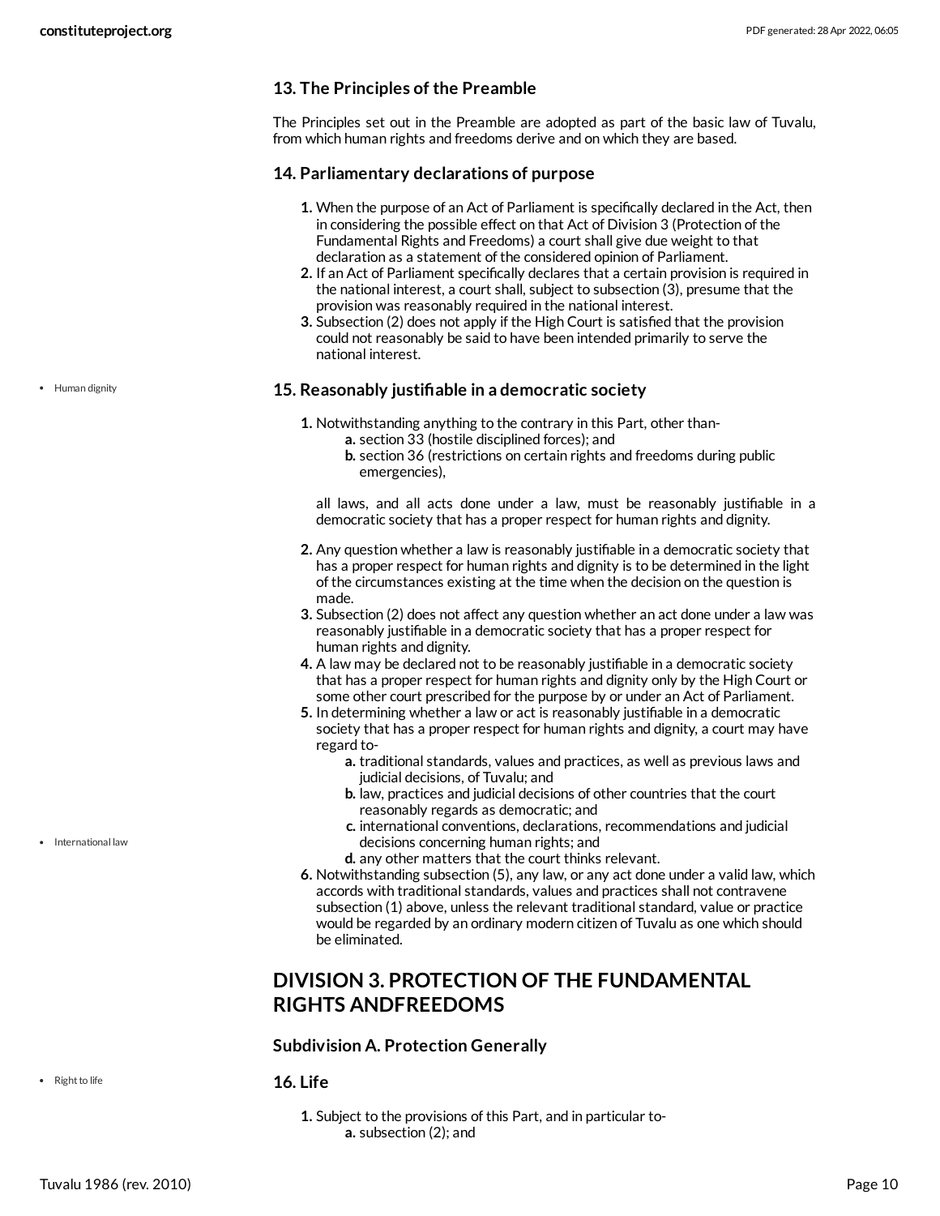### 13. The Principles of the Preamble

The Principles set out in the Preamble are adopted as part of the basic law of Tuvalu, from which human rights and freedoms derive and on which they are based.

### 14. Parliamentary declarations of purpose

1. When the purpose of an Act of Parliament is specifically declared in the Act, then in considering the possible effect on that Act of Division 3 (Protection of the Fundamental Rights and Freedoms) a court shall give due weight to that declaration as a statement of the considered opinion of Parliament.
2. If an Act of Parliament specifically declares that a certain provision is required in the national interest, a court shall, subject to subsection (3), presume that the provision was reasonably required in the national interest.
3. Subsection (2) does not apply if the High Court is satisfied that the provision could not reasonably be said to have been intended primarily to serve the national interest.

### 15. Reasonably justifiable in a democratic society

1. Notwithstanding anything to the contrary in this Part, other than-
   a. section 33 (hostile disciplined forces); and
   b. section 36 (restrictions on certain rights and freedoms during public emergencies),

   all laws, and all acts done under a law, must be reasonably justifiable in a democratic society that has a proper respect for human rights and dignity.
2. Any question whether a law is reasonably justifiable in a democratic society that has a proper respect for human rights and dignity is to be determined in the light of the circumstances existing at the time when the decision on the question is made.
3. Subsection (2) does not affect any question whether an act done under a law was reasonably justifiable in a democratic society that has a proper respect for human rights and dignity.
4. A law may be declared not to be reasonably justifiable in a democratic society that has a proper respect for human rights and dignity only by the High Court or some other court prescribed for the purpose by or under an Act of Parliament.
5. In determining whether a law or act is reasonably justifiable in a democratic society that has a proper respect for human rights and dignity, a court may have regard to-
   a. traditional standards, values and practices, as well as previous laws and judicial decisions, of Tuvalu; and
   b. law, practices and judicial decisions of other countries that the court reasonably regards as democratic; and
   c. international conventions, declarations, recommendations and judicial decisions concerning human rights; and
   d. any other matters that the court thinks relevant.
6. Notwithstanding subsection (5), any law, or any act done under a valid law, which accords with traditional standards, values and practices shall not contravene subsection (1) above, unless the relevant traditional standard, value or practice would be regarded by an ordinary modern citizen of Tuvalu as one which should be eliminated.

## DIVISION 3. PROTECTION OF THE FUNDAMENTAL RIGHTS ANDFREEDOMS

### Subdivision A. Protection Generally

### 16. Life

1. Subject to the provisions of this Part, and in particular to-
   a. subsection (2); and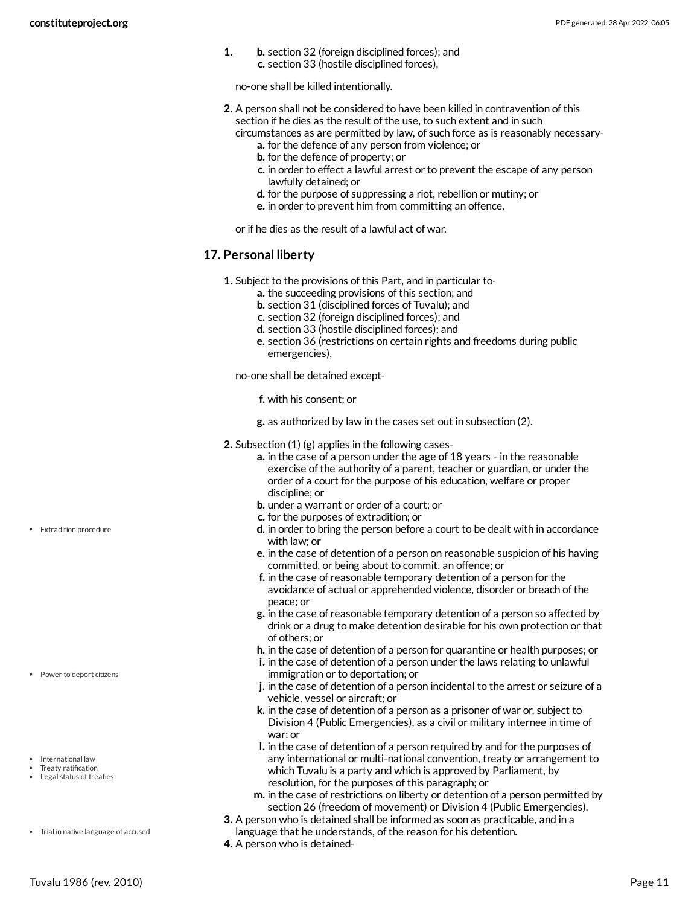1. b. section 32 (foreign disciplined forces); and
   c. section 33 (hostile disciplined forces),

   no-one shall be killed intentionally.

2. A person shall not be considered to have been killed in contravention of this section if he dies as the result of the use, to such extent and in such circumstances as are permitted by law, of such force as is reasonably necessary-
   a. for the defence of any person from violence; or
   b. for the defence of property; or
   c. in order to effect a lawful arrest or to prevent the escape of any person lawfully detained; or
   d. for the purpose of suppressing a riot, rebellion or mutiny; or
   e. in order to prevent him from committing an offence,

   or if he dies as the result of a lawful act of war.

## 17. Personal liberty

1. Subject to the provisions of this Part, and in particular to-
   a. the succeeding provisions of this section; and
   b. section 31 (disciplined forces of Tuvalu); and
   c. section 32 (foreign disciplined forces); and
   d. section 33 (hostile disciplined forces); and
   e. section 36 (restrictions on certain rights and freedoms during public emergencies),

   no-one shall be detained except-

   f. with his consent; or

   g. as authorized by law in the cases set out in subsection (2).

2. Subsection (1) (g) applies in the following cases-
   a. in the case of a person under the age of 18 years - in the reasonable exercise of the authority of a parent, teacher or guardian, or under the order of a court for the purpose of his education, welfare or proper discipline; or
   b. under a warrant or order of a court; or
   c. for the purposes of extradition; or
   d. in order to bring the person before a court to be dealt with in accordance with law; or
   e. in the case of detention of a person on reasonable suspicion of his having committed, or being about to commit, an offence; or
   f. in the case of reasonable temporary detention of a person for the avoidance of actual or apprehended violence, disorder or breach of the peace; or
   g. in the case of reasonable temporary detention of a person so affected by drink or a drug to make detention desirable for his own protection or that of others; or
   h. in the case of detention of a person for quarantine or health purposes; or
   i. in the case of detention of a person under the laws relating to unlawful immigration or to deportation; or
   j. in the case of detention of a person incidental to the arrest or seizure of a vehicle, vessel or aircraft; or
   k. in the case of detention of a person as a prisoner of war or, subject to Division 4 (Public Emergencies), as a civil or military internee in time of war; or
   l. in the case of detention of a person required by and for the purposes of any international or multi-national convention, treaty or arrangement to which Tuvalu is a party and which is approved by Parliament, by resolution, for the purposes of this paragraph; or
   m. in the case of restrictions on liberty or detention of a person permitted by section 26 (freedom of movement) or Division 4 (Public Emergencies).
3. A person who is detained shall be informed as soon as practicable, and in a language that he understands, of the reason for his detention.
4. A person who is detained-

- Extradition procedure
- Power to deport citizens
- International law
- Treaty ratification
- Legal status of treaties
- Trial in native language of accused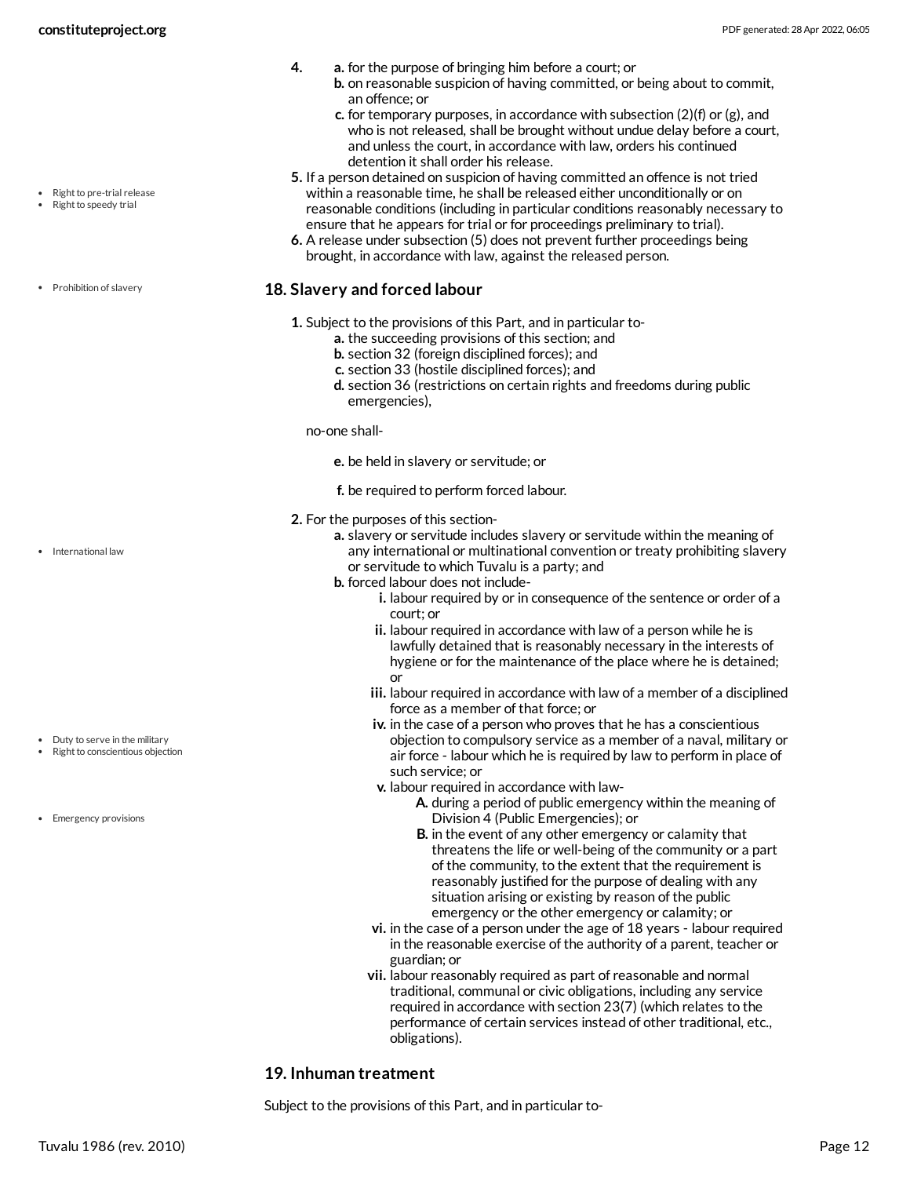4. a. for the purpose of bringing him before a court; or
   b. on reasonable suspicion of having committed, or being about to commit, an offence; or
   c. for temporary purposes, in accordance with subsection (2)(f) or (g), and who is not released, shall be brought without undue delay before a court, and unless the court, in accordance with law, orders his continued detention it shall order his release.
5. If a person detained on suspicion of having committed an offence is not tried within a reasonable time, he shall be released either unconditionally or on reasonable conditions (including in particular conditions reasonably necessary to ensure that he appears for trial or for proceedings preliminary to trial).
6. A release under subsection (5) does not prevent further proceedings being brought, in accordance with law, against the released person.

- Right to pre-trial release
- Right to speedy trial

## 18. Slavery and forced labour

- Prohibition of slavery

1. Subject to the provisions of this Part, and in particular to-
   a. the succeeding provisions of this section; and
   b. section 32 (foreign disciplined forces); and
   c. section 33 (hostile disciplined forces); and
   d. section 36 (restrictions on certain rights and freedoms during public emergencies),

   no-one shall-

   e. be held in slavery or servitude; or
   f. be required to perform forced labour.
2. For the purposes of this section-
   a. slavery or servitude includes slavery or servitude within the meaning of any international or multinational convention or treaty prohibiting slavery or servitude to which Tuvalu is a party; and
   b. forced labour does not include-
      i. labour required by or in consequence of the sentence or order of a court; or
      ii. labour required in accordance with law of a person while he is lawfully detained that is reasonably necessary in the interests of hygiene or for the maintenance of the place where he is detained; or
      iii. labour required in accordance with law of a member of a disciplined force as a member of that force; or
      iv. in the case of a person who proves that he has a conscientious objection to compulsory service as a member of a naval, military or air force - labour which he is required by law to perform in place of such service; or
      v. labour required in accordance with law-
         A. during a period of public emergency within the meaning of Division 4 (Public Emergencies); or
         B. in the event of any other emergency or calamity that threatens the life or well-being of the community or a part of the community, to the extent that the requirement is reasonably justified for the purpose of dealing with any situation arising or existing by reason of the public emergency or the other emergency or calamity; or
      vi. in the case of a person under the age of 18 years - labour required in the reasonable exercise of the authority of a parent, teacher or guardian; or
      vii. labour reasonably required as part of reasonable and normal traditional, communal or civic obligations, including any service required in accordance with section 23(7) (which relates to the performance of certain services instead of other traditional, etc., obligations).

- International law
- Duty to serve in the military
- Right to conscientious objection
- Emergency provisions

## 19. Inhuman treatment

Subject to the provisions of this Part, and in particular to-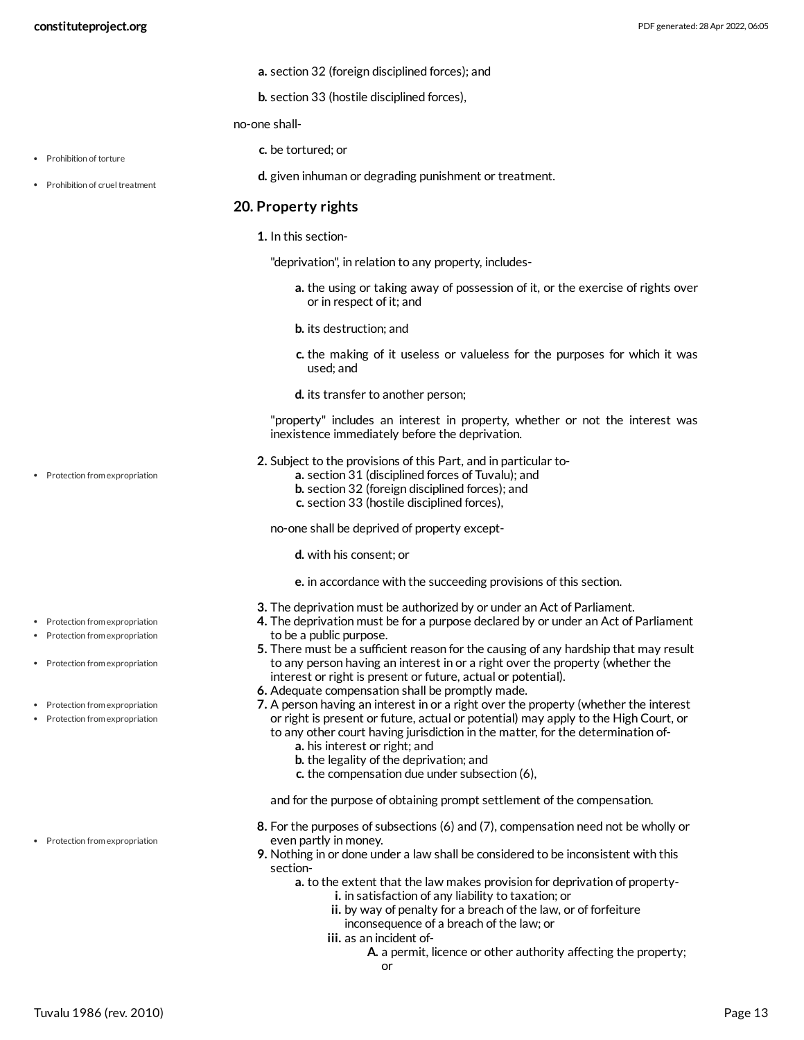a. section 32 (foreign disciplined forces); and

b. section 33 (hostile disciplined forces),

no-one shall-

c. be tortured; or

d. given inhuman or degrading punishment or treatment.

### 20. Property rights

1. In this section-

   "deprivation", in relation to any property, includes-

   a. the using or taking away of possession of it, or the exercise of rights over or in respect of it; and

   b. its destruction; and

   c. the making of it useless or valueless for the purposes for which it was used; and

   d. its transfer to another person;

   "property" includes an interest in property, whether or not the interest was inexistence immediately before the deprivation.

2. Subject to the provisions of this Part, and in particular to-
   a. section 31 (disciplined forces of Tuvalu); and
   b. section 32 (foreign disciplined forces); and
   c. section 33 (hostile disciplined forces),

   no-one shall be deprived of property except-

   d. with his consent; or

   e. in accordance with the succeeding provisions of this section.

3. The deprivation must be authorized by or under an Act of Parliament.
4. The deprivation must be for a purpose declared by or under an Act of Parliament to be a public purpose.
5. There must be a sufficient reason for the causing of any hardship that may result to any person having an interest in or a right over the property (whether the interest or right is present or future, actual or potential).
6. Adequate compensation shall be promptly made.
7. A person having an interest in or a right over the property (whether the interest or right is present or future, actual or potential) may apply to the High Court, or to any other court having jurisdiction in the matter, for the determination of-
   a. his interest or right; and
   b. the legality of the deprivation; and
   c. the compensation due under subsection (6),

   and for the purpose of obtaining prompt settlement of the compensation.

8. For the purposes of subsections (6) and (7), compensation need not be wholly or even partly in money.
9. Nothing in or done under a law shall be considered to be inconsistent with this section-
   a. to the extent that the law makes provision for deprivation of property-
      i. in satisfaction of any liability to taxation; or
      ii. by way of penalty for a breach of the law, or of forfeiture inconsequence of a breach of the law; or
      iii. as an incident of-
         A. a permit, licence or other authority affecting the property; or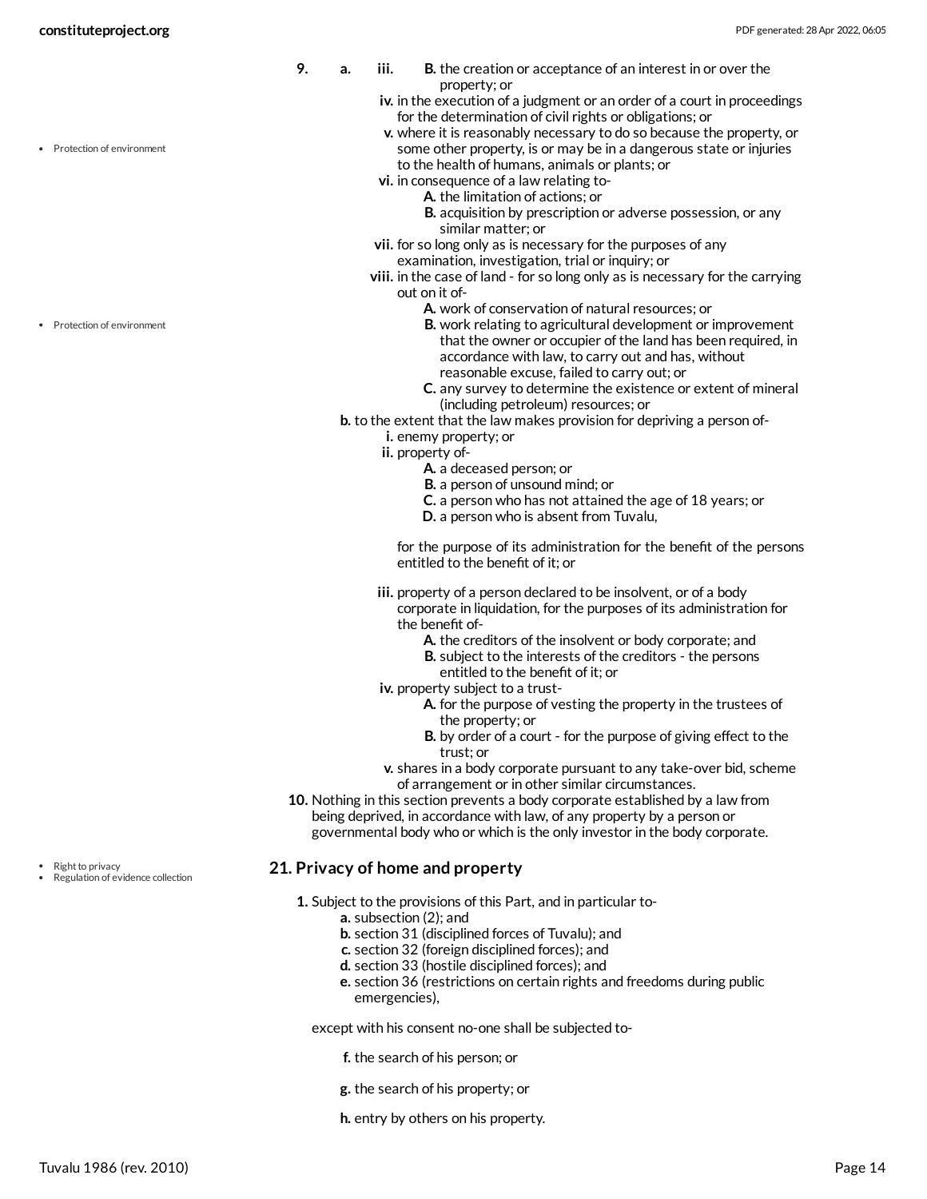9. a. iii. B. the creation or acceptance of an interest in or over the property; or
   - iv. in the execution of a judgment or an order of a court in proceedings for the determination of civil rights or obligations; or
   - v. where it is reasonably necessary to do so because the property, or some other property, is or may be in a dangerous state or injuries to the health of humans, animals or plants; or
   - vi. in consequence of a law relating to-
     - A. the limitation of actions; or
     - B. acquisition by prescription or adverse possession, or any similar matter; or
   - vii. for so long only as is necessary for the purposes of any examination, investigation, trial or inquiry; or
   - viii. in the case of land - for so long only as is necessary for the carrying out on it of-
     - A. work of conservation of natural resources; or
     - B. work relating to agricultural development or improvement that the owner or occupier of the land has been required, in accordance with law, to carry out and has, without reasonable excuse, failed to carry out; or
     - C. any survey to determine the existence or extent of mineral (including petroleum) resources; or

   b. to the extent that the law makes provision for depriving a person of-
   - i. enemy property; or
   - ii. property of-
     - A. a deceased person; or
     - B. a person of unsound mind; or
     - C. a person who has not attained the age of 18 years; or
     - D. a person who is absent from Tuvalu,

     for the purpose of its administration for the benefit of the persons entitled to the benefit of it; or

   - iii. property of a person declared to be insolvent, or of a body corporate in liquidation, for the purposes of its administration for the benefit of-
     - A. the creditors of the insolvent or body corporate; and
     - B. subject to the interests of the creditors - the persons entitled to the benefit of it; or
   - iv. property subject to a trust-
     - A. for the purpose of vesting the property in the trustees of the property; or
     - B. by order of a court - for the purpose of giving effect to the trust; or
   - v. shares in a body corporate pursuant to any take-over bid, scheme of arrangement or in other similar circumstances.

10. Nothing in this section prevents a body corporate established by a law from being deprived, in accordance with law, of any property by a person or governmental body who or which is the only investor in the body corporate.

### 21. Privacy of home and property

1. Subject to the provisions of this Part, and in particular to-
   - a. subsection (2); and
   - b. section 31 (disciplined forces of Tuvalu); and
   - c. section 32 (foreign disciplined forces); and
   - d. section 33 (hostile disciplined forces); and
   - e. section 36 (restrictions on certain rights and freedoms during public emergencies),

   except with his consent no-one shall be subjected to-

   - f. the search of his person; or
   - g. the search of his property; or
   - h. entry by others on his property.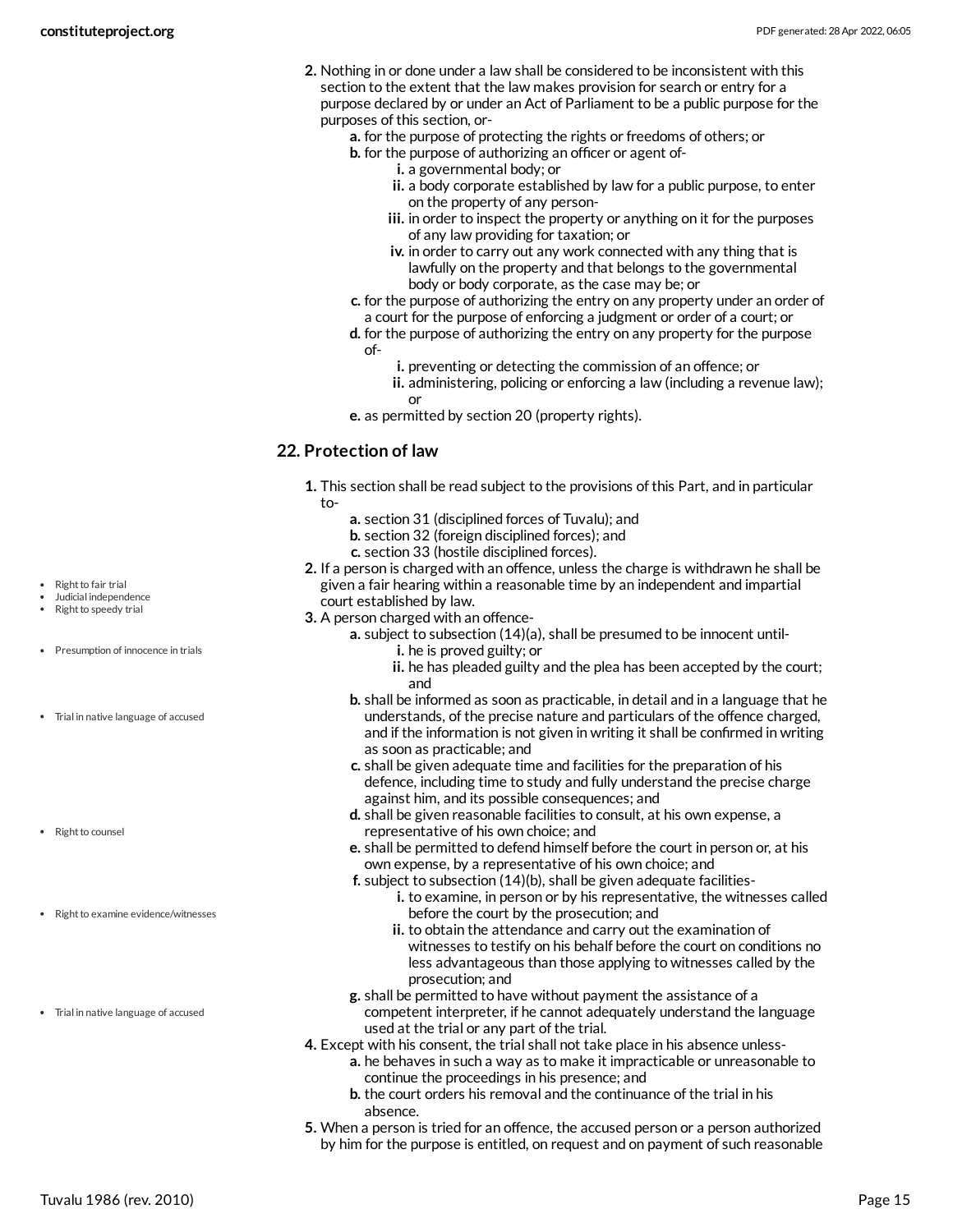2. Nothing in or done under a law shall be considered to be inconsistent with this section to the extent that the law makes provision for search or entry for a purpose declared by or under an Act of Parliament to be a public purpose for the purposes of this section, or-
    a. for the purpose of protecting the rights or freedoms of others; or
    b. for the purpose of authorizing an officer or agent of-
        i. a governmental body; or
        ii. a body corporate established by law for a public purpose, to enter on the property of any person-
        iii. in order to inspect the property or anything on it for the purposes of any law providing for taxation; or
        iv. in order to carry out any work connected with any thing that is lawfully on the property and that belongs to the governmental body or body corporate, as the case may be; or
    c. for the purpose of authorizing the entry on any property under an order of a court for the purpose of enforcing a judgment or order of a court; or
    d. for the purpose of authorizing the entry on any property for the purpose of-
        i. preventing or detecting the commission of an offence; or
        ii. administering, policing or enforcing a law (including a revenue law); or
    e. as permitted by section 20 (property rights).

## 22. Protection of law

1. This section shall be read subject to the provisions of this Part, and in particular to-
    a. section 31 (disciplined forces of Tuvalu); and
    b. section 32 (foreign disciplined forces); and
    c. section 33 (hostile disciplined forces).
2. If a person is charged with an offence, unless the charge is withdrawn he shall be given a fair hearing within a reasonable time by an independent and impartial court established by law.
3. A person charged with an offence-
    a. subject to subsection (14)(a), shall be presumed to be innocent until-
        i. he is proved guilty; or
        ii. he has pleaded guilty and the plea has been accepted by the court; and
    b. shall be informed as soon as practicable, in detail and in a language that he understands, of the precise nature and particulars of the offence charged, and if the information is not given in writing it shall be confirmed in writing as soon as practicable; and
    c. shall be given adequate time and facilities for the preparation of his defence, including time to study and fully understand the precise charge against him, and its possible consequences; and
    d. shall be given reasonable facilities to consult, at his own expense, a representative of his own choice; and
    e. shall be permitted to defend himself before the court in person or, at his own expense, by a representative of his own choice; and
    f. subject to subsection (14)(b), shall be given adequate facilities-
        i. to examine, in person or by his representative, the witnesses called before the court by the prosecution; and
        ii. to obtain the attendance and carry out the examination of witnesses to testify on his behalf before the court on conditions no less advantageous than those applying to witnesses called by the prosecution; and
    g. shall be permitted to have without payment the assistance of a competent interpreter, if he cannot adequately understand the language used at the trial or any part of the trial.
4. Except with his consent, the trial shall not take place in his absence unless-
    a. he behaves in such a way as to make it impracticable or unreasonable to continue the proceedings in his presence; and
    b. the court orders his removal and the continuance of the trial in his absence.
5. When a person is tried for an offence, the accused person or a person authorized by him for the purpose is entitled, on request and on payment of such reasonable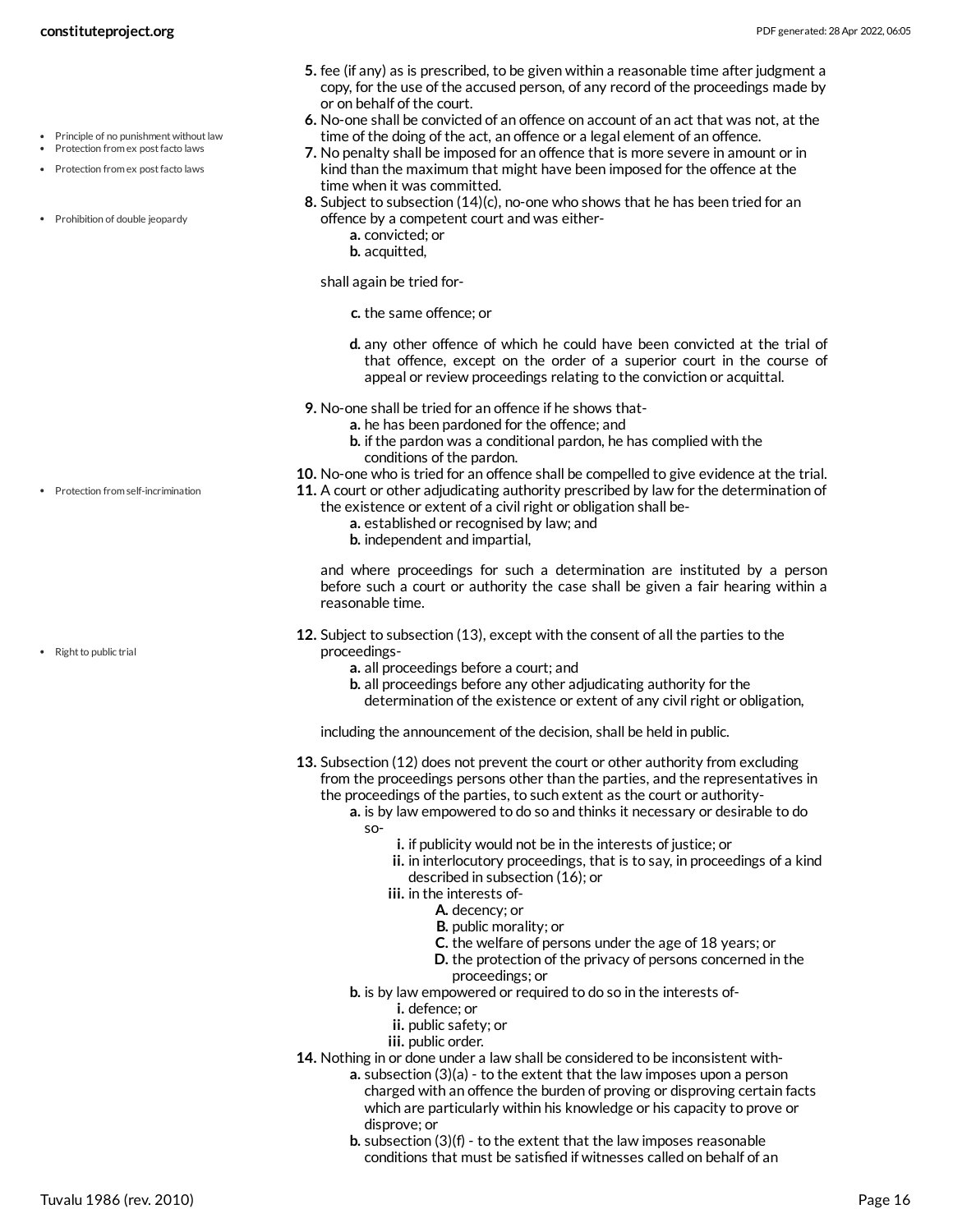5. fee (if any) as is prescribed, to be given within a reasonable time after judgment a copy, for the use of the accused person, of any record of the proceedings made by or on behalf of the court.
6. No-one shall be convicted of an offence on account of an act that was not, at the time of the doing of the act, an offence or a legal element of an offence.
7. No penalty shall be imposed for an offence that is more severe in amount or in kind than the maximum that might have been imposed for the offence at the time when it was committed.
8. Subject to subsection (14)(c), no-one who shows that he has been tried for an offence by a competent court and was either-
   a. convicted; or
   b. acquitted,

   shall again be tried for-

   c. the same offence; or
   d. any other offence of which he could have been convicted at the trial of that offence, except on the order of a superior court in the course of appeal or review proceedings relating to the conviction or acquittal.
9. No-one shall be tried for an offence if he shows that-
   a. he has been pardoned for the offence; and
   b. if the pardon was a conditional pardon, he has complied with the conditions of the pardon.
10. No-one who is tried for an offence shall be compelled to give evidence at the trial.
11. A court or other adjudicating authority prescribed by law for the determination of the existence or extent of a civil right or obligation shall be-
    a. established or recognised by law; and
    b. independent and impartial,

    and where proceedings for such a determination are instituted by a person before such a court or authority the case shall be given a fair hearing within a reasonable time.
12. Subject to subsection (13), except with the consent of all the parties to the proceedings-
    a. all proceedings before a court; and
    b. all proceedings before any other adjudicating authority for the determination of the existence or extent of any civil right or obligation,

    including the announcement of the decision, shall be held in public.
13. Subsection (12) does not prevent the court or other authority from excluding from the proceedings persons other than the parties, and the representatives in the proceedings of the parties, to such extent as the court or authority-
    a. is by law empowered to do so and thinks it necessary or desirable to do so-
       i. if publicity would not be in the interests of justice; or
       ii. in interlocutory proceedings, that is to say, in proceedings of a kind described in subsection (16); or
       iii. in the interests of-
            A. decency; or
            B. public morality; or
            C. the welfare of persons under the age of 18 years; or
            D. the protection of the privacy of persons concerned in the proceedings; or
    b. is by law empowered or required to do so in the interests of-
       i. defence; or
       ii. public safety; or
       iii. public order.
14. Nothing in or done under a law shall be considered to be inconsistent with-
    a. subsection (3)(a) - to the extent that the law imposes upon a person charged with an offence the burden of proving or disproving certain facts which are particularly within his knowledge or his capacity to prove or disprove; or
    b. subsection (3)(f) - to the extent that the law imposes reasonable conditions that must be satisfied if witnesses called on behalf of an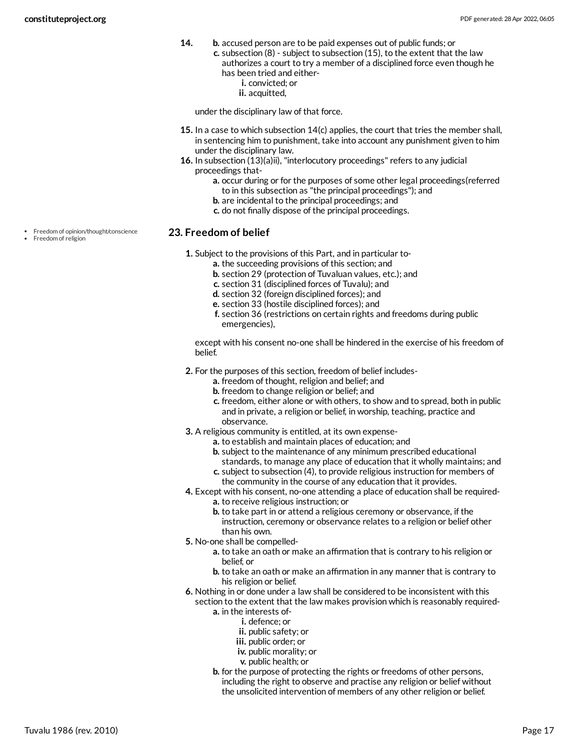14.
   - b. accused person are to be paid expenses out of public funds; or
   - c. subsection (8) - subject to subsection (15), to the extent that the law authorizes a court to try a member of a disciplined force even though he has been tried and either-
     - i. convicted; or
     - ii. acquitted,

   under the disciplinary law of that force.

15. In a case to which subsection 14(c) applies, the court that tries the member shall, in sentencing him to punishment, take into account any punishment given to him under the disciplinary law.
16. In subsection (13)(a)ii), "interlocutory proceedings" refers to any judicial proceedings that-
   - a. occur during or for the purposes of some other legal proceedings(referred to in this subsection as "the principal proceedings"); and
   - b. are incidental to the principal proceedings; and
   - c. do not finally dispose of the principal proceedings.

- Freedom of opinion/thought/conscience
- Freedom of religion

### 23. Freedom of belief

1. Subject to the provisions of this Part, and in particular to-
   - a. the succeeding provisions of this section; and
   - b. section 29 (protection of Tuvaluan values, etc.); and
   - c. section 31 (disciplined forces of Tuvalu); and
   - d. section 32 (foreign disciplined forces); and
   - e. section 33 (hostile disciplined forces); and
   - f. section 36 (restrictions on certain rights and freedoms during public emergencies),

   except with his consent no-one shall be hindered in the exercise of his freedom of belief.

2. For the purposes of this section, freedom of belief includes-
   - a. freedom of thought, religion and belief; and
   - b. freedom to change religion or belief; and
   - c. freedom, either alone or with others, to show and to spread, both in public and in private, a religion or belief, in worship, teaching, practice and observance.
3. A religious community is entitled, at its own expense-
   - a. to establish and maintain places of education; and
   - b. subject to the maintenance of any minimum prescribed educational standards, to manage any place of education that it wholly maintains; and
   - c. subject to subsection (4), to provide religious instruction for members of the community in the course of any education that it provides.
4. Except with his consent, no-one attending a place of education shall be required-
   - a. to receive religious instruction; or
   - b. to take part in or attend a religious ceremony or observance, if the instruction, ceremony or observance relates to a religion or belief other than his own.
5. No-one shall be compelled-
   - a. to take an oath or make an affirmation that is contrary to his religion or belief, or
   - b. to take an oath or make an affirmation in any manner that is contrary to his religion or belief.
6. Nothing in or done under a law shall be considered to be inconsistent with this section to the extent that the law makes provision which is reasonably required-
   - a. in the interests of-
     - i. defence; or
     - ii. public safety; or
     - iii. public order; or
     - iv. public morality; or
     - v. public health; or
   - b. for the purpose of protecting the rights or freedoms of other persons, including the right to observe and practise any religion or belief without the unsolicited intervention of members of any other religion or belief.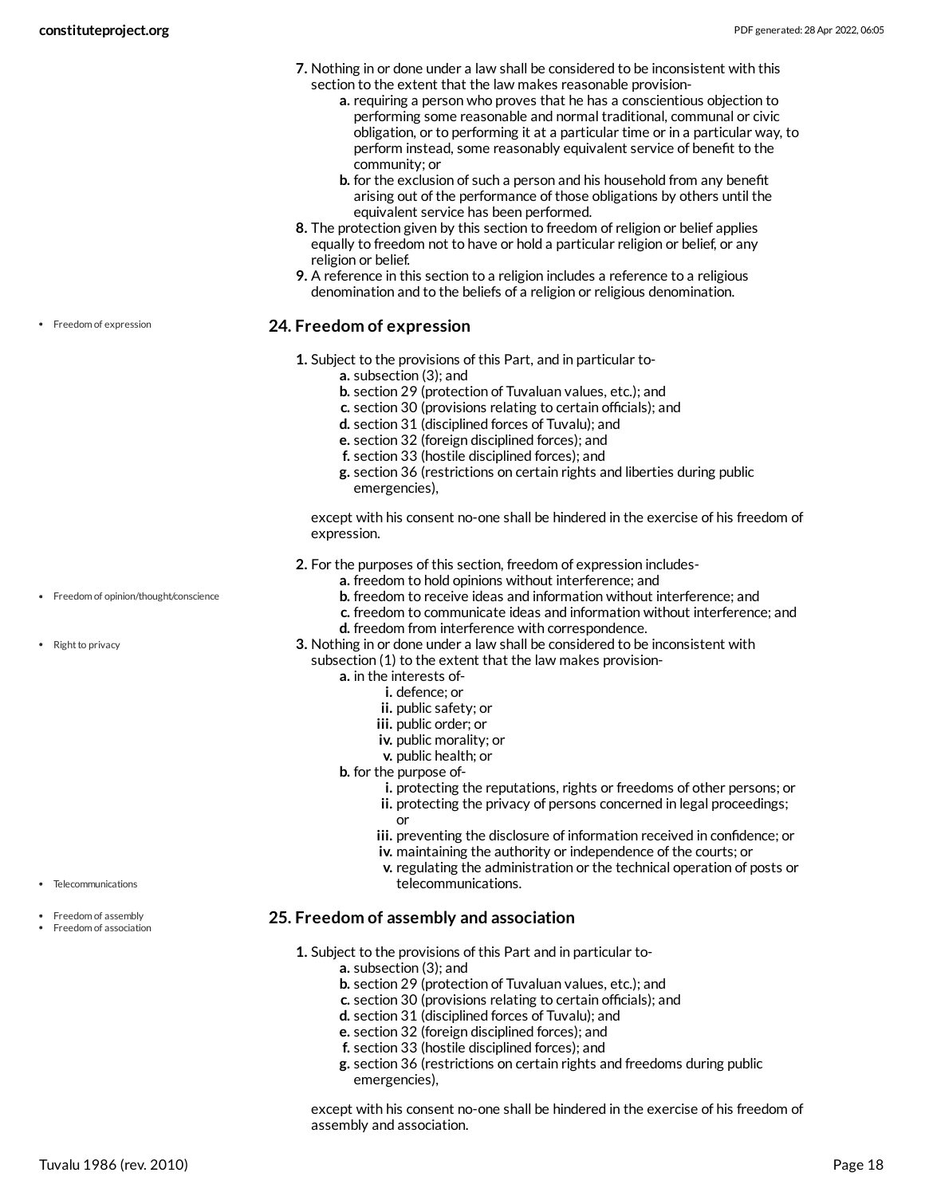7. Nothing in or done under a law shall be considered to be inconsistent with this section to the extent that the law makes reasonable provision-
    a. requiring a person who proves that he has a conscientious objection to performing some reasonable and normal traditional, communal or civic obligation, or to performing it at a particular time or in a particular way, to perform instead, some reasonably equivalent service of benefit to the community; or
    b. for the exclusion of such a person and his household from any benefit arising out of the performance of those obligations by others until the equivalent service has been performed.
8. The protection given by this section to freedom of religion or belief applies equally to freedom not to have or hold a particular religion or belief, or any religion or belief.
9. A reference in this section to a religion includes a reference to a religious denomination and to the beliefs of a religion or religious denomination.

## 24. Freedom of expression

- Freedom of expression

1. Subject to the provisions of this Part, and in particular to-
    a. subsection (3); and
    b. section 29 (protection of Tuvaluan values, etc.); and
    c. section 30 (provisions relating to certain officials); and
    d. section 31 (disciplined forces of Tuvalu); and
    e. section 32 (foreign disciplined forces); and
    f. section 33 (hostile disciplined forces); and
    g. section 36 (restrictions on certain rights and liberties during public emergencies),

    except with his consent no-one shall be hindered in the exercise of his freedom of expression.

2. For the purposes of this section, freedom of expression includes-
    a. freedom to hold opinions without interference; and
    b. freedom to receive ideas and information without interference; and
    c. freedom to communicate ideas and information without interference; and
    d. freedom from interference with correspondence.

- Freedom of opinion/thought/conscience
- Right to privacy

3. Nothing in or done under a law shall be considered to be inconsistent with subsection (1) to the extent that the law makes provision-
    a. in the interests of-
        i. defence; or
        ii. public safety; or
        iii. public order; or
        iv. public morality; or
        v. public health; or
    b. for the purpose of-
        i. protecting the reputations, rights or freedoms of other persons; or
        ii. protecting the privacy of persons concerned in legal proceedings; or
        iii. preventing the disclosure of information received in confidence; or
        iv. maintaining the authority or independence of the courts; or
        v. regulating the administration or the technical operation of posts or telecommunications.

- Telecommunications

## 25. Freedom of assembly and association

- Freedom of assembly
- Freedom of association

1. Subject to the provisions of this Part and in particular to-
    a. subsection (3); and
    b. section 29 (protection of Tuvaluan values, etc.); and
    c. section 30 (provisions relating to certain officials); and
    d. section 31 (disciplined forces of Tuvalu); and
    e. section 32 (foreign disciplined forces); and
    f. section 33 (hostile disciplined forces); and
    g. section 36 (restrictions on certain rights and freedoms during public emergencies),

    except with his consent no-one shall be hindered in the exercise of his freedom of assembly and association.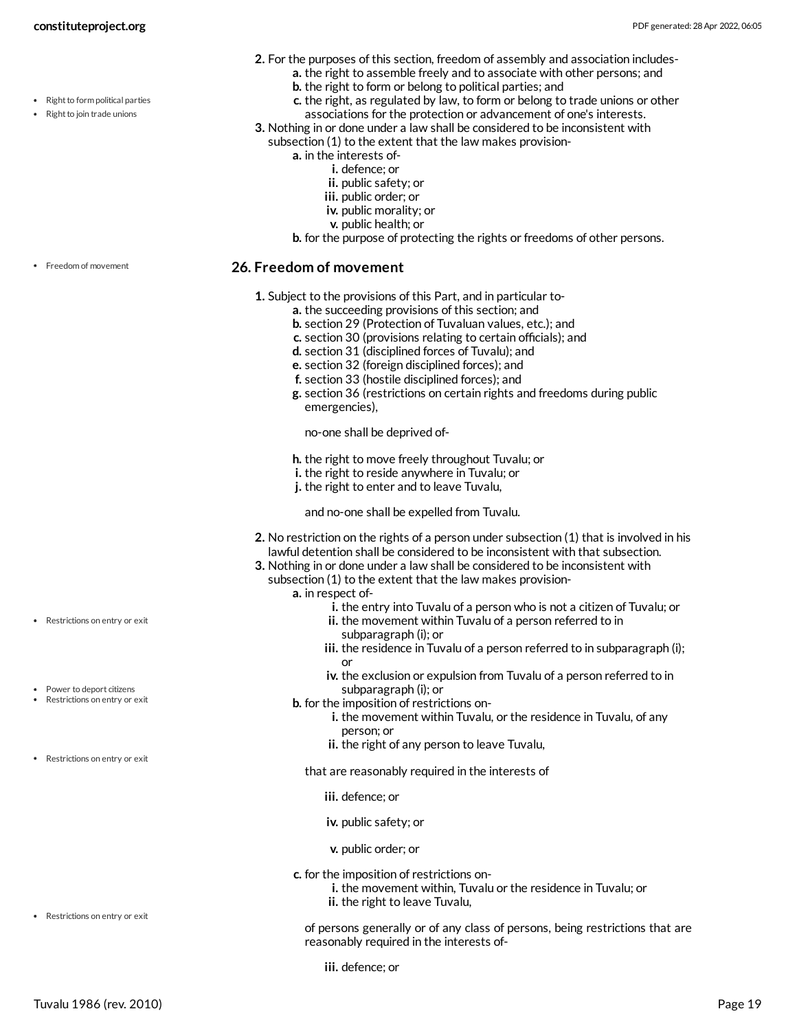2. For the purposes of this section, freedom of assembly and association includes-
   - a. the right to assemble freely and to associate with other persons; and
   - b. the right to form or belong to political parties; and
   - c. the right, as regulated by law, to form or belong to trade unions or other associations for the protection or advancement of one's interests.
3. Nothing in or done under a law shall be considered to be inconsistent with subsection (1) to the extent that the law makes provision-
   - a. in the interests of-
     - i. defence; or
     - ii. public safety; or
     - iii. public order; or
     - iv. public morality; or
     - v. public health; or
   - b. for the purpose of protecting the rights or freedoms of other persons.

## 26. Freedom of movement

1. Subject to the provisions of this Part, and in particular to-
   - a. the succeeding provisions of this section; and
   - b. section 29 (Protection of Tuvaluan values, etc.); and
   - c. section 30 (provisions relating to certain officials); and
   - d. section 31 (disciplined forces of Tuvalu); and
   - e. section 32 (foreign disciplined forces); and
   - f. section 33 (hostile disciplined forces); and
   - g. section 36 (restrictions on certain rights and freedoms during public emergencies),

   no-one shall be deprived of-

   - h. the right to move freely throughout Tuvalu; or
   - i. the right to reside anywhere in Tuvalu; or
   - j. the right to enter and to leave Tuvalu,

   and no-one shall be expelled from Tuvalu.
2. No restriction on the rights of a person under subsection (1) that is involved in his lawful detention shall be considered to be inconsistent with that subsection.
3. Nothing in or done under a law shall be considered to be inconsistent with subsection (1) to the extent that the law makes provision-
   - a. in respect of-
     - i. the entry into Tuvalu of a person who is not a citizen of Tuvalu; or
     - ii. the movement within Tuvalu of a person referred to in subparagraph (i); or
     - iii. the residence in Tuvalu of a person referred to in subparagraph (i); or
     - iv. the exclusion or expulsion from Tuvalu of a person referred to in subparagraph (i); or
   - b. for the imposition of restrictions on-
     - i. the movement within Tuvalu, or the residence in Tuvalu, of any person; or
     - ii. the right of any person to leave Tuvalu,

     that are reasonably required in the interests of

     - iii. defence; or
     - iv. public safety; or
     - v. public order; or
   - c. for the imposition of restrictions on-
     - i. the movement within, Tuvalu or the residence in Tuvalu; or
     - ii. the right to leave Tuvalu,

     of persons generally or of any class of persons, being restrictions that are reasonably required in the interests of-

     - iii. defence; or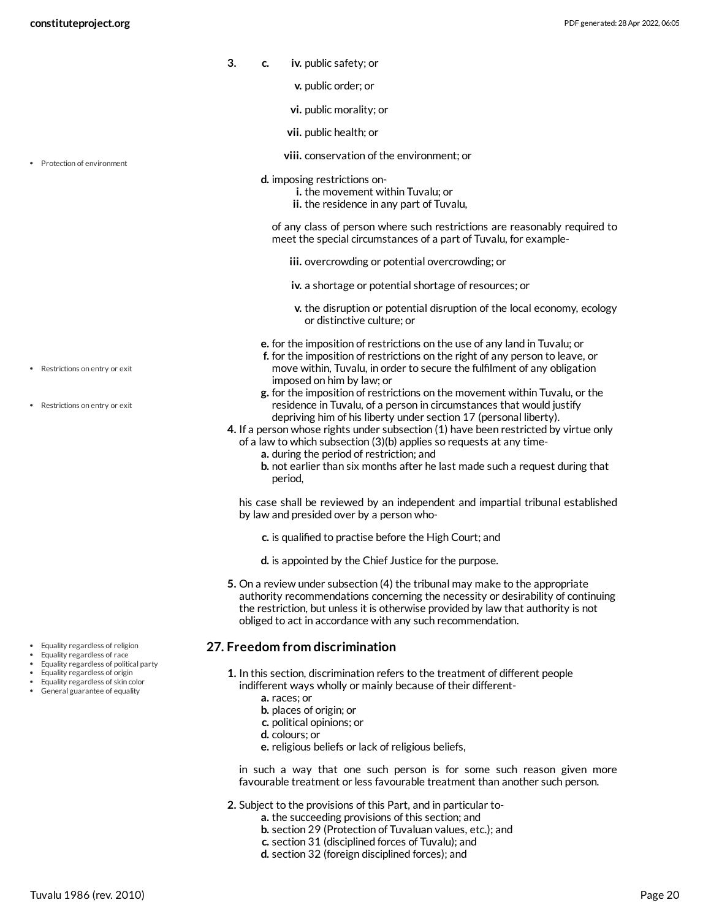3. c. iv. public safety; or

v. public order; or

vi. public morality; or

vii. public health; or

viii. conservation of the environment; or

- Protection of environment

d. imposing restrictions on-
   i. the movement within Tuvalu; or
   ii. the residence in any part of Tuvalu,

   of any class of person where such restrictions are reasonably required to meet the special circumstances of a part of Tuvalu, for example-

   iii. overcrowding or potential overcrowding; or

   iv. a shortage or potential shortage of resources; or

   v. the disruption or potential disruption of the local economy, ecology or distinctive culture; or

e. for the imposition of restrictions on the use of any land in Tuvalu; or

f. for the imposition of restrictions on the right of any person to leave, or move within, Tuvalu, in order to secure the fulfilment of any obligation imposed on him by law; or

g. for the imposition of restrictions on the movement within Tuvalu, or the residence in Tuvalu, of a person in circumstances that would justify depriving him of his liberty under section 17 (personal liberty).

- Restrictions on entry or exit
- Restrictions on entry or exit

4. If a person whose rights under subsection (1) have been restricted by virtue only of a law to which subsection (3)(b) applies so requests at any time-
   a. during the period of restriction; and
   b. not earlier than six months after he last made such a request during that period,

   his case shall be reviewed by an independent and impartial tribunal established by law and presided over by a person who-

   c. is qualified to practise before the High Court; and

   d. is appointed by the Chief Justice for the purpose.

5. On a review under subsection (4) the tribunal may make to the appropriate authority recommendations concerning the necessity or desirability of continuing the restriction, but unless it is otherwise provided by law that authority is not obliged to act in accordance with any such recommendation.

- Equality regardless of religion
- Equality regardless of race
- Equality regardless of political party
- Equality regardless of origin
- Equality regardless of skin color
- General guarantee of equality

## 27. Freedom from discrimination

1. In this section, discrimination refers to the treatment of different people indifferent ways wholly or mainly because of their different-
   a. races; or
   b. places of origin; or
   c. political opinions; or
   d. colours; or
   e. religious beliefs or lack of religious beliefs,

   in such a way that one such person is for some such reason given more favourable treatment or less favourable treatment than another such person.

2. Subject to the provisions of this Part, and in particular to-
   a. the succeeding provisions of this section; and
   b. section 29 (Protection of Tuvaluan values, etc.); and
   c. section 31 (disciplined forces of Tuvalu); and
   d. section 32 (foreign disciplined forces); and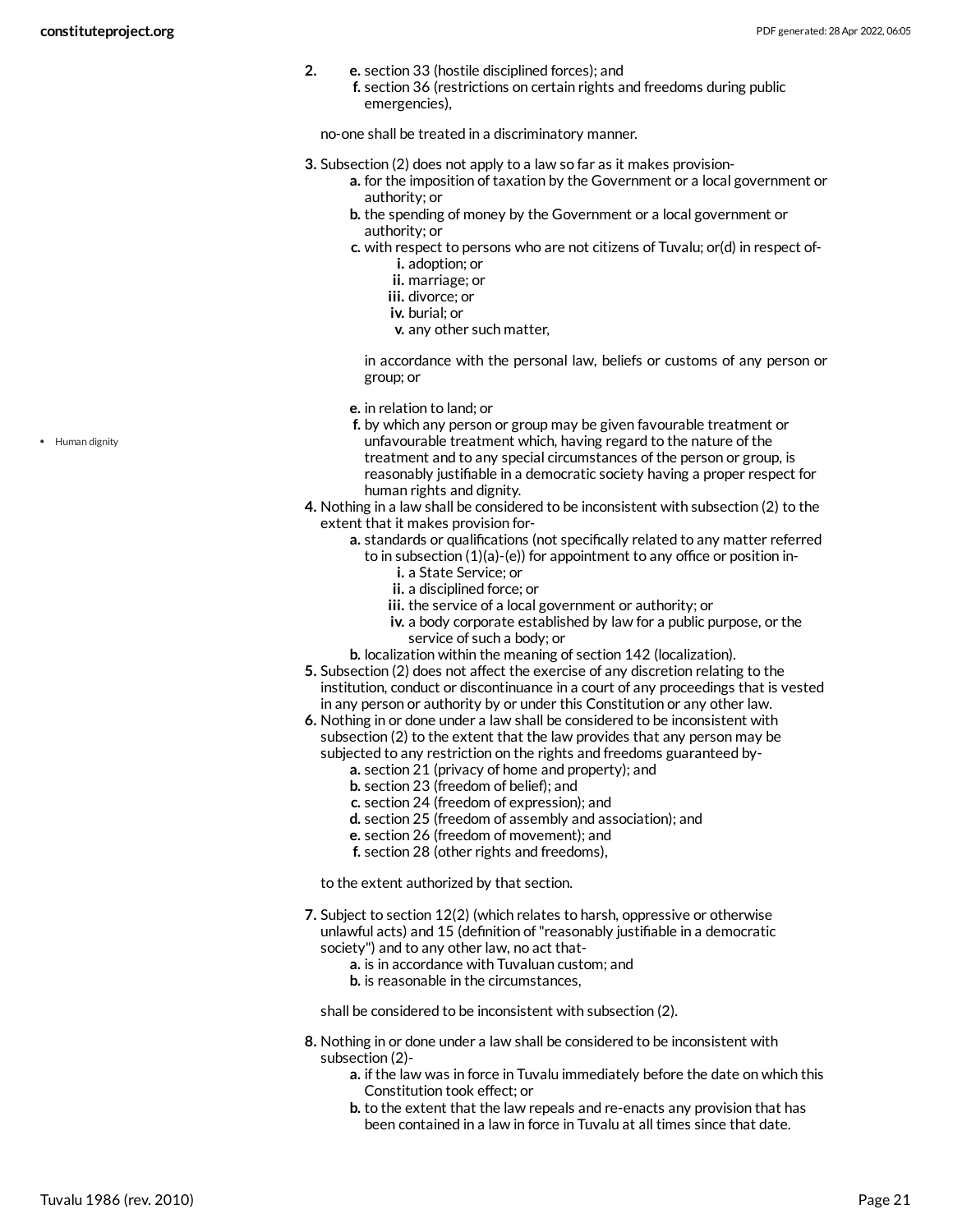2.
   e. section 33 (hostile disciplined forces); and
   f. section 36 (restrictions on certain rights and freedoms during public emergencies),

   no-one shall be treated in a discriminatory manner.

3. Subsection (2) does not apply to a law so far as it makes provision-
   a. for the imposition of taxation by the Government or a local government or authority; or
   b. the spending of money by the Government or a local government or authority; or
   c. with respect to persons who are not citizens of Tuvalu; or(d) in respect of-
      i. adoption; or
      ii. marriage; or
      iii. divorce; or
      iv. burial; or
      v. any other such matter,

      in accordance with the personal law, beliefs or customs of any person or group; or

   e. in relation to land; or
   f. by which any person or group may be given favourable treatment or unfavourable treatment which, having regard to the nature of the treatment and to any special circumstances of the person or group, is reasonably justifiable in a democratic society having a proper respect for human rights and dignity.

• Human dignity

4. Nothing in a law shall be considered to be inconsistent with subsection (2) to the extent that it makes provision for-
   a. standards or qualifications (not specifically related to any matter referred to in subsection (1)(a)-(e)) for appointment to any office or position in-
      i. a State Service; or
      ii. a disciplined force; or
      iii. the service of a local government or authority; or
      iv. a body corporate established by law for a public purpose, or the service of such a body; or
   b. localization within the meaning of section 142 (localization).
5. Subsection (2) does not affect the exercise of any discretion relating to the institution, conduct or discontinuance in a court of any proceedings that is vested in any person or authority by or under this Constitution or any other law.
6. Nothing in or done under a law shall be considered to be inconsistent with subsection (2) to the extent that the law provides that any person may be subjected to any restriction on the rights and freedoms guaranteed by-
   a. section 21 (privacy of home and property); and
   b. section 23 (freedom of belief); and
   c. section 24 (freedom of expression); and
   d. section 25 (freedom of assembly and association); and
   e. section 26 (freedom of movement); and
   f. section 28 (other rights and freedoms),

   to the extent authorized by that section.

7. Subject to section 12(2) (which relates to harsh, oppressive or otherwise unlawful acts) and 15 (definition of "reasonably justifiable in a democratic society") and to any other law, no act that-
   a. is in accordance with Tuvaluan custom; and
   b. is reasonable in the circumstances,

   shall be considered to be inconsistent with subsection (2).

8. Nothing in or done under a law shall be considered to be inconsistent with subsection (2)-
   a. if the law was in force in Tuvalu immediately before the date on which this Constitution took effect; or
   b. to the extent that the law repeals and re-enacts any provision that has been contained in a law in force in Tuvalu at all times since that date.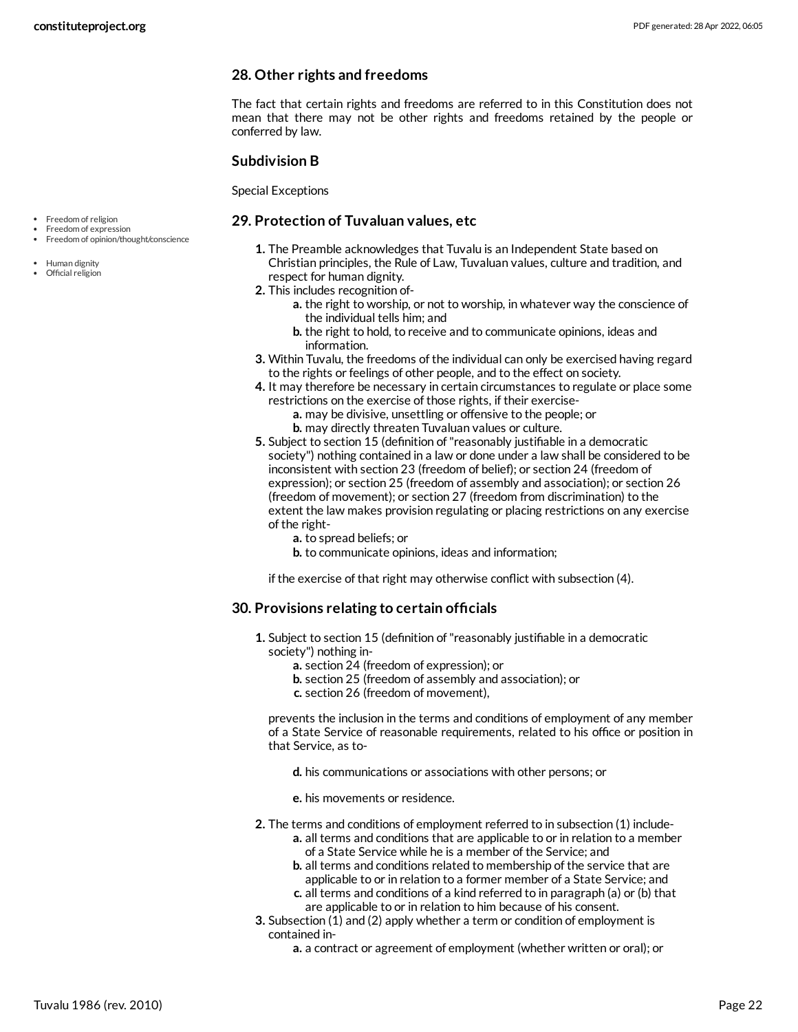## 28. Other rights and freedoms

The fact that certain rights and freedoms are referred to in this Constitution does not mean that there may not be other rights and freedoms retained by the people or conferred by law.

### Subdivision B

Special Exceptions

## 29. Protection of Tuvaluan values, etc

1. The Preamble acknowledges that Tuvalu is an Independent State based on Christian principles, the Rule of Law, Tuvaluan values, culture and tradition, and respect for human dignity.
2. This includes recognition of-
    a. the right to worship, or not to worship, in whatever way the conscience of the individual tells him; and
    b. the right to hold, to receive and to communicate opinions, ideas and information.
3. Within Tuvalu, the freedoms of the individual can only be exercised having regard to the rights or feelings of other people, and to the effect on society.
4. It may therefore be necessary in certain circumstances to regulate or place some restrictions on the exercise of those rights, if their exercise-
    a. may be divisive, unsettling or offensive to the people; or
    b. may directly threaten Tuvaluan values or culture.
5. Subject to section 15 (definition of "reasonably justifiable in a democratic society") nothing contained in a law or done under a law shall be considered to be inconsistent with section 23 (freedom of belief); or section 24 (freedom of expression); or section 25 (freedom of assembly and association); or section 26 (freedom of movement); or section 27 (freedom from discrimination) to the extent the law makes provision regulating or placing restrictions on any exercise of the right-
    a. to spread beliefs; or
    b. to communicate opinions, ideas and information;

    if the exercise of that right may otherwise conflict with subsection (4).

## 30. Provisions relating to certain officials

1. Subject to section 15 (definition of "reasonably justifiable in a democratic society") nothing in-
    a. section 24 (freedom of expression); or
    b. section 25 (freedom of assembly and association); or
    c. section 26 (freedom of movement),

    prevents the inclusion in the terms and conditions of employment of any member of a State Service of reasonable requirements, related to his office or position in that Service, as to-

    d. his communications or associations with other persons; or

    e. his movements or residence.
2. The terms and conditions of employment referred to in subsection (1) include-
    a. all terms and conditions that are applicable to or in relation to a member of a State Service while he is a member of the Service; and
    b. all terms and conditions related to membership of the service that are applicable to or in relation to a former member of a State Service; and
    c. all terms and conditions of a kind referred to in paragraph (a) or (b) that are applicable to or in relation to him because of his consent.
3. Subsection (1) and (2) apply whether a term or condition of employment is contained in-
    a. a contract or agreement of employment (whether written or oral); or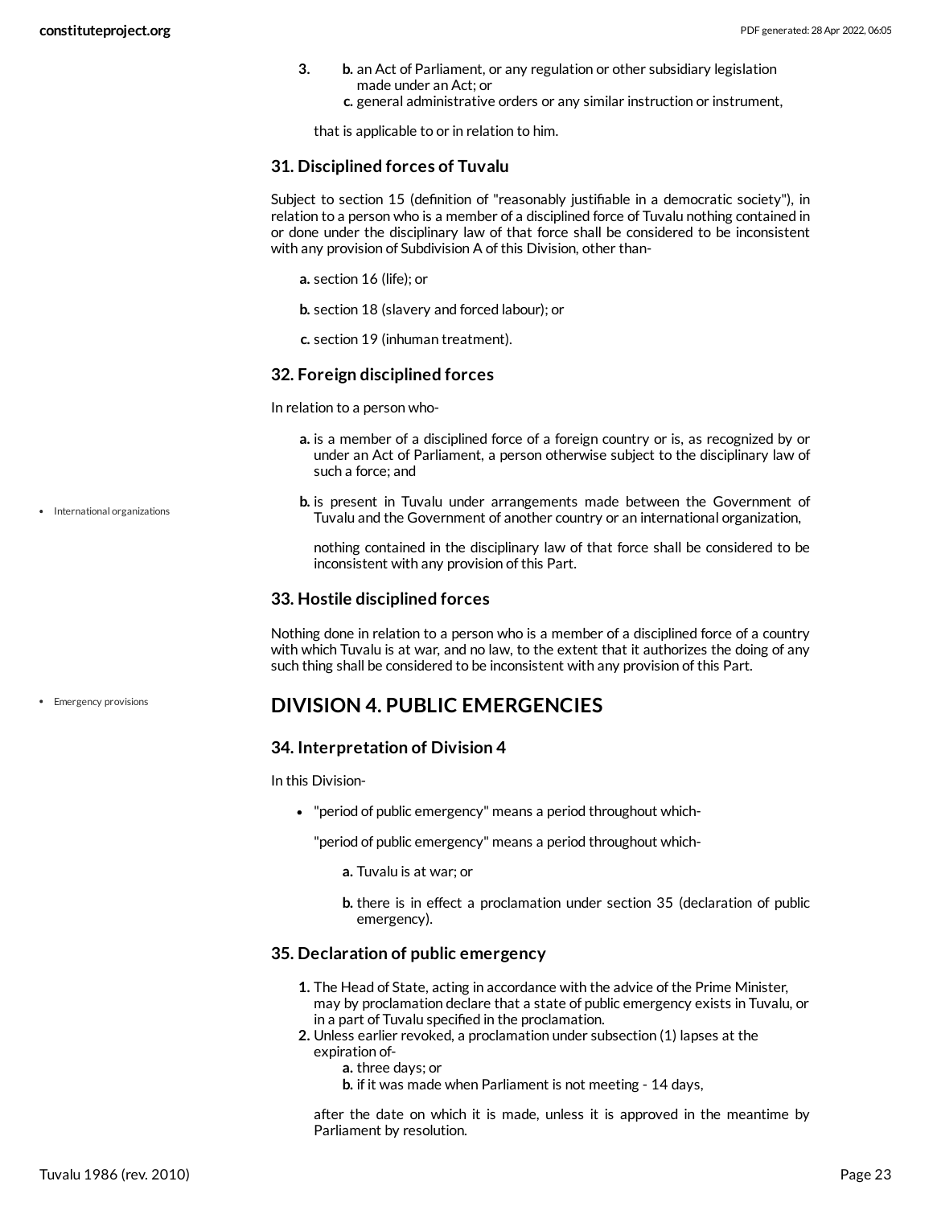3.
   b. an Act of Parliament, or any regulation or other subsidiary legislation made under an Act; or
   c. general administrative orders or any similar instruction or instrument,

   that is applicable to or in relation to him.

### 31. Disciplined forces of Tuvalu

Subject to section 15 (definition of "reasonably justifiable in a democratic society"), in relation to a person who is a member of a disciplined force of Tuvalu nothing contained in or done under the disciplinary law of that force shall be considered to be inconsistent with any provision of Subdivision A of this Division, other than-

- **a.** section 16 (life); or
- **b.** section 18 (slavery and forced labour); or
- **c.** section 19 (inhuman treatment).

### 32. Foreign disciplined forces

In relation to a person who-

- **a.** is a member of a disciplined force of a foreign country or is, as recognized by or under an Act of Parliament, a person otherwise subject to the disciplinary law of such a force; and
- **b.** is present in Tuvalu under arrangements made between the Government of Tuvalu and the Government of another country or an international organization,

  nothing contained in the disciplinary law of that force shall be considered to be inconsistent with any provision of this Part.

### 33. Hostile disciplined forces

Nothing done in relation to a person who is a member of a disciplined force of a country with which Tuvalu is at war, and no law, to the extent that it authorizes the doing of any such thing shall be considered to be inconsistent with any provision of this Part.

## DIVISION 4. PUBLIC EMERGENCIES

### 34. Interpretation of Division 4

In this Division-

- "period of public emergency" means a period throughout which-

  "period of public emergency" means a period throughout which-

  - **a.** Tuvalu is at war; or
  - **b.** there is in effect a proclamation under section 35 (declaration of public emergency).

### 35. Declaration of public emergency

1. The Head of State, acting in accordance with the advice of the Prime Minister, may by proclamation declare that a state of public emergency exists in Tuvalu, or in a part of Tuvalu specified in the proclamation.
2. Unless earlier revoked, a proclamation under subsection (1) lapses at the expiration of-
   - **a.** three days; or
   - **b.** if it was made when Parliament is not meeting - 14 days,

   after the date on which it is made, unless it is approved in the meantime by Parliament by resolution.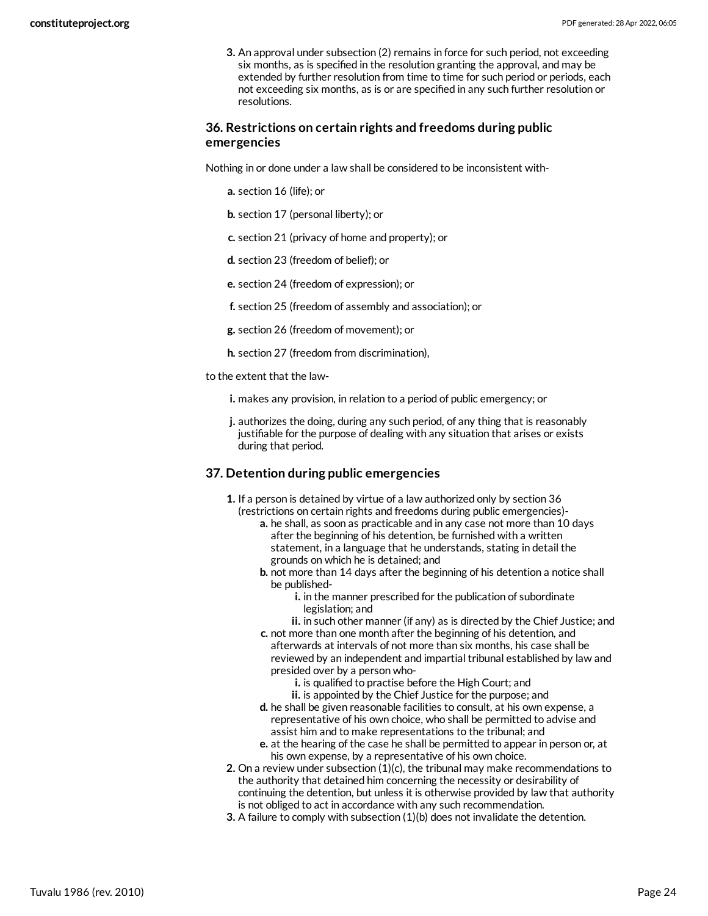3. An approval under subsection (2) remains in force for such period, not exceeding six months, as is specified in the resolution granting the approval, and may be extended by further resolution from time to time for such period or periods, each not exceeding six months, as is or are specified in any such further resolution or resolutions.

### 36. Restrictions on certain rights and freedoms during public emergencies

Nothing in or done under a law shall be considered to be inconsistent with-

- a. section 16 (life); or
- b. section 17 (personal liberty); or
- c. section 21 (privacy of home and property); or
- d. section 23 (freedom of belief); or
- e. section 24 (freedom of expression); or
- f. section 25 (freedom of assembly and association); or
- g. section 26 (freedom of movement); or
- h. section 27 (freedom from discrimination),

to the extent that the law-

- i. makes any provision, in relation to a period of public emergency; or
- j. authorizes the doing, during any such period, of any thing that is reasonably justifiable for the purpose of dealing with any situation that arises or exists during that period.

### 37. Detention during public emergencies

1. If a person is detained by virtue of a law authorized only by section 36 (restrictions on certain rights and freedoms during public emergencies)-
   - a. he shall, as soon as practicable and in any case not more than 10 days after the beginning of his detention, be furnished with a written statement, in a language that he understands, stating in detail the grounds on which he is detained; and
   - b. not more than 14 days after the beginning of his detention a notice shall be published-
     - i. in the manner prescribed for the publication of subordinate legislation; and
     - ii. in such other manner (if any) as is directed by the Chief Justice; and
   - c. not more than one month after the beginning of his detention, and afterwards at intervals of not more than six months, his case shall be reviewed by an independent and impartial tribunal established by law and presided over by a person who-
     - i. is qualified to practise before the High Court; and
     - ii. is appointed by the Chief Justice for the purpose; and
   - d. he shall be given reasonable facilities to consult, at his own expense, a representative of his own choice, who shall be permitted to advise and assist him and to make representations to the tribunal; and
   - e. at the hearing of the case he shall be permitted to appear in person or, at his own expense, by a representative of his own choice.
2. On a review under subsection (1)(c), the tribunal may make recommendations to the authority that detained him concerning the necessity or desirability of continuing the detention, but unless it is otherwise provided by law that authority is not obliged to act in accordance with any such recommendation.
3. A failure to comply with subsection (1)(b) does not invalidate the detention.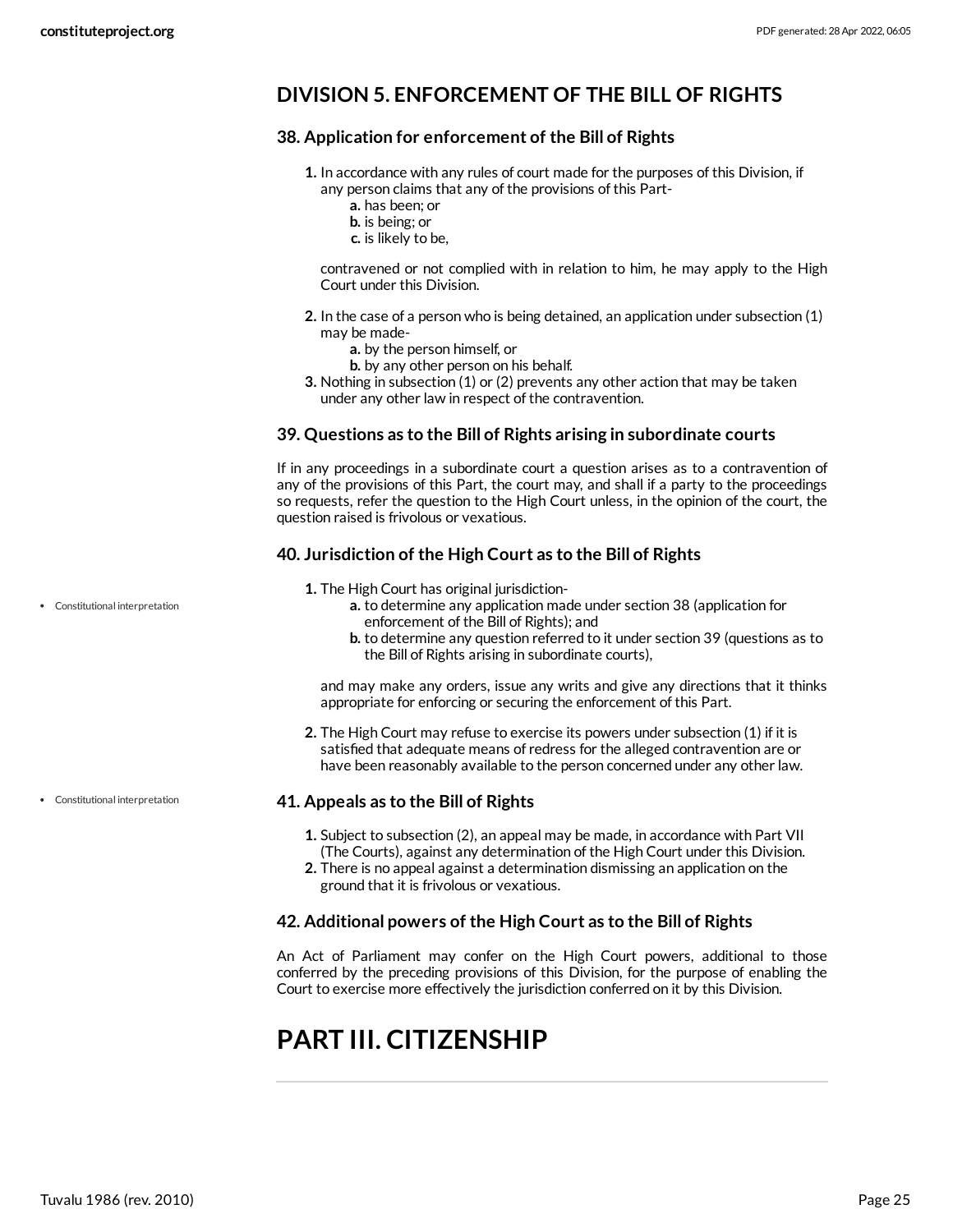## DIVISION 5. ENFORCEMENT OF THE BILL OF RIGHTS

### 38. Application for enforcement of the Bill of Rights

1. In accordance with any rules of court made for the purposes of this Division, if any person claims that any of the provisions of this Part-
   a. has been; or
   b. is being; or
   c. is likely to be,

   contravened or not complied with in relation to him, he may apply to the High Court under this Division.

2. In the case of a person who is being detained, an application under subsection (1) may be made-
   a. by the person himself, or
   b. by any other person on his behalf.
3. Nothing in subsection (1) or (2) prevents any other action that may be taken under any other law in respect of the contravention.

### 39. Questions as to the Bill of Rights arising in subordinate courts

If in any proceedings in a subordinate court a question arises as to a contravention of any of the provisions of this Part, the court may, and shall if a party to the proceedings so requests, refer the question to the High Court unless, in the opinion of the court, the question raised is frivolous or vexatious.

### 40. Jurisdiction of the High Court as to the Bill of Rights

- Constitutional interpretation

1. The High Court has original jurisdiction-
   a. to determine any application made under section 38 (application for enforcement of the Bill of Rights); and
   b. to determine any question referred to it under section 39 (questions as to the Bill of Rights arising in subordinate courts),

   and may make any orders, issue any writs and give any directions that it thinks appropriate for enforcing or securing the enforcement of this Part.

2. The High Court may refuse to exercise its powers under subsection (1) if it is satisfied that adequate means of redress for the alleged contravention are or have been reasonably available to the person concerned under any other law.

- Constitutional interpretation

### 41. Appeals as to the Bill of Rights

1. Subject to subsection (2), an appeal may be made, in accordance with Part VII (The Courts), against any determination of the High Court under this Division.
2. There is no appeal against a determination dismissing an application on the ground that it is frivolous or vexatious.

### 42. Additional powers of the High Court as to the Bill of Rights

An Act of Parliament may confer on the High Court powers, additional to those conferred by the preceding provisions of this Division, for the purpose of enabling the Court to exercise more effectively the jurisdiction conferred on it by this Division.

# PART III. CITIZENSHIP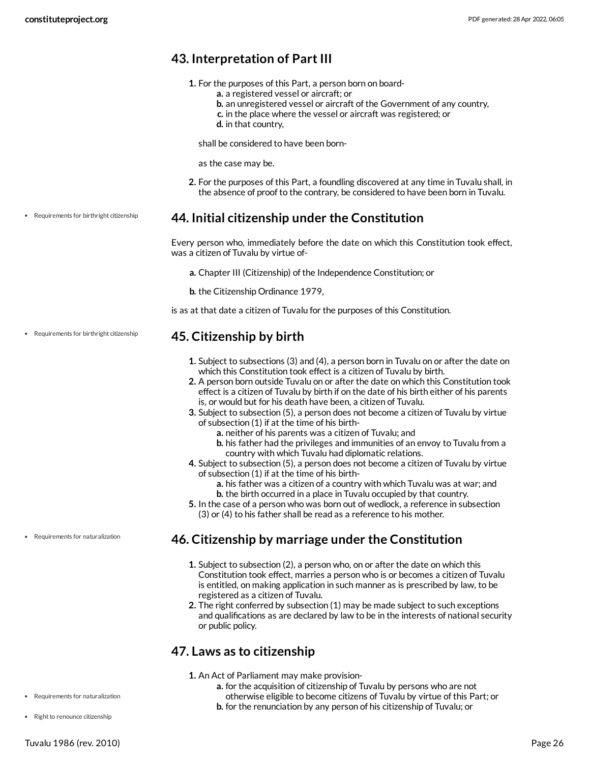## 43. Interpretation of Part III

1. For the purposes of this Part, a person born on board-
    a. a registered vessel or aircraft; or
    b. an unregistered vessel or aircraft of the Government of any country,
    c. in the place where the vessel or aircraft was registered; or
    d. in that country,

    shall be considered to have been born-

    as the case may be.

2. For the purposes of this Part, a foundling discovered at any time in Tuvalu shall, in the absence of proof to the contrary, be considered to have been born in Tuvalu.

- Requirements for birthright citizenship

## 44. Initial citizenship under the Constitution

Every person who, immediately before the date on which this Constitution took effect, was a citizen of Tuvalu by virtue of-

a. Chapter III (Citizenship) of the Independence Constitution; or

b. the Citizenship Ordinance 1979,

is as at that date a citizen of Tuvalu for the purposes of this Constitution.

- Requirements for birthright citizenship

## 45. Citizenship by birth

1. Subject to subsections (3) and (4), a person born in Tuvalu on or after the date on which this Constitution took effect is a citizen of Tuvalu by birth.
2. A person born outside Tuvalu on or after the date on which this Constitution took effect is a citizen of Tuvalu by birth if on the date of his birth either of his parents is, or would but for his death have been, a citizen of Tuvalu.
3. Subject to subsection (5), a person does not become a citizen of Tuvalu by virtue of subsection (1) if at the time of his birth-
    a. neither of his parents was a citizen of Tuvalu; and
    b. his father had the privileges and immunities of an envoy to Tuvalu from a country with which Tuvalu had diplomatic relations.
4. Subject to subsection (5), a person does not become a citizen of Tuvalu by virtue of subsection (1) if at the time of his birth-
    a. his father was a citizen of a country with which Tuvalu was at war; and
    b. the birth occurred in a place in Tuvalu occupied by that country.
5. In the case of a person who was born out of wedlock, a reference in subsection (3) or (4) to his father shall be read as a reference to his mother.

- Requirements for naturalization

## 46. Citizenship by marriage under the Constitution

1. Subject to subsection (2), a person who, on or after the date on which this Constitution took effect, marries a person who is or becomes a citizen of Tuvalu is entitled, on making application in such manner as is prescribed by law, to be registered as a citizen of Tuvalu.
2. The right conferred by subsection (1) may be made subject to such exceptions and qualifications as are declared by law to be in the interests of national security or public policy.

## 47. Laws as to citizenship

- Requirements for naturalization
- Right to renounce citizenship

1. An Act of Parliament may make provision-
    a. for the acquisition of citizenship of Tuvalu by persons who are not otherwise eligible to become citizens of Tuvalu by virtue of this Part; or
    b. for the renunciation by any person of his citizenship of Tuvalu; or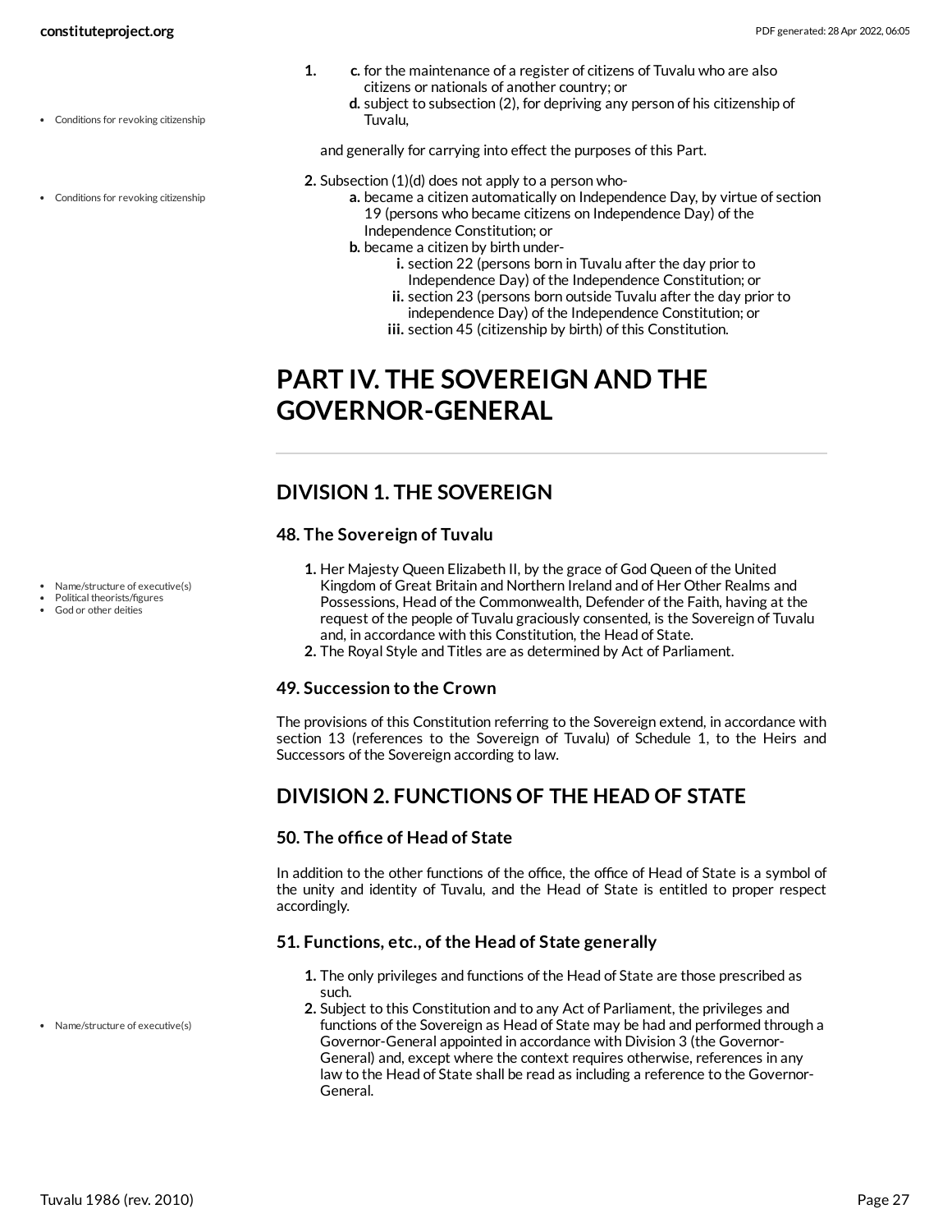1. c. for the maintenance of a register of citizens of Tuvalu who are also citizens or nationals of another country; or
   d. subject to subsection (2), for depriving any person of his citizenship of Tuvalu,

   and generally for carrying into effect the purposes of this Part.

2. Subsection (1)(d) does not apply to a person who-
   a. became a citizen automatically on Independence Day, by virtue of section 19 (persons who became citizens on Independence Day) of the Independence Constitution; or
   b. became a citizen by birth under-
      i. section 22 (persons born in Tuvalu after the day prior to Independence Day) of the Independence Constitution; or
      ii. section 23 (persons born outside Tuvalu after the day prior to independence Day) of the Independence Constitution; or
      iii. section 45 (citizenship by birth) of this Constitution.

# PART IV. THE SOVEREIGN AND THE GOVERNOR-GENERAL

## DIVISION 1. THE SOVEREIGN

### 48. The Sovereign of Tuvalu

1. Her Majesty Queen Elizabeth II, by the grace of God Queen of the United Kingdom of Great Britain and Northern Ireland and of Her Other Realms and Possessions, Head of the Commonwealth, Defender of the Faith, having at the request of the people of Tuvalu graciously consented, is the Sovereign of Tuvalu and, in accordance with this Constitution, the Head of State.
2. The Royal Style and Titles are as determined by Act of Parliament.

### 49. Succession to the Crown

The provisions of this Constitution referring to the Sovereign extend, in accordance with section 13 (references to the Sovereign of Tuvalu) of Schedule 1, to the Heirs and Successors of the Sovereign according to law.

## DIVISION 2. FUNCTIONS OF THE HEAD OF STATE

### 50. The office of Head of State

In addition to the other functions of the office, the office of Head of State is a symbol of the unity and identity of Tuvalu, and the Head of State is entitled to proper respect accordingly.

### 51. Functions, etc., of the Head of State generally

1. The only privileges and functions of the Head of State are those prescribed as such.
2. Subject to this Constitution and to any Act of Parliament, the privileges and functions of the Sovereign as Head of State may be had and performed through a Governor-General appointed in accordance with Division 3 (the Governor-General) and, except where the context requires otherwise, references in any law to the Head of State shall be read as including a reference to the Governor-General.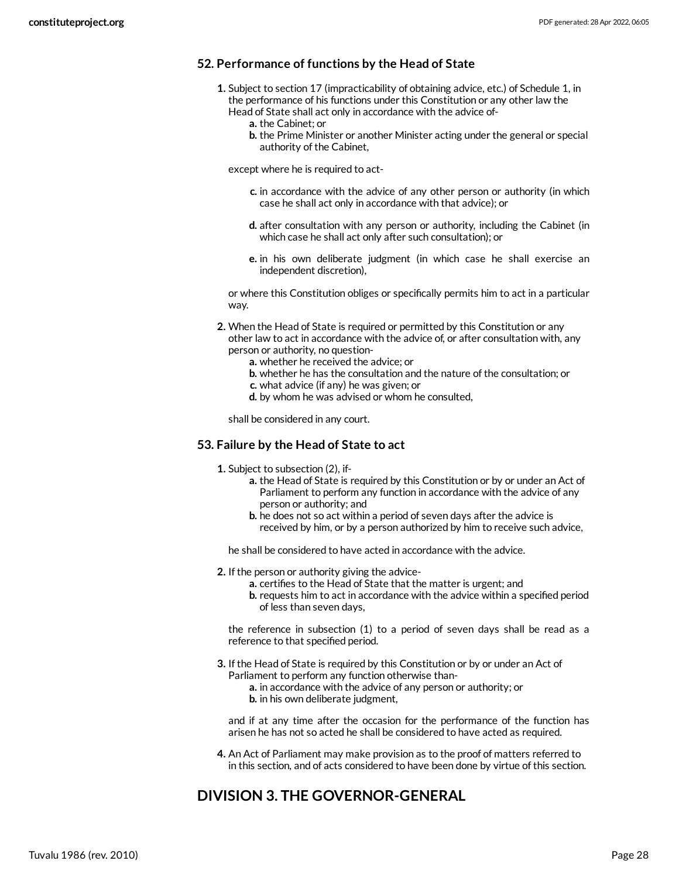### 52. Performance of functions by the Head of State

1. Subject to section 17 (impracticability of obtaining advice, etc.) of Schedule 1, in the performance of his functions under this Constitution or any other law the Head of State shall act only in accordance with the advice of-
   a. the Cabinet; or
   b. the Prime Minister or another Minister acting under the general or special authority of the Cabinet,

   except where he is required to act-

   c. in accordance with the advice of any other person or authority (in which case he shall act only in accordance with that advice); or

   d. after consultation with any person or authority, including the Cabinet (in which case he shall act only after such consultation); or

   e. in his own deliberate judgment (in which case he shall exercise an independent discretion),

   or where this Constitution obliges or specifically permits him to act in a particular way.

2. When the Head of State is required or permitted by this Constitution or any other law to act in accordance with the advice of, or after consultation with, any person or authority, no question-
   a. whether he received the advice; or
   b. whether he has the consultation and the nature of the consultation; or
   c. what advice (if any) he was given; or
   d. by whom he was advised or whom he consulted,

   shall be considered in any court.

### 53. Failure by the Head of State to act

1. Subject to subsection (2), if-
   a. the Head of State is required by this Constitution or by or under an Act of Parliament to perform any function in accordance with the advice of any person or authority; and
   b. he does not so act within a period of seven days after the advice is received by him, or by a person authorized by him to receive such advice,

   he shall be considered to have acted in accordance with the advice.

2. If the person or authority giving the advice-
   a. certifies to the Head of State that the matter is urgent; and
   b. requests him to act in accordance with the advice within a specified period of less than seven days,

   the reference in subsection (1) to a period of seven days shall be read as a reference to that specified period.

3. If the Head of State is required by this Constitution or by or under an Act of Parliament to perform any function otherwise than-
   a. in accordance with the advice of any person or authority; or
   b. in his own deliberate judgment,

   and if at any time after the occasion for the performance of the function has arisen he has not so acted he shall be considered to have acted as required.

4. An Act of Parliament may make provision as to the proof of matters referred to in this section, and of acts considered to have been done by virtue of this section.

## DIVISION 3. THE GOVERNOR-GENERAL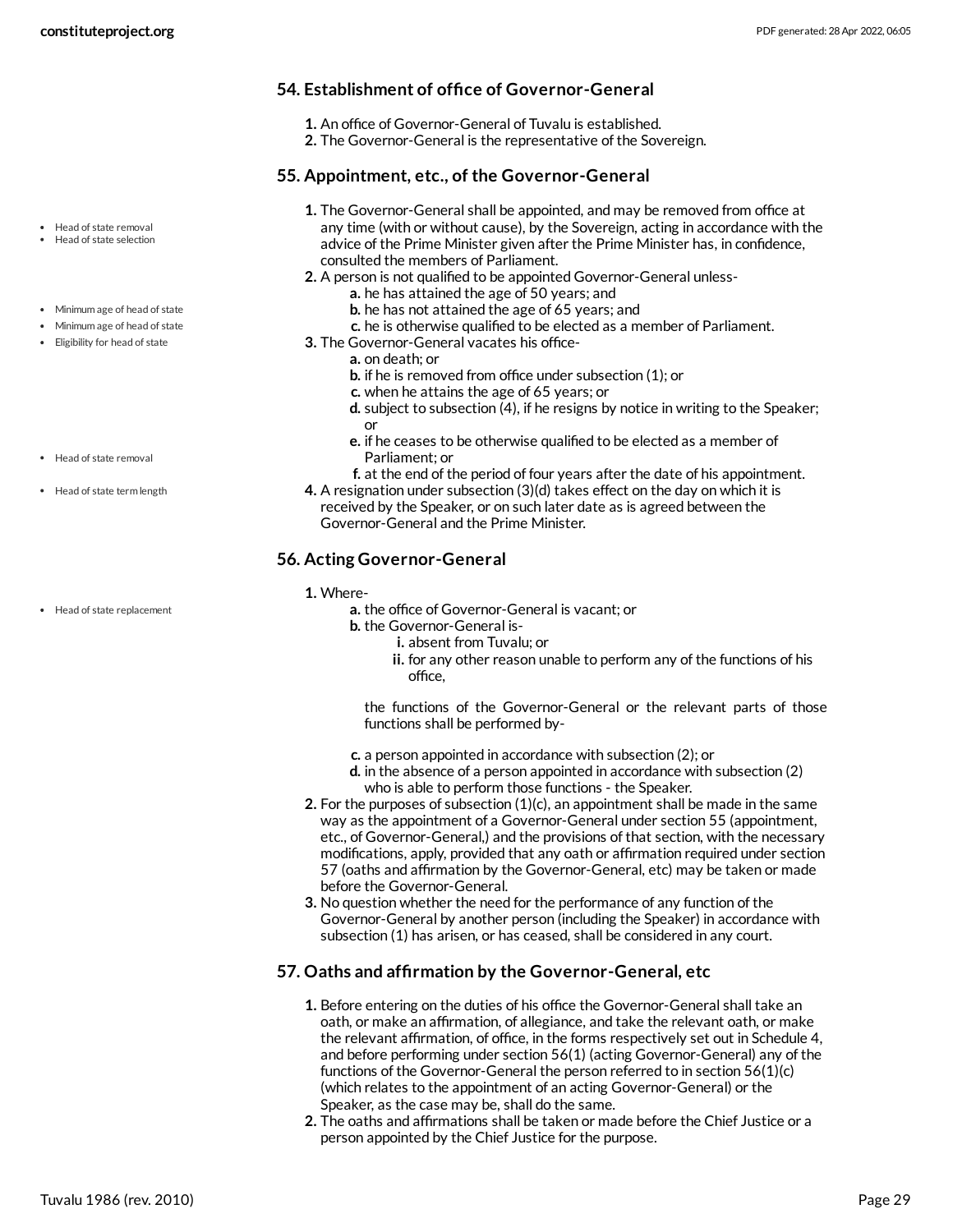## 54. Establishment of office of Governor-General

1. An office of Governor-General of Tuvalu is established.
2. The Governor-General is the representative of the Sovereign.

## 55. Appointment, etc., of the Governor-General

- Head of state removal
- Head of state selection

1. The Governor-General shall be appointed, and may be removed from office at any time (with or without cause), by the Sovereign, acting in accordance with the advice of the Prime Minister given after the Prime Minister has, in confidence, consulted the members of Parliament.
2. A person is not qualified to be appointed Governor-General unless-
   a. he has attained the age of 50 years; and
   b. he has not attained the age of 65 years; and
   c. he is otherwise qualified to be elected as a member of Parliament.

- Minimum age of head of state
- Minimum age of head of state
- Eligibility for head of state

3. The Governor-General vacates his office-
   a. on death; or
   b. if he is removed from office under subsection (1); or
   c. when he attains the age of 65 years; or
   d. subject to subsection (4), if he resigns by notice in writing to the Speaker; or
   e. if he ceases to be otherwise qualified to be elected as a member of Parliament; or
   f. at the end of the period of four years after the date of his appointment.

- Head of state removal
- Head of state term length

4. A resignation under subsection (3)(d) takes effect on the day on which it is received by the Speaker, or on such later date as is agreed between the Governor-General and the Prime Minister.

## 56. Acting Governor-General

- Head of state replacement

1. Where-
   a. the office of Governor-General is vacant; or
   b. the Governor-General is-
      i. absent from Tuvalu; or
      ii. for any other reason unable to perform any of the functions of his office,

   the functions of the Governor-General or the relevant parts of those functions shall be performed by-

   c. a person appointed in accordance with subsection (2); or
   d. in the absence of a person appointed in accordance with subsection (2) who is able to perform those functions - the Speaker.
2. For the purposes of subsection (1)(c), an appointment shall be made in the same way as the appointment of a Governor-General under section 55 (appointment, etc., of Governor-General,) and the provisions of that section, with the necessary modifications, apply, provided that any oath or affirmation required under section 57 (oaths and affirmation by the Governor-General, etc) may be taken or made before the Governor-General.
3. No question whether the need for the performance of any function of the Governor-General by another person (including the Speaker) in accordance with subsection (1) has arisen, or has ceased, shall be considered in any court.

## 57. Oaths and affirmation by the Governor-General, etc

1. Before entering on the duties of his office the Governor-General shall take an oath, or make an affirmation, of allegiance, and take the relevant oath, or make the relevant affirmation, of office, in the forms respectively set out in Schedule 4, and before performing under section 56(1) (acting Governor-General) any of the functions of the Governor-General the person referred to in section 56(1)(c) (which relates to the appointment of an acting Governor-General) or the Speaker, as the case may be, shall do the same.
2. The oaths and affirmations shall be taken or made before the Chief Justice or a person appointed by the Chief Justice for the purpose.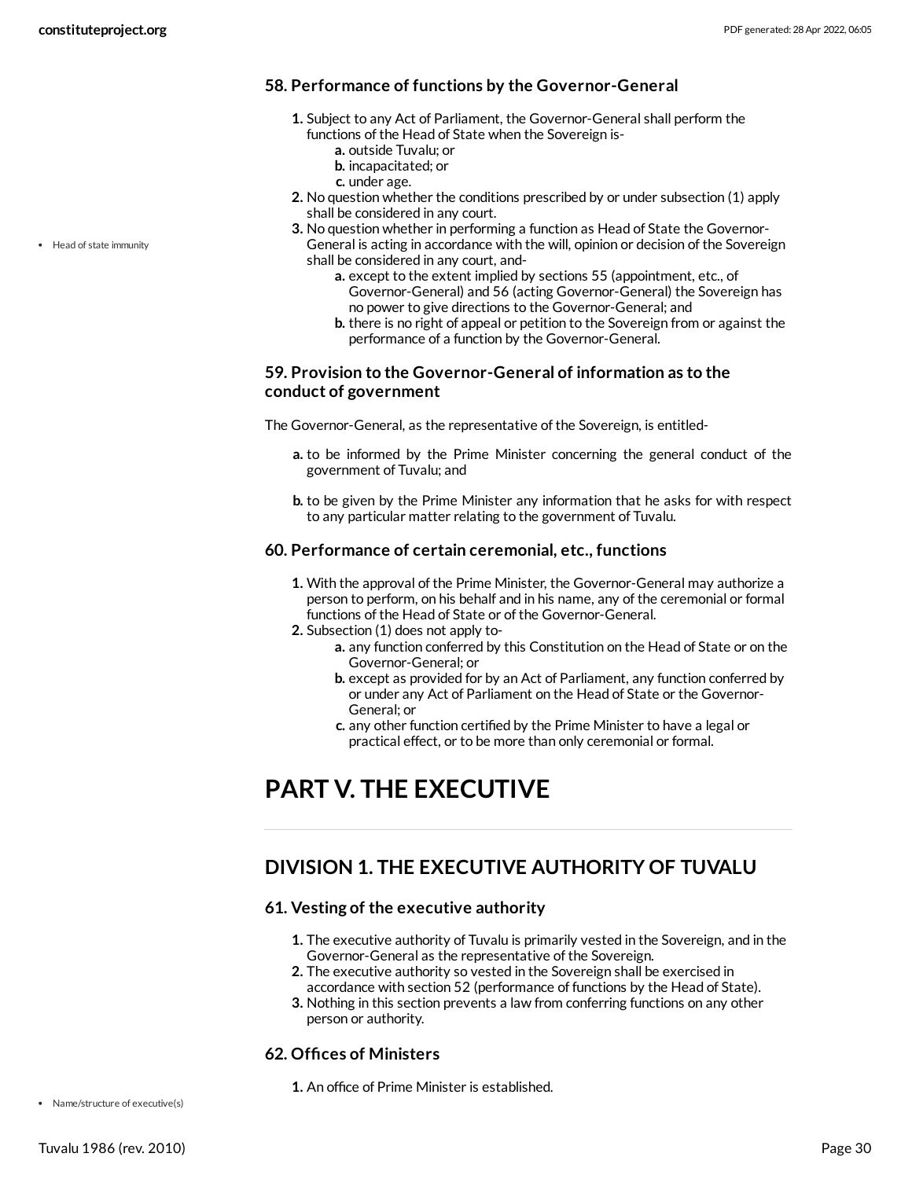### 58. Performance of functions by the Governor-General

1. Subject to any Act of Parliament, the Governor-General shall perform the functions of the Head of State when the Sovereign is-
   a. outside Tuvalu; or
   b. incapacitated; or
   c. under age.
2. No question whether the conditions prescribed by or under subsection (1) apply shall be considered in any court.
3. No question whether in performing a function as Head of State the Governor-General is acting in accordance with the will, opinion or decision of the Sovereign shall be considered in any court, and-
   a. except to the extent implied by sections 55 (appointment, etc., of Governor-General) and 56 (acting Governor-General) the Sovereign has no power to give directions to the Governor-General; and
   b. there is no right of appeal or petition to the Sovereign from or against the performance of a function by the Governor-General.

- Head of state immunity

### 59. Provision to the Governor-General of information as to the conduct of government

The Governor-General, as the representative of the Sovereign, is entitled-

a. to be informed by the Prime Minister concerning the general conduct of the government of Tuvalu; and

b. to be given by the Prime Minister any information that he asks for with respect to any particular matter relating to the government of Tuvalu.

### 60. Performance of certain ceremonial, etc., functions

1. With the approval of the Prime Minister, the Governor-General may authorize a person to perform, on his behalf and in his name, any of the ceremonial or formal functions of the Head of State or of the Governor-General.
2. Subsection (1) does not apply to-
   a. any function conferred by this Constitution on the Head of State or on the Governor-General; or
   b. except as provided for by an Act of Parliament, any function conferred by or under any Act of Parliament on the Head of State or the Governor-General; or
   c. any other function certified by the Prime Minister to have a legal or practical effect, or to be more than only ceremonial or formal.

# PART V. THE EXECUTIVE

## DIVISION 1. THE EXECUTIVE AUTHORITY OF TUVALU

### 61. Vesting of the executive authority

1. The executive authority of Tuvalu is primarily vested in the Sovereign, and in the Governor-General as the representative of the Sovereign.
2. The executive authority so vested in the Sovereign shall be exercised in accordance with section 52 (performance of functions by the Head of State).
3. Nothing in this section prevents a law from conferring functions on any other person or authority.

### 62. Offices of Ministers

1. An office of Prime Minister is established.

- Name/structure of executive(s)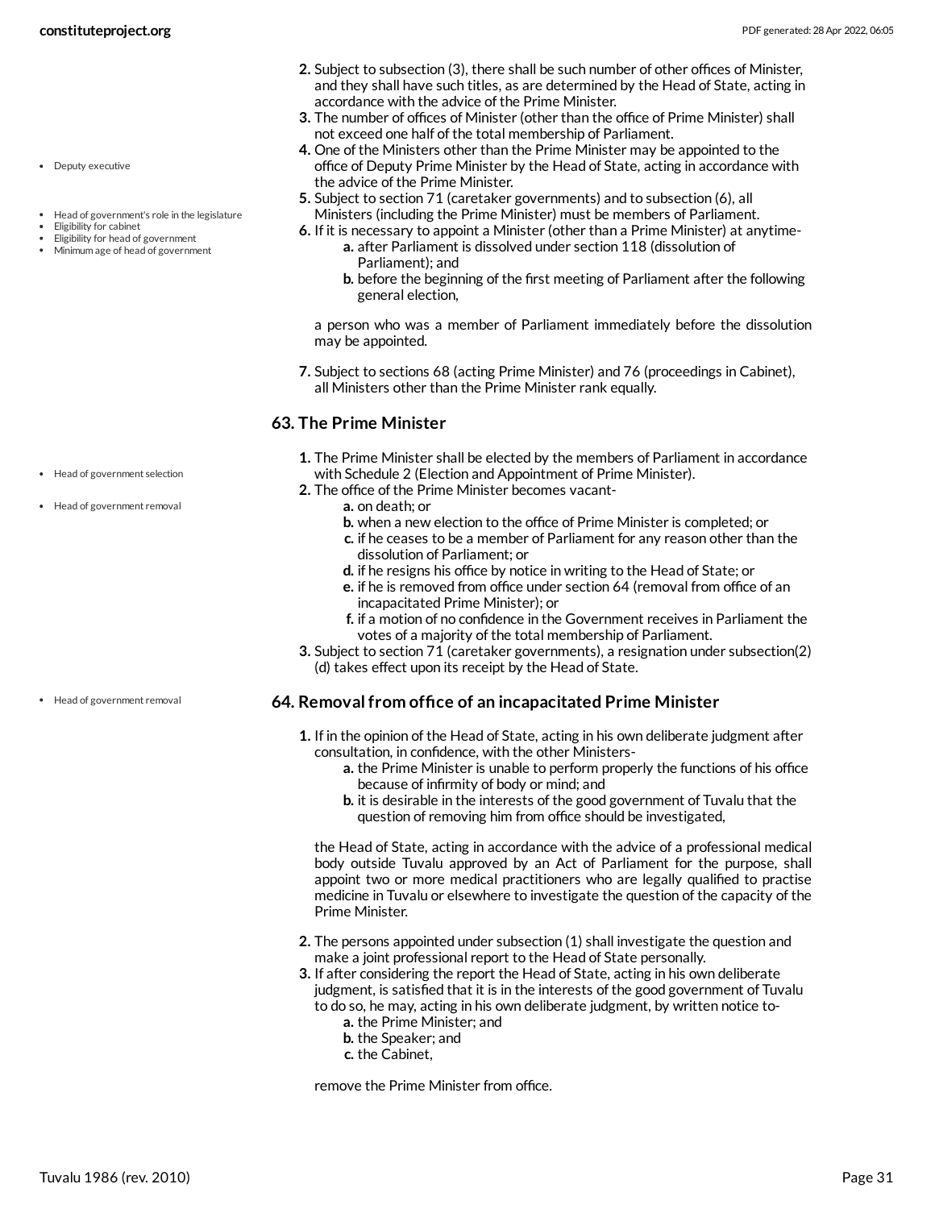2. Subject to subsection (3), there shall be such number of other offices of Minister, and they shall have such titles, as are determined by the Head of State, acting in accordance with the advice of the Prime Minister.
3. The number of offices of Minister (other than the office of Prime Minister) shall not exceed one half of the total membership of Parliament.
4. One of the Ministers other than the Prime Minister may be appointed to the office of Deputy Prime Minister by the Head of State, acting in accordance with the advice of the Prime Minister.
5. Subject to section 71 (caretaker governments) and to subsection (6), all Ministers (including the Prime Minister) must be members of Parliament.
6. If it is necessary to appoint a Minister (other than a Prime Minister) at anytime-
   a. after Parliament is dissolved under section 118 (dissolution of Parliament); and
   b. before the beginning of the first meeting of Parliament after the following general election,

   a person who was a member of Parliament immediately before the dissolution may be appointed.

7. Subject to sections 68 (acting Prime Minister) and 76 (proceedings in Cabinet), all Ministers other than the Prime Minister rank equally.

## 63. The Prime Minister

1. The Prime Minister shall be elected by the members of Parliament in accordance with Schedule 2 (Election and Appointment of Prime Minister).
2. The office of the Prime Minister becomes vacant-
   a. on death; or
   b. when a new election to the office of Prime Minister is completed; or
   c. if he ceases to be a member of Parliament for any reason other than the dissolution of Parliament; or
   d. if he resigns his office by notice in writing to the Head of State; or
   e. if he is removed from office under section 64 (removal from office of an incapacitated Prime Minister); or
   f. if a motion of no confidence in the Government receives in Parliament the votes of a majority of the total membership of Parliament.
3. Subject to section 71 (caretaker governments), a resignation under subsection(2)(d) takes effect upon its receipt by the Head of State.

## 64. Removal from office of an incapacitated Prime Minister

1. If in the opinion of the Head of State, acting in his own deliberate judgment after consultation, in confidence, with the other Ministers-
   a. the Prime Minister is unable to perform properly the functions of his office because of infirmity of body or mind; and
   b. it is desirable in the interests of the good government of Tuvalu that the question of removing him from office should be investigated,

   the Head of State, acting in accordance with the advice of a professional medical body outside Tuvalu approved by an Act of Parliament for the purpose, shall appoint two or more medical practitioners who are legally qualified to practise medicine in Tuvalu or elsewhere to investigate the question of the capacity of the Prime Minister.

2. The persons appointed under subsection (1) shall investigate the question and make a joint professional report to the Head of State personally.
3. If after considering the report the Head of State, acting in his own deliberate judgment, is satisfied that it is in the interests of the good government of Tuvalu to do so, he may, acting in his own deliberate judgment, by written notice to-
   a. the Prime Minister; and
   b. the Speaker; and
   c. the Cabinet,

   remove the Prime Minister from office.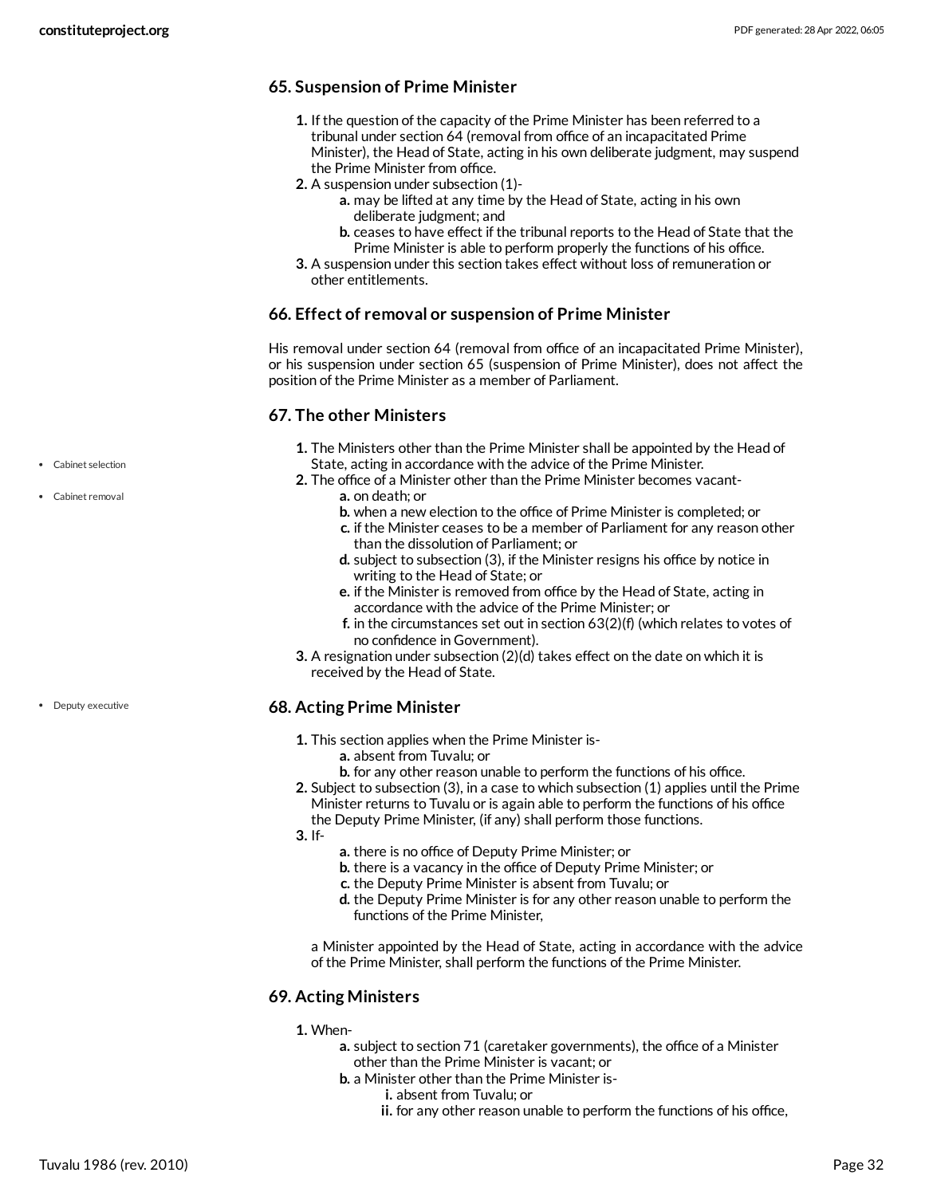## 65. Suspension of Prime Minister

1. If the question of the capacity of the Prime Minister has been referred to a tribunal under section 64 (removal from office of an incapacitated Prime Minister), the Head of State, acting in his own deliberate judgment, may suspend the Prime Minister from office.
2. A suspension under subsection (1)-
   a. may be lifted at any time by the Head of State, acting in his own deliberate judgment; and
   b. ceases to have effect if the tribunal reports to the Head of State that the Prime Minister is able to perform properly the functions of his office.
3. A suspension under this section takes effect without loss of remuneration or other entitlements.

## 66. Effect of removal or suspension of Prime Minister

His removal under section 64 (removal from office of an incapacitated Prime Minister), or his suspension under section 65 (suspension of Prime Minister), does not affect the position of the Prime Minister as a member of Parliament.

## 67. The other Ministers

- Cabinet selection
- Cabinet removal

1. The Ministers other than the Prime Minister shall be appointed by the Head of State, acting in accordance with the advice of the Prime Minister.
2. The office of a Minister other than the Prime Minister becomes vacant-
   a. on death; or
   b. when a new election to the office of Prime Minister is completed; or
   c. if the Minister ceases to be a member of Parliament for any reason other than the dissolution of Parliament; or
   d. subject to subsection (3), if the Minister resigns his office by notice in writing to the Head of State; or
   e. if the Minister is removed from office by the Head of State, acting in accordance with the advice of the Prime Minister; or
   f. in the circumstances set out in section 63(2)(f) (which relates to votes of no confidence in Government).
3. A resignation under subsection (2)(d) takes effect on the date on which it is received by the Head of State.

## 68. Acting Prime Minister

- Deputy executive

1. This section applies when the Prime Minister is-
   a. absent from Tuvalu; or
   b. for any other reason unable to perform the functions of his office.
2. Subject to subsection (3), in a case to which subsection (1) applies until the Prime Minister returns to Tuvalu or is again able to perform the functions of his office the Deputy Prime Minister, (if any) shall perform those functions.
3. If-
   a. there is no office of Deputy Prime Minister; or
   b. there is a vacancy in the office of Deputy Prime Minister; or
   c. the Deputy Prime Minister is absent from Tuvalu; or
   d. the Deputy Prime Minister is for any other reason unable to perform the functions of the Prime Minister,

   a Minister appointed by the Head of State, acting in accordance with the advice of the Prime Minister, shall perform the functions of the Prime Minister.

## 69. Acting Ministers

1. When-
   a. subject to section 71 (caretaker governments), the office of a Minister other than the Prime Minister is vacant; or
   b. a Minister other than the Prime Minister is-
      i. absent from Tuvalu; or
      ii. for any other reason unable to perform the functions of his office,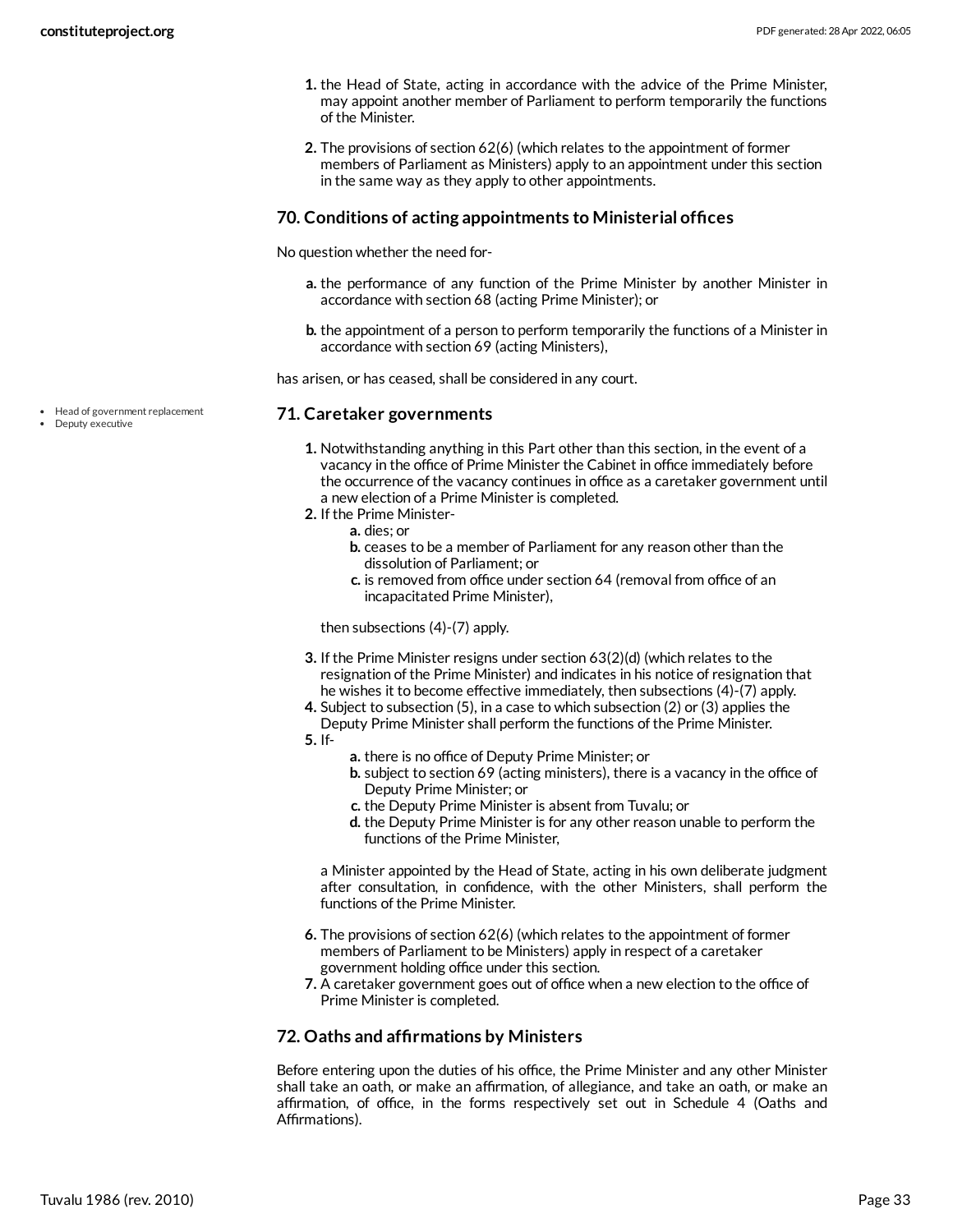1. the Head of State, acting in accordance with the advice of the Prime Minister, may appoint another member of Parliament to perform temporarily the functions of the Minister.
2. The provisions of section 62(6) (which relates to the appointment of former members of Parliament as Ministers) apply to an appointment under this section in the same way as they apply to other appointments.

### 70. Conditions of acting appointments to Ministerial offices

No question whether the need for-

a. the performance of any function of the Prime Minister by another Minister in accordance with section 68 (acting Prime Minister); or

b. the appointment of a person to perform temporarily the functions of a Minister in accordance with section 69 (acting Ministers),

has arisen, or has ceased, shall be considered in any court.

- Head of government replacement
- Deputy executive

### 71. Caretaker governments

1. Notwithstanding anything in this Part other than this section, in the event of a vacancy in the office of Prime Minister the Cabinet in office immediately before the occurrence of the vacancy continues in office as a caretaker government until a new election of a Prime Minister is completed.
2. If the Prime Minister-
   a. dies; or
   b. ceases to be a member of Parliament for any reason other than the dissolution of Parliament; or
   c. is removed from office under section 64 (removal from office of an incapacitated Prime Minister),

   then subsections (4)-(7) apply.
3. If the Prime Minister resigns under section 63(2)(d) (which relates to the resignation of the Prime Minister) and indicates in his notice of resignation that he wishes it to become effective immediately, then subsections (4)-(7) apply.
4. Subject to subsection (5), in a case to which subsection (2) or (3) applies the Deputy Prime Minister shall perform the functions of the Prime Minister.
5. If-
   a. there is no office of Deputy Prime Minister; or
   b. subject to section 69 (acting ministers), there is a vacancy in the office of Deputy Prime Minister; or
   c. the Deputy Prime Minister is absent from Tuvalu; or
   d. the Deputy Prime Minister is for any other reason unable to perform the functions of the Prime Minister,

   a Minister appointed by the Head of State, acting in his own deliberate judgment after consultation, in confidence, with the other Ministers, shall perform the functions of the Prime Minister.
6. The provisions of section 62(6) (which relates to the appointment of former members of Parliament to be Ministers) apply in respect of a caretaker government holding office under this section.
7. A caretaker government goes out of office when a new election to the office of Prime Minister is completed.

### 72. Oaths and affirmations by Ministers

Before entering upon the duties of his office, the Prime Minister and any other Minister shall take an oath, or make an affirmation, of allegiance, and take an oath, or make an affirmation, of office, in the forms respectively set out in Schedule 4 (Oaths and Affirmations).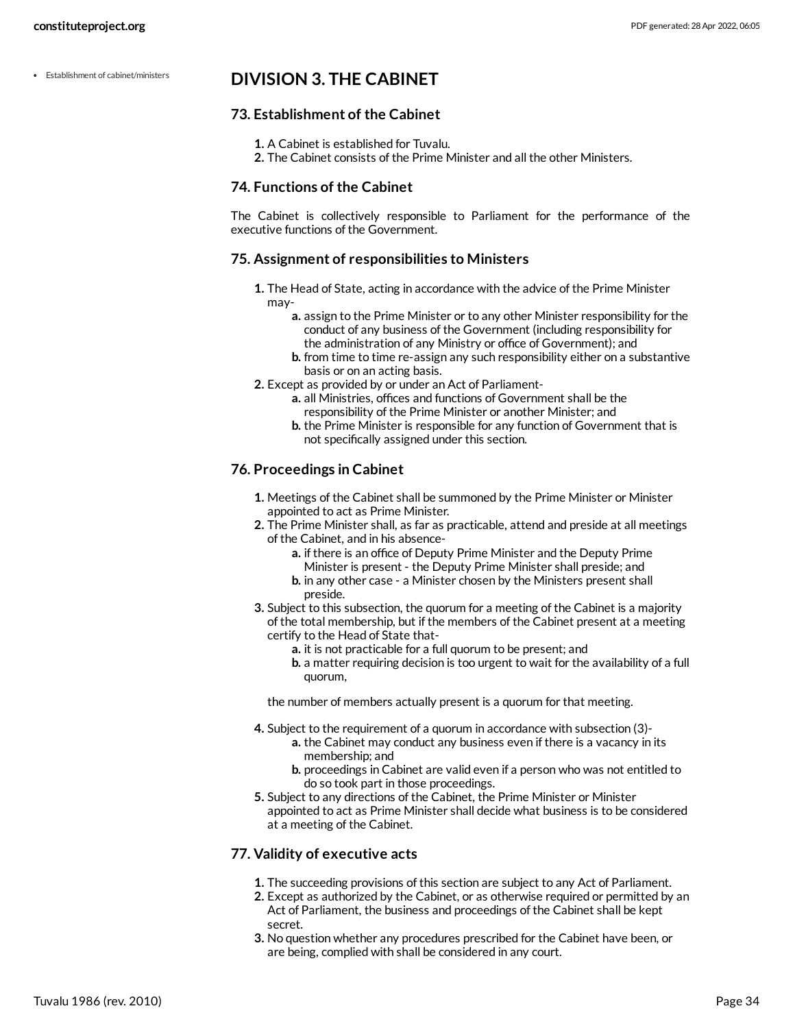- Establishment of cabinet/ministers

## DIVISION 3. THE CABINET

### 73. Establishment of the Cabinet

1. A Cabinet is established for Tuvalu.
2. The Cabinet consists of the Prime Minister and all the other Ministers.

### 74. Functions of the Cabinet

The Cabinet is collectively responsible to Parliament for the performance of the executive functions of the Government.

### 75. Assignment of responsibilities to Ministers

1. The Head of State, acting in accordance with the advice of the Prime Minister may-
    a. assign to the Prime Minister or to any other Minister responsibility for the conduct of any business of the Government (including responsibility for the administration of any Ministry or office of Government); and
    b. from time to time re-assign any such responsibility either on a substantive basis or on an acting basis.
2. Except as provided by or under an Act of Parliament-
    a. all Ministries, offices and functions of Government shall be the responsibility of the Prime Minister or another Minister; and
    b. the Prime Minister is responsible for any function of Government that is not specifically assigned under this section.

### 76. Proceedings in Cabinet

1. Meetings of the Cabinet shall be summoned by the Prime Minister or Minister appointed to act as Prime Minister.
2. The Prime Minister shall, as far as practicable, attend and preside at all meetings of the Cabinet, and in his absence-
    a. if there is an office of Deputy Prime Minister and the Deputy Prime Minister is present - the Deputy Prime Minister shall preside; and
    b. in any other case - a Minister chosen by the Ministers present shall preside.
3. Subject to this subsection, the quorum for a meeting of the Cabinet is a majority of the total membership, but if the members of the Cabinet present at a meeting certify to the Head of State that-
    a. it is not practicable for a full quorum to be present; and
    b. a matter requiring decision is too urgent to wait for the availability of a full quorum,

    the number of members actually present is a quorum for that meeting.
4. Subject to the requirement of a quorum in accordance with subsection (3)-
    a. the Cabinet may conduct any business even if there is a vacancy in its membership; and
    b. proceedings in Cabinet are valid even if a person who was not entitled to do so took part in those proceedings.
5. Subject to any directions of the Cabinet, the Prime Minister or Minister appointed to act as Prime Minister shall decide what business is to be considered at a meeting of the Cabinet.

### 77. Validity of executive acts

1. The succeeding provisions of this section are subject to any Act of Parliament.
2. Except as authorized by the Cabinet, or as otherwise required or permitted by an Act of Parliament, the business and proceedings of the Cabinet shall be kept secret.
3. No question whether any procedures prescribed for the Cabinet have been, or are being, complied with shall be considered in any court.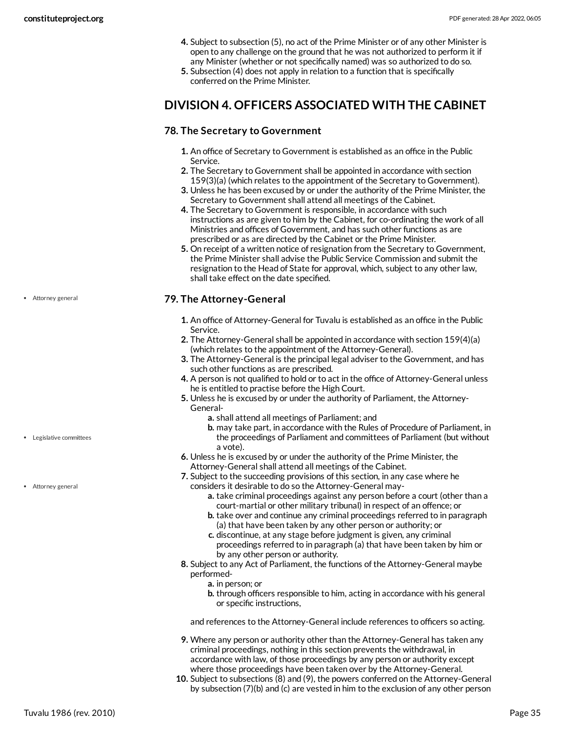4. Subject to subsection (5), no act of the Prime Minister or of any other Minister is open to any challenge on the ground that he was not authorized to perform it if any Minister (whether or not specifically named) was so authorized to do so.
5. Subsection (4) does not apply in relation to a function that is specifically conferred on the Prime Minister.

## DIVISION 4. OFFICERS ASSOCIATED WITH THE CABINET

### 78. The Secretary to Government

1. An office of Secretary to Government is established as an office in the Public Service.
2. The Secretary to Government shall be appointed in accordance with section 159(3)(a) (which relates to the appointment of the Secretary to Government).
3. Unless he has been excused by or under the authority of the Prime Minister, the Secretary to Government shall attend all meetings of the Cabinet.
4. The Secretary to Government is responsible, in accordance with such instructions as are given to him by the Cabinet, for co-ordinating the work of all Ministries and offices of Government, and has such other functions as are prescribed or as are directed by the Cabinet or the Prime Minister.
5. On receipt of a written notice of resignation from the Secretary to Government, the Prime Minister shall advise the Public Service Commission and submit the resignation to the Head of State for approval, which, subject to any other law, shall take effect on the date specified.

### 79. The Attorney-General

- Attorney general

1. An office of Attorney-General for Tuvalu is established as an office in the Public Service.
2. The Attorney-General shall be appointed in accordance with section 159(4)(a) (which relates to the appointment of the Attorney-General).
3. The Attorney-General is the principal legal adviser to the Government, and has such other functions as are prescribed.
4. A person is not qualified to hold or to act in the office of Attorney-General unless he is entitled to practise before the High Court.
5. Unless he is excused by or under the authority of Parliament, the Attorney-General-
    a. shall attend all meetings of Parliament; and
    b. may take part, in accordance with the Rules of Procedure of Parliament, in the proceedings of Parliament and committees of Parliament (but without a vote).

- Legislative committees

6. Unless he is excused by or under the authority from the Prime Minister, the Attorney-General shall attend all meetings of the Cabinet.
7. Subject to the succeeding provisions of this section, in any case where he considers it desirable to do so the Attorney-General may-
    a. take criminal proceedings against any person before a court (other than a court-martial or other military tribunal) in respect of an offence; or
    b. take over and continue any criminal proceedings referred to in paragraph (a) that have been taken by any other person or authority; or
    c. discontinue, at any stage before judgment is given, any criminal proceedings referred to in paragraph (a) that have been taken by him or by any other person or authority.

- Attorney general

8. Subject to any Act of Parliament, the functions of the Attorney-General maybe performed-
    a. in person; or
    b. through officers responsible to him, acting in accordance with his general or specific instructions,

   and references to the Attorney-General include references to officers so acting.
9. Where any person or authority other than the Attorney-General has taken any criminal proceedings, nothing in this section prevents the withdrawal, in accordance with law, of those proceedings by any person or authority except where those proceedings have been taken over by the Attorney-General.
10. Subject to subsections (8) and (9), the powers conferred on the Attorney-General by subsection (7)(b) and (c) are vested in him to the exclusion of any other person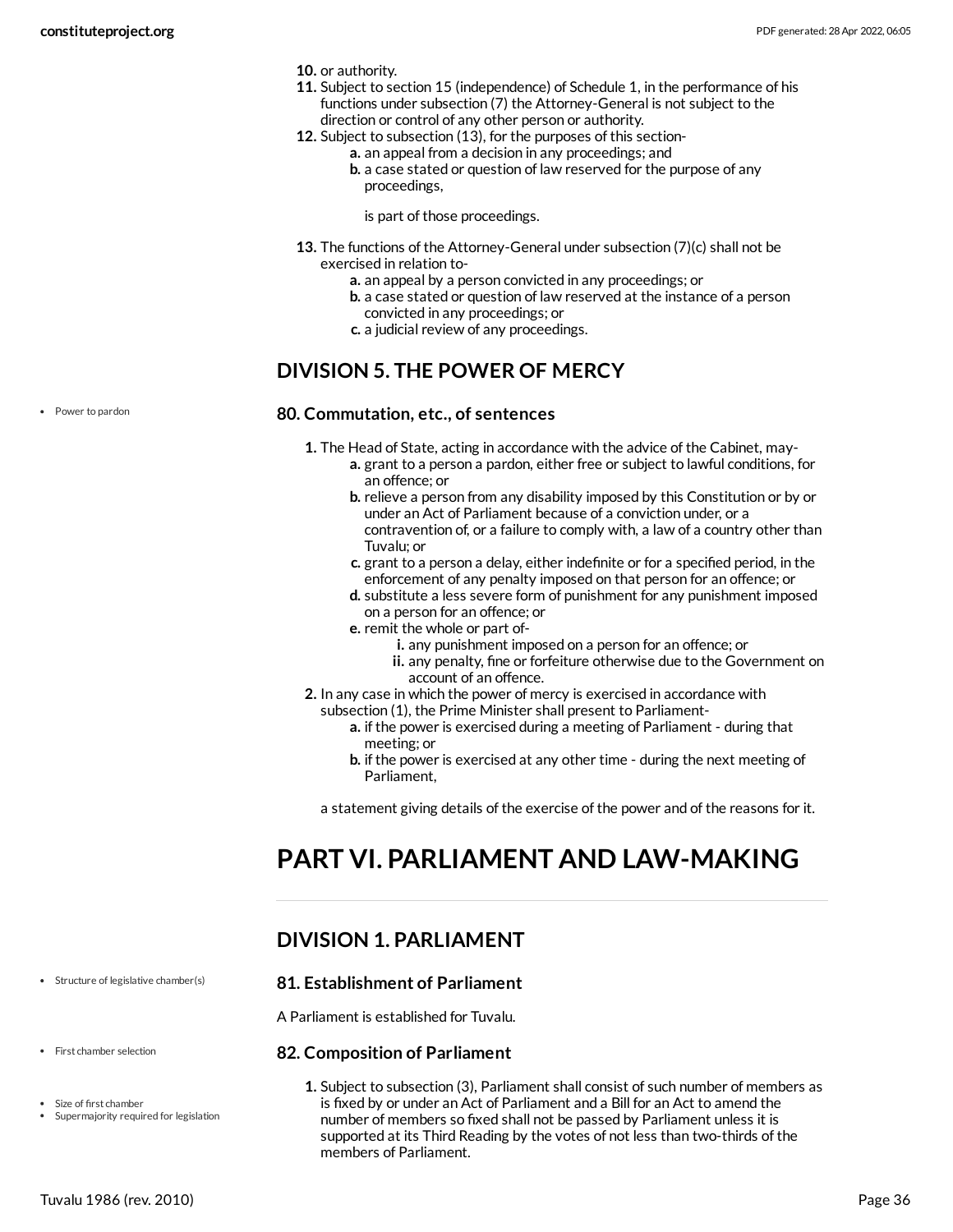10. or authority.
11. Subject to section 15 (independence) of Schedule 1, in the performance of his functions under subsection (7) the Attorney-General is not subject to the direction or control of any other person or authority.
12. Subject to subsection (13), for the purposes of this section-
    a. an appeal from a decision in any proceedings; and
    b. a case stated or question of law reserved for the purpose of any proceedings,

    is part of those proceedings.
13. The functions of the Attorney-General under subsection (7)(c) shall not be exercised in relation to-
    a. an appeal by a person convicted in any proceedings; or
    b. a case stated or question of law reserved at the instance of a person convicted in any proceedings; or
    c. a judicial review of any proceedings.

## DIVISION 5. THE POWER OF MERCY

- Power to pardon

### 80. Commutation, etc., of sentences

1. The Head of State, acting in accordance with the advice of the Cabinet, may-
    a. grant to a person a pardon, either free or subject to lawful conditions, for an offence; or
    b. relieve a person from any disability imposed by this Constitution or by or under an Act of Parliament because of a conviction under, or a contravention of, or a failure to comply with, a law of a country other than Tuvalu; or
    c. grant to a person a delay, either indefinite or for a specified period, in the enforcement of any penalty imposed on that person for an offence; or
    d. substitute a less severe form of punishment for any punishment imposed on a person for an offence; or
    e. remit the whole or part of-
        i. any punishment imposed on a person for an offence; or
        ii. any penalty, fine or forfeiture otherwise due to the Government on account of an offence.
2. In any case in which the power of mercy is exercised in accordance with subsection (1), the Prime Minister shall present to Parliament-
    a. if the power is exercised during a meeting of Parliament - during that meeting; or
    b. if the power is exercised at any other time - during the next meeting of Parliament,

    a statement giving details of the exercise of the power and of the reasons for it.

# PART VI. PARLIAMENT AND LAW-MAKING

## DIVISION 1. PARLIAMENT

- Structure of legislative chamber(s)

### 81. Establishment of Parliament

A Parliament is established for Tuvalu.

- First chamber selection

### 82. Composition of Parliament

- Size of first chamber
- Supermajority required for legislation

1. Subject to subsection (3), Parliament shall consist of such number of members as is fixed by or under an Act of Parliament and a Bill for an Act to amend the number of members so fixed shall not be passed by Parliament unless it is supported at its Third Reading by the votes of not less than two-thirds of the members of Parliament.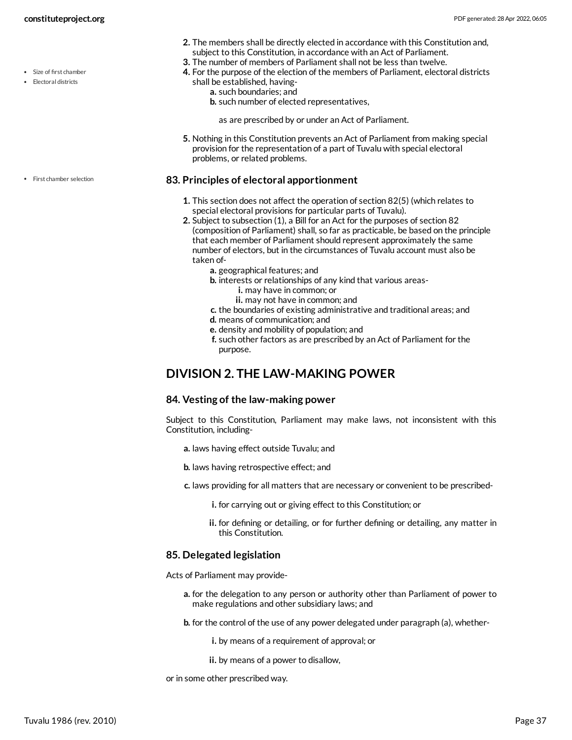2. The members shall be directly elected in accordance with this Constitution and, subject to this Constitution, in accordance with an Act of Parliament.
3. The number of members of Parliament shall not be less than twelve.
4. For the purpose of the election of the members of Parliament, electoral districts shall be established, having-
   a. such boundaries; and
   b. such number of elected representatives,

   as are prescribed by or under an Act of Parliament.
5. Nothing in this Constitution prevents an Act of Parliament from making special provision for the representation of a part of Tuvalu with special electoral problems, or related problems.

### 83. Principles of electoral apportionment

1. This section does not affect the operation of section 82(5) (which relates to special electoral provisions for particular parts of Tuvalu).
2. Subject to subsection (1), a Bill for an Act for the purposes of section 82 (composition of Parliament) shall, so far as practicable, be based on the principle that each member of Parliament should represent approximately the same number of electors, but in the circumstances of Tuvalu account must also be taken of-
   a. geographical features; and
   b. interests or relationships of any kind that various areas-
      i. may have in common; or
      ii. may not have in common; and
   c. the boundaries of existing administrative and traditional areas; and
   d. means of communication; and
   e. density and mobility of population; and
   f. such other factors as are prescribed by an Act of Parliament for the purpose.

## DIVISION 2. THE LAW-MAKING POWER

### 84. Vesting of the law-making power

Subject to this Constitution, Parliament may make laws, not inconsistent with this Constitution, including-

a. laws having effect outside Tuvalu; and

b. laws having retrospective effect; and

c. laws providing for all matters that are necessary or convenient to be prescribed-

   i. for carrying out or giving effect to this Constitution; or

   ii. for defining or detailing, or for further defining or detailing, any matter in this Constitution.

### 85. Delegated legislation

Acts of Parliament may provide-

a. for the delegation to any person or authority other than Parliament of power to make regulations and other subsidiary laws; and

b. for the control of the use of any power delegated under paragraph (a), whether-

   i. by means of a requirement of approval; or

   ii. by means of a power to disallow,

or in some other prescribed way.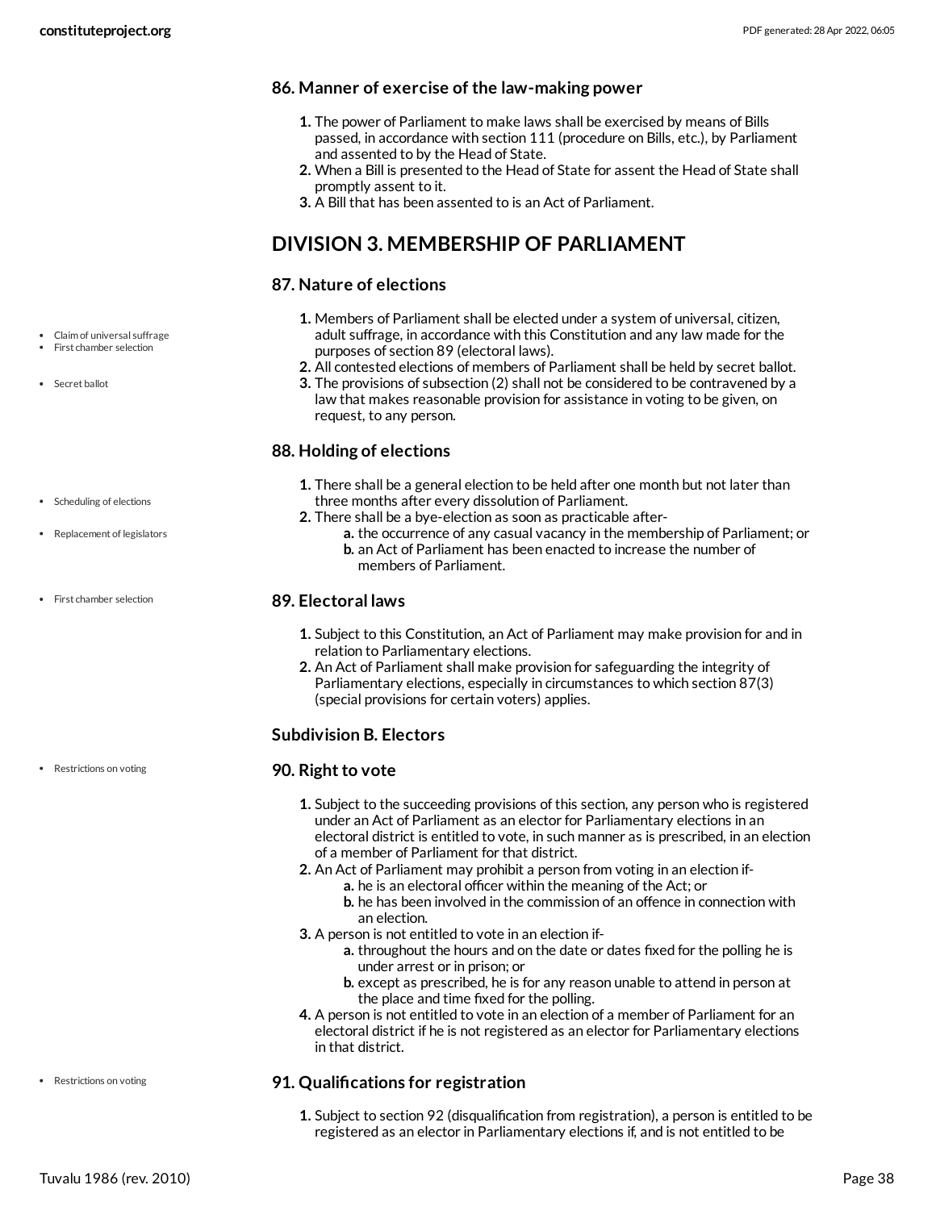### 86. Manner of exercise of the law-making power

1. The power of Parliament to make laws shall be exercised by means of Bills passed, in accordance with section 111 (procedure on Bills, etc.), by Parliament and assented to by the Head of State.
2. When a Bill is presented to the Head of State for assent the Head of State shall promptly assent to it.
3. A Bill that has been assented to is an Act of Parliament.

## DIVISION 3. MEMBERSHIP OF PARLIAMENT

### 87. Nature of elections

- Claim of universal suffrage
- First chamber selection

1. Members of Parliament shall be elected under a system of universal, citizen, adult suffrage, in accordance with this Constitution and any law made for the purposes of section 89 (electoral laws).
2. All contested elections of members of Parliament shall be held by secret ballot.
3. The provisions of subsection (2) shall not be considered to be contravened by a law that makes reasonable provision for assistance in voting to be given, on request, to any person.

- Secret ballot

### 88. Holding of elections

- Scheduling of elections

1. There shall be a general election to be held after one month but not later than three months after every dissolution of Parliament.
2. There shall be a bye-election as soon as practicable after-
   a. the occurrence of any casual vacancy in the membership of Parliament; or
   b. an Act of Parliament has been enacted to increase the number of members of Parliament.

- Replacement of legislators

### 89. Electoral laws

- First chamber selection

1. Subject to this Constitution, an Act of Parliament may make provision for and in relation to Parliamentary elections.
2. An Act of Parliament shall make provision for safeguarding the integrity of Parliamentary elections, especially in circumstances to which section 87(3) (special provisions for certain voters) applies.

### Subdivision B. Electors

### 90. Right to vote

- Restrictions on voting

1. Subject to the succeeding provisions of this section, any person who is registered under an Act of Parliament as an elector for Parliamentary elections in an electoral district is entitled to vote, in such manner as is prescribed, in an election of a member of Parliament for that district.
2. An Act of Parliament may prohibit a person from voting in an election if-
   a. he is an electoral officer within the meaning of the Act; or
   b. he has been involved in the commission of an offence in connection with an election.
3. A person is not entitled to vote in an election if-
   a. throughout the hours and on the date or dates fixed for the polling he is under arrest or in prison; or
   b. except as prescribed, he is for any reason unable to attend in person at the place and time fixed for the polling.
4. A person is not entitled to vote in an election of a member of Parliament for an electoral district if he is not registered as an elector for Parliamentary elections in that district.

### 91. Qualifications for registration

- Restrictions on voting

1. Subject to section 92 (disqualification from registration), a person is entitled to be registered as an elector in Parliamentary elections if, and is not entitled to be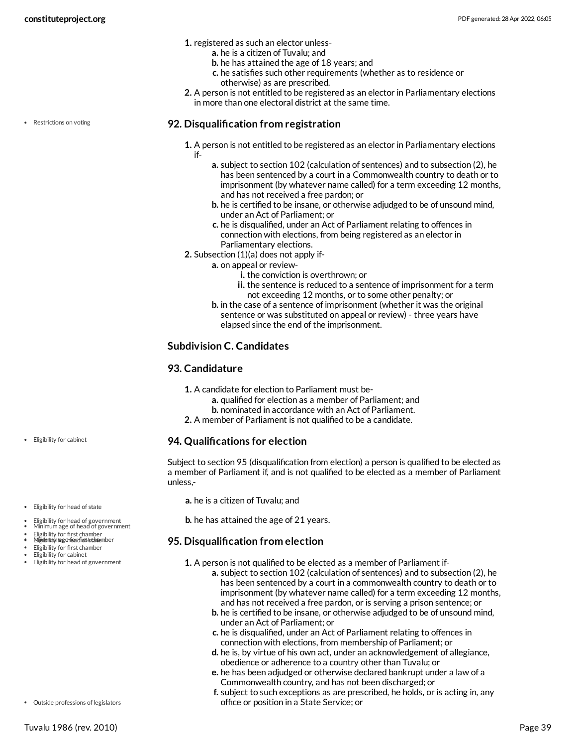1. registered as such an elector unless-
    a. he is a citizen of Tuvalu; and
    b. he has attained the age of 18 years; and
    c. he satisfies such other requirements (whether as to residence or otherwise) as are prescribed.
2. A person is not entitled to be registered as an elector in Parliamentary elections in more than one electoral district at the same time.

### 92. Disqualification from registration

1. A person is not entitled to be registered as an elector in Parliamentary elections if-
    a. subject to section 102 (calculation of sentences) and to subsection (2), he has been sentenced by a court in a Commonwealth country to death or to imprisonment (by whatever name called) for a term exceeding 12 months, and has not received a free pardon; or
    b. he is certified to be insane, or otherwise adjudged to be of unsound mind, under an Act of Parliament; or
    c. he is disqualified, under an Act of Parliament relating to offences in connection with elections, from being registered as an elector in Parliamentary elections.
2. Subsection (1)(a) does not apply if-
    a. on appeal or review-
        i. the conviction is overthrown; or
        ii. the sentence is reduced to a sentence of imprisonment for a term not exceeding 12 months, or to some other penalty; or
    b. in the case of a sentence of imprisonment (whether it was the original sentence or was substituted on appeal or review) - three years have elapsed since the end of the imprisonment.

### Subdivision C. Candidates

### 93. Candidature

1. A candidate for election to Parliament must be-
    a. qualified for election as a member of Parliament; and
    b. nominated in accordance with an Act of Parliament.
2. A member of Parliament is not qualified to be a candidate.

### 94. Qualifications for election

Subject to section 95 (disqualification from election) a person is qualified to be elected as a member of Parliament if, and is not qualified to be elected as a member of Parliament unless,-

a. he is a citizen of Tuvalu; and

b. he has attained the age of 21 years.

### 95. Disqualification from election

1. A person is not qualified to be elected as a member of Parliament if-
    a. subject to section 102 (calculation of sentences) and to subsection (2), he has been sentenced by a court in a commonwealth country to death or to imprisonment (by whatever name called) for a term exceeding 12 months, and has not received a free pardon, or is serving a prison sentence; or
    b. he is certified to be insane, or otherwise adjudged to be of unsound mind, under an Act of Parliament; or
    c. he is disqualified, under an Act of Parliament relating to offences in connection with elections, from membership of Parliament; or
    d. he is, by virtue of his own act, under an acknowledgement of allegiance, obedience or adherence to a country other than Tuvalu; or
    e. he has been adjudged or otherwise declared bankrupt under a law of a Commonwealth country, and has not been discharged; or
    f. subject to such exceptions as are prescribed, he holds, or is acting in, any office or position in a State Service; or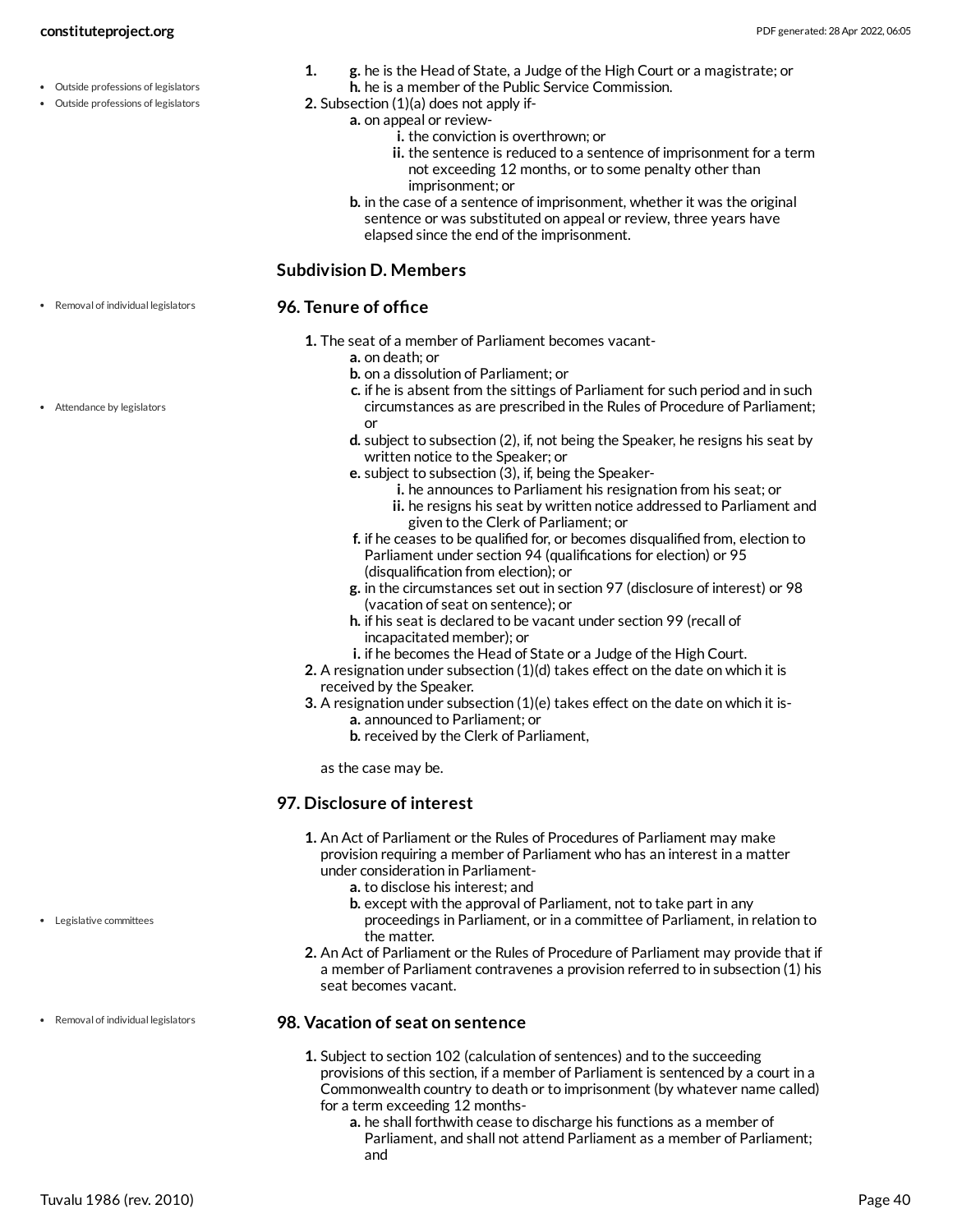1. g. he is the Head of State, a Judge of the High Court or a magistrate; or
   h. he is a member of the Public Service Commission.
2. Subsection (1)(a) does not apply if-
   a. on appeal or review-
      i. the conviction is overthrown; or
      ii. the sentence is reduced to a sentence of imprisonment for a term not exceeding 12 months, or to some penalty other than imprisonment; or
   b. in the case of a sentence of imprisonment, whether it was the original sentence or was substituted on appeal or review, three years have elapsed since the end of the imprisonment.

### Subdivision D. Members

### 96. Tenure of office

1. The seat of a member of Parliament becomes vacant-
   a. on death; or
   b. on a dissolution of Parliament; or
   c. if he is absent from the sittings of Parliament for such period and in such circumstances as are prescribed in the Rules of Procedure of Parliament; or
   d. subject to subsection (2), if, not being the Speaker, he resigns his seat by written notice to the Speaker; or
   e. subject to subsection (3), if, being the Speaker-
      i. he announces to Parliament his resignation from his seat; or
      ii. he resigns his seat by written notice addressed to Parliament and given to the Clerk of Parliament; or
   f. if he ceases to be qualified for, or becomes disqualified from, election to Parliament under section 94 (qualifications for election) or 95 (disqualification from election); or
   g. in the circumstances set out in section 97 (disclosure of interest) or 98 (vacation of seat on sentence); or
   h. if his seat is declared to be vacant under section 99 (recall of incapacitated member); or
   i. if he becomes the Head of State or a Judge of the High Court.
2. A resignation under subsection (1)(d) takes effect on the date on which it is received by the Speaker.
3. A resignation under subsection (1)(e) takes effect on the date on which it is-
   a. announced to Parliament; or
   b. received by the Clerk of Parliament,

   as the case may be.

### 97. Disclosure of interest

1. An Act of Parliament or the Rules of Procedures of Parliament may make provision requiring a member of Parliament who has an interest in a matter under consideration in Parliament-
   a. to disclose his interest; and
   b. except with the approval of Parliament, not to take part in any proceedings in Parliament, or in a committee of Parliament, in relation to the matter.
2. An Act of Parliament or the Rules of Procedure of Parliament may provide that if a member of Parliament contravenes a provision referred to in subsection (1) his seat becomes vacant.

### 98. Vacation of seat on sentence

1. Subject to section 102 (calculation of sentences) and to the succeeding provisions of this section, if a member of Parliament is sentenced by a court in a Commonwealth country to death or to imprisonment (by whatever name called) for a term exceeding 12 months-
   a. he shall forthwith cease to discharge his functions as a member of Parliament, and shall not attend Parliament as a member of Parliament; and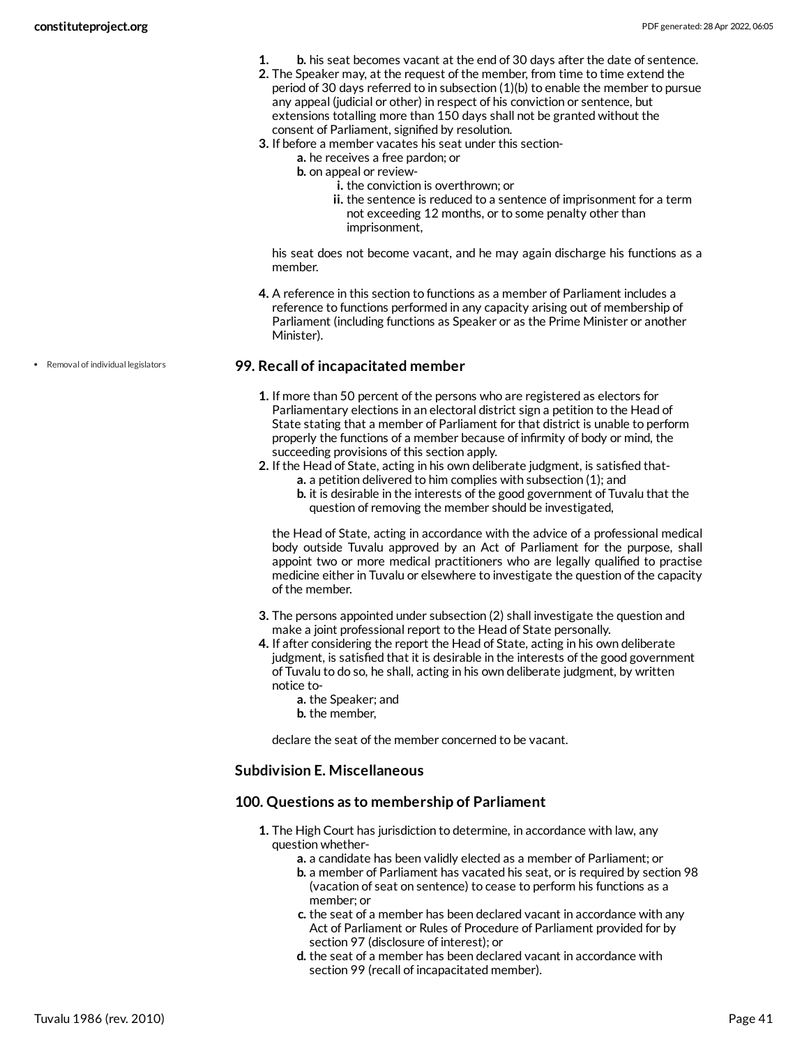1. b. his seat becomes vacant at the end of 30 days after the date of sentence.
2. The Speaker may, at the request of the member, from time to time extend the period of 30 days referred to in subsection (1)(b) to enable the member to pursue any appeal (judicial or other) in respect of his conviction or sentence, but extensions totalling more than 150 days shall not be granted without the consent of Parliament, signified by resolution.
3. If before a member vacates his seat under this section-
   a. he receives a free pardon; or
   b. on appeal or review-
      i. the conviction is overthrown; or
      ii. the sentence is reduced to a sentence of imprisonment for a term not exceeding 12 months, or to some penalty other than imprisonment,

   his seat does not become vacant, and he may again discharge his functions as a member.

4. A reference in this section to functions as a member of Parliament includes a reference to functions performed in any capacity arising out of membership of Parliament (including functions as Speaker or as the Prime Minister or another Minister).

- Removal of individual legislators

### 99. Recall of incapacitated member

1. If more than 50 percent of the persons who are registered as electors for Parliamentary elections in an electoral district sign a petition to the Head of State stating that a member of Parliament for that district is unable to perform properly the functions of a member because of infirmity of body or mind, the succeeding provisions of this section apply.
2. If the Head of State, acting in his own deliberate judgment, is satisfied that-
   a. a petition delivered to him complies with subsection (1); and
   b. it is desirable in the interests of the good government of Tuvalu that the question of removing the member should be investigated,

   the Head of State, acting in accordance with the advice of a professional medical body outside Tuvalu approved by an Act of Parliament for the purpose, shall appoint two or more medical practitioners who are legally qualified to practise medicine either in Tuvalu or elsewhere to investigate the question of the capacity of the member.

3. The persons appointed under subsection (2) shall investigate the question and make a joint professional report to the Head of State personally.
4. If after considering the report the Head of State, acting in his own deliberate judgment, is satisfied that it is desirable in the interests of the good government of Tuvalu to do so, he shall, acting in his own deliberate judgment, by written notice to-
   a. the Speaker; and
   b. the member,

   declare the seat of the member concerned to be vacant.

### Subdivision E. Miscellaneous

### 100. Questions as to membership of Parliament

1. The High Court has jurisdiction to determine, in accordance with law, any question whether-
   a. a candidate has been validly elected as a member of Parliament; or
   b. a member of Parliament has vacated his seat, or is required by section 98 (vacation of seat on sentence) to cease to perform his functions as a member; or
   c. the seat of a member has been declared vacant in accordance with any Act of Parliament or Rules of Procedure of Parliament provided for by section 97 (disclosure of interest); or
   d. the seat of a member has been declared vacant in accordance with section 99 (recall of incapacitated member).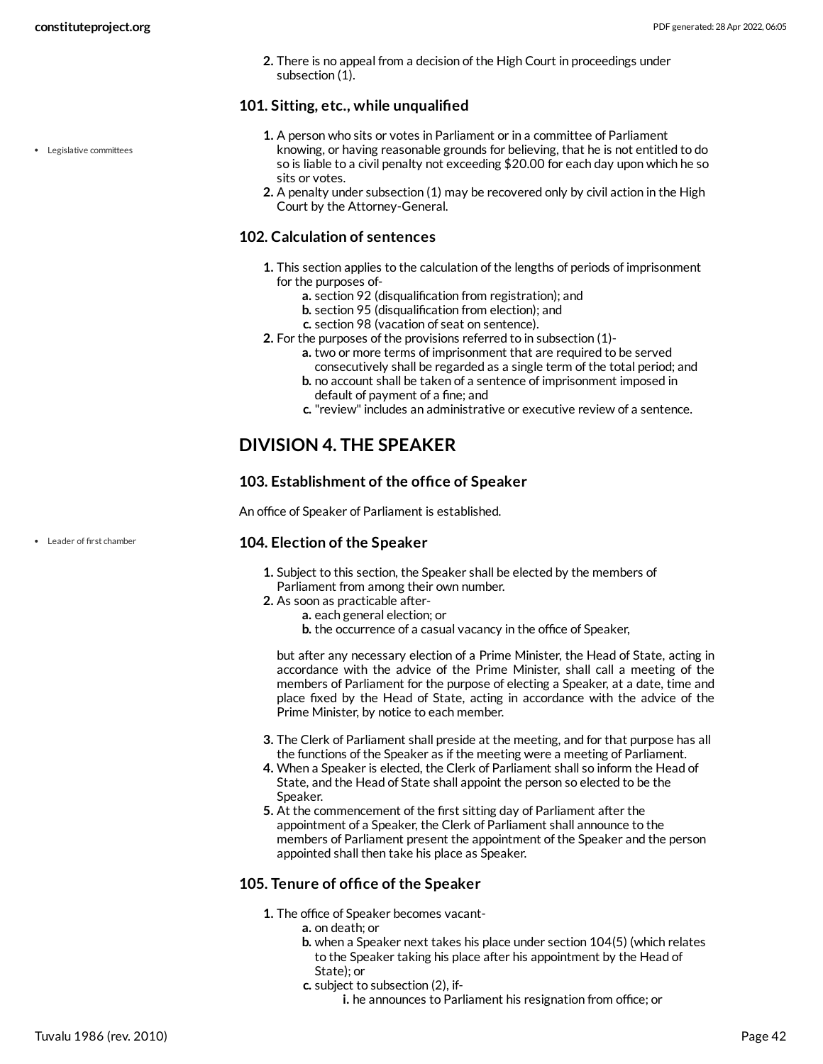2. There is no appeal from a decision of the High Court in proceedings under subsection (1).

### 101. Sitting, etc., while unqualified

- Legislative committees

1. A person who sits or votes in Parliament or in a committee of Parliament knowing, or having reasonable grounds for believing, that he is not entitled to do so is liable to a civil penalty not exceeding $20.00 for each day upon which he so sits or votes.
2. A penalty under subsection (1) may be recovered only by civil action in the High Court by the Attorney-General.

### 102. Calculation of sentences

1. This section applies to the calculation of the lengths of periods of imprisonment for the purposes of-
   a. section 92 (disqualification from registration); and
   b. section 95 (disqualification from election); and
   c. section 98 (vacation of seat on sentence).
2. For the purposes of the provisions referred to in subsection (1)-
   a. two or more terms of imprisonment that are required to be served consecutively shall be regarded as a single term of the total period; and
   b. no account shall be taken of a sentence of imprisonment imposed in default of payment of a fine; and
   c. "review" includes an administrative or executive review of a sentence.

## DIVISION 4. THE SPEAKER

### 103. Establishment of the office of Speaker

An office of Speaker of Parliament is established.

- Leader of first chamber

### 104. Election of the Speaker

1. Subject to this section, the Speaker shall be elected by the members of Parliament from among their own number.
2. As soon as practicable after-
   a. each general election; or
   b. the occurrence of a casual vacancy in the office of Speaker,

   but after any necessary election of a Prime Minister, the Head of State, acting in accordance with the advice of the Prime Minister, shall call a meeting of the members of Parliament for the purpose of electing a Speaker, at a date, time and place fixed by the Head of State, acting in accordance with the advice of the Prime Minister, by notice to each member.
3. The Clerk of Parliament shall preside at the meeting, and for that purpose has all the functions of the Speaker as if the meeting were a meeting of Parliament.
4. When a Speaker is elected, the Clerk of Parliament shall so inform the Head of State, and the Head of State shall appoint the person so elected to be the Speaker.
5. At the commencement of the first sitting day of Parliament after the appointment of a Speaker, the Clerk of Parliament shall announce to the members of Parliament present the appointment of the Speaker and the person appointed shall then take his place as Speaker.

### 105. Tenure of office of the Speaker

1. The office of Speaker becomes vacant-
   a. on death; or
   b. when a Speaker next takes his place under section 104(5) (which relates to the Speaker taking his place after his appointment by the Head of State); or
   c. subject to subsection (2), if-
      i. he announces to Parliament his resignation from office; or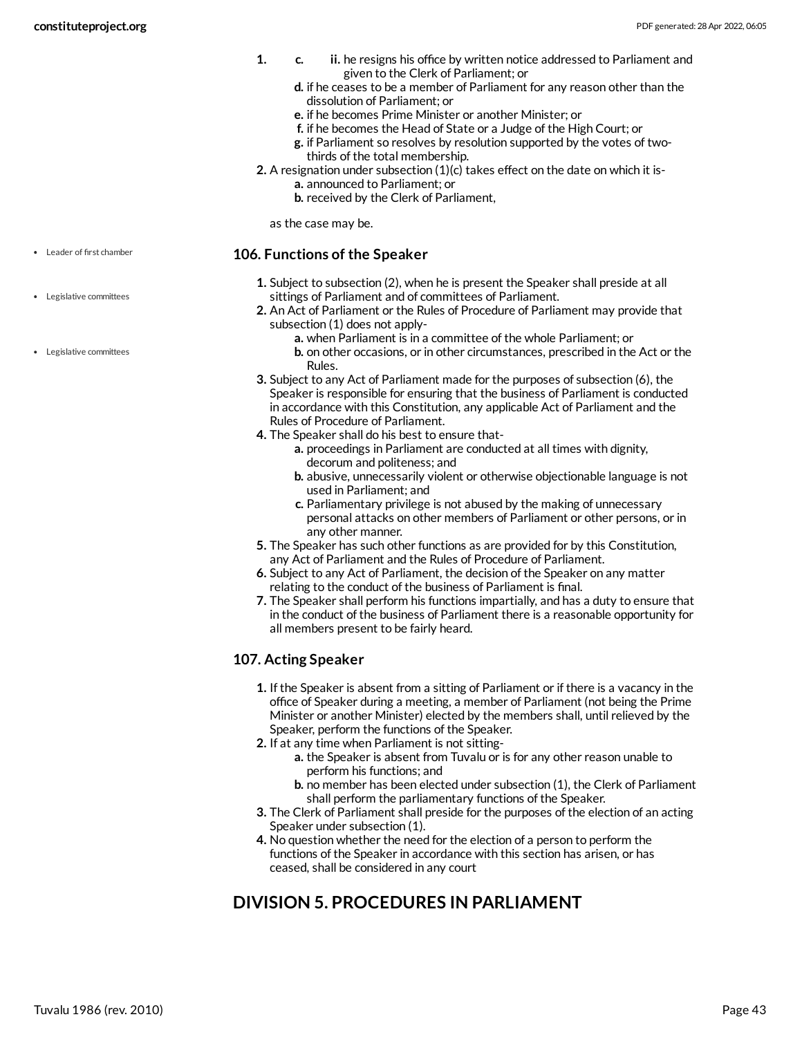1. 
    c. 
        ii. he resigns his office by written notice addressed to Parliament and given to the Clerk of Parliament; or
    d. if he ceases to be a member of Parliament for any reason other than the dissolution of Parliament; or
    e. if he becomes Prime Minister or another Minister; or
    f. if he becomes the Head of State or a Judge of the High Court; or
    g. if Parliament so resolves by resolution supported by the votes of two-thirds of the total membership.
2. A resignation under subsection (1)(c) takes effect on the date on which it is-
    a. announced to Parliament; or
    b. received by the Clerk of Parliament,

    as the case may be.

### 106. Functions of the Speaker

1. Subject to subsection (2), when he is present the Speaker shall preside at all sittings of Parliament and of committees of Parliament.
2. An Act of Parliament or the Rules of Procedure of Parliament may provide that subsection (1) does not apply-
    a. when Parliament is in a committee of the whole Parliament; or
    b. on other occasions, or in other circumstances, prescribed in the Act or the Rules.
3. Subject to any Act of Parliament made for the purposes of subsection (6), the Speaker is responsible for ensuring that the business of Parliament is conducted in accordance with this Constitution, any applicable Act of Parliament and the Rules of Procedure of Parliament.
4. The Speaker shall do his best to ensure that-
    a. proceedings in Parliament are conducted at all times with dignity, decorum and politeness; and
    b. abusive, unnecessarily violent or otherwise objectionable language is not used in Parliament; and
    c. Parliamentary privilege is not abused by the making of unnecessary personal attacks on other members of Parliament or other persons, or in any other manner.
5. The Speaker has such other functions as are provided for by this Constitution, any Act of Parliament and the Rules of Procedure of Parliament.
6. Subject to any Act of Parliament, the decision of the Speaker on any matter relating to the conduct of the business of Parliament is final.
7. The Speaker shall perform his functions impartially, and has a duty to ensure that in the conduct of the business of Parliament there is a reasonable opportunity for all members present to be fairly heard.

### 107. Acting Speaker

1. If the Speaker is absent from a sitting of Parliament or if there is a vacancy in the office of Speaker during a meeting, a member of Parliament (not being the Prime Minister or another Minister) elected by the members shall, until relieved by the Speaker, perform the functions of the Speaker.
2. If at any time when Parliament is not sitting-
    a. the Speaker is absent from Tuvalu or is for any other reason unable to perform his functions; and
    b. no member has been elected under subsection (1), the Clerk of Parliament shall perform the parliamentary functions of the Speaker.
3. The Clerk of Parliament shall preside for the purposes of the election of an acting Speaker under subsection (1).
4. No question whether the need for the election of a person to perform the functions of the Speaker in accordance with this section has arisen, or has ceased, shall be considered in any court

## DIVISION 5. PROCEDURES IN PARLIAMENT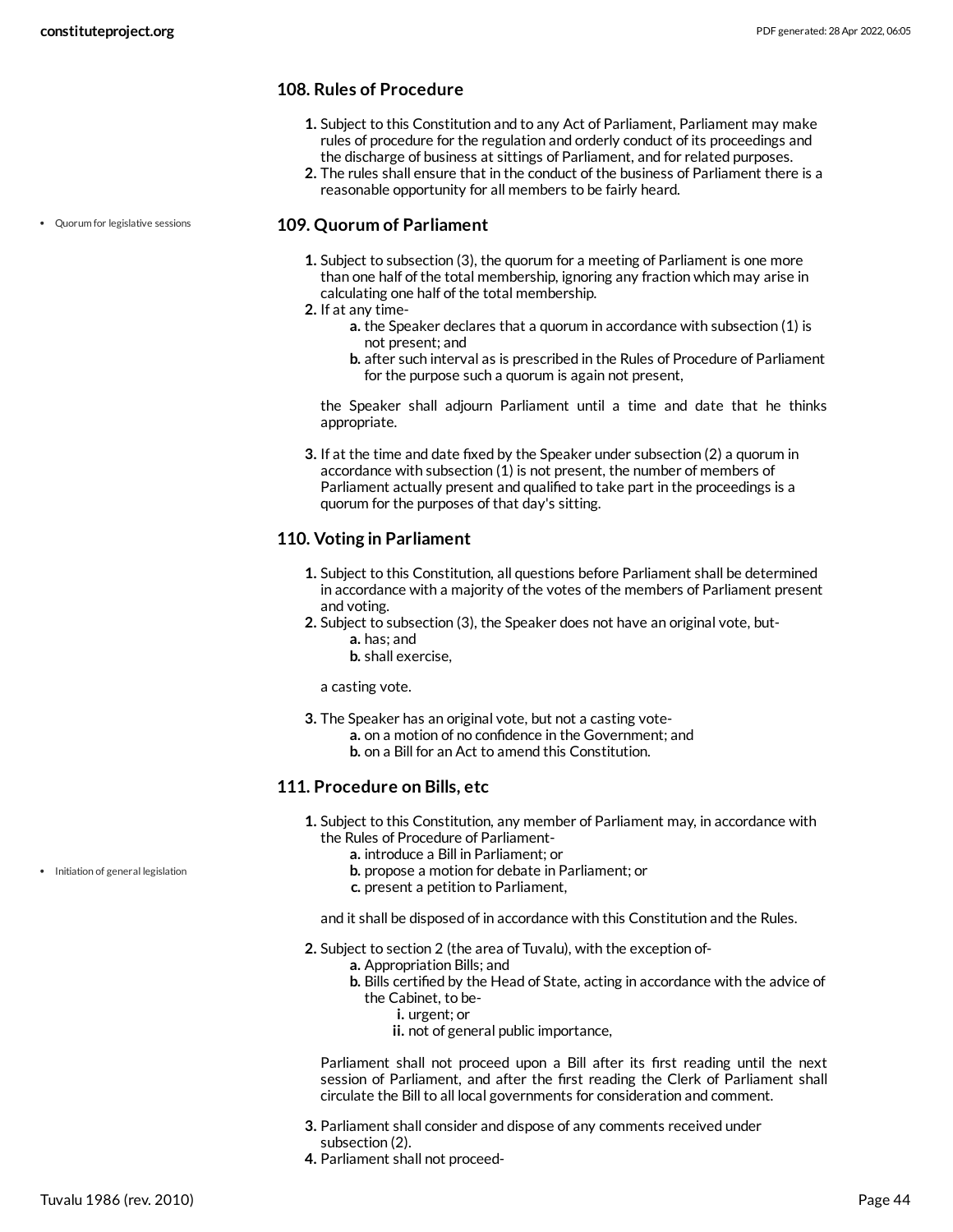## 108. Rules of Procedure

1. Subject to this Constitution and to any Act of Parliament, Parliament may make rules of procedure for the regulation and orderly conduct of its proceedings and the discharge of business at sittings of Parliament, and for related purposes.
2. The rules shall ensure that in the conduct of the business of Parliament there is a reasonable opportunity for all members to be fairly heard.

- Quorum for legislative sessions

## 109. Quorum of Parliament

1. Subject to subsection (3), the quorum for a meeting of Parliament is one more than one half of the total membership, ignoring any fraction which may arise in calculating one half of the total membership.
2. If at any time-
   a. the Speaker declares that a quorum in accordance with subsection (1) is not present; and
   b. after such interval as is prescribed in the Rules of Procedure of Parliament for the purpose such a quorum is again not present,

   the Speaker shall adjourn Parliament until a time and date that he thinks appropriate.

3. If at the time and date fixed by the Speaker under subsection (2) a quorum in accordance with subsection (1) is not present, the number of members of Parliament actually present and qualified to take part in the proceedings is a quorum for the purposes of that day's sitting.

## 110. Voting in Parliament

1. Subject to this Constitution, all questions before Parliament shall be determined in accordance with a majority of the votes of the members of Parliament present and voting.
2. Subject to subsection (3), the Speaker does not have an original vote, but-
   a. has; and
   b. shall exercise,

   a casting vote.

3. The Speaker has an original vote, but not a casting vote-
   a. on a motion of no confidence in the Government; and
   b. on a Bill for an Act to amend this Constitution.

## 111. Procedure on Bills, etc

- Initiation of general legislation

1. Subject to this Constitution, any member of Parliament may, in accordance with the Rules of Procedure of Parliament-
   a. introduce a Bill in Parliament; or
   b. propose a motion for debate in Parliament; or
   c. present a petition to Parliament,

   and it shall be disposed of in accordance with this Constitution and the Rules.

2. Subject to section 2 (the area of Tuvalu), with the exception of-
   a. Appropriation Bills; and
   b. Bills certified by the Head of State, acting in accordance with the advice of the Cabinet, to be-
      i. urgent; or
      ii. not of general public importance,

   Parliament shall not proceed upon a Bill after its first reading until the next session of Parliament, and after the first reading the Clerk of Parliament shall circulate the Bill to all local governments for consideration and comment.

3. Parliament shall consider and dispose of any comments received under subsection (2).
4. Parliament shall not proceed-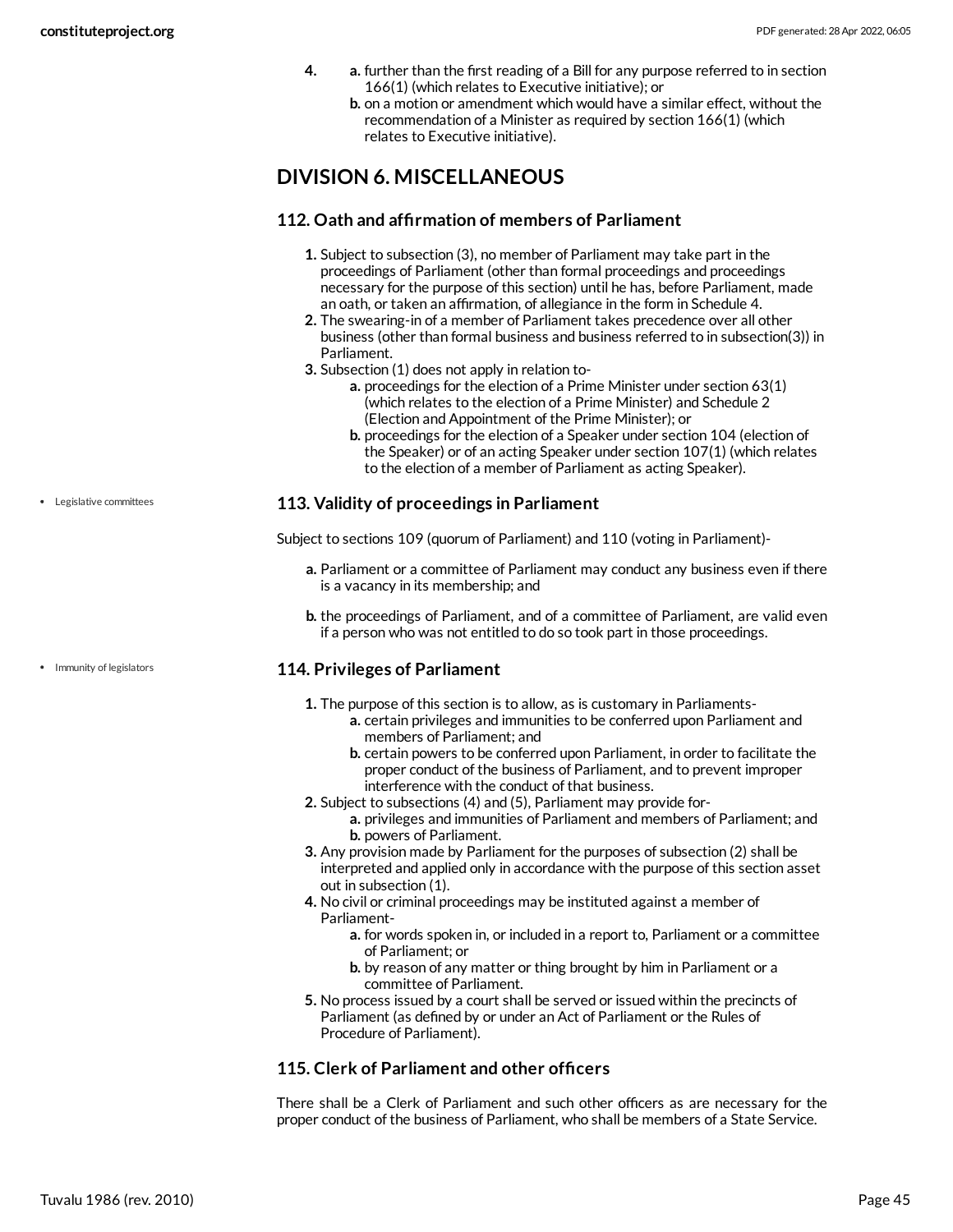4. a. further than the first reading of a Bill for any purpose referred to in section 166(1) (which relates to Executive initiative); or
   b. on a motion or amendment which would have a similar effect, without the recommendation of a Minister as required by section 166(1) (which relates to Executive initiative).

## DIVISION 6. MISCELLANEOUS

### 112. Oath and affirmation of members of Parliament

1. Subject to subsection (3), no member of Parliament may take part in the proceedings of Parliament (other than formal proceedings and proceedings necessary for the purpose of this section) until he has, before Parliament, made an oath, or taken an affirmation, of allegiance in the form in Schedule 4.
2. The swearing-in of a member of Parliament takes precedence over all other business (other than formal business and business referred to in subsection(3)) in Parliament.
3. Subsection (1) does not apply in relation to-
   a. proceedings for the election of a Prime Minister under section 63(1) (which relates to the election of a Prime Minister) and Schedule 2 (Election and Appointment of the Prime Minister); or
   b. proceedings for the election of a Speaker under section 104 (election of the Speaker) or of an acting Speaker under section 107(1) (which relates to the election of a member of Parliament as acting Speaker).

- Legislative committees

### 113. Validity of proceedings in Parliament

Subject to sections 109 (quorum of Parliament) and 110 (voting in Parliament)-

a. Parliament or a committee of Parliament may conduct any business even if there is a vacancy in its membership; and

b. the proceedings of Parliament, and of a committee of Parliament, are valid even if a person who was not entitled to do so took part in those proceedings.

- Immunity of legislators

### 114. Privileges of Parliament

1. The purpose of this section is to allow, as is customary in Parliaments-
   a. certain privileges and immunities to be conferred upon Parliament and members of Parliament; and
   b. certain powers to be conferred upon Parliament, in order to facilitate the proper conduct of the business of Parliament, and to prevent improper interference with the conduct of that business.
2. Subject to subsections (4) and (5), Parliament may provide for-
   a. privileges and immunities of Parliament and members of Parliament; and
   b. powers of Parliament.
3. Any provision made by Parliament for the purposes of subsection (2) shall be interpreted and applied only in accordance with the purpose of this section asset out in subsection (1).
4. No civil or criminal proceedings may be instituted against a member of Parliament-
   a. for words spoken in, or included in a report to, Parliament or a committee of Parliament; or
   b. by reason of any matter or thing brought by him in Parliament or a committee of Parliament.
5. No process issued by a court shall be served or issued within the precincts of Parliament (as defined by or under an Act of Parliament or the Rules of Procedure of Parliament).

### 115. Clerk of Parliament and other officers

There shall be a Clerk of Parliament and such other officers as are necessary for the proper conduct of the business of Parliament, who shall be members of a State Service.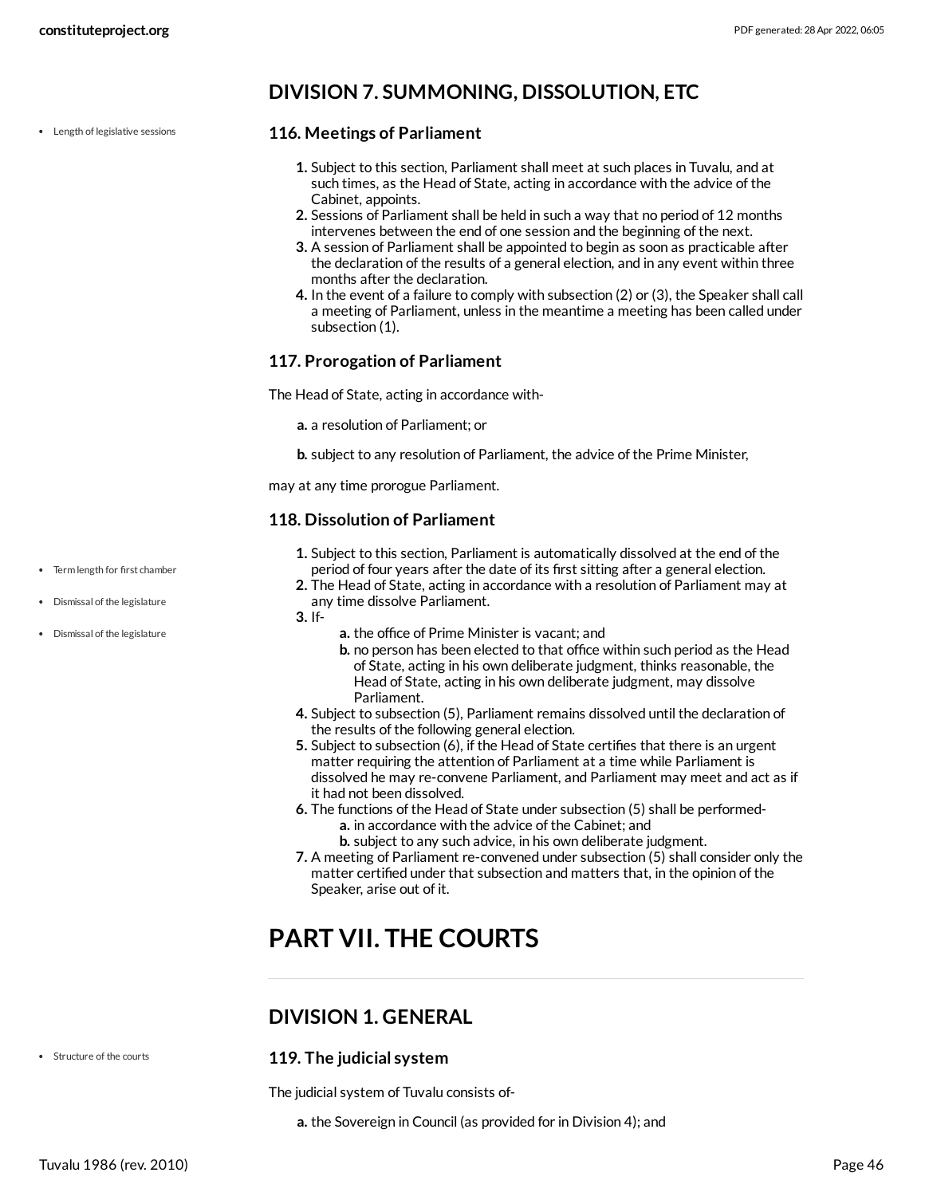## DIVISION 7. SUMMONING, DISSOLUTION, ETC

### 116. Meetings of Parliament

1. Subject to this section, Parliament shall meet at such places in Tuvalu, and at such times, as the Head of State, acting in accordance with the advice of the Cabinet, appoints.
2. Sessions of Parliament shall be held in such a way that no period of 12 months intervenes between the end of one session and the beginning of the next.
3. A session of Parliament shall be appointed to begin as soon as practicable after the declaration of the results of a general election, and in any event within three months after the declaration.
4. In the event of a failure to comply with subsection (2) or (3), the Speaker shall call a meeting of Parliament, unless in the meantime a meeting has been called under subsection (1).

### 117. Prorogation of Parliament

The Head of State, acting in accordance with-

a. a resolution of Parliament; or

b. subject to any resolution of Parliament, the advice of the Prime Minister,

may at any time prorogue Parliament.

### 118. Dissolution of Parliament

1. Subject to this section, Parliament is automatically dissolved at the end of the period of four years after the date of its first sitting after a general election.
2. The Head of State, acting in accordance with a resolution of Parliament may at any time dissolve Parliament.
3. If-
   a. the office of Prime Minister is vacant; and
   b. no person has been elected to that office within such period as the Head of State, acting in his own deliberate judgment, thinks reasonable, the Head of State, acting in his own deliberate judgment, may dissolve Parliament.
4. Subject to subsection (5), Parliament remains dissolved until the declaration of the results of the following general election.
5. Subject to subsection (6), if the Head of State certifies that there is an urgent matter requiring the attention of Parliament at a time while Parliament is dissolved he may re-convene Parliament, and Parliament may meet and act as if it had not been dissolved.
6. The functions of the Head of State under subsection (5) shall be performed-
   a. in accordance with the advice of the Cabinet; and
   b. subject to any such advice, in his own deliberate judgment.
7. A meeting of Parliament re-convened under subsection (5) shall consider only the matter certified under that subsection and matters that, in the opinion of the Speaker, arise out of it.

# PART VII. THE COURTS

## DIVISION 1. GENERAL

### 119. The judicial system

The judicial system of Tuvalu consists of-

a. the Sovereign in Council (as provided for in Division 4); and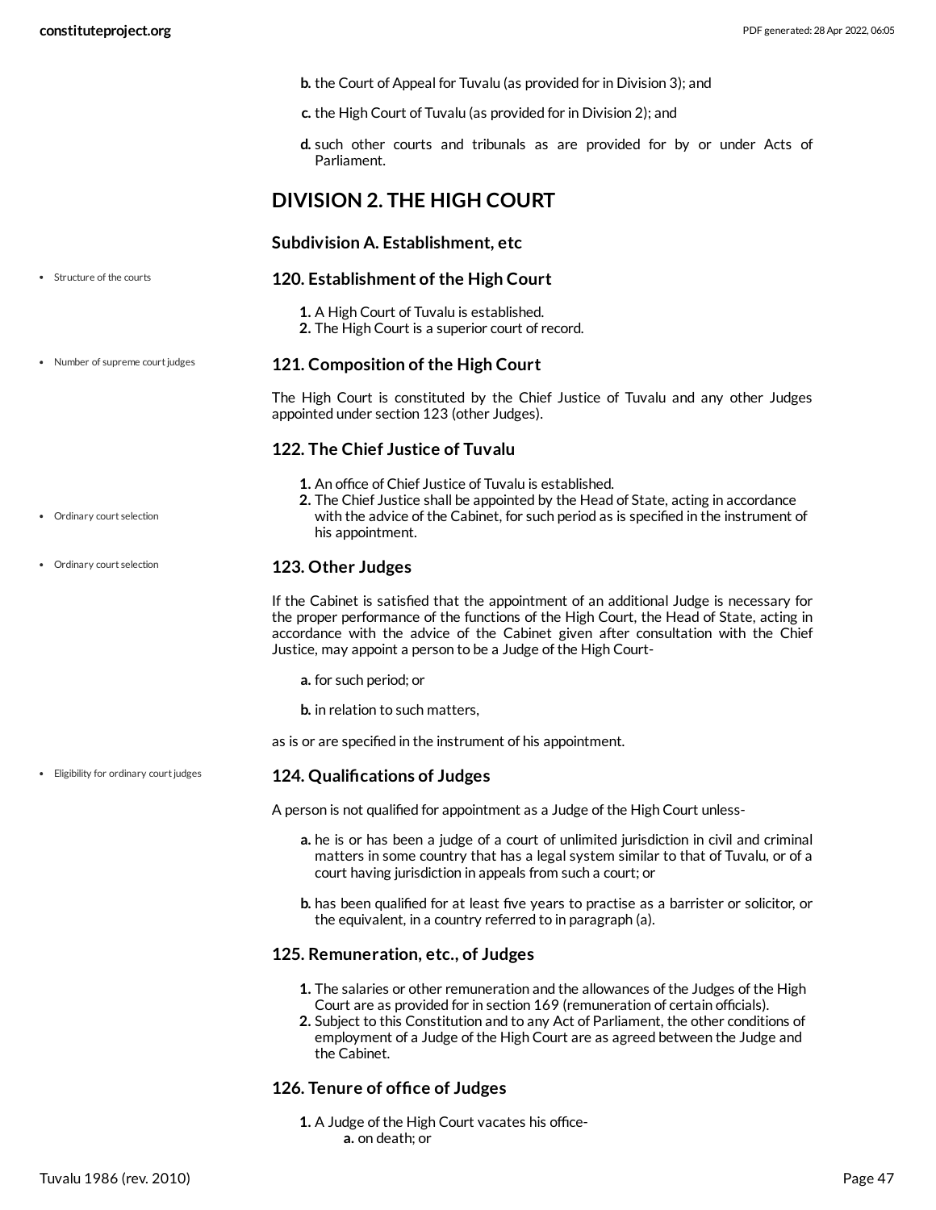b. the Court of Appeal for Tuvalu (as provided for in Division 3); and

c. the High Court of Tuvalu (as provided for in Division 2); and

d. such other courts and tribunals as are provided for by or under Acts of Parliament.

## DIVISION 2. THE HIGH COURT

### Subdivision A. Establishment, etc

### 120. Establishment of the High Court

1. A High Court of Tuvalu is established.
2. The High Court is a superior court of record.

### 121. Composition of the High Court

The High Court is constituted by the Chief Justice of Tuvalu and any other Judges appointed under section 123 (other Judges).

### 122. The Chief Justice of Tuvalu

1. An office of Chief Justice of Tuvalu is established.
2. The Chief Justice shall be appointed by the Head of State, acting in accordance with the advice of the Cabinet, for such period as is specified in the instrument of his appointment.

### 123. Other Judges

If the Cabinet is satisfied that the appointment of an additional Judge is necessary for the proper performance of the functions of the High Court, the Head of State, acting in accordance with the advice of the Cabinet given after consultation with the Chief Justice, may appoint a person to be a Judge of the High Court-

a. for such period; or

b. in relation to such matters,

as is or are specified in the instrument of his appointment.

### 124. Qualifications of Judges

A person is not qualified for appointment as a Judge of the High Court unless-

a. he is or has been a judge of a court of unlimited jurisdiction in civil and criminal matters in some country that has a legal system similar to that of Tuvalu, or of a court having jurisdiction in appeals from such a court; or

b. has been qualified for at least five years to practise as a barrister or solicitor, or the equivalent, in a country referred to in paragraph (a).

### 125. Remuneration, etc., of Judges

1. The salaries or other remuneration and the allowances of the Judges of the High Court are as provided for in section 169 (remuneration of certain officials).
2. Subject to this Constitution and to any Act of Parliament, the other conditions of employment of a Judge of the High Court are as agreed between the Judge and the Cabinet.

### 126. Tenure of office of Judges

1. A Judge of the High Court vacates his office-
   a. on death; or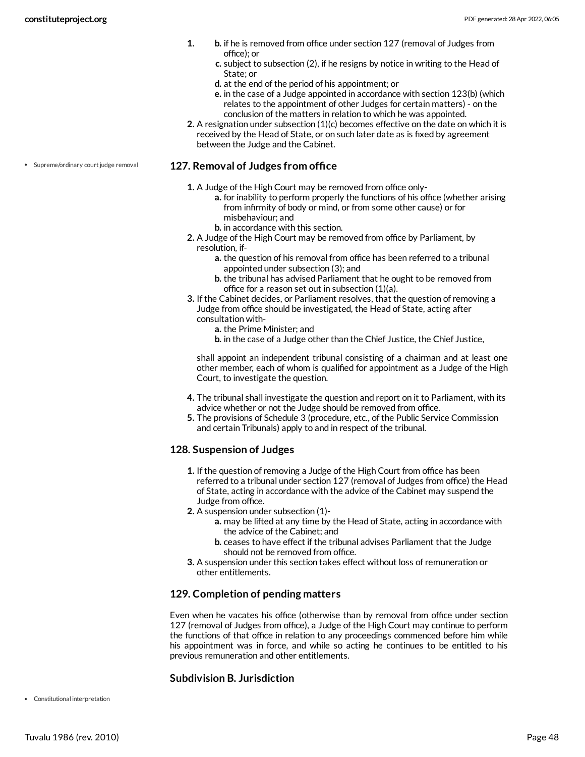1. 
   b. if he is removed from office under section 127 (removal of Judges from office); or
   c. subject to subsection (2), if he resigns by notice in writing to the Head of State; or
   d. at the end of the period of his appointment; or
   e. in the case of a Judge appointed in accordance with section 123(b) (which relates to the appointment of other Judges for certain matters) - on the conclusion of the matters in relation to which he was appointed.
2. A resignation under subsection (1)(c) becomes effective on the date on which it is received by the Head of State, or on such later date as is fixed by agreement between the Judge and the Cabinet.

- Supreme/ordinary court judge removal

### 127. Removal of Judges from office

1. A Judge of the High Court may be removed from office only-
   a. for inability to perform properly the functions of his office (whether arising from infirmity of body or mind, or from some other cause) or for misbehaviour; and
   b. in accordance with this section.
2. A Judge of the High Court may be removed from office by Parliament, by resolution, if-
   a. the question of his removal from office has been referred to a tribunal appointed under subsection (3); and
   b. the tribunal has advised Parliament that he ought to be removed from office for a reason set out in subsection (1)(a).
3. If the Cabinet decides, or Parliament resolves, that the question of removing a Judge from office should be investigated, the Head of State, acting after consultation with-
   a. the Prime Minister; and
   b. in the case of a Judge other than the Chief Justice, the Chief Justice,

   shall appoint an independent tribunal consisting of a chairman and at least one other member, each of whom is qualified for appointment as a Judge of the High Court, to investigate the question.

4. The tribunal shall investigate the question and report on it to Parliament, with its advice whether or not the Judge should be removed from office.
5. The provisions of Schedule 3 (procedure, etc., of the Public Service Commission and certain Tribunals) apply to and in respect of the tribunal.

### 128. Suspension of Judges

1. If the question of removing a Judge of the High Court from office has been referred to a tribunal under section 127 (removal of Judges from office) the Head of State, acting in accordance with the advice of the Cabinet may suspend the Judge from office.
2. A suspension under subsection (1)-
   a. may be lifted at any time by the Head of State, acting in accordance with the advice of the Cabinet; and
   b. ceases to have effect if the tribunal advises Parliament that the Judge should not be removed from office.
3. A suspension under this section takes effect without loss of remuneration or other entitlements.

### 129. Completion of pending matters

Even when he vacates his office (otherwise than by removal from office under section 127 (removal of Judges from office), a Judge of the High Court may continue to perform the functions of that office in relation to any proceedings commenced before him while his appointment was in force, and while so acting he continues to be entitled to his previous remuneration and other entitlements.

### Subdivision B. Jurisdiction

- Constitutional interpretation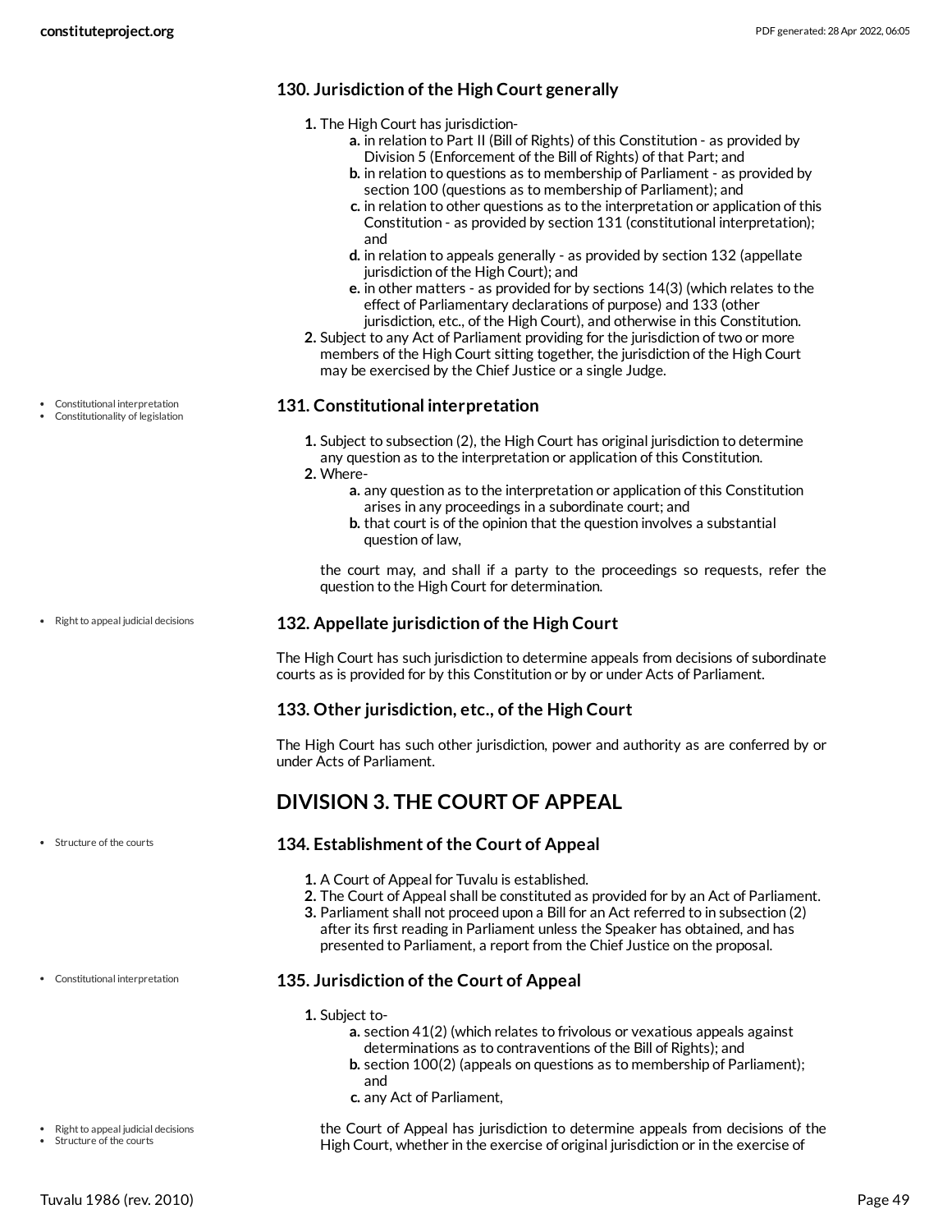### 130. Jurisdiction of the High Court generally

1. The High Court has jurisdiction-
   a. in relation to Part II (Bill of Rights) of this Constitution - as provided by Division 5 (Enforcement of the Bill of Rights) of that Part; and
   b. in relation to questions as to membership of Parliament - as provided by section 100 (questions as to membership of Parliament); and
   c. in relation to other questions as to the interpretation or application of this Constitution - as provided by section 131 (constitutional interpretation); and
   d. in relation to appeals generally - as provided by section 132 (appellate jurisdiction of the High Court); and
   e. in other matters - as provided for by sections 14(3) (which relates to the effect of Parliamentary declarations of purpose) and 133 (other jurisdiction, etc., of the High Court), and otherwise in this Constitution.
2. Subject to any Act of Parliament providing for the jurisdiction of two or more members of the High Court sitting together, the jurisdiction of the High Court may be exercised by the Chief Justice or a single Judge.

- Constitutional interpretation
- Constitutionality of legislation

### 131. Constitutional interpretation

1. Subject to subsection (2), the High Court has original jurisdiction to determine any question as to the interpretation or application of this Constitution.
2. Where-
   a. any question as to the interpretation or application of this Constitution arises in any proceedings in a subordinate court; and
   b. that court is of the opinion that the question involves a substantial question of law,

   the court may, and shall if a party to the proceedings so requests, refer the question to the High Court for determination.

- Right to appeal judicial decisions

### 132. Appellate jurisdiction of the High Court

The High Court has such jurisdiction to determine appeals from decisions of subordinate courts as is provided for by this Constitution or by or under Acts of Parliament.

### 133. Other jurisdiction, etc., of the High Court

The High Court has such other jurisdiction, power and authority as are conferred by or under Acts of Parliament.

## DIVISION 3. THE COURT OF APPEAL

- Structure of the courts

### 134. Establishment of the Court of Appeal

1. A Court of Appeal for Tuvalu is established.
2. The Court of Appeal shall be constituted as provided for by an Act of Parliament.
3. Parliament shall not proceed upon a Bill for an Act referred to in subsection (2) after its first reading in Parliament unless the Speaker has obtained, and has presented to Parliament, a report from the Chief Justice on the proposal.

- Constitutional interpretation

### 135. Jurisdiction of the Court of Appeal

1. Subject to-
   a. section 41(2) (which relates to frivolous or vexatious appeals against determinations as to contraventions of the Bill of Rights); and
   b. section 100(2) (appeals on questions as to membership of Parliament); and
   c. any Act of Parliament,

- Right to appeal judicial decisions
- Structure of the courts

   the Court of Appeal has jurisdiction to determine appeals from decisions of the High Court, whether in the exercise of original jurisdiction or in the exercise of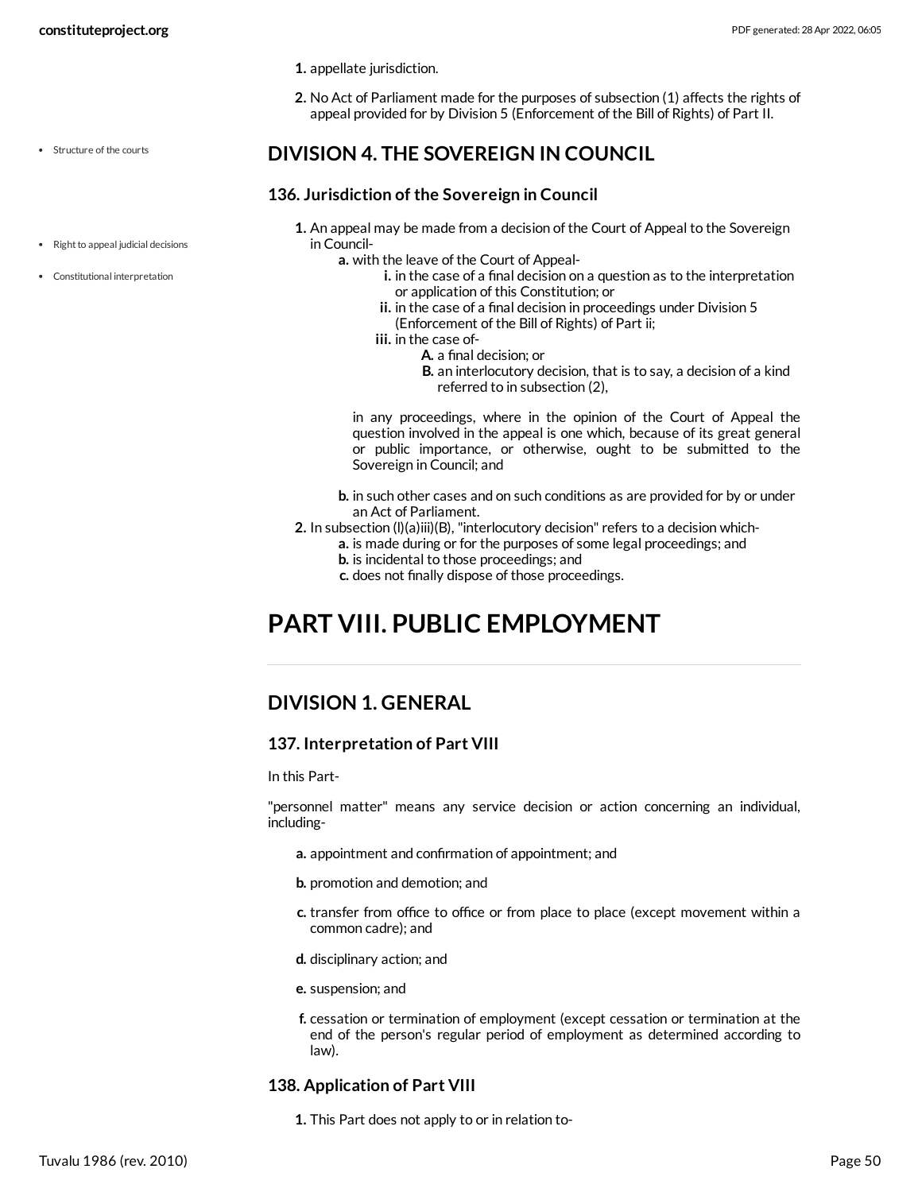1. appellate jurisdiction.

2. No Act of Parliament made for the purposes of subsection (1) affects the rights of appeal provided for by Division 5 (Enforcement of the Bill of Rights) of Part II.

- Structure of the courts

## DIVISION 4. THE SOVEREIGN IN COUNCIL

### 136. Jurisdiction of the Sovereign in Council

- Right to appeal judicial decisions
- Constitutional interpretation

1. An appeal may be made from a decision of the Court of Appeal to the Sovereign in Council-
   a. with the leave of the Court of Appeal-
      i. in the case of a final decision on a question as to the interpretation or application of this Constitution; or
      ii. in the case of a final decision in proceedings under Division 5 (Enforcement of the Bill of Rights) of Part ii;
      iii. in the case of-
         A. a final decision; or
         B. an interlocutory decision, that is to say, a decision of a kind referred to in subsection (2),

      in any proceedings, where in the opinion of the Court of Appeal the question involved in the appeal is one which, because of its great general or public importance, or otherwise, ought to be submitted to the Sovereign in Council; and

   b. in such other cases and on such conditions as are provided for by or under an Act of Parliament.
2. In subsection (l)(a)iii)(B), "interlocutory decision" refers to a decision which-
   a. is made during or for the purposes of some legal proceedings; and
   b. is incidental to those proceedings; and
   c. does not finally dispose of those proceedings.

# PART VIII. PUBLIC EMPLOYMENT

## DIVISION 1. GENERAL

### 137. Interpretation of Part VIII

In this Part-

"personnel matter" means any service decision or action concerning an individual, including-

a. appointment and confirmation of appointment; and

b. promotion and demotion; and

c. transfer from office to office or from place to place (except movement within a common cadre); and

d. disciplinary action; and

e. suspension; and

f. cessation or termination of employment (except cessation or termination at the end of the person's regular period of employment as determined according to law).

### 138. Application of Part VIII

1. This Part does not apply to or in relation to-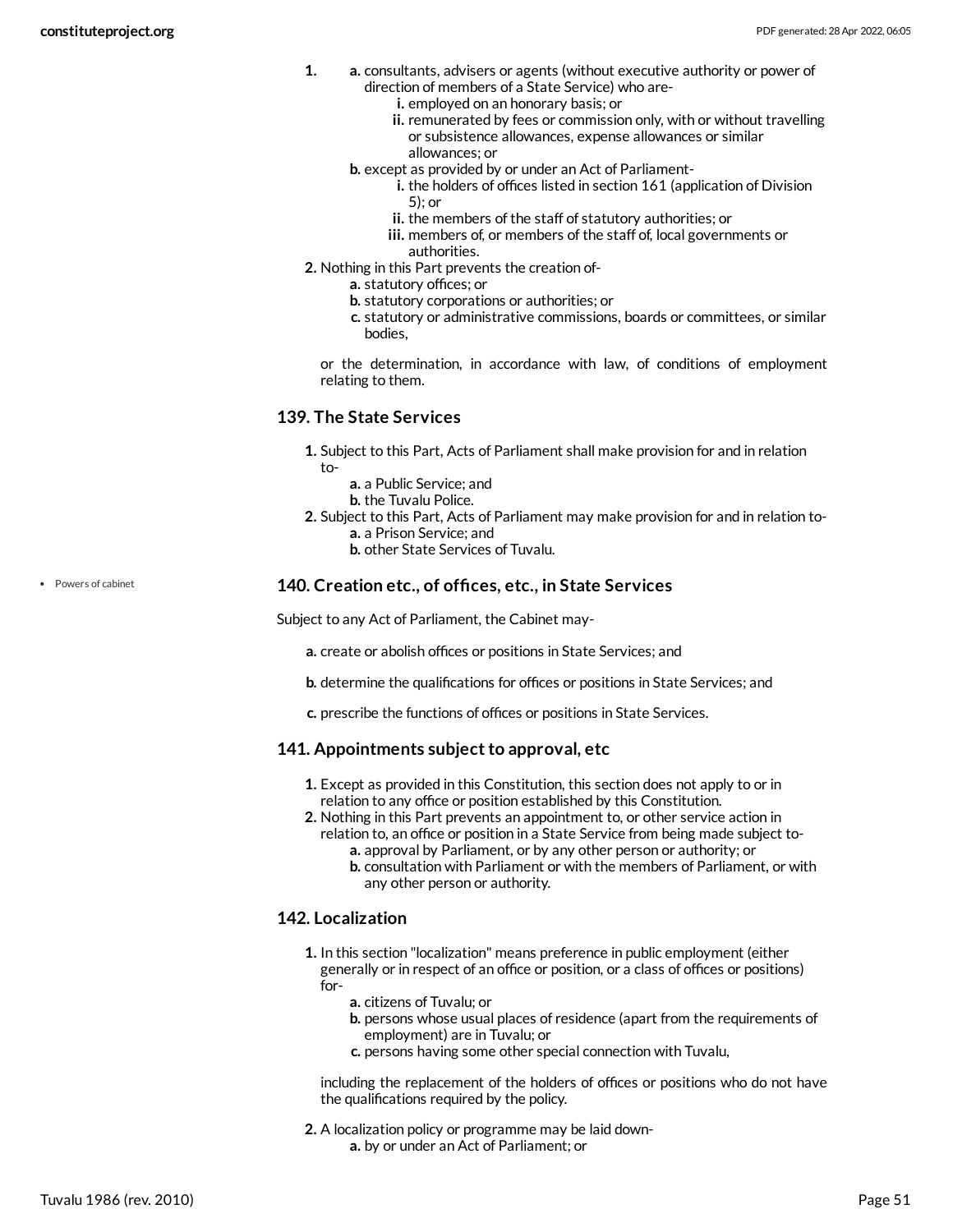1. 
    a. consultants, advisers or agents (without executive authority or power of direction of members of a State Service) who are-
        i. employed on an honorary basis; or
        ii. remunerated by fees or commission only, with or without travelling or subsistence allowances, expense allowances or similar allowances; or
    b. except as provided by or under an Act of Parliament-
        i. the holders of offices listed in section 161 (application of Division 5); or
        ii. the members of the staff of statutory authorities; or
        iii. members of, or members of the staff of, local governments or authorities.
2. Nothing in this Part prevents the creation of-
    a. statutory offices; or
    b. statutory corporations or authorities; or
    c. statutory or administrative commissions, boards or committees, or similar bodies,

    or the determination, in accordance with law, of conditions of employment relating to them.

### 139. The State Services

1. Subject to this Part, Acts of Parliament shall make provision for and in relation to-
    a. a Public Service; and
    b. the Tuvalu Police.
2. Subject to this Part, Acts of Parliament may make provision for and in relation to-
    a. a Prison Service; and
    b. other State Services of Tuvalu.

### 140. Creation etc., of offices, etc., in State Services

- Powers of cabinet

Subject to any Act of Parliament, the Cabinet may-

a. create or abolish offices or positions in State Services; and

b. determine the qualifications for offices or positions in State Services; and

c. prescribe the functions of offices or positions in State Services.

### 141. Appointments subject to approval, etc

1. Except as provided in this Constitution, this section does not apply to or in relation to any office or position established by this Constitution.
2. Nothing in this Part prevents an appointment to, or other service action in relation to, an office or position in a State Service from being made subject to-
    a. approval by Parliament, or by any other person or authority; or
    b. consultation with Parliament or with the members of Parliament, or with any other person or authority.

### 142. Localization

1. In this section "localization" means preference in public employment (either generally or in respect of an office or position, or a class of offices or positions) for-
    a. citizens of Tuvalu; or
    b. persons whose usual places of residence (apart from the requirements of employment) are in Tuvalu; or
    c. persons having some other special connection with Tuvalu,

    including the replacement of the holders of offices or positions who do not have the qualifications required by the policy.

2. A localization policy or programme may be laid down-
    a. by or under an Act of Parliament; or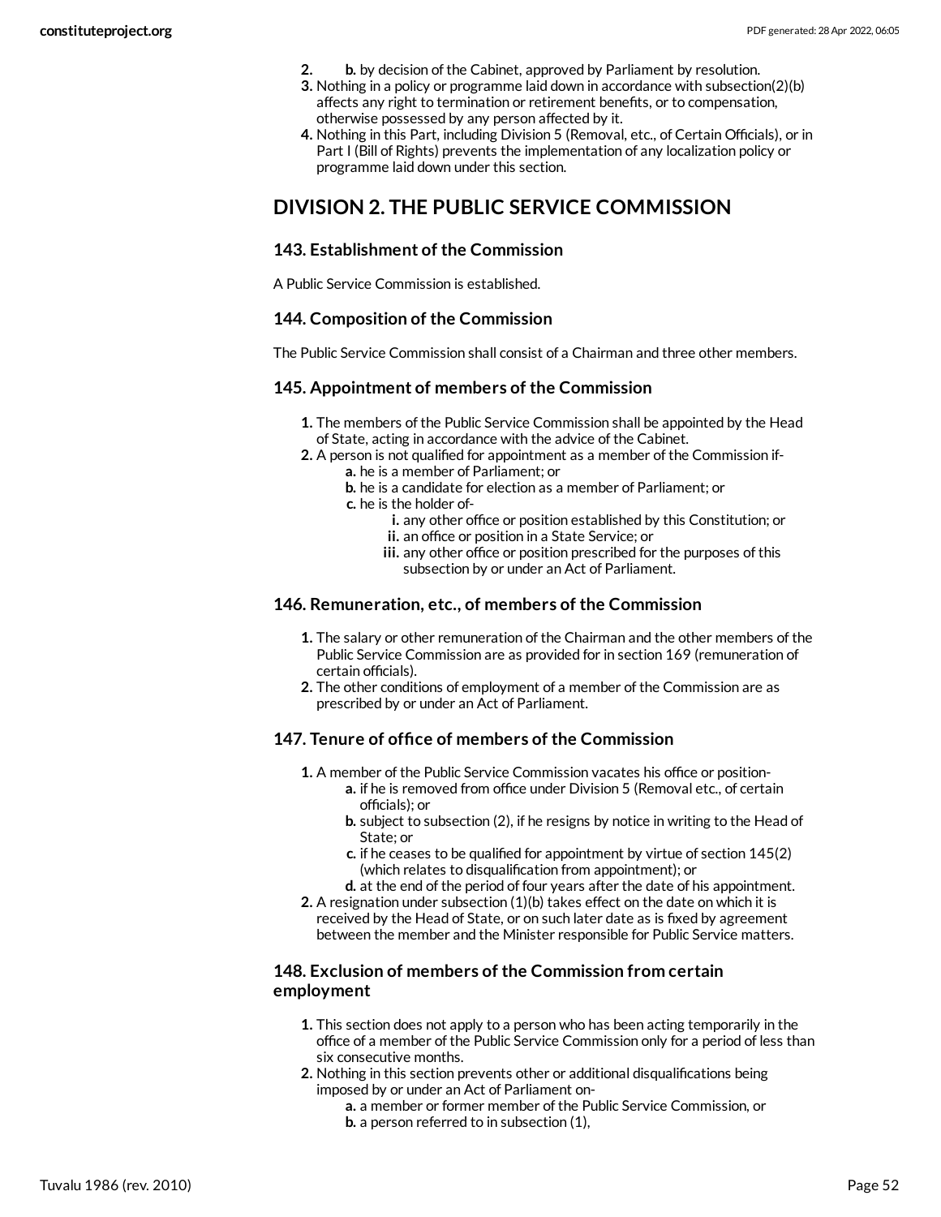2. b. by decision of the Cabinet, approved by Parliament by resolution.
3. Nothing in a policy or programme laid down in accordance with subsection(2)(b) affects any right to termination or retirement benefits, or to compensation, otherwise possessed by any person affected by it.
4. Nothing in this Part, including Division 5 (Removal, etc., of Certain Officials), or in Part I (Bill of Rights) prevents the implementation of any localization policy or programme laid down under this section.

## DIVISION 2. THE PUBLIC SERVICE COMMISSION

### 143. Establishment of the Commission

A Public Service Commission is established.

### 144. Composition of the Commission

The Public Service Commission shall consist of a Chairman and three other members.

### 145. Appointment of members of the Commission

1. The members of the Public Service Commission shall be appointed by the Head of State, acting in accordance with the advice of the Cabinet.
2. A person is not qualified for appointment as a member of the Commission if-
    - a. he is a member of Parliament; or
    - b. he is a candidate for election as a member of Parliament; or
    - c. he is the holder of-
        - i. any other office or position established by this Constitution; or
        - ii. an office or position in a State Service; or
        - iii. any other office or position prescribed for the purposes of this subsection by or under an Act of Parliament.

### 146. Remuneration, etc., of members of the Commission

1. The salary or other remuneration of the Chairman and the other members of the Public Service Commission are as provided for in section 169 (remuneration of certain officials).
2. The other conditions of employment of a member of the Commission are as prescribed by or under an Act of Parliament.

### 147. Tenure of office of members of the Commission

1. A member of the Public Service Commission vacates his office or position-
    - a. if he is removed from office under Division 5 (Removal etc., of certain officials); or
    - b. subject to subsection (2), if he resigns by notice in writing to the Head of State; or
    - c. if he ceases to be qualified for appointment by virtue of section 145(2) (which relates to disqualification from appointment); or
    - d. at the end of the period of four years after the date of his appointment.
2. A resignation under subsection (1)(b) takes effect on the date on which it is received by the Head of State, or on such later date as is fixed by agreement between the member and the Minister responsible for Public Service matters.

### 148. Exclusion of members of the Commission from certain employment

1. This section does not apply to a person who has been acting temporarily in the office of a member of the Public Service Commission only for a period of less than six consecutive months.
2. Nothing in this section prevents other or additional disqualifications being imposed by or under an Act of Parliament on-
    - a. a member or former member of the Public Service Commission, or
    - b. a person referred to in subsection (1),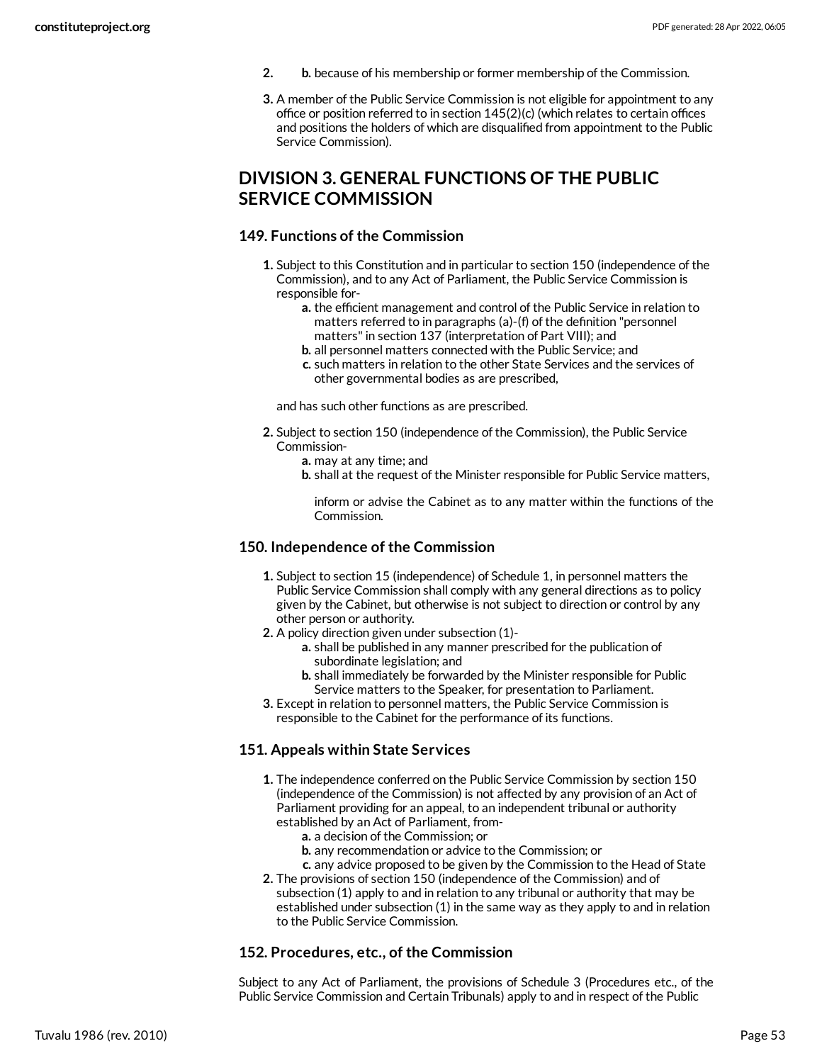2. b. because of his membership or former membership of the Commission.

3. A member of the Public Service Commission is not eligible for appointment to any office or position referred to in section 145(2)(c) (which relates to certain offices and positions the holders of which are disqualified from appointment to the Public Service Commission).

## DIVISION 3. GENERAL FUNCTIONS OF THE PUBLIC SERVICE COMMISSION

### 149. Functions of the Commission

1. Subject to this Constitution and in particular to section 150 (independence of the Commission), and to any Act of Parliament, the Public Service Commission is responsible for-
   a. the efficient management and control of the Public Service in relation to matters referred to in paragraphs (a)-(f) of the definition "personnel matters" in section 137 (interpretation of Part VIII); and
   b. all personnel matters connected with the Public Service; and
   c. such matters in relation to the other State Services and the services of other governmental bodies as are prescribed,

   and has such other functions as are prescribed.

2. Subject to section 150 (independence of the Commission), the Public Service Commission-
   a. may at any time; and
   b. shall at the request of the Minister responsible for Public Service matters,

   inform or advise the Cabinet as to any matter within the functions of the Commission.

### 150. Independence of the Commission

1. Subject to section 15 (independence) of Schedule 1, in personnel matters the Public Service Commission shall comply with any general directions as to policy given by the Cabinet, but otherwise is not subject to direction or control by any other person or authority.
2. A policy direction given under subsection (1)-
   a. shall be published in any manner prescribed for the publication of subordinate legislation; and
   b. shall immediately be forwarded by the Minister responsible for Public Service matters to the Speaker, for presentation to Parliament.
3. Except in relation to personnel matters, the Public Service Commission is responsible to the Cabinet for the performance of its functions.

### 151. Appeals within State Services

1. The independence conferred on the Public Service Commission by section 150 (independence of the Commission) is not affected by any provision of an Act of Parliament providing for an appeal, to an independent tribunal or authority established by an Act of Parliament, from-
   a. a decision of the Commission; or
   b. any recommendation or advice to the Commission; or
   c. any advice proposed to be given by the Commission to the Head of State
2. The provisions of section 150 (independence of the Commission) and of subsection (1) apply to and in relation to any tribunal or authority that may be established under subsection (1) in the same way as they apply to and in relation to the Public Service Commission.

### 152. Procedures, etc., of the Commission

Subject to any Act of Parliament, the provisions of Schedule 3 (Procedures etc., of the Public Service Commission and Certain Tribunals) apply to and in respect of the Public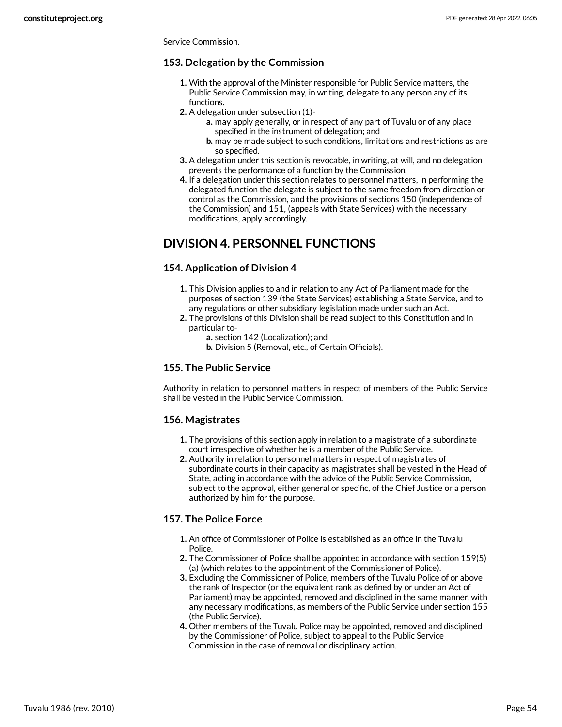Service Commission.

### 153. Delegation by the Commission

1. With the approval of the Minister responsible for Public Service matters, the Public Service Commission may, in writing, delegate to any person any of its functions.
2. A delegation under subsection (1)-
   a. may apply generally, or in respect of any part of Tuvalu or of any place specified in the instrument of delegation; and
   b. may be made subject to such conditions, limitations and restrictions as are so specified.
3. A delegation under this section is revocable, in writing, at will, and no delegation prevents the performance of a function by the Commission.
4. If a delegation under this section relates to personnel matters, in performing the delegated function the delegate is subject to the same freedom from direction or control as the Commission, and the provisions of sections 150 (independence of the Commission) and 151, (appeals with State Services) with the necessary modifications, apply accordingly.

## DIVISION 4. PERSONNEL FUNCTIONS

### 154. Application of Division 4

1. This Division applies to and in relation to any Act of Parliament made for the purposes of section 139 (the State Services) establishing a State Service, and to any regulations or other subsidiary legislation made under such an Act.
2. The provisions of this Division shall be read subject to this Constitution and in particular to-
   a. section 142 (Localization); and
   b. Division 5 (Removal, etc., of Certain Officials).

### 155. The Public Service

Authority in relation to personnel matters in respect of members of the Public Service shall be vested in the Public Service Commission.

### 156. Magistrates

1. The provisions of this section apply in relation to a magistrate of a subordinate court irrespective of whether he is a member of the Public Service.
2. Authority in relation to personnel matters in respect of magistrates of subordinate courts in their capacity as magistrates shall be vested in the Head of State, acting in accordance with the advice of the Public Service Commission, subject to the approval, either general or specific, of the Chief Justice or a person authorized by him for the purpose.

### 157. The Police Force

1. An office of Commissioner of Police is established as an office in the Tuvalu Police.
2. The Commissioner of Police shall be appointed in accordance with section 159(5)(a) (which relates to the appointment of the Commissioner of Police).
3. Excluding the Commissioner of Police, members of the Tuvalu Police of or above the rank of Inspector (or the equivalent rank as defined by or under an Act of Parliament) may be appointed, removed and disciplined in the same manner, with any necessary modifications, as members of the Public Service under section 155 (the Public Service).
4. Other members of the Tuvalu Police may be appointed, removed and disciplined by the Commissioner of Police, subject to appeal to the Public Service Commission in the case of removal or disciplinary action.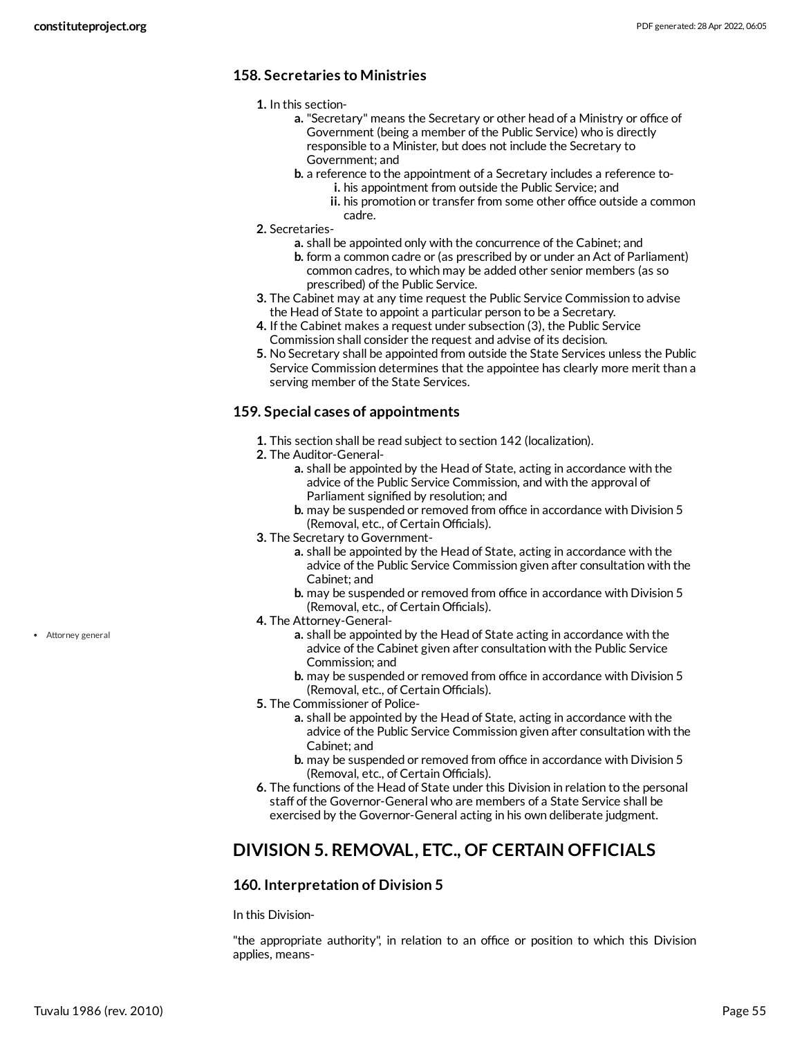### 158. Secretaries to Ministries

1. In this section-
    a. "Secretary" means the Secretary or other head of a Ministry or office of Government (being a member of the Public Service) who is directly responsible to a Minister, but does not include the Secretary to Government; and
    b. a reference to the appointment of a Secretary includes a reference to-
        i. his appointment from outside the Public Service; and
        ii. his promotion or transfer from some other office outside a common cadre.
2. Secretaries-
    a. shall be appointed only with the concurrence of the Cabinet; and
    b. form a common cadre or (as prescribed by or under an Act of Parliament) common cadres, to which may be added other senior members (as so prescribed) of the Public Service.
3. The Cabinet may at any time request the Public Service Commission to advise the Head of State to appoint a particular person to be a Secretary.
4. If the Cabinet makes a request under subsection (3), the Public Service Commission shall consider the request and advise of its decision.
5. No Secretary shall be appointed from outside the State Services unless the Public Service Commission determines that the appointee has clearly more merit than a serving member of the State Services.

### 159. Special cases of appointments

1. This section shall be read subject to section 142 (localization).
2. The Auditor-General-
    a. shall be appointed by the Head of State, acting in accordance with the advice of the Public Service Commission, and with the approval of Parliament signified by resolution; and
    b. may be suspended or removed from office in accordance with Division 5 (Removal, etc., of Certain Officials).
3. The Secretary to Government-
    a. shall be appointed by the Head of State, acting in accordance with the advice of the Public Service Commission given after consultation with the Cabinet; and
    b. may be suspended or removed from office in accordance with Division 5 (Removal, etc., of Certain Officials).
4. The Attorney-General-
    a. shall be appointed by the Head of State acting in accordance with the advice of the Cabinet given after consultation with the Public Service Commission; and
    b. may be suspended or removed from office in accordance with Division 5 (Removal, etc., of Certain Officials).
5. The Commissioner of Police-
    a. shall be appointed by the Head of State, acting in accordance with the advice of the Public Service Commission given after consultation with the Cabinet; and
    b. may be suspended or removed from office in accordance with Division 5 (Removal, etc., of Certain Officials).
6. The functions of the Head of State under this Division in relation to the personal staff of the Governor-General who are members of a State Service shall be exercised by the Governor-General acting in his own deliberate judgment.

- Attorney general

## DIVISION 5. REMOVAL, ETC., OF CERTAIN OFFICIALS

### 160. Interpretation of Division 5

In this Division-

"the appropriate authority", in relation to an office or position to which this Division applies, means-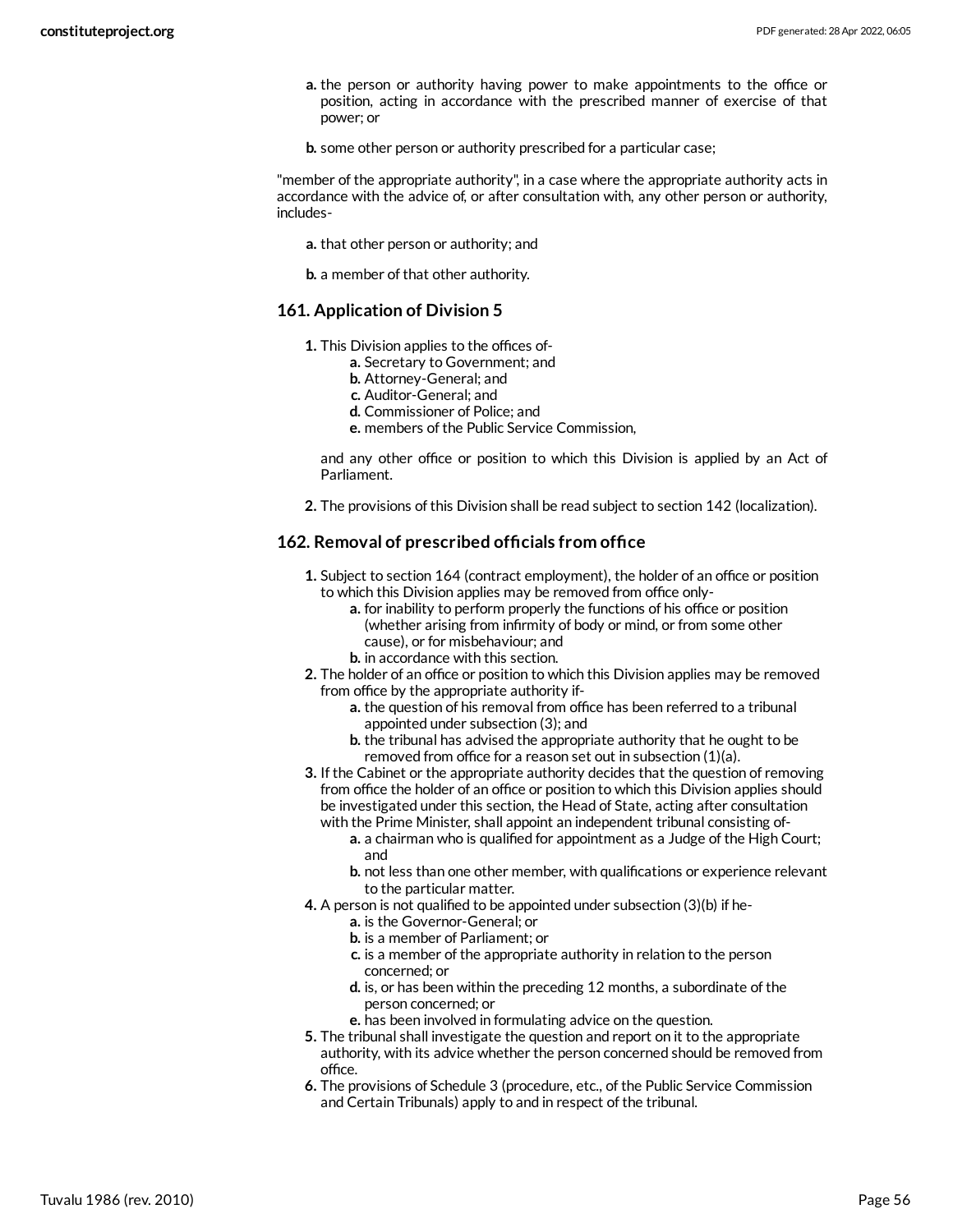a. the person or authority having power to make appointments to the office or position, acting in accordance with the prescribed manner of exercise of that power; or

b. some other person or authority prescribed for a particular case;

"member of the appropriate authority", in a case where the appropriate authority acts in accordance with the advice of, or after consultation with, any other person or authority, includes-

a. that other person or authority; and

b. a member of that other authority.

### 161. Application of Division 5

1. This Division applies to the offices of-
   a. Secretary to Government; and
   b. Attorney-General; and
   c. Auditor-General; and
   d. Commissioner of Police; and
   e. members of the Public Service Commission,

   and any other office or position to which this Division is applied by an Act of Parliament.

2. The provisions of this Division shall be read subject to section 142 (localization).

### 162. Removal of prescribed officials from office

1. Subject to section 164 (contract employment), the holder of an office or position to which this Division applies may be removed from office only-
   a. for inability to perform properly the functions of his office or position (whether arising from infirmity of body or mind, or from some other cause), or for misbehaviour; and
   b. in accordance with this section.
2. The holder of an office or position to which this Division applies may be removed from office by the appropriate authority if-
   a. the question of his removal from office has been referred to a tribunal appointed under subsection (3); and
   b. the tribunal has advised the appropriate authority that he ought to be removed from office for a reason set out in subsection (1)(a).
3. If the Cabinet or the appropriate authority decides that the question of removing from office the holder of an office or position to which this Division applies should be investigated under this section, the Head of State, acting after consultation with the Prime Minister, shall appoint an independent tribunal consisting of-
   a. a chairman who is qualified for appointment as a Judge of the High Court; and
   b. not less than one other member, with qualifications or experience relevant to the particular matter.
4. A person is not qualified to be appointed under subsection (3)(b) if he-
   a. is the Governor-General; or
   b. is a member of Parliament; or
   c. is a member of the appropriate authority in relation to the person concerned; or
   d. is, or has been within the preceding 12 months, a subordinate of the person concerned; or
   e. has been involved in formulating advice on the question.
5. The tribunal shall investigate the question and report on it to the appropriate authority, with its advice whether the person concerned should be removed from office.
6. The provisions of Schedule 3 (procedure, etc., of the Public Service Commission and Certain Tribunals) apply to and in respect of the tribunal.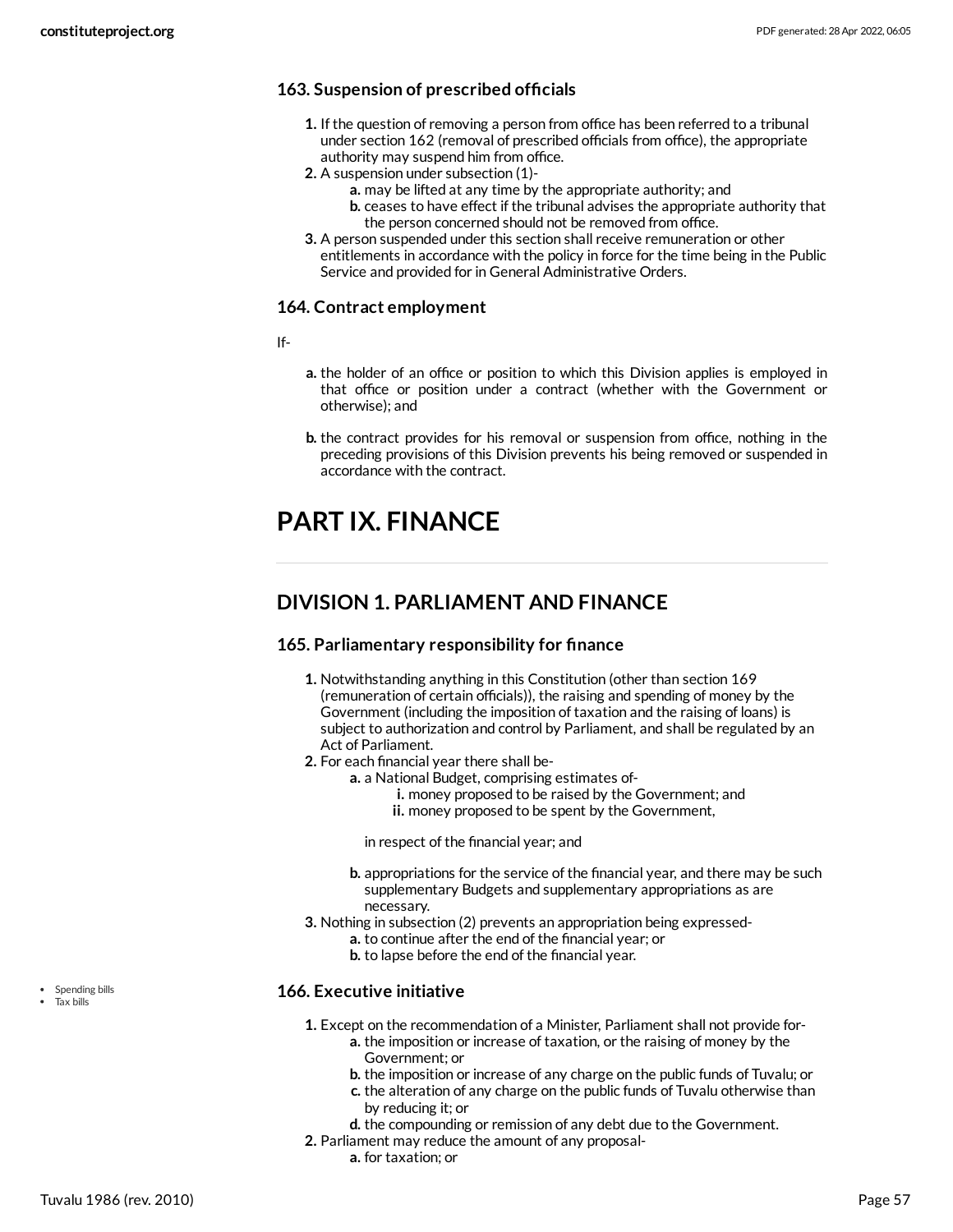### 163. Suspension of prescribed officials

1. If the question of removing a person from office has been referred to a tribunal under section 162 (removal of prescribed officials from office), the appropriate authority may suspend him from office.
2. A suspension under subsection (1)-
   a. may be lifted at any time by the appropriate authority; and
   b. ceases to have effect if the tribunal advises the appropriate authority that the person concerned should not be removed from office.
3. A person suspended under this section shall receive remuneration or other entitlements in accordance with the policy in force for the time being in the Public Service and provided for in General Administrative Orders.

### 164. Contract employment

If-

a. the holder of an office or position to which this Division applies is employed in that office or position under a contract (whether with the Government or otherwise); and

b. the contract provides for his removal or suspension from office, nothing in the preceding provisions of this Division prevents his being removed or suspended in accordance with the contract.

# PART IX. FINANCE

## DIVISION 1. PARLIAMENT AND FINANCE

### 165. Parliamentary responsibility for finance

1. Notwithstanding anything in this Constitution (other than section 169 (remuneration of certain officials)), the raising and spending of money by the Government (including the imposition of taxation and the raising of loans) is subject to authorization and control by Parliament, and shall be regulated by an Act of Parliament.
2. For each financial year there shall be-
   a. a National Budget, comprising estimates of-
      i. money proposed to be raised by the Government; and
      ii. money proposed to be spent by the Government,

      in respect of the financial year; and

   b. appropriations for the service of the financial year, and there may be such supplementary Budgets and supplementary appropriations as are necessary.
3. Nothing in subsection (2) prevents an appropriation being expressed-
   a. to continue after the end of the financial year; or
   b. to lapse before the end of the financial year.

### 166. Executive initiative

- Spending bills
- Tax bills

1. Except on the recommendation of a Minister, Parliament shall not provide for-
   a. the imposition or increase of taxation, or the raising of money by the Government; or
   b. the imposition or increase of any charge on the public funds of Tuvalu; or
   c. the alteration of any charge on the public funds of Tuvalu otherwise than by reducing it; or
   d. the compounding or remission of any debt due to the Government.
2. Parliament may reduce the amount of any proposal-
   a. for taxation; or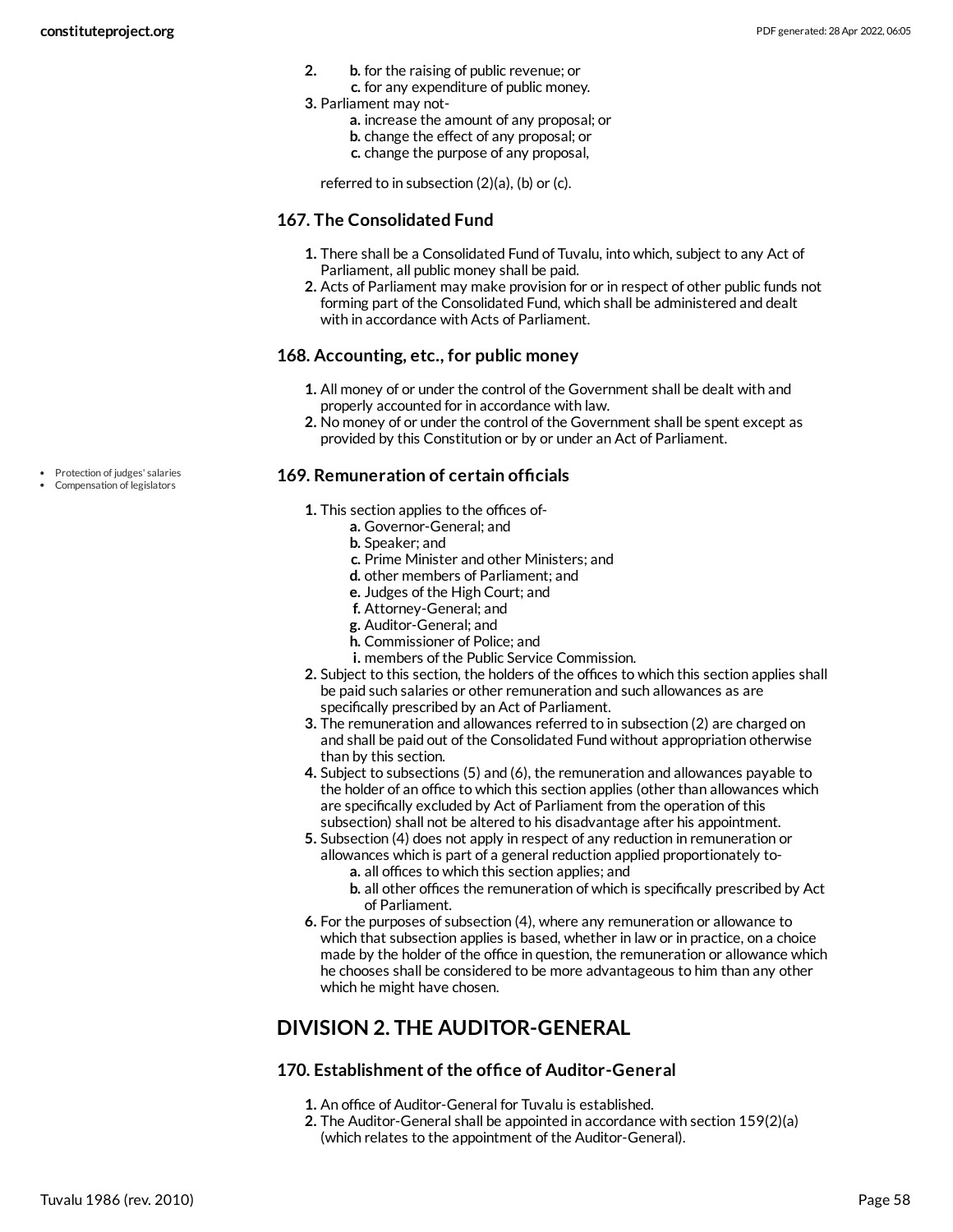2. b. for the raising of public revenue; or
   c. for any expenditure of public money.
3. Parliament may not-
   a. increase the amount of any proposal; or
   b. change the effect of any proposal; or
   c. change the purpose of any proposal,

   referred to in subsection (2)(a), (b) or (c).

### 167. The Consolidated Fund

1. There shall be a Consolidated Fund of Tuvalu, into which, subject to any Act of Parliament, all public money shall be paid.
2. Acts of Parliament may make provision for or in respect of other public funds not forming part of the Consolidated Fund, which shall be administered and dealt with in accordance with Acts of Parliament.

### 168. Accounting, etc., for public money

1. All money of or under the control of the Government shall be dealt with and properly accounted for in accordance with law.
2. No money of or under the control of the Government shall be spent except as provided by this Constitution or by or under an Act of Parliament.

- Protection of judges' salaries
- Compensation of legislators

### 169. Remuneration of certain officials

1. This section applies to the offices of-
   a. Governor-General; and
   b. Speaker; and
   c. Prime Minister and other Ministers; and
   d. other members of Parliament; and
   e. Judges of the High Court; and
   f. Attorney-General; and
   g. Auditor-General; and
   h. Commissioner of Police; and
   i. members of the Public Service Commission.
2. Subject to this section, the holders of the offices to which this section applies shall be paid such salaries or other remuneration and such allowances as are specifically prescribed by an Act of Parliament.
3. The remuneration and allowances referred to in subsection (2) are charged on and shall be paid out of the Consolidated Fund without appropriation otherwise than by this section.
4. Subject to subsections (5) and (6), the remuneration and allowances payable to the holder of an office to which this section applies (other than allowances which are specifically excluded by Act of Parliament from the operation of this subsection) shall not be altered to his disadvantage after his appointment.
5. Subsection (4) does not apply in respect of any reduction in remuneration or allowances which is part of a general reduction applied proportionately to-
   a. all offices to which this section applies; and
   b. all other offices the remuneration of which is specifically prescribed by Act of Parliament.
6. For the purposes of subsection (4), where any remuneration or allowance to which that subsection applies is based, whether in law or in practice, on a choice made by the holder of the office in question, the remuneration or allowance which he chooses shall be considered to be more advantageous to him than any other which he might have chosen.

## DIVISION 2. THE AUDITOR-GENERAL

### 170. Establishment of the office of Auditor-General

1. An office of Auditor-General for Tuvalu is established.
2. The Auditor-General shall be appointed in accordance with section 159(2)(a) (which relates to the appointment of the Auditor-General).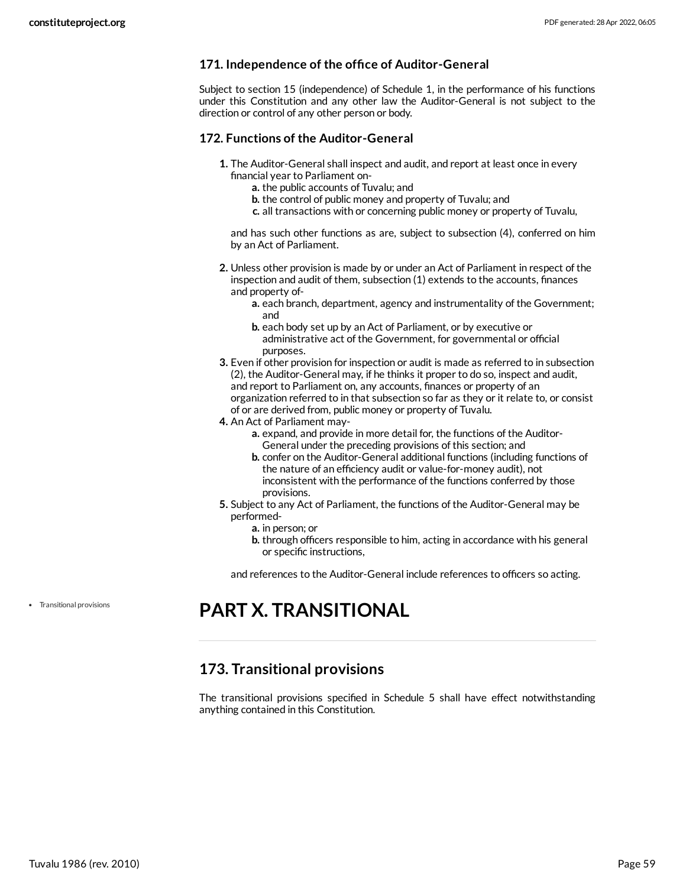### 171. Independence of the office of Auditor-General

Subject to section 15 (independence) of Schedule 1, in the performance of his functions under this Constitution and any other law the Auditor-General is not subject to the direction or control of any other person or body.

### 172. Functions of the Auditor-General

1. The Auditor-General shall inspect and audit, and report at least once in every financial year to Parliament on-
   a. the public accounts of Tuvalu; and
   b. the control of public money and property of Tuvalu; and
   c. all transactions with or concerning public money or property of Tuvalu,

   and has such other functions as are, subject to subsection (4), conferred on him by an Act of Parliament.
2. Unless other provision is made by or under an Act of Parliament in respect of the inspection and audit of them, subsection (1) extends to the accounts, finances and property of-
   a. each branch, department, agency and instrumentality of the Government; and
   b. each body set up by an Act of Parliament, or by executive or administrative act of the Government, for governmental or official purposes.
3. Even if other provision for inspection or audit is made as referred to in subsection (2), the Auditor-General may, if he thinks it proper to do so, inspect and audit, and report to Parliament on, any accounts, finances or property of an organization referred to in that subsection so far as they or it relate to, or consist of or are derived from, public money or property of Tuvalu.
4. An Act of Parliament may-
   a. expand, and provide in more detail for, the functions of the Auditor-General under the preceding provisions of this section; and
   b. confer on the Auditor-General additional functions (including functions of the nature of an efficiency audit or value-for-money audit), not inconsistent with the performance of the functions conferred by those provisions.
5. Subject to any Act of Parliament, the functions of the Auditor-General may be performed-
   a. in person; or
   b. through officers responsible to him, acting in accordance with his general or specific instructions,

   and references to the Auditor-General include references to officers so acting.

- Transitional provisions

# PART X. TRANSITIONAL

## 173. Transitional provisions

The transitional provisions specified in Schedule 5 shall have effect notwithstanding anything contained in this Constitution.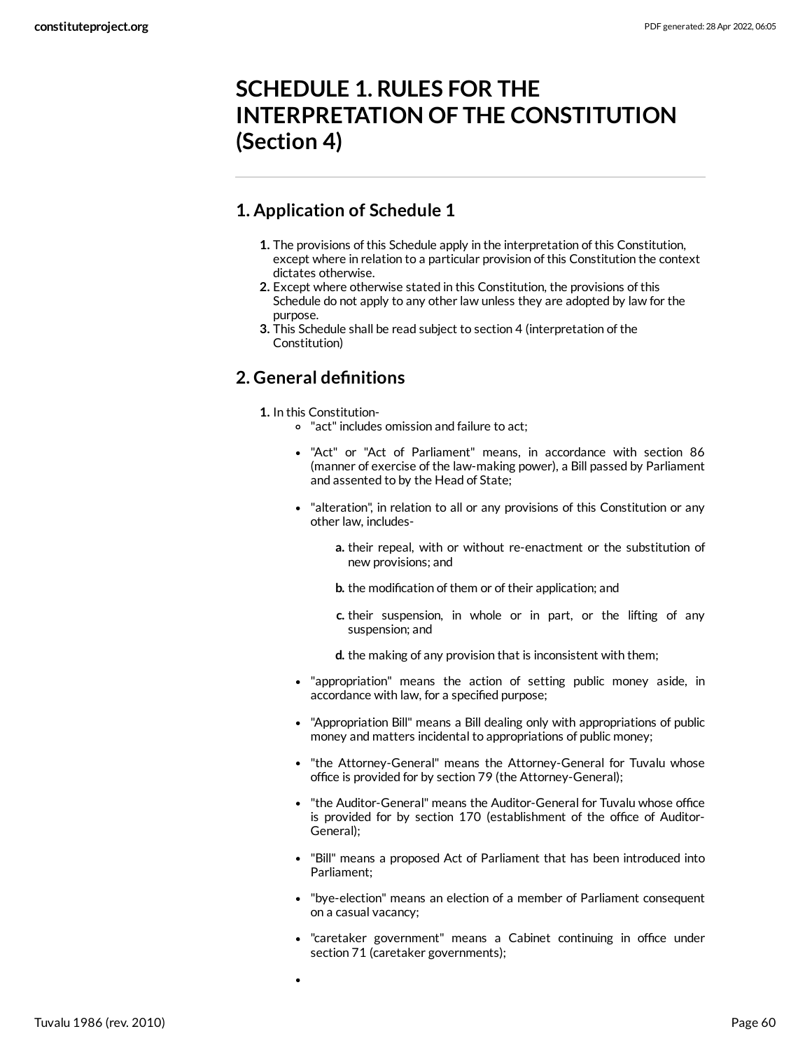# SCHEDULE 1. RULES FOR THE INTERPRETATION OF THE CONSTITUTION (Section 4)

## 1. Application of Schedule 1

1. The provisions of this Schedule apply in the interpretation of this Constitution, except where in relation to a particular provision of this Constitution the context dictates otherwise.
2. Except where otherwise stated in this Constitution, the provisions of this Schedule do not apply to any other law unless they are adopted by law for the purpose.
3. This Schedule shall be read subject to section 4 (interpretation of the Constitution)

## 2. General definitions

1. In this Constitution-
   - "act" includes omission and failure to act;
   - "Act" or "Act of Parliament" means, in accordance with section 86 (manner of exercise of the law-making power), a Bill passed by Parliament and assented to by the Head of State;
   - "alteration", in relation to all or any provisions of this Constitution or any other law, includes-
     a. their repeal, with or without re-enactment or the substitution of new provisions; and
     b. the modification of them or of their application; and
     c. their suspension, in whole or in part, or the lifting of any suspension; and
     d. the making of any provision that is inconsistent with them;
   - "appropriation" means the action of setting public money aside, in accordance with law, for a specified purpose;
   - "Appropriation Bill" means a Bill dealing only with appropriations of public money and matters incidental to appropriations of public money;
   - "the Attorney-General" means the Attorney-General for Tuvalu whose office is provided for by section 79 (the Attorney-General);
   - "the Auditor-General" means the Auditor-General for Tuvalu whose office is provided for by section 170 (establishment of the office of Auditor-General);
   - "Bill" means a proposed Act of Parliament that has been introduced into Parliament;
   - "bye-election" means an election of a member of Parliament consequent on a casual vacancy;
   - "caretaker government" means a Cabinet continuing in office under section 71 (caretaker governments);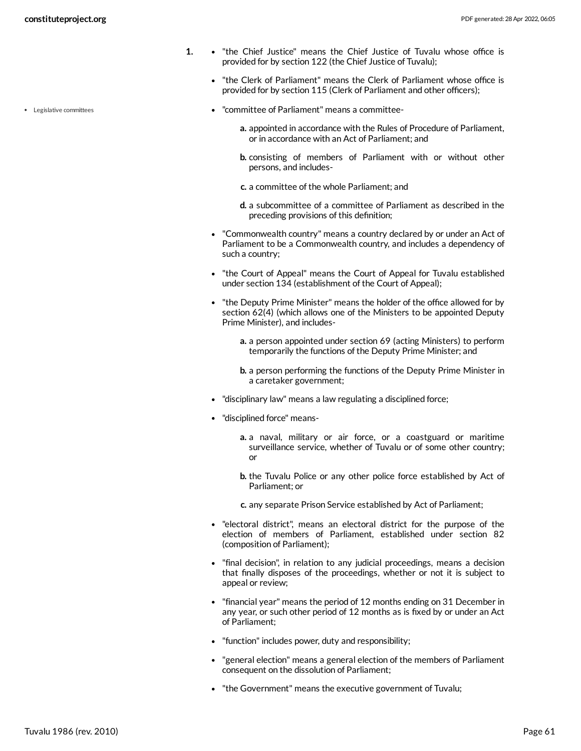1.

- "the Chief Justice" means the Chief Justice of Tuvalu whose office is provided for by section 122 (the Chief Justice of Tuvalu);
- "the Clerk of Parliament" means the Clerk of Parliament whose office is provided for by section 115 (Clerk of Parliament and other officers);
- "committee of Parliament" means a committee-
  - a. appointed in accordance with the Rules of Procedure of Parliament, or in accordance with an Act of Parliament; and
  - b. consisting of members of Parliament with or without other persons, and includes-
  - c. a committee of the whole Parliament; and
  - d. a subcommittee of a committee of Parliament as described in the preceding provisions of this definition;
- "Commonwealth country" means a country declared by or under an Act of Parliament to be a Commonwealth country, and includes a dependency of such a country;
- "the Court of Appeal" means the Court of Appeal for Tuvalu established under section 134 (establishment of the Court of Appeal);
- "the Deputy Prime Minister" means the holder of the office allowed for by section 62(4) (which allows one of the Ministers to be appointed Deputy Prime Minister), and includes-
  - a. a person appointed under section 69 (acting Ministers) to perform temporarily the functions of the Deputy Prime Minister; and
  - b. a person performing the functions of the Deputy Prime Minister in a caretaker government;
- "disciplinary law" means a law regulating a disciplined force;
- "disciplined force" means-
  - a. a naval, military or air force, or a coastguard or maritime surveillance service, whether of Tuvalu or of some other country; or
  - b. the Tuvalu Police or any other police force established by Act of Parliament; or
  - c. any separate Prison Service established by Act of Parliament;
- "electoral district", means an electoral district for the purpose of the election of members of Parliament, established under section 82 (composition of Parliament);
- "final decision", in relation to any judicial proceedings, means a decision that finally disposes of the proceedings, whether or not it is subject to appeal or review;
- "financial year" means the period of 12 months ending on 31 December in any year, or such other period of 12 months as is fixed by or under an Act of Parliament;
- "function" includes power, duty and responsibility;
- "general election" means a general election of the members of Parliament consequent on the dissolution of Parliament;
- "the Government" means the executive government of Tuvalu;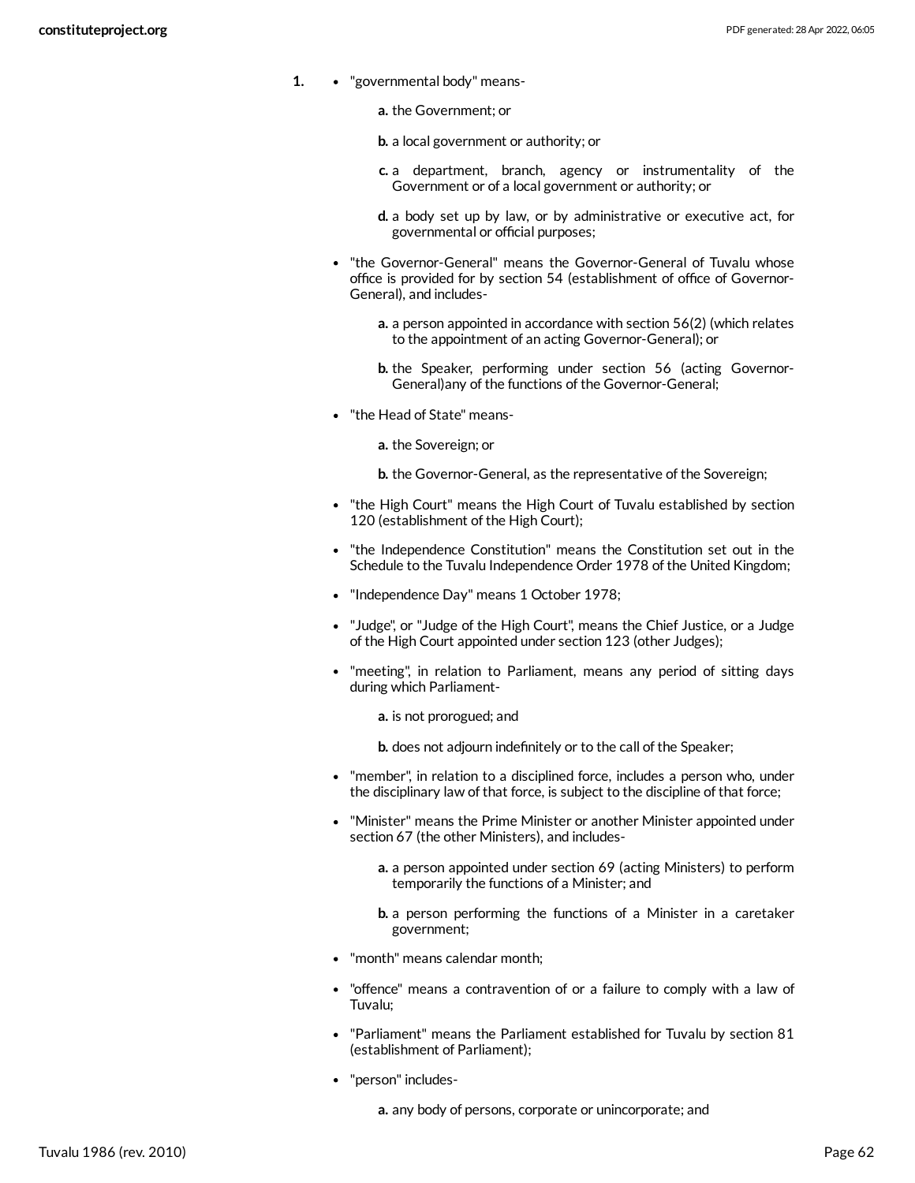1. 
- "governmental body" means-

    **a.** the Government; or

    **b.** a local government or authority; or

    **c.** a department, branch, agency or instrumentality of the Government or of a local government or authority; or

    **d.** a body set up by law, or by administrative or executive act, for governmental or official purposes;

- "the Governor-General" means the Governor-General of Tuvalu whose office is provided for by section 54 (establishment of office of Governor-General), and includes-

    **a.** a person appointed in accordance with section 56(2) (which relates to the appointment of an acting Governor-General); or

    **b.** the Speaker, performing under section 56 (acting Governor-General)any of the functions of the Governor-General;

- "the Head of State" means-

    **a.** the Sovereign; or

    **b.** the Governor-General, as the representative of the Sovereign;

- "the High Court" means the High Court of Tuvalu established by section 120 (establishment of the High Court);

- "the Independence Constitution" means the Constitution set out in the Schedule to the Tuvalu Independence Order 1978 of the United Kingdom;

- "Independence Day" means 1 October 1978;

- "Judge", or "Judge of the High Court", means the Chief Justice, or a Judge of the High Court appointed under section 123 (other Judges);

- "meeting", in relation to Parliament, means any period of sitting days during which Parliament-

    **a.** is not prorogued; and

    **b.** does not adjourn indefinitely or to the call of the Speaker;

- "member", in relation to a disciplined force, includes a person who, under the disciplinary law of that force, is subject to the discipline of that force;

- "Minister" means the Prime Minister or another Minister appointed under section 67 (the other Ministers), and includes-

    **a.** a person appointed under section 69 (acting Ministers) to perform temporarily the functions of a Minister; and

    **b.** a person performing the functions of a Minister in a caretaker government;

- "month" means calendar month;

- "offence" means a contravention of or a failure to comply with a law of Tuvalu;

- "Parliament" means the Parliament established for Tuvalu by section 81 (establishment of Parliament);

- "person" includes-

    **a.** any body of persons, corporate or unincorporate; and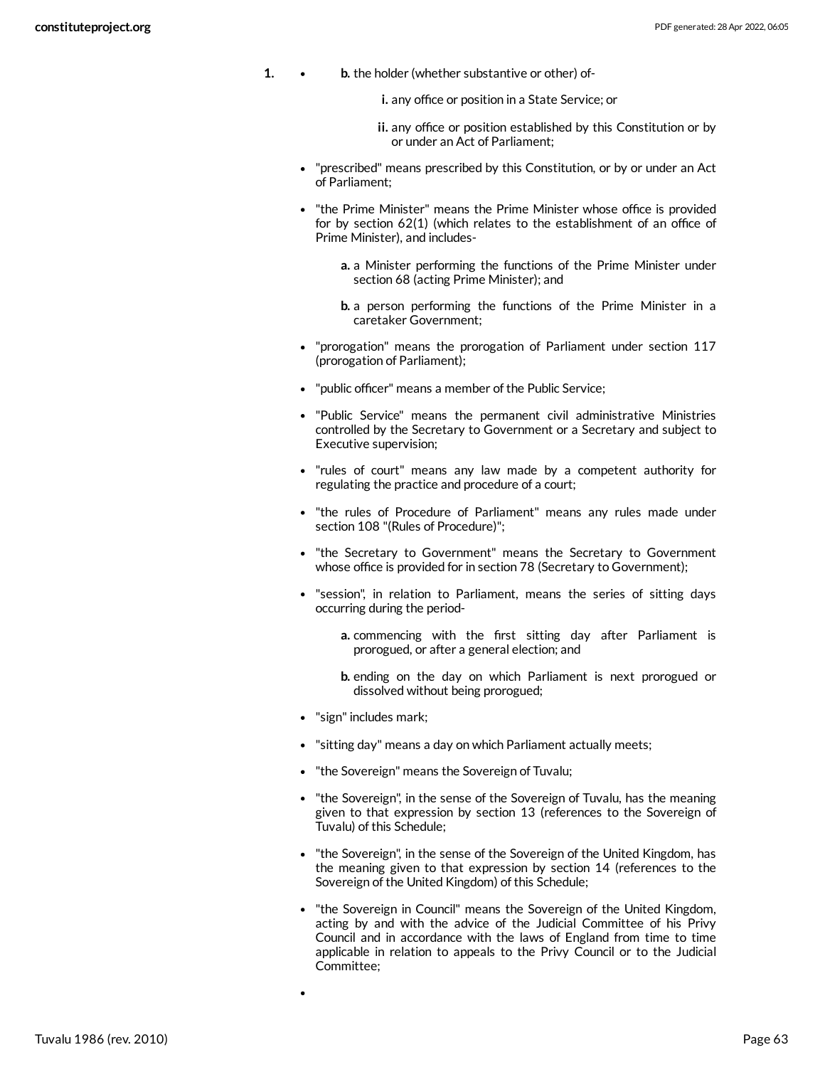1. - b. the holder (whether substantive or other) of-

     i. any office or position in a State Service; or

     ii. any office or position established by this Constitution or by or under an Act of Parliament;

- "prescribed" means prescribed by this Constitution, or by or under an Act of Parliament;
- "the Prime Minister" means the Prime Minister whose office is provided for by section 62(1) (which relates to the establishment of an office of Prime Minister), and includes-

  a. a Minister performing the functions of the Prime Minister under section 68 (acting Prime Minister); and

  b. a person performing the functions of the Prime Minister in a caretaker Government;

- "prorogation" means the prorogation of Parliament under section 117 (prorogation of Parliament);
- "public officer" means a member of the Public Service;
- "Public Service" means the permanent civil administrative Ministries controlled by the Secretary to Government or a Secretary and subject to Executive supervision;
- "rules of court" means any law made by a competent authority for regulating the practice and procedure of a court;
- "the rules of Procedure of Parliament" means any rules made under section 108 "(Rules of Procedure)";
- "the Secretary to Government" means the Secretary to Government whose office is provided for in section 78 (Secretary to Government);
- "session", in relation to Parliament, means the series of sitting days occurring during the period-

  a. commencing with the first sitting day after Parliament is prorogued, or after a general election; and

  b. ending on the day on which Parliament is next prorogued or dissolved without being prorogued;

- "sign" includes mark;
- "sitting day" means a day on which Parliament actually meets;
- "the Sovereign" means the Sovereign of Tuvalu;
- "the Sovereign", in the sense of the Sovereign of Tuvalu, has the meaning given to that expression by section 13 (references to the Sovereign of Tuvalu) of this Schedule;
- "the Sovereign", in the sense of the Sovereign of the United Kingdom, has the meaning given to that expression by section 14 (references to the Sovereign of the United Kingdom) of this Schedule;
- "the Sovereign in Council" means the Sovereign of the United Kingdom, acting by and with the advice of the Judicial Committee of his Privy Council and in accordance with the laws of England from time to time applicable in relation to appeals to the Privy Council or to the Judicial Committee;
-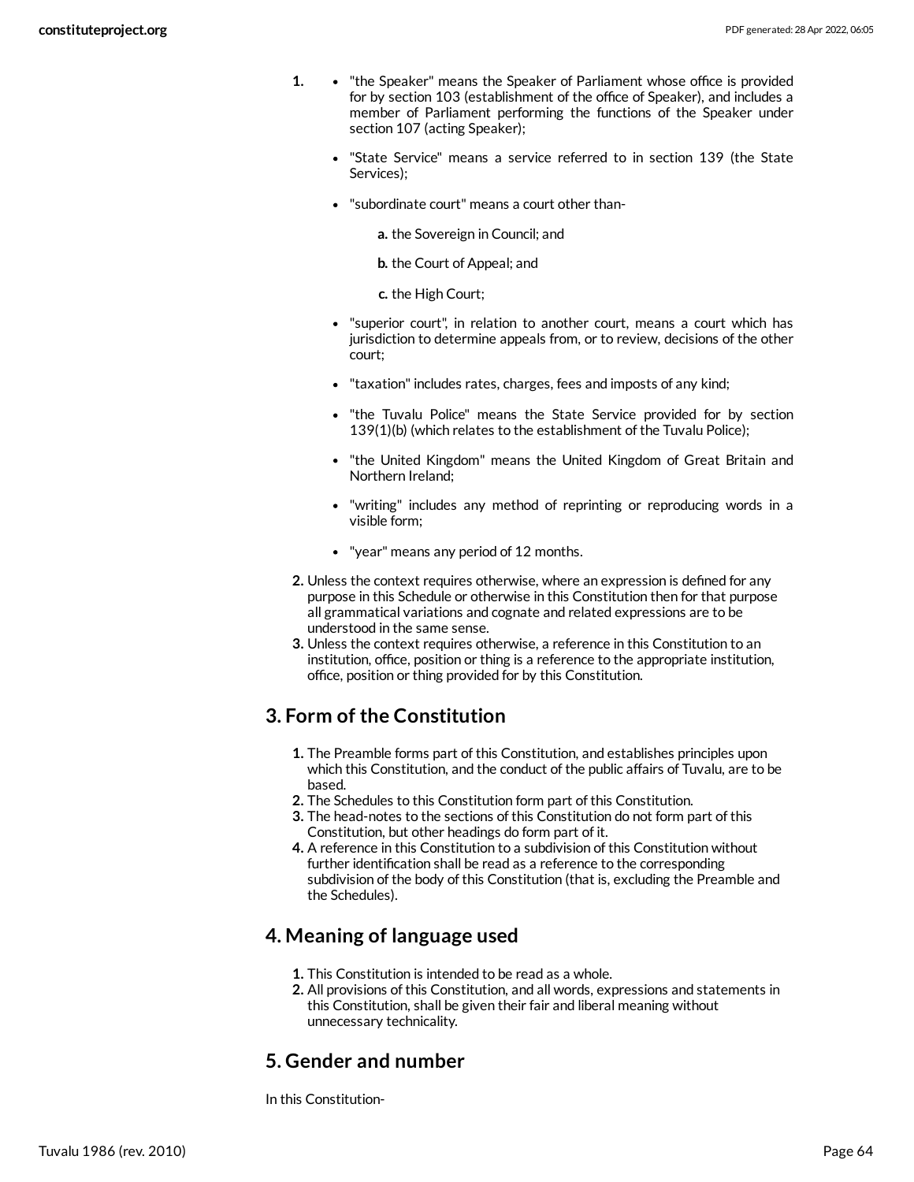1. 
- "the Speaker" means the Speaker of Parliament whose office is provided for by section 103 (establishment of the office of Speaker), and includes a member of Parliament performing the functions of the Speaker under section 107 (acting Speaker);
- "State Service" means a service referred to in section 139 (the State Services);
- "subordinate court" means a court other than-

  **a.** the Sovereign in Council; and

  **b.** the Court of Appeal; and

  **c.** the High Court;
- "superior court", in relation to another court, means a court which has jurisdiction to determine appeals from, or to review, decisions of the other court;
- "taxation" includes rates, charges, fees and imposts of any kind;
- "the Tuvalu Police" means the State Service provided for by section 139(1)(b) (which relates to the establishment of the Tuvalu Police);
- "the United Kingdom" means the United Kingdom of Great Britain and Northern Ireland;
- "writing" includes any method of reprinting or reproducing words in a visible form;
- "year" means any period of 12 months.

2. Unless the context requires otherwise, where an expression is defined for any purpose in this Schedule or otherwise in this Constitution then for that purpose all grammatical variations and cognate and related expressions are to be understood in the same sense.
3. Unless the context requires otherwise, a reference in this Constitution to an institution, office, position or thing is a reference to the appropriate institution, office, position or thing provided for by this Constitution.

## 3. Form of the Constitution

1. The Preamble forms part of this Constitution, and establishes principles upon which this Constitution, and the conduct of the public affairs of Tuvalu, are to be based.
2. The Schedules to this Constitution form part of this Constitution.
3. The head-notes to the sections of this Constitution do not form part of this Constitution, but other headings do form part of it.
4. A reference in this Constitution to a subdivision of this Constitution without further identification shall be read as a reference to the corresponding subdivision of the body of this Constitution (that is, excluding the Preamble and the Schedules).

## 4. Meaning of language used

1. This Constitution is intended to be read as a whole.
2. All provisions of this Constitution, and all words, expressions and statements in this Constitution, shall be given their fair and liberal meaning without unnecessary technicality.

## 5. Gender and number

In this Constitution-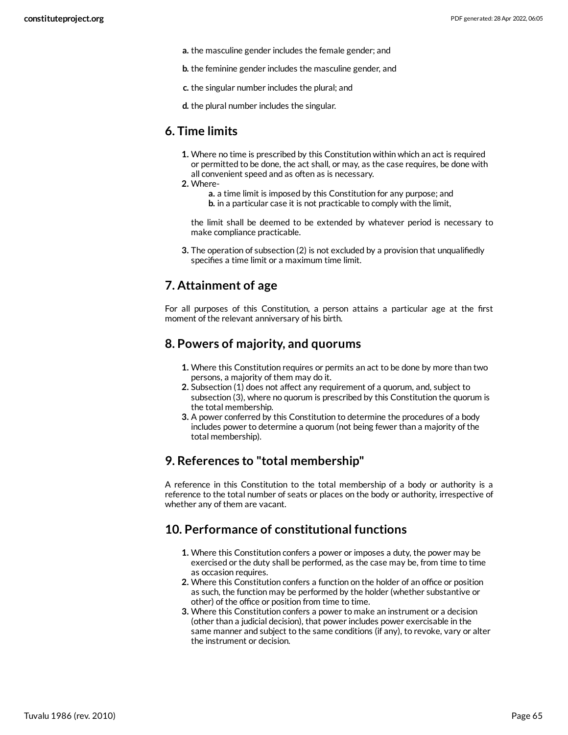a. the masculine gender includes the female gender; and

b. the feminine gender includes the masculine gender, and

c. the singular number includes the plural; and

d. the plural number includes the singular.

## 6. Time limits

1. Where no time is prescribed by this Constitution within which an act is required or permitted to be done, the act shall, or may, as the case requires, be done with all convenient speed and as often as is necessary.
2. Where-
   a. a time limit is imposed by this Constitution for any purpose; and
   b. in a particular case it is not practicable to comply with the limit,

   the limit shall be deemed to be extended by whatever period is necessary to make compliance practicable.
3. The operation of subsection (2) is not excluded by a provision that unqualifiedly specifies a time limit or a maximum time limit.

## 7. Attainment of age

For all purposes of this Constitution, a person attains a particular age at the first moment of the relevant anniversary of his birth.

## 8. Powers of majority, and quorums

1. Where this Constitution requires or permits an act to be done by more than two persons, a majority of them may do it.
2. Subsection (1) does not affect any requirement of a quorum, and, subject to subsection (3), where no quorum is prescribed by this Constitution the quorum is the total membership.
3. A power conferred by this Constitution to determine the procedures of a body includes power to determine a quorum (not being fewer than a majority of the total membership).

## 9. References to "total membership"

A reference in this Constitution to the total membership of a body or authority is a reference to the total number of seats or places on the body or authority, irrespective of whether any of them are vacant.

## 10. Performance of constitutional functions

1. Where this Constitution confers a power or imposes a duty, the power may be exercised or the duty shall be performed, as the case may be, from time to time as occasion requires.
2. Where this Constitution confers a function on the holder of an office or position as such, the function may be performed by the holder (whether substantive or other) of the office or position from time to time.
3. Where this Constitution confers a power to make an instrument or a decision (other than a judicial decision), that power includes power exercisable in the same manner and subject to the same conditions (if any), to revoke, vary or alter the instrument or decision.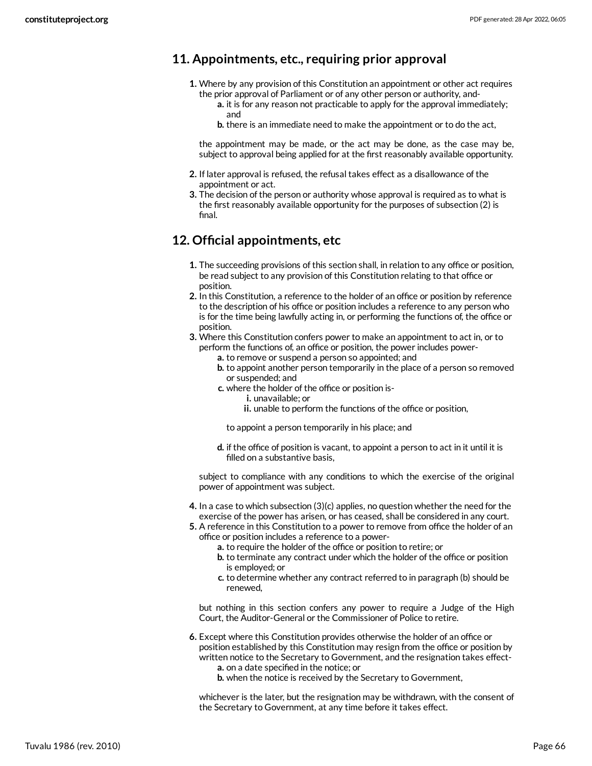## 11. Appointments, etc., requiring prior approval

1. Where by any provision of this Constitution an appointment or other act requires the prior approval of Parliament or of any other person or authority, and-
   a. it is for any reason not practicable to apply for the approval immediately; and
   b. there is an immediate need to make the appointment or to do the act,

   the appointment may be made, or the act may be done, as the case may be, subject to approval being applied for at the first reasonably available opportunity.
2. If later approval is refused, the refusal takes effect as a disallowance of the appointment or act.
3. The decision of the person or authority whose approval is required as to what is the first reasonably available opportunity for the purposes of subsection (2) is final.

## 12. Official appointments, etc

1. The succeeding provisions of this section shall, in relation to any office or position, be read subject to any provision of this Constitution relating to that office or position.
2. In this Constitution, a reference to the holder of an office or position by reference to the description of his office or position includes a reference to any person who is for the time being lawfully acting in, or performing the functions of, the office or position.
3. Where this Constitution confers power to make an appointment to act in, or to perform the functions of, an office or position, the power includes power-
   a. to remove or suspend a person so appointed; and
   b. to appoint another person temporarily in the place of a person so removed or suspended; and
   c. where the holder of the office or position is-
      i. unavailable; or
      ii. unable to perform the functions of the office or position,

      to appoint a person temporarily in his place; and
   d. if the office of position is vacant, to appoint a person to act in it until it is filled on a substantive basis,

   subject to compliance with any conditions to which the exercise of the original power of appointment was subject.
4. In a case to which subsection (3)(c) applies, no question whether the need for the exercise of the power has arisen, or has ceased, shall be considered in any court.
5. A reference in this Constitution to a power to remove from office the holder of an office or position includes a reference to a power-
   a. to require the holder of the office or position to retire; or
   b. to terminate any contract under which the holder of the office or position is employed; or
   c. to determine whether any contract referred to in paragraph (b) should be renewed,

   but nothing in this section confers any power to require a Judge of the High Court, the Auditor-General or the Commissioner of Police to retire.
6. Except where this Constitution provides otherwise the holder of an office or position established by this Constitution may resign from the office or position by written notice to the Secretary to Government, and the resignation takes effect-
   a. on a date specified in the notice; or
   b. when the notice is received by the Secretary to Government,

   whichever is the later, but the resignation may be withdrawn, with the consent of the Secretary to Government, at any time before it takes effect.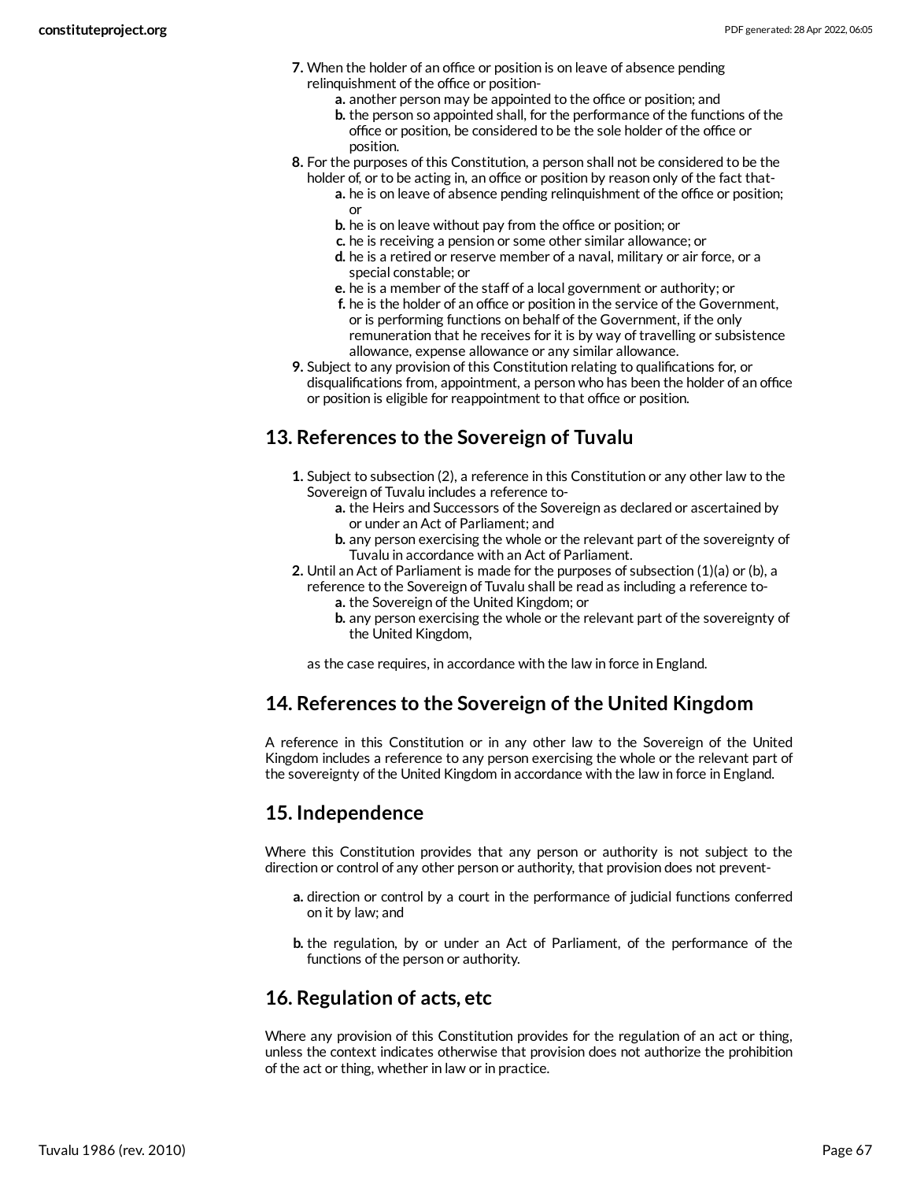7. When the holder of an office or position is on leave of absence pending relinquishment of the office or position-
    a. another person may be appointed to the office or position; and
    b. the person so appointed shall, for the performance of the functions of the office or position, be considered to be the sole holder of the office or position.
8. For the purposes of this Constitution, a person shall not be considered to be the holder of, or to be acting in, an office or position by reason only of the fact that-
    a. he is on leave of absence pending relinquishment of the office or position; or
    b. he is on leave without pay from the office or position; or
    c. he is receiving a pension or some other similar allowance; or
    d. he is a retired or reserve member of a naval, military or air force, or a special constable; or
    e. he is a member of the staff of a local government or authority; or
    f. he is the holder of an office or position in the service of the Government, or is performing functions on behalf of the Government, if the only remuneration that he receives for it is by way of travelling or subsistence allowance, expense allowance or any similar allowance.
9. Subject to any provision of this Constitution relating to qualifications for, or disqualifications from, appointment, a person who has been the holder of an office or position is eligible for reappointment to that office or position.

## 13. References to the Sovereign of Tuvalu

1. Subject to subsection (2), a reference in this Constitution or any other law to the Sovereign of Tuvalu includes a reference to-
    a. the Heirs and Successors of the Sovereign as declared or ascertained by or under an Act of Parliament; and
    b. any person exercising the whole or the relevant part of the sovereignty of Tuvalu in accordance with an Act of Parliament.
2. Until an Act of Parliament is made for the purposes of subsection (1)(a) or (b), a reference to the Sovereign of Tuvalu shall be read as including a reference to-
    a. the Sovereign of the United Kingdom; or
    b. any person exercising the whole or the relevant part of the sovereignty of the United Kingdom,

    as the case requires, in accordance with the law in force in England.

## 14. References to the Sovereign of the United Kingdom

A reference in this Constitution or in any other law to the Sovereign of the United Kingdom includes a reference to any person exercising the whole or the relevant part of the sovereignty of the United Kingdom in accordance with the law in force in England.

## 15. Independence

Where this Constitution provides that any person or authority is not subject to the direction or control of any other person or authority, that provision does not prevent-

a. direction or control by a court in the performance of judicial functions conferred on it by law; and
b. the regulation, by or under an Act of Parliament, of the performance of the functions of the person or authority.

## 16. Regulation of acts, etc

Where any provision of this Constitution provides for the regulation of an act or thing, unless the context indicates otherwise that provision does not authorize the prohibition of the act or thing, whether in law or in practice.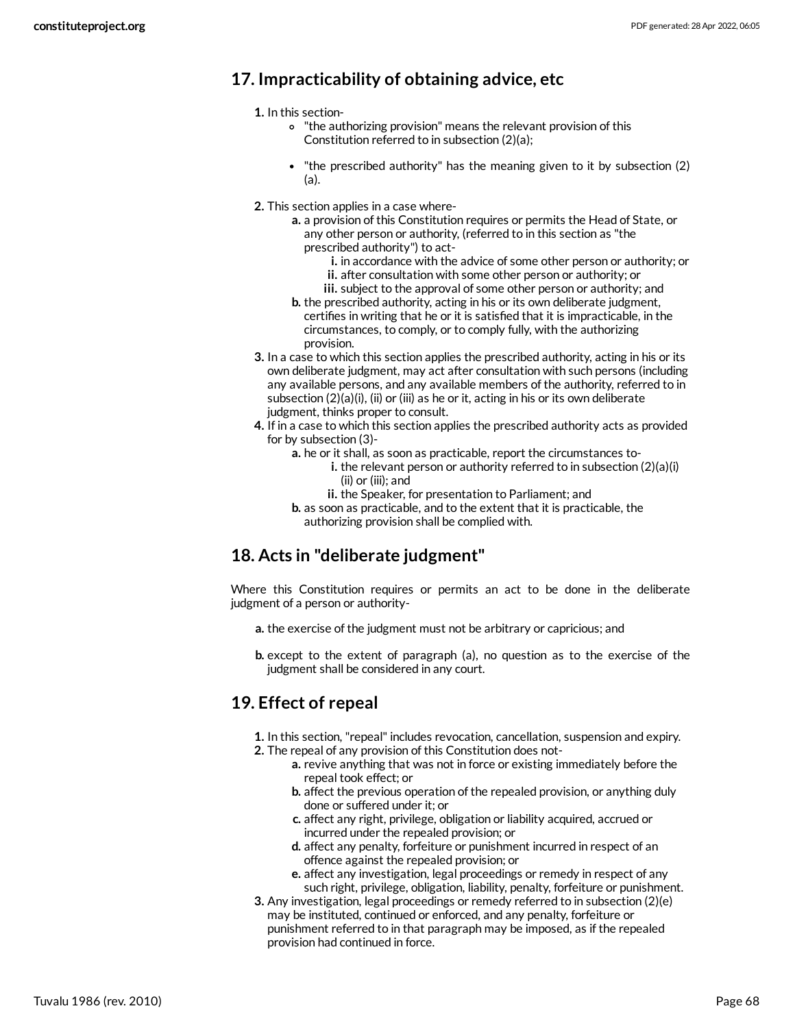## 17. Impracticability of obtaining advice, etc

1. In this section-
    - "the authorizing provision" means the relevant provision of this Constitution referred to in subsection (2)(a);
    - "the prescribed authority" has the meaning given to it by subsection (2)(a).
2. This section applies in a case where-
    a. a provision of this Constitution requires or permits the Head of State, or any other person or authority, (referred to in this section as "the prescribed authority") to act-
        i. in accordance with the advice of some other person or authority; or
        ii. after consultation with some other person or authority; or
        iii. subject to the approval of some other person or authority; and
    b. the prescribed authority, acting in his or its own deliberate judgment, certifies in writing that he or it is satisfied that it is impracticable, in the circumstances, to comply, or to comply fully, with the authorizing provision.
3. In a case to which this section applies the prescribed authority, acting in his or its own deliberate judgment, may act after consultation with such persons (including any available persons, and any available members of the authority, referred to in subsection (2)(a)(i), (ii) or (iii) as he or it, acting in his or its own deliberate judgment, thinks proper to consult.
4. If in a case to which this section applies the prescribed authority acts as provided for by subsection (3)-
    a. he or it shall, as soon as practicable, report the circumstances to-
        i. the relevant person or authority referred to in subsection (2)(a)(i) (ii) or (iii); and
        ii. the Speaker, for presentation to Parliament; and
    b. as soon as practicable, and to the extent that it is practicable, the authorizing provision shall be complied with.

## 18. Acts in "deliberate judgment"

Where this Constitution requires or permits an act to be done in the deliberate judgment of a person or authority-

a. the exercise of the judgment must not be arbitrary or capricious; and

b. except to the extent of paragraph (a), no question as to the exercise of the judgment shall be considered in any court.

## 19. Effect of repeal

1. In this section, "repeal" includes revocation, cancellation, suspension and expiry.
2. The repeal of any provision of this Constitution does not-
    a. revive anything that was not in force or existing immediately before the repeal took effect; or
    b. affect the previous operation of the repealed provision, or anything duly done or suffered under it; or
    c. affect any right, privilege, obligation or liability acquired, accrued or incurred under the repealed provision; or
    d. affect any penalty, forfeiture or punishment incurred in respect of an offence against the repealed provision; or
    e. affect any investigation, legal proceedings or remedy in respect of any such right, privilege, obligation, liability, penalty, forfeiture or punishment.
3. Any investigation, legal proceedings or remedy referred to in subsection (2)(e) may be instituted, continued or enforced, and any penalty, forfeiture or punishment referred to in that paragraph may be imposed, as if the repealed provision had continued in force.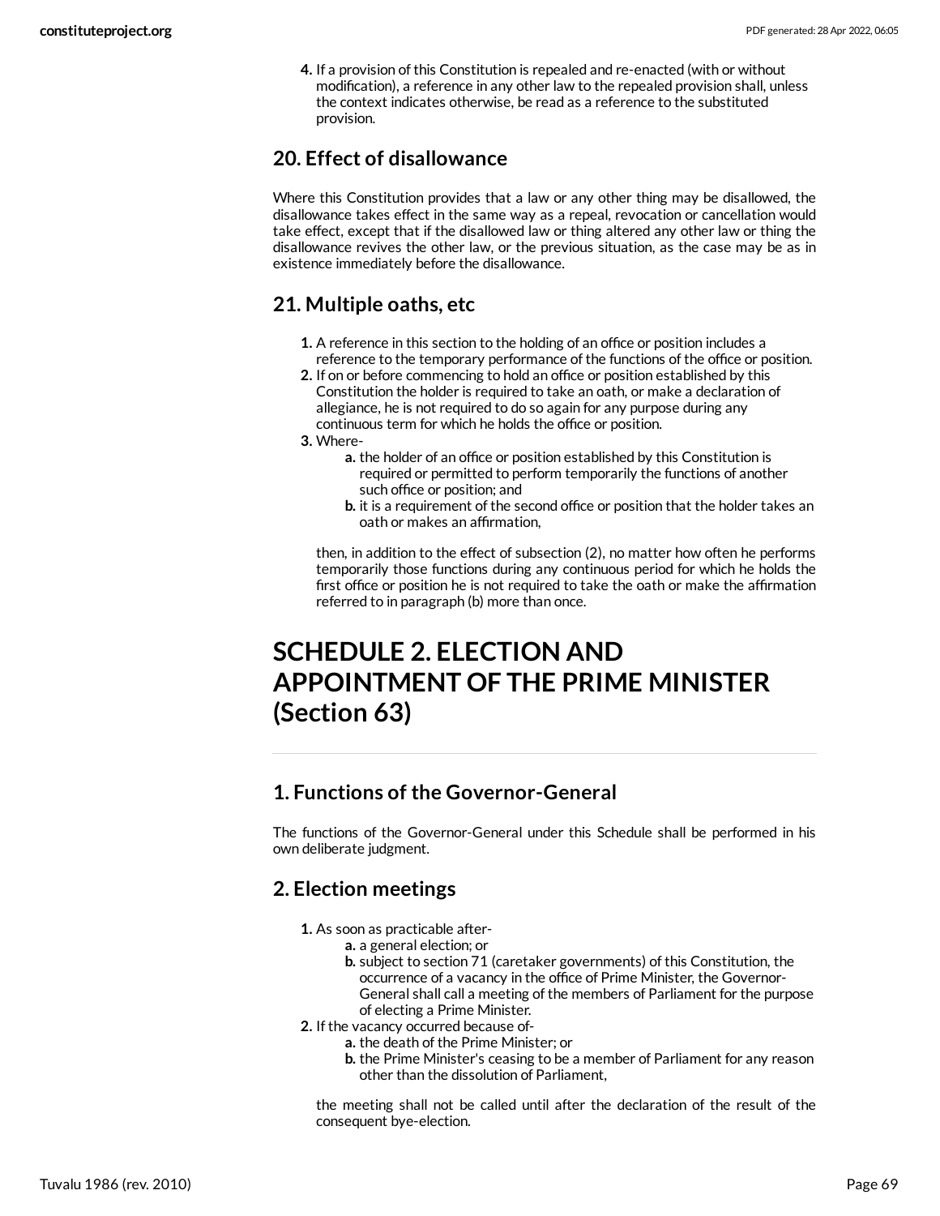4. If a provision of this Constitution is repealed and re-enacted (with or without modification), a reference in any other law to the repealed provision shall, unless the context indicates otherwise, be read as a reference to the substituted provision.

## 20. Effect of disallowance

Where this Constitution provides that a law or any other thing may be disallowed, the disallowance takes effect in the same way as a repeal, revocation or cancellation would take effect, except that if the disallowed law or thing altered any other law or thing the disallowance revives the other law, or the previous situation, as the case may be as in existence immediately before the disallowance.

## 21. Multiple oaths, etc

1. A reference in this section to the holding of an office or position includes a reference to the temporary performance of the functions of the office or position.
2. If on or before commencing to hold an office or position established by this Constitution the holder is required to take an oath, or make a declaration of allegiance, he is not required to do so again for any purpose during any continuous term for which he holds the office or position.
3. Where-
    a. the holder of an office or position established by this Constitution is required or permitted to perform temporarily the functions of another such office or position; and
    b. it is a requirement of the second office or position that the holder takes an oath or makes an affirmation,

    then, in addition to the effect of subsection (2), no matter how often he performs temporarily those functions during any continuous period for which he holds the first office or position he is not required to take the oath or make the affirmation referred to in paragraph (b) more than once.

# SCHEDULE 2. ELECTION AND APPOINTMENT OF THE PRIME MINISTER (Section 63)

## 1. Functions of the Governor-General

The functions of the Governor-General under this Schedule shall be performed in his own deliberate judgment.

## 2. Election meetings

1. As soon as practicable after-
    a. a general election; or
    b. subject to section 71 (caretaker governments) of this Constitution, the occurrence of a vacancy in the office of Prime Minister, the Governor-General shall call a meeting of the members of Parliament for the purpose of electing a Prime Minister.
2. If the vacancy occurred because of-
    a. the death of the Prime Minister; or
    b. the Prime Minister's ceasing to be a member of Parliament for any reason other than the dissolution of Parliament,

    the meeting shall not be called until after the declaration of the result of the consequent bye-election.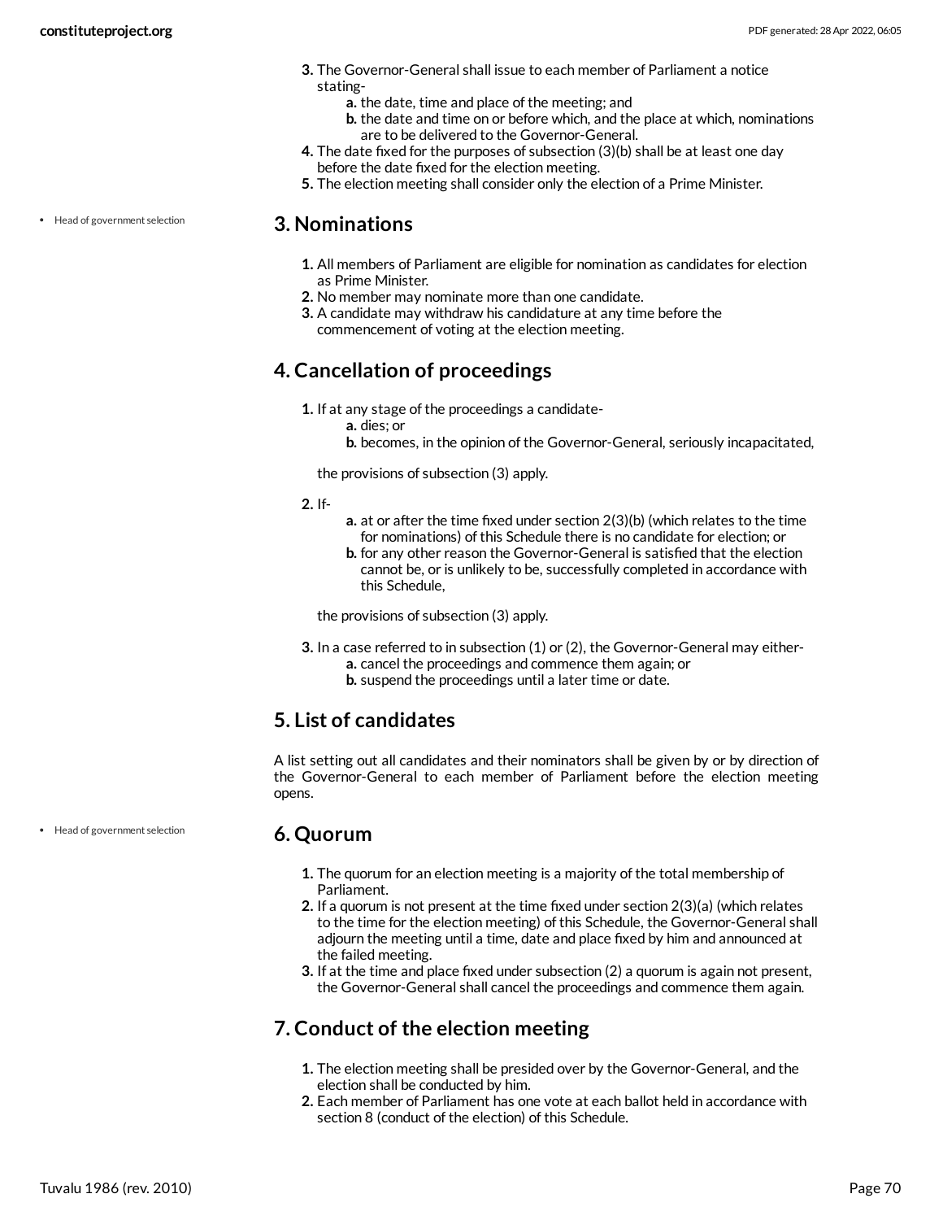3. The Governor-General shall issue to each member of Parliament a notice stating-
    a. the date, time and place of the meeting; and
    b. the date and time on or before which, and the place at which, nominations are to be delivered to the Governor-General.
4. The date fixed for the purposes of subsection (3)(b) shall be at least one day before the date fixed for the election meeting.
5. The election meeting shall consider only the election of a Prime Minister.

• Head of government selection

## 3. Nominations

1. All members of Parliament are eligible for nomination as candidates for election as Prime Minister.
2. No member may nominate more than one candidate.
3. A candidate may withdraw his candidature at any time before the commencement of voting at the election meeting.

## 4. Cancellation of proceedings

1. If at any stage of the proceedings a candidate-
    a. dies; or
    b. becomes, in the opinion of the Governor-General, seriously incapacitated,

    the provisions of subsection (3) apply.

2. If-
    a. at or after the time fixed under section 2(3)(b) (which relates to the time for nominations) of this Schedule there is no candidate for election; or
    b. for any other reason the Governor-General is satisfied that the election cannot be, or is unlikely to be, successfully completed in accordance with this Schedule,

    the provisions of subsection (3) apply.

3. In a case referred to in subsection (1) or (2), the Governor-General may either-
    a. cancel the proceedings and commence them again; or
    b. suspend the proceedings until a later time or date.

## 5. List of candidates

A list setting out all candidates and their nominators shall be given by or by direction of the Governor-General to each member of Parliament before the election meeting opens.

• Head of government selection

## 6. Quorum

1. The quorum for an election meeting is a majority of the total membership of Parliament.
2. If a quorum is not present at the time fixed under section 2(3)(a) (which relates to the time for the election meeting) of this Schedule, the Governor-General shall adjourn the meeting until a time, date and place fixed by him and announced at the failed meeting.
3. If at the time and place fixed under subsection (2) a quorum is again not present, the Governor-General shall cancel the proceedings and commence them again.

## 7. Conduct of the election meeting

1. The election meeting shall be presided over by the Governor-General, and the election shall be conducted by him.
2. Each member of Parliament has one vote at each ballot held in accordance with section 8 (conduct of the election) of this Schedule.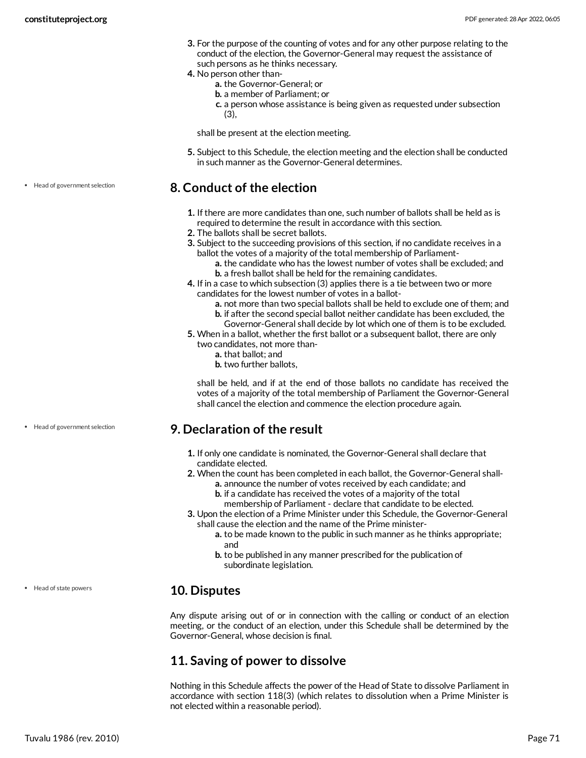3. For the purpose of the counting of votes and for any other purpose relating to the conduct of the election, the Governor-General may request the assistance of such persons as he thinks necessary.
4. No person other than-
    a. the Governor-General; or
    b. a member of Parliament; or
    c. a person whose assistance is being given as requested under subsection (3),

   shall be present at the election meeting.

5. Subject to this Schedule, the election meeting and the election shall be conducted in such manner as the Governor-General determines.

• Head of government selection

## 8. Conduct of the election

1. If there are more candidates than one, such number of ballots shall be held as is required to determine the result in accordance with this section.
2. The ballots shall be secret ballots.
3. Subject to the succeeding provisions of this section, if no candidate receives in a ballot the votes of a majority of the total membership of Parliament-
    a. the candidate who has the lowest number of votes shall be excluded; and
    b. a fresh ballot shall be held for the remaining candidates.
4. If in a case to which subsection (3) applies there is a tie between two or more candidates for the lowest number of votes in a ballot-
    a. not more than two special ballots shall be held to exclude one of them; and
    b. if after the second special ballot neither candidate has been excluded, the Governor-General shall decide by lot which one of them is to be excluded.
5. When in a ballot, whether the first ballot or a subsequent ballot, there are only two candidates, not more than-
    a. that ballot; and
    b. two further ballots,

   shall be held, and if at the end of those ballots no candidate has received the votes of a majority of the total membership of Parliament the Governor-General shall cancel the election and commence the election procedure again.

• Head of government selection

## 9. Declaration of the result

1. If only one candidate is nominated, the Governor-General shall declare that candidate elected.
2. When the count has been completed in each ballot, the Governor-General shall-
    a. announce the number of votes received by each candidate; and
    b. if a candidate has received the votes of a majority of the total membership of Parliament - declare that candidate to be elected.
3. Upon the election of a Prime Minister under this Schedule, the Governor-General shall cause the election and the name of the Prime minister-
    a. to be made known to the public in such manner as he thinks appropriate; and
    b. to be published in any manner prescribed for the publication of subordinate legislation.

• Head of state powers

## 10. Disputes

Any dispute arising out of or in connection with the calling or conduct of an election meeting, or the conduct of an election, under this Schedule shall be determined by the Governor-General, whose decision is final.

## 11. Saving of power to dissolve

Nothing in this Schedule affects the power of the Head of State to dissolve Parliament in accordance with section 118(3) (which relates to dissolution when a Prime Minister is not elected within a reasonable period).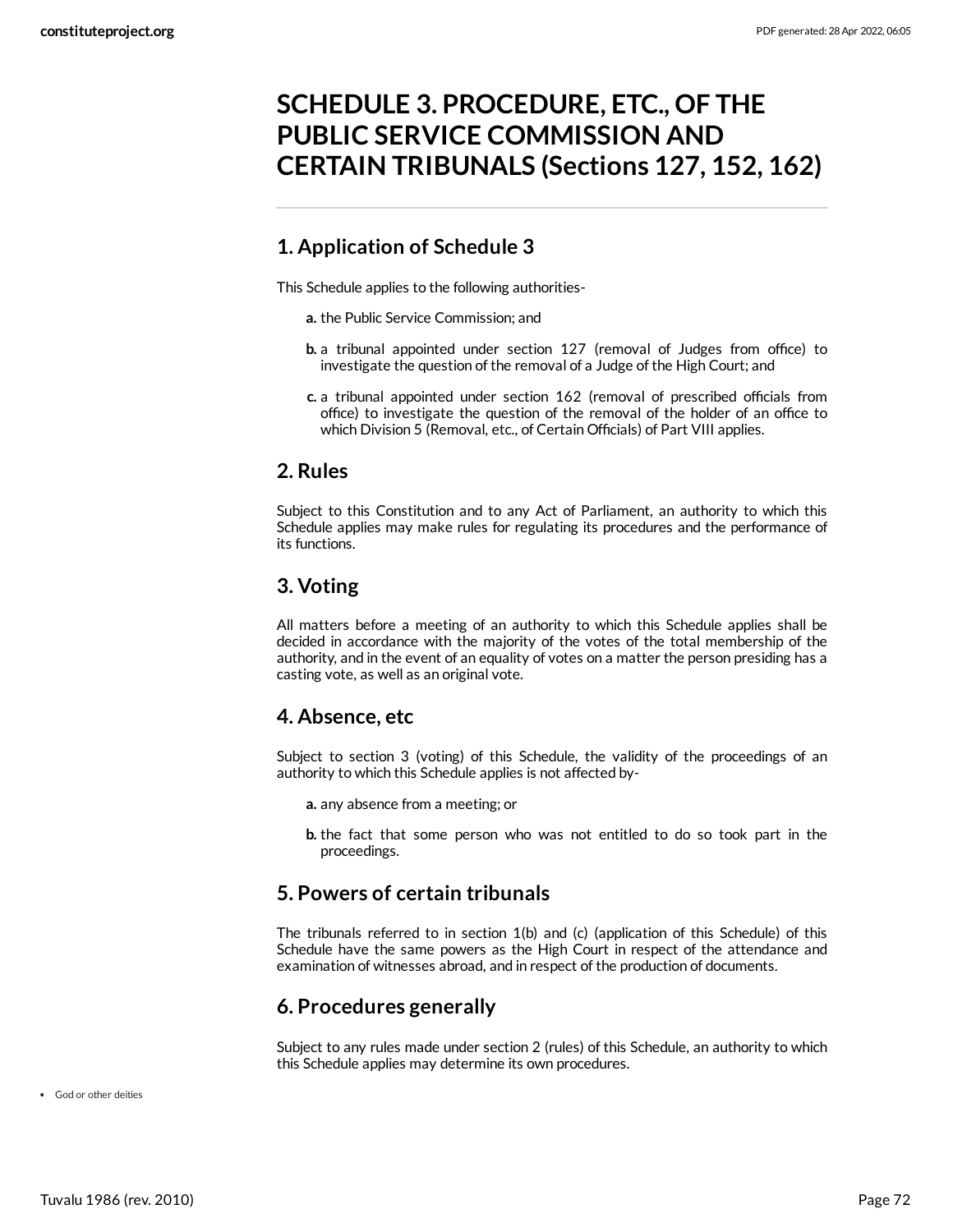# SCHEDULE 3. PROCEDURE, ETC., OF THE PUBLIC SERVICE COMMISSION AND CERTAIN TRIBUNALS (Sections 127, 152, 162)

## 1. Application of Schedule 3

This Schedule applies to the following authorities-

**a.** the Public Service Commission; and

**b.** a tribunal appointed under section 127 (removal of Judges from office) to investigate the question of the removal of a Judge of the High Court; and

**c.** a tribunal appointed under section 162 (removal of prescribed officials from office) to investigate the question of the removal of the holder of an office to which Division 5 (Removal, etc., of Certain Officials) of Part VIII applies.

## 2. Rules

Subject to this Constitution and to any Act of Parliament, an authority to which this Schedule applies may make rules for regulating its procedures and the performance of its functions.

## 3. Voting

All matters before a meeting of an authority to which this Schedule applies shall be decided in accordance with the majority of the votes of the total membership of the authority, and in the event of an equality of votes on a matter the person presiding has a casting vote, as well as an original vote.

## 4. Absence, etc

Subject to section 3 (voting) of this Schedule, the validity of the proceedings of an authority to which this Schedule applies is not affected by-

**a.** any absence from a meeting; or

**b.** the fact that some person who was not entitled to do so took part in the proceedings.

## 5. Powers of certain tribunals

The tribunals referred to in section 1(b) and (c) (application of this Schedule) of this Schedule have the same powers as the High Court in respect of the attendance and examination of witnesses abroad, and in respect of the production of documents.

## 6. Procedures generally

Subject to any rules made under section 2 (rules) of this Schedule, an authority to which this Schedule applies may determine its own procedures.

- God or other deities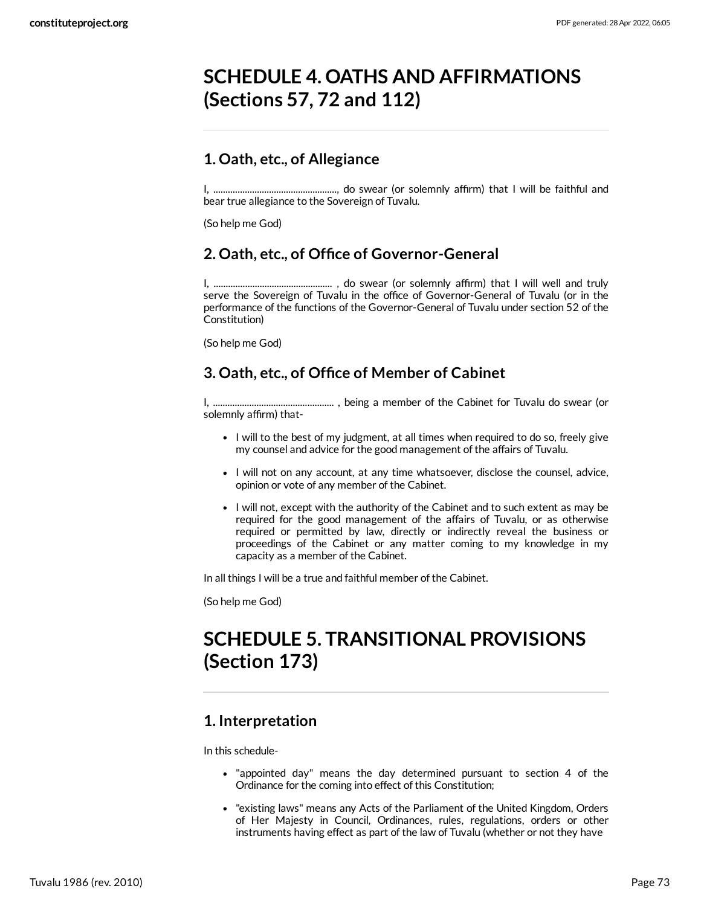# SCHEDULE 4. OATHS AND AFFIRMATIONS (Sections 57, 72 and 112)

## 1. Oath, etc., of Allegiance

I, ..................................................., do swear (or solemnly affirm) that I will be faithful and bear true allegiance to the Sovereign of Tuvalu.

(So help me God)

## 2. Oath, etc., of Office of Governor-General

I, ................................................. , do swear (or solemnly affirm) that I will well and truly serve the Sovereign of Tuvalu in the office of Governor-General of Tuvalu (or in the performance of the functions of the Governor-General of Tuvalu under section 52 of the Constitution)

(So help me God)

## 3. Oath, etc., of Office of Member of Cabinet

I, .................................................. , being a member of the Cabinet for Tuvalu do swear (or solemnly affirm) that-

- I will to the best of my judgment, at all times when required to do so, freely give my counsel and advice for the good management of the affairs of Tuvalu.
- I will not on any account, at any time whatsoever, disclose the counsel, advice, opinion or vote of any member of the Cabinet.
- I will not, except with the authority of the Cabinet and to such extent as may be required for the good management of the affairs of Tuvalu, or as otherwise required or permitted by law, directly or indirectly reveal the business or proceedings of the Cabinet or any matter coming to my knowledge in my capacity as a member of the Cabinet.

In all things I will be a true and faithful member of the Cabinet.

(So help me God)

# SCHEDULE 5. TRANSITIONAL PROVISIONS (Section 173)

## 1. Interpretation

In this schedule-

- "appointed day" means the day determined pursuant to section 4 of the Ordinance for the coming into effect of this Constitution;
- "existing laws" means any Acts of the Parliament of the United Kingdom, Orders of Her Majesty in Council, Ordinances, rules, regulations, orders or other instruments having effect as part of the law of Tuvalu (whether or not they have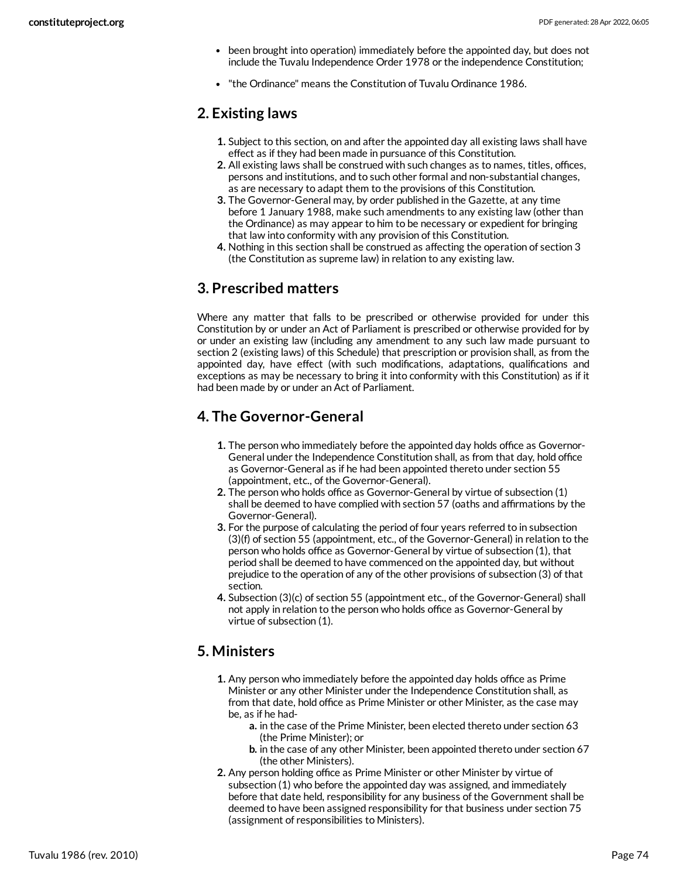- been brought into operation) immediately before the appointed day, but does not include the Tuvalu Independence Order 1978 or the independence Constitution;
- "the Ordinance" means the Constitution of Tuvalu Ordinance 1986.

## 2. Existing laws

1. Subject to this section, on and after the appointed day all existing laws shall have effect as if they had been made in pursuance of this Constitution.
2. All existing laws shall be construed with such changes as to names, titles, offices, persons and institutions, and to such other formal and non-substantial changes, as are necessary to adapt them to the provisions of this Constitution.
3. The Governor-General may, by order published in the Gazette, at any time before 1 January 1988, make such amendments to any existing law (other than the Ordinance) as may appear to him to be necessary or expedient for bringing that law into conformity with any provision of this Constitution.
4. Nothing in this section shall be construed as affecting the operation of section 3 (the Constitution as supreme law) in relation to any existing law.

## 3. Prescribed matters

Where any matter that falls to be prescribed or otherwise provided for under this Constitution by or under an Act of Parliament is prescribed or otherwise provided for by or under an existing law (including any amendment to any such law made pursuant to section 2 (existing laws) of this Schedule) that prescription or provision shall, as from the appointed day, have effect (with such modifications, adaptations, qualifications and exceptions as may be necessary to bring it into conformity with this Constitution) as if it had been made by or under an Act of Parliament.

## 4. The Governor-General

1. The person who immediately before the appointed day holds office as Governor-General under the Independence Constitution shall, as from that day, hold office as Governor-General as if he had been appointed thereto under section 55 (appointment, etc., of the Governor-General).
2. The person who holds office as Governor-General by virtue of subsection (1) shall be deemed to have complied with section 57 (oaths and affirmations by the Governor-General).
3. For the purpose of calculating the period of four years referred to in subsection (3)(f) of section 55 (appointment, etc., of the Governor-General) in relation to the person who holds office as Governor-General by virtue of subsection (1), that period shall be deemed to have commenced on the appointed day, but without prejudice to the operation of any of the other provisions of subsection (3) of that section.
4. Subsection (3)(c) of section 55 (appointment etc., of the Governor-General) shall not apply in relation to the person who holds office as Governor-General by virtue of subsection (1).

## 5. Ministers

1. Any person who immediately before the appointed day holds office as Prime Minister or any other Minister under the Independence Constitution shall, as from that date, hold office as Prime Minister or other Minister, as the case may be, as if he had-
    a. in the case of the Prime Minister, been elected thereto under section 63 (the Prime Minister); or
    b. in the case of any other Minister, been appointed thereto under section 67 (the other Ministers).
2. Any person holding office as Prime Minister or other Minister by virtue of subsection (1) who before the appointed day was assigned, and immediately before that date held, responsibility for any business of the Government shall be deemed to have been assigned responsibility for that business under section 75 (assignment of responsibilities to Ministers).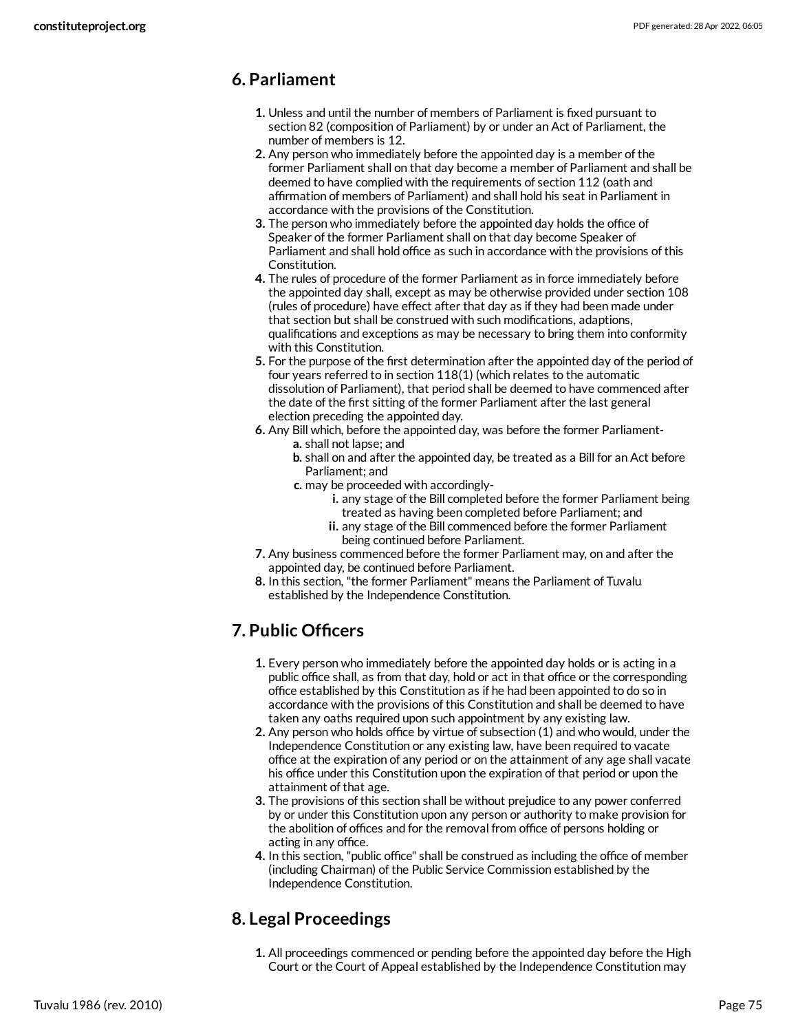## 6. Parliament

1. Unless and until the number of members of Parliament is fixed pursuant to section 82 (composition of Parliament) by or under an Act of Parliament, the number of members is 12.
2. Any person who immediately before the appointed day is a member of the former Parliament shall on that day become a member of Parliament and shall be deemed to have complied with the requirements of section 112 (oath and affirmation of members of Parliament) and shall hold his seat in Parliament in accordance with the provisions of the Constitution.
3. The person who immediately before the appointed day holds the office of Speaker of the former Parliament shall on that day become Speaker of Parliament and shall hold office as such in accordance with the provisions of this Constitution.
4. The rules of procedure of the former Parliament as in force immediately before the appointed day shall, except as may be otherwise provided under section 108 (rules of procedure) have effect after that day as if they had been made under that section but shall be construed with such modifications, adaptions, qualifications and exceptions as may be necessary to bring them into conformity with this Constitution.
5. For the purpose of the first determination after the appointed day of the period of four years referred to in section 118(1) (which relates to the automatic dissolution of Parliament), that period shall be deemed to have commenced after the date of the first sitting of the former Parliament after the last general election preceding the appointed day.
6. Any Bill which, before the appointed day, was before the former Parliament-
   a. shall not lapse; and
   b. shall on and after the appointed day, be treated as a Bill for an Act before Parliament; and
   c. may be proceeded with accordingly-
      i. any stage of the Bill completed before the former Parliament being treated as having been completed before Parliament; and
      ii. any stage of the Bill commenced before the former Parliament being continued before Parliament.
7. Any business commenced before the former Parliament may, on and after the appointed day, be continued before Parliament.
8. In this section, "the former Parliament" means the Parliament of Tuvalu established by the Independence Constitution.

## 7. Public Officers

1. Every person who immediately before the appointed day holds or is acting in a public office shall, as from that day, hold or act in that office or the corresponding office established by this Constitution as if he had been appointed to do so in accordance with the provisions of this Constitution and shall be deemed to have taken any oaths required upon such appointment by any existing law.
2. Any person who holds office by virtue of subsection (1) and who would, under the Independence Constitution or any existing law, have been required to vacate office at the expiration of any period or on the attainment of any age shall vacate his office under this Constitution upon the expiration of that period or upon the attainment of that age.
3. The provisions of this section shall be without prejudice to any power conferred by or under this Constitution upon any person or authority to make provision for the abolition of offices and for the removal from office of persons holding or acting in any office.
4. In this section, "public office" shall be construed as including the office of member (including Chairman) of the Public Service Commission established by the Independence Constitution.

## 8. Legal Proceedings

1. All proceedings commenced or pending before the appointed day before the High Court or the Court of Appeal established by the Independence Constitution may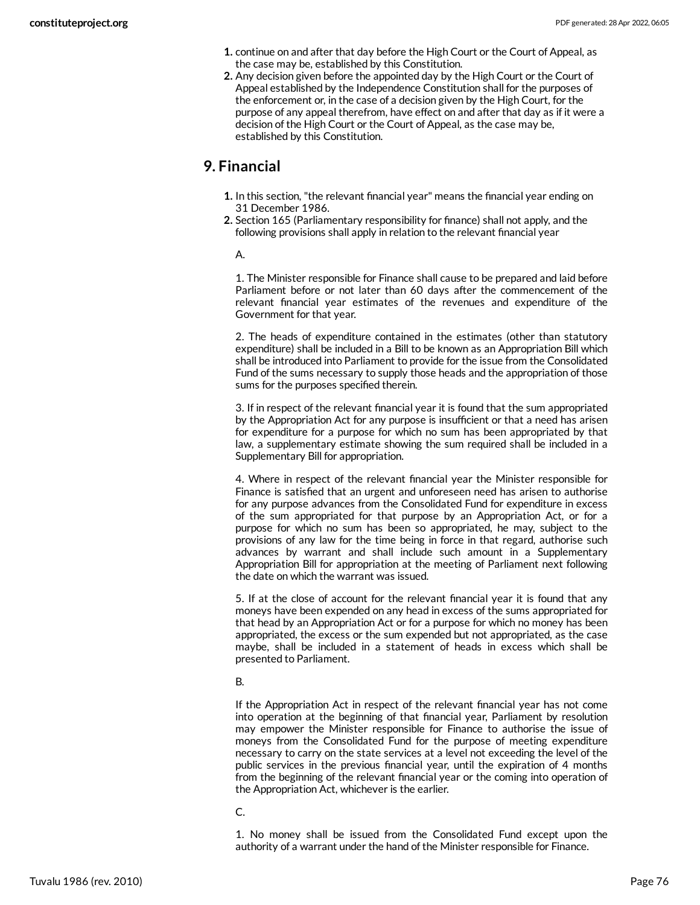1. continue on and after that day before the High Court or the Court of Appeal, as the case may be, established by this Constitution.
2. Any decision given before the appointed day by the High Court or the Court of Appeal established by the Independence Constitution shall for the purposes of the enforcement or, in the case of a decision given by the High Court, for the purpose of any appeal therefrom, have effect on and after that day as if it were a decision of the High Court or the Court of Appeal, as the case may be, established by this Constitution.

## 9. Financial

1. In this section, "the relevant financial year" means the financial year ending on 31 December 1986.
2. Section 165 (Parliamentary responsibility for finance) shall not apply, and the following provisions shall apply in relation to the relevant financial year

A.

1. The Minister responsible for Finance shall cause to be prepared and laid before Parliament before or not later than 60 days after the commencement of the relevant financial year estimates of the revenues and expenditure of the Government for that year.

2. The heads of expenditure contained in the estimates (other than statutory expenditure) shall be included in a Bill to be known as an Appropriation Bill which shall be introduced into Parliament to provide for the issue from the Consolidated Fund of the sums necessary to supply those heads and the appropriation of those sums for the purposes specified therein.

3. If in respect of the relevant financial year it is found that the sum appropriated by the Appropriation Act for any purpose is insufficient or that a need has arisen for expenditure for a purpose for which no sum has been appropriated by that law, a supplementary estimate showing the sum required shall be included in a Supplementary Bill for appropriation.

4. Where in respect of the relevant financial year the Minister responsible for Finance is satisfied that an urgent and unforeseen need has arisen to authorise for any purpose advances from the Consolidated Fund for expenditure in excess of the sum appropriated for that purpose by an Appropriation Act, or for a purpose for which no sum has been so appropriated, he may, subject to the provisions of any law for the time being in force in that regard, authorise such advances by warrant and shall include such amount in a Supplementary Appropriation Bill for appropriation at the meeting of Parliament next following the date on which the warrant was issued.

5. If at the close of account for the relevant financial year it is found that any moneys have been expended on any head in excess of the sums appropriated for that head by an Appropriation Act or for a purpose for which no money has been appropriated, the excess or the sum expended but not appropriated, as the case maybe, shall be included in a statement of heads in excess which shall be presented to Parliament.

B.

If the Appropriation Act in respect of the relevant financial year has not come into operation at the beginning of that financial year, Parliament by resolution may empower the Minister responsible for Finance to authorise the issue of moneys from the Consolidated Fund for the purpose of meeting expenditure necessary to carry on the state services at a level not exceeding the level of the public services in the previous financial year, until the expiration of 4 months from the beginning of the relevant financial year or the coming into operation of the Appropriation Act, whichever is the earlier.

C.

1. No money shall be issued from the Consolidated Fund except upon the authority of a warrant under the hand of the Minister responsible for Finance.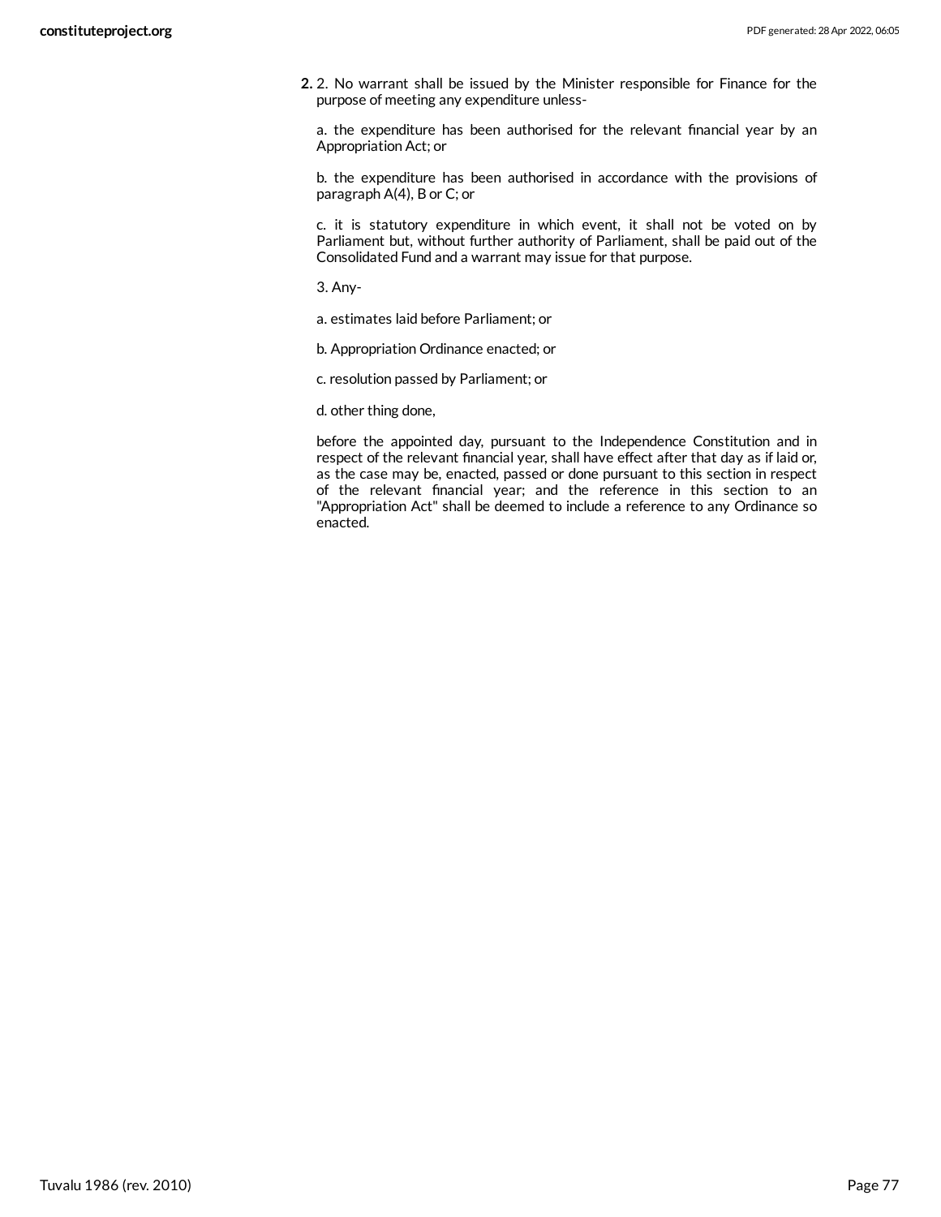**2.** 2. No warrant shall be issued by the Minister responsible for Finance for the purpose of meeting any expenditure unless-

a. the expenditure has been authorised for the relevant financial year by an Appropriation Act; or

b. the expenditure has been authorised in accordance with the provisions of paragraph A(4), B or C; or

c. it is statutory expenditure in which event, it shall not be voted on by Parliament but, without further authority of Parliament, shall be paid out of the Consolidated Fund and a warrant may issue for that purpose.

3. Any-

a. estimates laid before Parliament; or

b. Appropriation Ordinance enacted; or

c. resolution passed by Parliament; or

d. other thing done,

before the appointed day, pursuant to the Independence Constitution and in respect of the relevant financial year, shall have effect after that day as if laid or, as the case may be, enacted, passed or done pursuant to this section in respect of the relevant financial year; and the reference in this section to an "Appropriation Act" shall be deemed to include a reference to any Ordinance so enacted.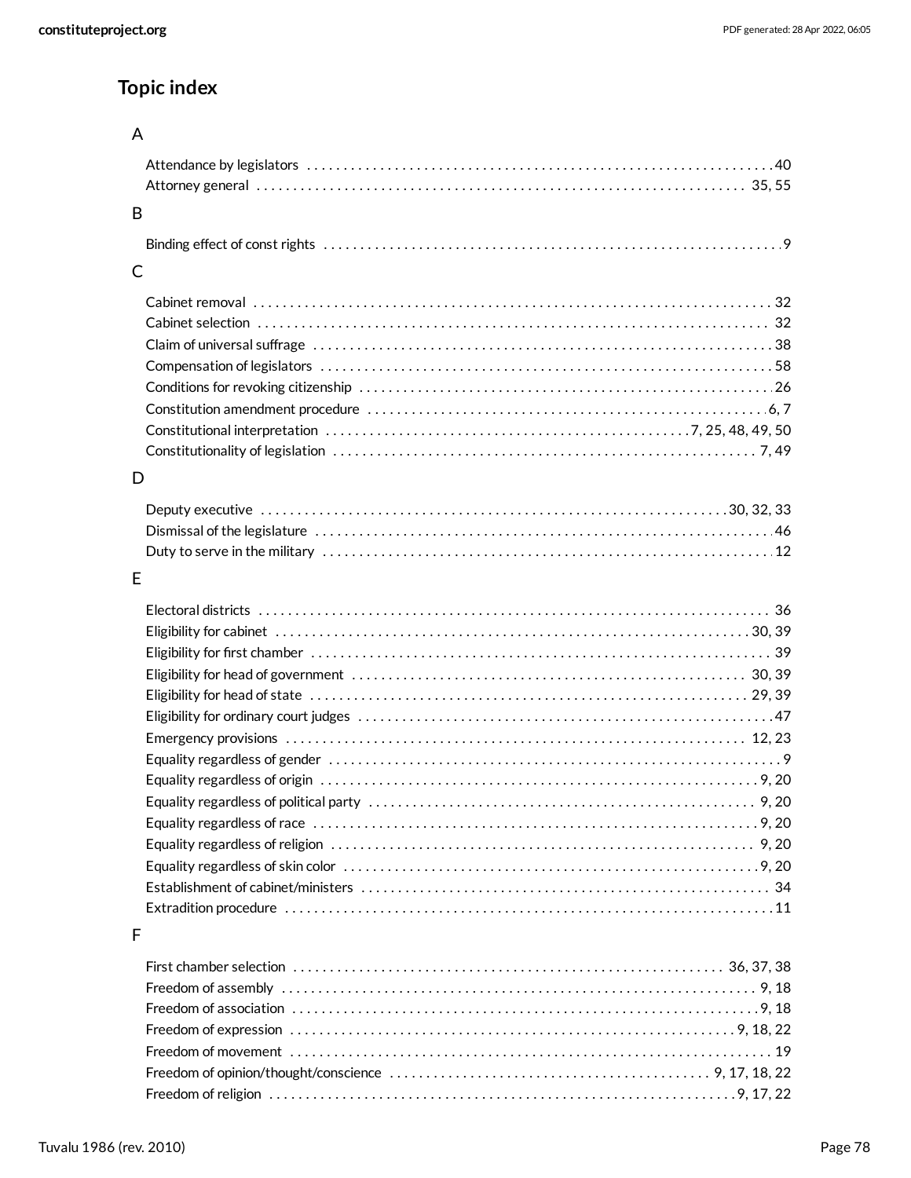# Topic index

## A

Attendance by legislators . . . . . . . . . . . . . . . . . . . . . . . . . . . . . . . . . . . . . . . . . . . . . . . . . . . . . . . . . . . . . . 40
Attorney general . . . . . . . . . . . . . . . . . . . . . . . . . . . . . . . . . . . . . . . . . . . . . . . . . . . . . . . . . . . . . . . . . . . 35, 55

## B

Binding effect of const rights . . . . . . . . . . . . . . . . . . . . . . . . . . . . . . . . . . . . . . . . . . . . . . . . . . . . . . . . . . . . 9

## C

Cabinet removal . . . . . . . . . . . . . . . . . . . . . . . . . . . . . . . . . . . . . . . . . . . . . . . . . . . . . . . . . . . . . . . . . . . . . . 32
Cabinet selection . . . . . . . . . . . . . . . . . . . . . . . . . . . . . . . . . . . . . . . . . . . . . . . . . . . . . . . . . . . . . . . . . . . . . 32
Claim of universal suffrage . . . . . . . . . . . . . . . . . . . . . . . . . . . . . . . . . . . . . . . . . . . . . . . . . . . . . . . . . . . . . 38
Compensation of legislators . . . . . . . . . . . . . . . . . . . . . . . . . . . . . . . . . . . . . . . . . . . . . . . . . . . . . . . . . . . . . 58
Conditions for revoking citizenship . . . . . . . . . . . . . . . . . . . . . . . . . . . . . . . . . . . . . . . . . . . . . . . . . . . . . . . 26
Constitution amendment procedure . . . . . . . . . . . . . . . . . . . . . . . . . . . . . . . . . . . . . . . . . . . . . . . . . . . . . . 6, 7
Constitutional interpretation . . . . . . . . . . . . . . . . . . . . . . . . . . . . . . . . . . . . . . . . . . . . . . . . 7, 25, 48, 49, 50
Constitutionality of legislation . . . . . . . . . . . . . . . . . . . . . . . . . . . . . . . . . . . . . . . . . . . . . . . . . . . . . . . . . . 7, 49

## D

Deputy executive . . . . . . . . . . . . . . . . . . . . . . . . . . . . . . . . . . . . . . . . . . . . . . . . . . . . . . . . . . . . . . . . 30, 32, 33
Dismissal of the legislature . . . . . . . . . . . . . . . . . . . . . . . . . . . . . . . . . . . . . . . . . . . . . . . . . . . . . . . . . . . . . . 46
Duty to serve in the military . . . . . . . . . . . . . . . . . . . . . . . . . . . . . . . . . . . . . . . . . . . . . . . . . . . . . . . . . . . . . 12

## E

Electoral districts . . . . . . . . . . . . . . . . . . . . . . . . . . . . . . . . . . . . . . . . . . . . . . . . . . . . . . . . . . . . . . . . . . . . . 36
Eligibility for cabinet . . . . . . . . . . . . . . . . . . . . . . . . . . . . . . . . . . . . . . . . . . . . . . . . . . . . . . . . . . . . . . . . . 30, 39
Eligibility for first chamber . . . . . . . . . . . . . . . . . . . . . . . . . . . . . . . . . . . . . . . . . . . . . . . . . . . . . . . . . . . . . . 39
Eligibility for head of government . . . . . . . . . . . . . . . . . . . . . . . . . . . . . . . . . . . . . . . . . . . . . . . . . . . . . . 30, 39
Eligibility for head of state . . . . . . . . . . . . . . . . . . . . . . . . . . . . . . . . . . . . . . . . . . . . . . . . . . . . . . . . . . . . 29, 39
Eligibility for ordinary court judges . . . . . . . . . . . . . . . . . . . . . . . . . . . . . . . . . . . . . . . . . . . . . . . . . . . . . . . 47
Emergency provisions . . . . . . . . . . . . . . . . . . . . . . . . . . . . . . . . . . . . . . . . . . . . . . . . . . . . . . . . . . . . . . . 12, 23
Equality regardless of gender . . . . . . . . . . . . . . . . . . . . . . . . . . . . . . . . . . . . . . . . . . . . . . . . . . . . . . . . . . . . . 9
Equality regardless of origin . . . . . . . . . . . . . . . . . . . . . . . . . . . . . . . . . . . . . . . . . . . . . . . . . . . . . . . . . . . 9, 20
Equality regardless of political party . . . . . . . . . . . . . . . . . . . . . . . . . . . . . . . . . . . . . . . . . . . . . . . . . . . . 9, 20
Equality regardless of race . . . . . . . . . . . . . . . . . . . . . . . . . . . . . . . . . . . . . . . . . . . . . . . . . . . . . . . . . . . . 9, 20
Equality regardless of religion . . . . . . . . . . . . . . . . . . . . . . . . . . . . . . . . . . . . . . . . . . . . . . . . . . . . . . . . . . 9, 20
Equality regardless of skin color . . . . . . . . . . . . . . . . . . . . . . . . . . . . . . . . . . . . . . . . . . . . . . . . . . . . . . . . 9, 20
Establishment of cabinet/ministers . . . . . . . . . . . . . . . . . . . . . . . . . . . . . . . . . . . . . . . . . . . . . . . . . . . . . . . . 34
Extradition procedure . . . . . . . . . . . . . . . . . . . . . . . . . . . . . . . . . . . . . . . . . . . . . . . . . . . . . . . . . . . . . . . . . . 11

## F

First chamber selection . . . . . . . . . . . . . . . . . . . . . . . . . . . . . . . . . . . . . . . . . . . . . . . . . . . . . . . . . . . 36, 37, 38
Freedom of assembly . . . . . . . . . . . . . . . . . . . . . . . . . . . . . . . . . . . . . . . . . . . . . . . . . . . . . . . . . . . . . . . . . 9, 18
Freedom of association . . . . . . . . . . . . . . . . . . . . . . . . . . . . . . . . . . . . . . . . . . . . . . . . . . . . . . . . . . . . . . . 9, 18
Freedom of expression . . . . . . . . . . . . . . . . . . . . . . . . . . . . . . . . . . . . . . . . . . . . . . . . . . . . . . . . . . . . . 9, 18, 22
Freedom of movement . . . . . . . . . . . . . . . . . . . . . . . . . . . . . . . . . . . . . . . . . . . . . . . . . . . . . . . . . . . . . . . . . . 19
Freedom of opinion/thought/conscience . . . . . . . . . . . . . . . . . . . . . . . . . . . . . . . . . . . . . . . . . . . . 9, 17, 18, 22
Freedom of religion . . . . . . . . . . . . . . . . . . . . . . . . . . . . . . . . . . . . . . . . . . . . . . . . . . . . . . . . . . . . . . . . 9, 17, 22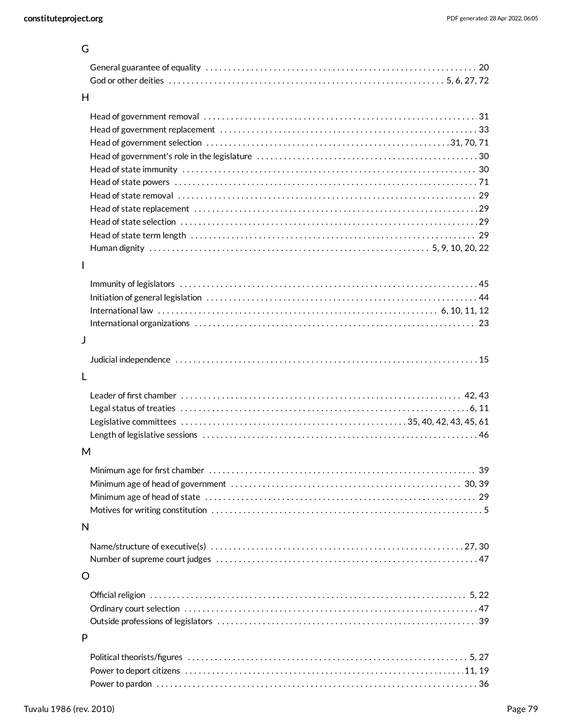## G

General guarantee of equality . . . . . . . . . . . . . . . . . . . . . . . . . . . . . . . . . . . . . . . . . . . . . . . . . . . . . . . . . . . . 20
God or other deities . . . . . . . . . . . . . . . . . . . . . . . . . . . . . . . . . . . . . . . . . . . . . . . . . . . . . . . . . . . . 5, 6, 27, 72

## H

Head of government removal . . . . . . . . . . . . . . . . . . . . . . . . . . . . . . . . . . . . . . . . . . . . . . . . . . . . . . . . . . . . 31
Head of government replacement . . . . . . . . . . . . . . . . . . . . . . . . . . . . . . . . . . . . . . . . . . . . . . . . . . . . . . . . 33
Head of government selection . . . . . . . . . . . . . . . . . . . . . . . . . . . . . . . . . . . . . . . . . . . . . . . . . . . . . 31, 70, 71
Head of government's role in the legislature . . . . . . . . . . . . . . . . . . . . . . . . . . . . . . . . . . . . . . . . . . . . . . . . 30
Head of state immunity . . . . . . . . . . . . . . . . . . . . . . . . . . . . . . . . . . . . . . . . . . . . . . . . . . . . . . . . . . . . . . . . 30
Head of state powers . . . . . . . . . . . . . . . . . . . . . . . . . . . . . . . . . . . . . . . . . . . . . . . . . . . . . . . . . . . . . . . . . . 71
Head of state removal . . . . . . . . . . . . . . . . . . . . . . . . . . . . . . . . . . . . . . . . . . . . . . . . . . . . . . . . . . . . . . . . . 29
Head of state replacement . . . . . . . . . . . . . . . . . . . . . . . . . . . . . . . . . . . . . . . . . . . . . . . . . . . . . . . . . . . . . . 29
Head of state selection . . . . . . . . . . . . . . . . . . . . . . . . . . . . . . . . . . . . . . . . . . . . . . . . . . . . . . . . . . . . . . . . . 29
Head of state term length . . . . . . . . . . . . . . . . . . . . . . . . . . . . . . . . . . . . . . . . . . . . . . . . . . . . . . . . . . . . . . . 29
Human dignity . . . . . . . . . . . . . . . . . . . . . . . . . . . . . . . . . . . . . . . . . . . . . . . . . . . . . . . . . . . . . 5, 9, 10, 20, 22

## I

Immunity of legislators . . . . . . . . . . . . . . . . . . . . . . . . . . . . . . . . . . . . . . . . . . . . . . . . . . . . . . . . . . . . . . . . 45
Initiation of general legislation . . . . . . . . . . . . . . . . . . . . . . . . . . . . . . . . . . . . . . . . . . . . . . . . . . . . . . . . . . 44
International law . . . . . . . . . . . . . . . . . . . . . . . . . . . . . . . . . . . . . . . . . . . . . . . . . . . . . . . . . . . . . 6, 10, 11, 12
International organizations . . . . . . . . . . . . . . . . . . . . . . . . . . . . . . . . . . . . . . . . . . . . . . . . . . . . . . . . . . . . . 23

## J

Judicial independence . . . . . . . . . . . . . . . . . . . . . . . . . . . . . . . . . . . . . . . . . . . . . . . . . . . . . . . . . . . . . . . . . 15

## L

Leader of first chamber . . . . . . . . . . . . . . . . . . . . . . . . . . . . . . . . . . . . . . . . . . . . . . . . . . . . . . . . . . . . . 42, 43
Legal status of treaties . . . . . . . . . . . . . . . . . . . . . . . . . . . . . . . . . . . . . . . . . . . . . . . . . . . . . . . . . . . . . . . 6, 11
Legislative committees . . . . . . . . . . . . . . . . . . . . . . . . . . . . . . . . . . . . . . . . . . . . . . . . . 35, 40, 42, 43, 45, 61
Length of legislative sessions . . . . . . . . . . . . . . . . . . . . . . . . . . . . . . . . . . . . . . . . . . . . . . . . . . . . . . . . . . . 46

## M

Minimum age for first chamber . . . . . . . . . . . . . . . . . . . . . . . . . . . . . . . . . . . . . . . . . . . . . . . . . . . . . . . . . . 39
Minimum age of head of government . . . . . . . . . . . . . . . . . . . . . . . . . . . . . . . . . . . . . . . . . . . . . . . . . . 30, 39
Minimum age of head of state . . . . . . . . . . . . . . . . . . . . . . . . . . . . . . . . . . . . . . . . . . . . . . . . . . . . . . . . . . . 29
Motives for writing constitution . . . . . . . . . . . . . . . . . . . . . . . . . . . . . . . . . . . . . . . . . . . . . . . . . . . . . . . . . . . 5

## N

Name/structure of executive(s) . . . . . . . . . . . . . . . . . . . . . . . . . . . . . . . . . . . . . . . . . . . . . . . . . . . . . . . 27, 30
Number of supreme court judges . . . . . . . . . . . . . . . . . . . . . . . . . . . . . . . . . . . . . . . . . . . . . . . . . . . . . . . . . 47

## O

Official religion . . . . . . . . . . . . . . . . . . . . . . . . . . . . . . . . . . . . . . . . . . . . . . . . . . . . . . . . . . . . . . . . . . . . 5, 22
Ordinary court selection . . . . . . . . . . . . . . . . . . . . . . . . . . . . . . . . . . . . . . . . . . . . . . . . . . . . . . . . . . . . . . . . 47
Outside professions of legislators . . . . . . . . . . . . . . . . . . . . . . . . . . . . . . . . . . . . . . . . . . . . . . . . . . . . . . . . 39

## P

Political theorists/figures . . . . . . . . . . . . . . . . . . . . . . . . . . . . . . . . . . . . . . . . . . . . . . . . . . . . . . . . . . . . . 5, 27
Power to deport citizens . . . . . . . . . . . . . . . . . . . . . . . . . . . . . . . . . . . . . . . . . . . . . . . . . . . . . . . . . . . . . . 11, 19
Power to pardon . . . . . . . . . . . . . . . . . . . . . . . . . . . . . . . . . . . . . . . . . . . . . . . . . . . . . . . . . . . . . . . . . . . . . 36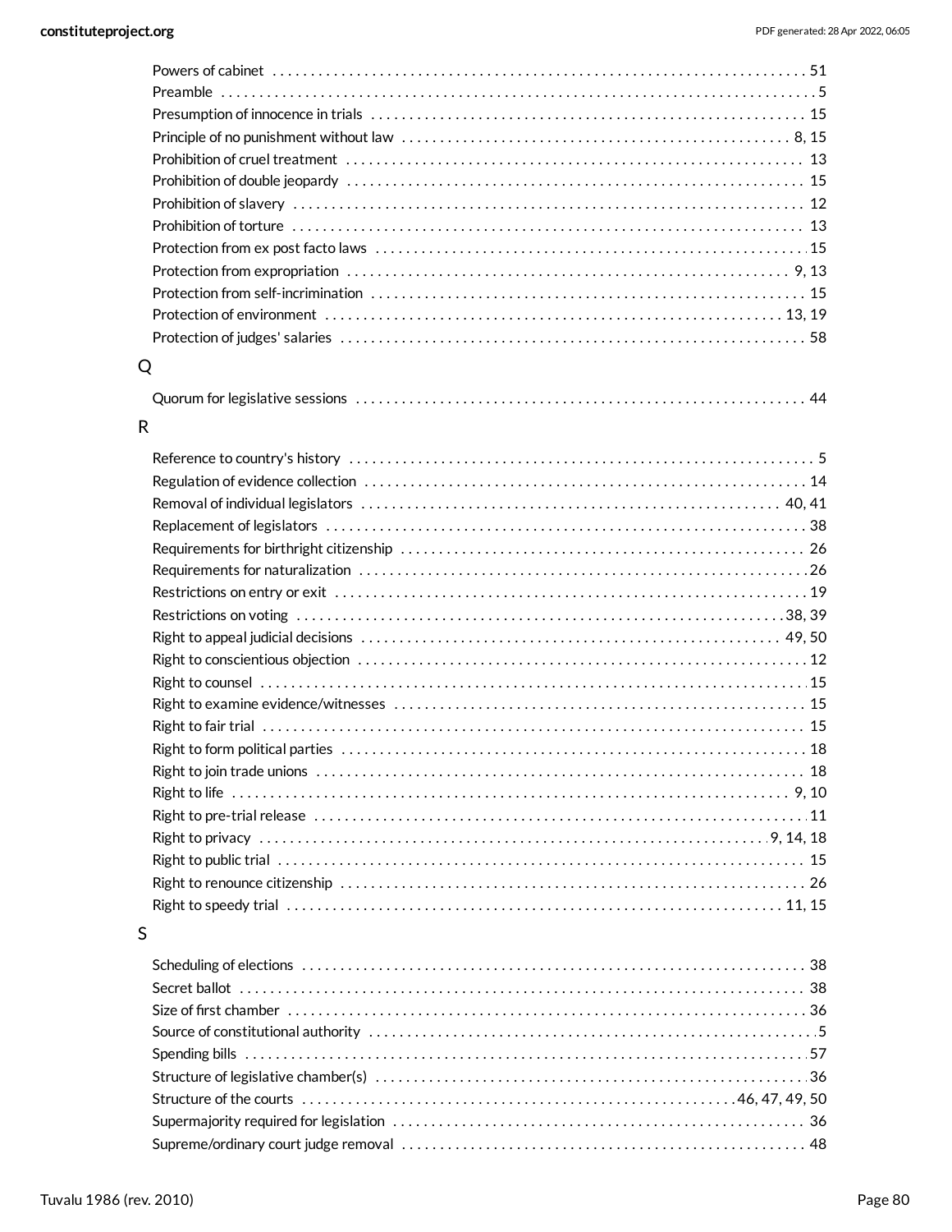Powers of cabinet . . . . . . . . . . . . . . . . . . . . . . . . . . . . . . . . . . . . . . . . . . . . . . . . . . . . . . . . . . . . . . . . . . . . . . . 51
Preamble . . . . . . . . . . . . . . . . . . . . . . . . . . . . . . . . . . . . . . . . . . . . . . . . . . . . . . . . . . . . . . . . . . . . . . . . . . . . . 5
Presumption of innocence in trials . . . . . . . . . . . . . . . . . . . . . . . . . . . . . . . . . . . . . . . . . . . . . . . . . . . . . . . . . 15
Principle of no punishment without law . . . . . . . . . . . . . . . . . . . . . . . . . . . . . . . . . . . . . . . . . . . . . . . . . . . 8, 15
Prohibition of cruel treatment . . . . . . . . . . . . . . . . . . . . . . . . . . . . . . . . . . . . . . . . . . . . . . . . . . . . . . . . . . . . 13
Prohibition of double jeopardy . . . . . . . . . . . . . . . . . . . . . . . . . . . . . . . . . . . . . . . . . . . . . . . . . . . . . . . . . . . . 15
Prohibition of slavery . . . . . . . . . . . . . . . . . . . . . . . . . . . . . . . . . . . . . . . . . . . . . . . . . . . . . . . . . . . . . . . . . . . 12
Prohibition of torture . . . . . . . . . . . . . . . . . . . . . . . . . . . . . . . . . . . . . . . . . . . . . . . . . . . . . . . . . . . . . . . . . . . 13
Protection from ex post facto laws . . . . . . . . . . . . . . . . . . . . . . . . . . . . . . . . . . . . . . . . . . . . . . . . . . . . . . . . . 15
Protection from expropriation . . . . . . . . . . . . . . . . . . . . . . . . . . . . . . . . . . . . . . . . . . . . . . . . . . . . . . . . . . . 9, 13
Protection from self-incrimination . . . . . . . . . . . . . . . . . . . . . . . . . . . . . . . . . . . . . . . . . . . . . . . . . . . . . . . . . 15
Protection of environment . . . . . . . . . . . . . . . . . . . . . . . . . . . . . . . . . . . . . . . . . . . . . . . . . . . . . . . . . . . . . 13, 19
Protection of judges' salaries . . . . . . . . . . . . . . . . . . . . . . . . . . . . . . . . . . . . . . . . . . . . . . . . . . . . . . . . . . . . . 58

## Q

Quorum for legislative sessions . . . . . . . . . . . . . . . . . . . . . . . . . . . . . . . . . . . . . . . . . . . . . . . . . . . . . . . . . . . 44

## R

Reference to country's history . . . . . . . . . . . . . . . . . . . . . . . . . . . . . . . . . . . . . . . . . . . . . . . . . . . . . . . . . . . . . 5
Regulation of evidence collection . . . . . . . . . . . . . . . . . . . . . . . . . . . . . . . . . . . . . . . . . . . . . . . . . . . . . . . . . . 14
Removal of individual legislators . . . . . . . . . . . . . . . . . . . . . . . . . . . . . . . . . . . . . . . . . . . . . . . . . . . . . . . . 40, 41
Replacement of legislators . . . . . . . . . . . . . . . . . . . . . . . . . . . . . . . . . . . . . . . . . . . . . . . . . . . . . . . . . . . . . . . 38
Requirements for birthright citizenship . . . . . . . . . . . . . . . . . . . . . . . . . . . . . . . . . . . . . . . . . . . . . . . . . . . . . 26
Requirements for naturalization . . . . . . . . . . . . . . . . . . . . . . . . . . . . . . . . . . . . . . . . . . . . . . . . . . . . . . . . . . . 26
Restrictions on entry or exit . . . . . . . . . . . . . . . . . . . . . . . . . . . . . . . . . . . . . . . . . . . . . . . . . . . . . . . . . . . . . . 19
Restrictions on voting . . . . . . . . . . . . . . . . . . . . . . . . . . . . . . . . . . . . . . . . . . . . . . . . . . . . . . . . . . . . . . . . 38, 39
Right to appeal judicial decisions . . . . . . . . . . . . . . . . . . . . . . . . . . . . . . . . . . . . . . . . . . . . . . . . . . . . . . . . 49, 50
Right to conscientious objection . . . . . . . . . . . . . . . . . . . . . . . . . . . . . . . . . . . . . . . . . . . . . . . . . . . . . . . . . . . 12
Right to counsel . . . . . . . . . . . . . . . . . . . . . . . . . . . . . . . . . . . . . . . . . . . . . . . . . . . . . . . . . . . . . . . . . . . . . . . 15
Right to examine evidence/witnesses . . . . . . . . . . . . . . . . . . . . . . . . . . . . . . . . . . . . . . . . . . . . . . . . . . . . . . . 15
Right to fair trial . . . . . . . . . . . . . . . . . . . . . . . . . . . . . . . . . . . . . . . . . . . . . . . . . . . . . . . . . . . . . . . . . . . . . . . 15
Right to form political parties . . . . . . . . . . . . . . . . . . . . . . . . . . . . . . . . . . . . . . . . . . . . . . . . . . . . . . . . . . . . . 18
Right to join trade unions . . . . . . . . . . . . . . . . . . . . . . . . . . . . . . . . . . . . . . . . . . . . . . . . . . . . . . . . . . . . . . . . 18
Right to life . . . . . . . . . . . . . . . . . . . . . . . . . . . . . . . . . . . . . . . . . . . . . . . . . . . . . . . . . . . . . . . . . . . . . . . . . 9, 10
Right to pre-trial release . . . . . . . . . . . . . . . . . . . . . . . . . . . . . . . . . . . . . . . . . . . . . . . . . . . . . . . . . . . . . . . . . 11
Right to privacy . . . . . . . . . . . . . . . . . . . . . . . . . . . . . . . . . . . . . . . . . . . . . . . . . . . . . . . . . . . . . . . . . . 9, 14, 18
Right to public trial . . . . . . . . . . . . . . . . . . . . . . . . . . . . . . . . . . . . . . . . . . . . . . . . . . . . . . . . . . . . . . . . . . . . . 15
Right to renounce citizenship . . . . . . . . . . . . . . . . . . . . . . . . . . . . . . . . . . . . . . . . . . . . . . . . . . . . . . . . . . . . . 26
Right to speedy trial . . . . . . . . . . . . . . . . . . . . . . . . . . . . . . . . . . . . . . . . . . . . . . . . . . . . . . . . . . . . . . . . . . 11, 15

## S

Scheduling of elections . . . . . . . . . . . . . . . . . . . . . . . . . . . . . . . . . . . . . . . . . . . . . . . . . . . . . . . . . . . . . . . . . 38
Secret ballot . . . . . . . . . . . . . . . . . . . . . . . . . . . . . . . . . . . . . . . . . . . . . . . . . . . . . . . . . . . . . . . . . . . . . . . . . 38
Size of first chamber . . . . . . . . . . . . . . . . . . . . . . . . . . . . . . . . . . . . . . . . . . . . . . . . . . . . . . . . . . . . . . . . . . . 36
Source of constitutional authority . . . . . . . . . . . . . . . . . . . . . . . . . . . . . . . . . . . . . . . . . . . . . . . . . . . . . . . . . . . 5
Spending bills . . . . . . . . . . . . . . . . . . . . . . . . . . . . . . . . . . . . . . . . . . . . . . . . . . . . . . . . . . . . . . . . . . . . . . . . 57
Structure of legislative chamber(s) . . . . . . . . . . . . . . . . . . . . . . . . . . . . . . . . . . . . . . . . . . . . . . . . . . . . . . . . . 36
Structure of the courts . . . . . . . . . . . . . . . . . . . . . . . . . . . . . . . . . . . . . . . . . . . . . . . . . . . . . . . . 46, 47, 49, 50
Supermajority required for legislation . . . . . . . . . . . . . . . . . . . . . . . . . . . . . . . . . . . . . . . . . . . . . . . . . . . . . . 36
Supreme/ordinary court judge removal . . . . . . . . . . . . . . . . . . . . . . . . . . . . . . . . . . . . . . . . . . . . . . . . . . . . . 48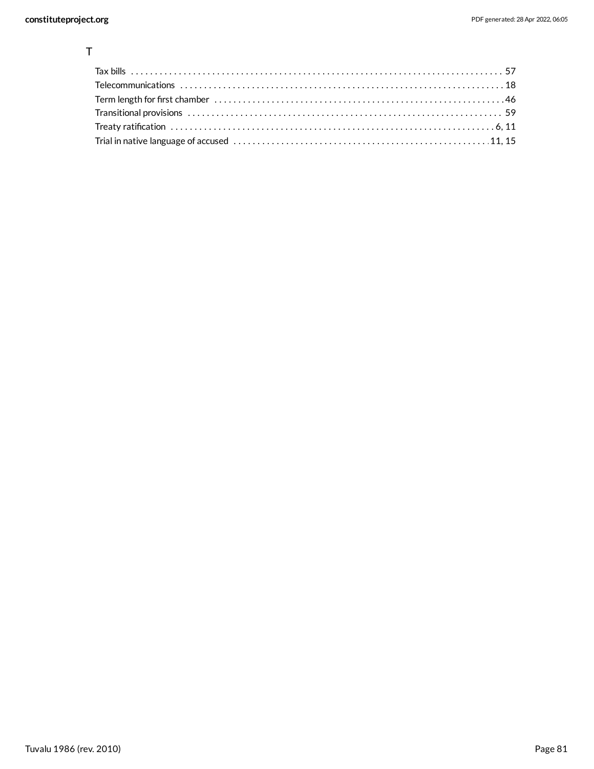T

Tax bills . . . . . . . . . . . . . . . . . . . . . . . . . . . . . . . . . . . . . . . . . . . . . . . . . . . . . . . . . . . . . . . . . . . . . . . . . . . . . 57
Telecommunications . . . . . . . . . . . . . . . . . . . . . . . . . . . . . . . . . . . . . . . . . . . . . . . . . . . . . . . . . . . . . . . . . . . . 18
Term length for first chamber . . . . . . . . . . . . . . . . . . . . . . . . . . . . . . . . . . . . . . . . . . . . . . . . . . . . . . . . . . . . . 46
Transitional provisions . . . . . . . . . . . . . . . . . . . . . . . . . . . . . . . . . . . . . . . . . . . . . . . . . . . . . . . . . . . . . . . . . . 59
Treaty ratification . . . . . . . . . . . . . . . . . . . . . . . . . . . . . . . . . . . . . . . . . . . . . . . . . . . . . . . . . . . . . . . . . . . . 6, 11
Trial in native language of accused . . . . . . . . . . . . . . . . . . . . . . . . . . . . . . . . . . . . . . . . . . . . . . . . . . . . . 11, 15